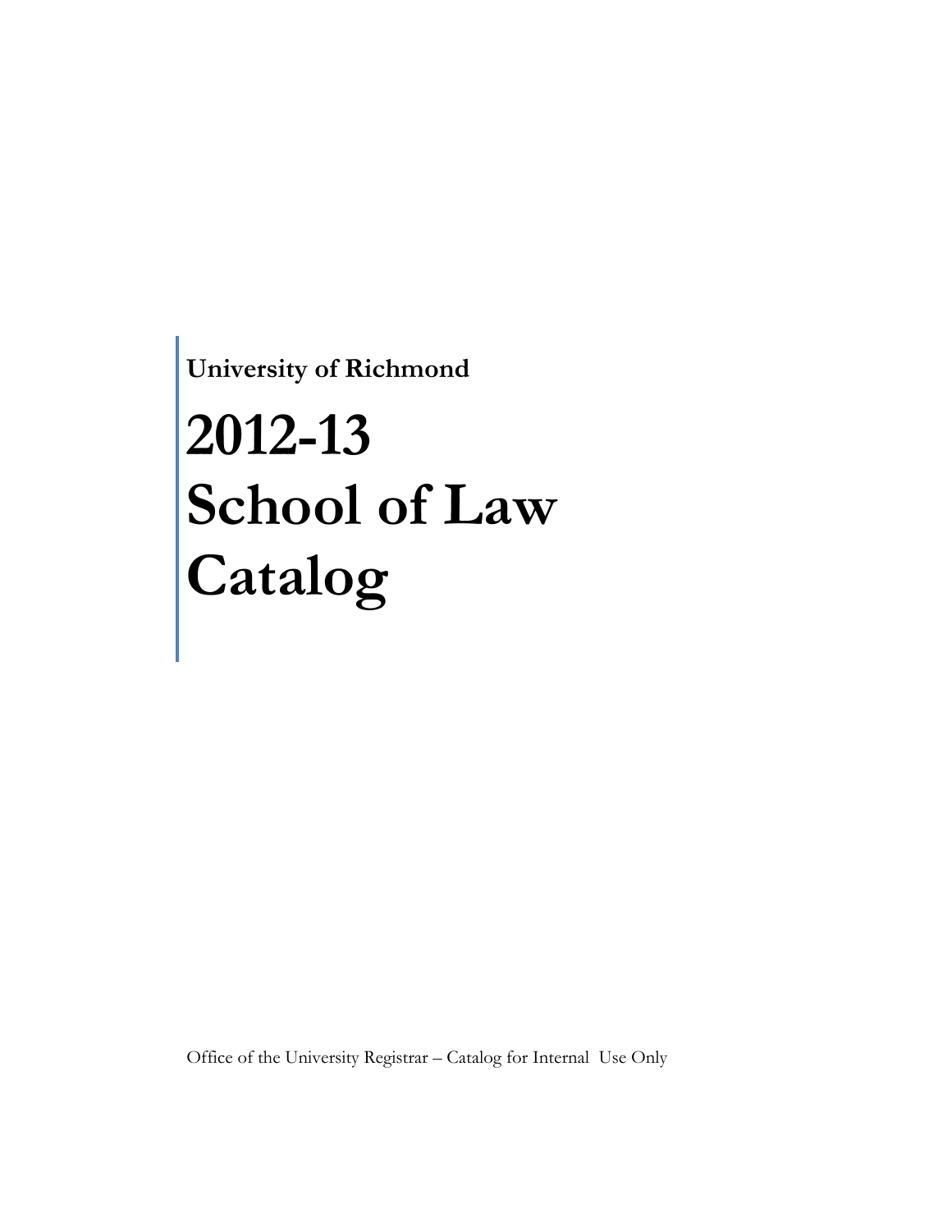**University of Richmond**

# 2012-13 School of Law Catalog

Office of the University Registrar – Catalog for Internal Use Only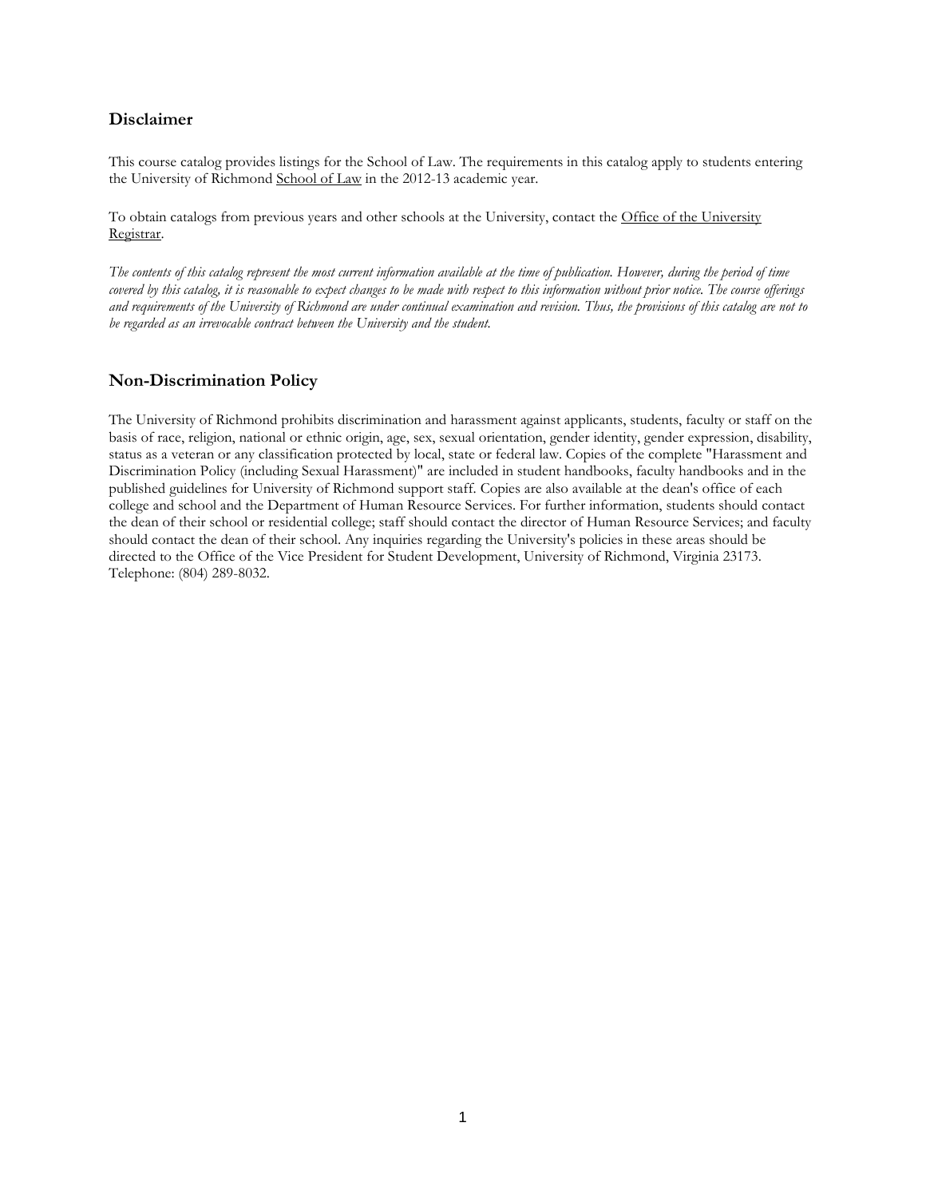## Disclaimer

This course catalog provides listings for the School of Law. The requirements in this catalog apply to students entering the University of Richmond School of Law in the 2012-13 academic year.

To obtain catalogs from previous years and other schools at the University, contact the Office of the University Registrar.

*The contents of this catalog represent the most current information available at the time of publication. However, during the period of time covered by this catalog, it is reasonable to expect changes to be made with respect to this information without prior notice. The course offerings and requirements of the University of Richmond are under continual examination and revision. Thus, the provisions of this catalog are not to be regarded as an irrevocable contract between the University and the student.*

## Non-Discrimination Policy

The University of Richmond prohibits discrimination and harassment against applicants, students, faculty or staff on the basis of race, religion, national or ethnic origin, age, sex, sexual orientation, gender identity, gender expression, disability, status as a veteran or any classification protected by local, state or federal law. Copies of the complete "Harassment and Discrimination Policy (including Sexual Harassment)" are included in student handbooks, faculty handbooks and in the published guidelines for University of Richmond support staff. Copies are also available at the dean's office of each college and school and the Department of Human Resource Services. For further information, students should contact the dean of their school or residential college; staff should contact the director of Human Resource Services; and faculty should contact the dean of their school. Any inquiries regarding the University's policies in these areas should be directed to the Office of the Vice President for Student Development, University of Richmond, Virginia 23173. Telephone: (804) 289-8032.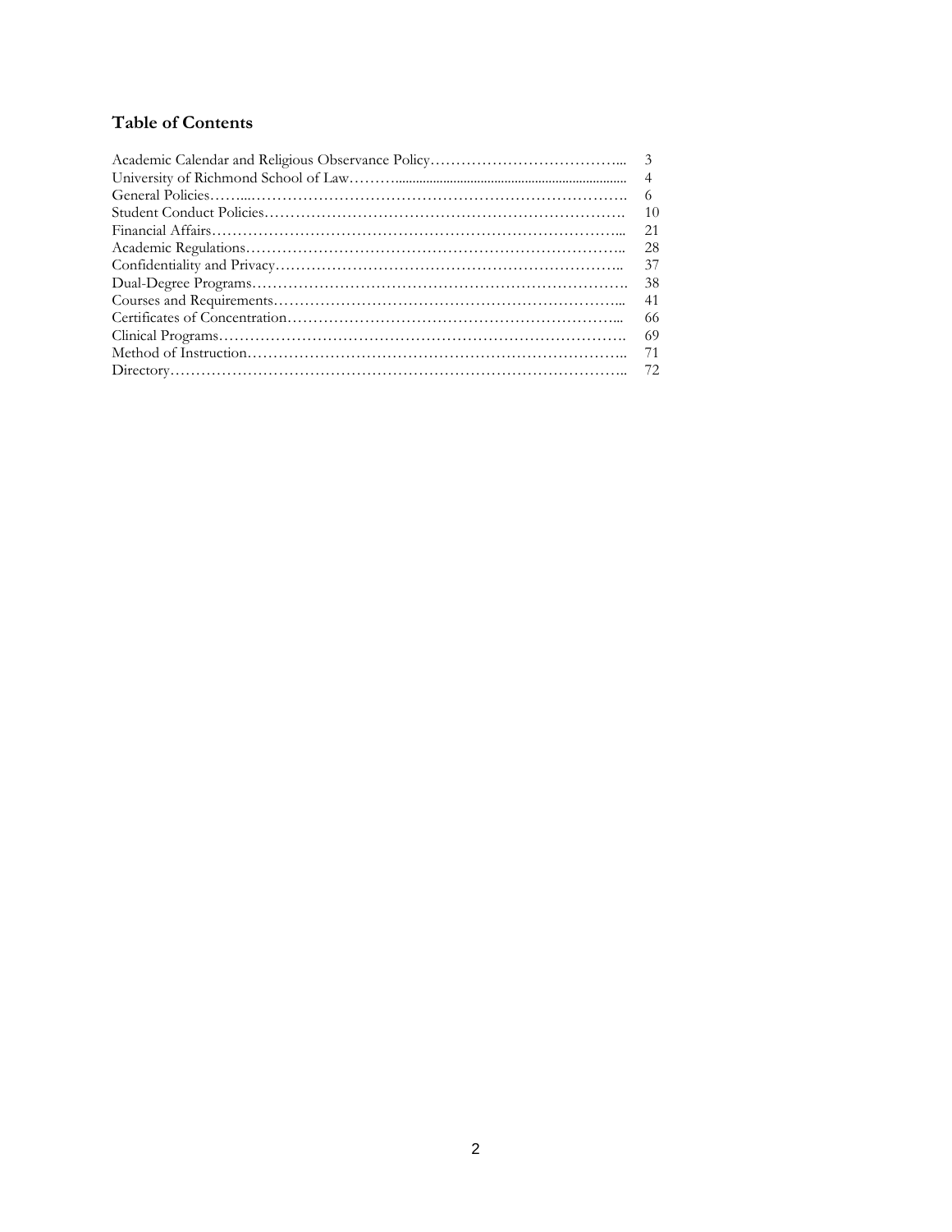## Table of Contents

| | |
|---|---|
| Academic Calendar and Religious Observance Policy | 3 |
| University of Richmond School of Law | 4 |
| General Policies | 6 |
| Student Conduct Policies | 10 |
| Financial Affairs | 21 |
| Academic Regulations | 28 |
| Confidentiality and Privacy | 37 |
| Dual-Degree Programs | 38 |
| Courses and Requirements | 41 |
| Certificates of Concentration | 66 |
| Clinical Programs | 69 |
| Method of Instruction | 71 |
| Directory | 72 |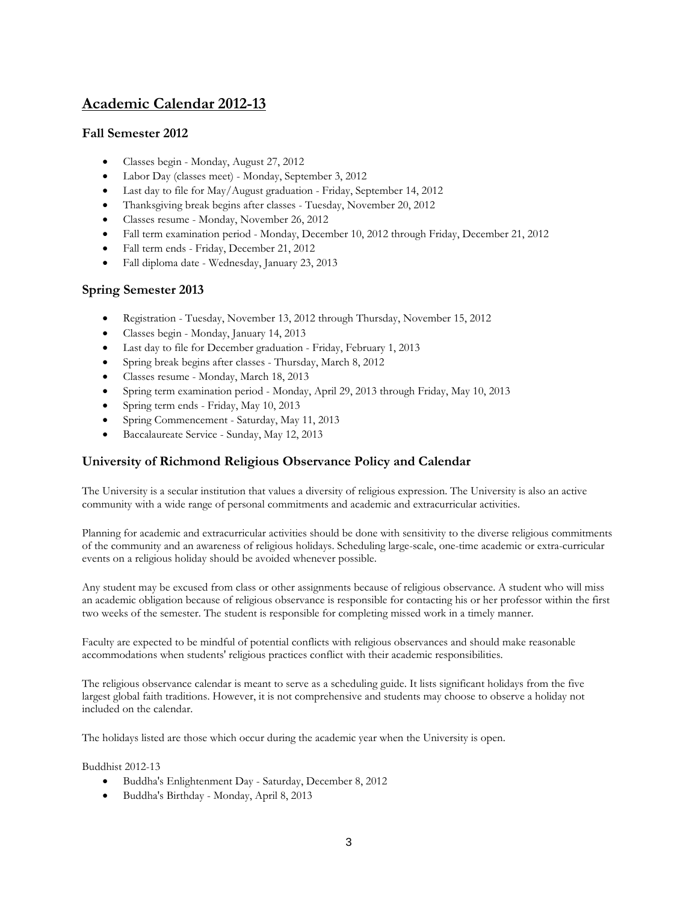## Academic Calendar 2012-13

### Fall Semester 2012

- Classes begin - Monday, August 27, 2012
- Labor Day (classes meet) - Monday, September 3, 2012
- Last day to file for May/August graduation - Friday, September 14, 2012
- Thanksgiving break begins after classes - Tuesday, November 20, 2012
- Classes resume - Monday, November 26, 2012
- Fall term examination period - Monday, December 10, 2012 through Friday, December 21, 2012
- Fall term ends - Friday, December 21, 2012
- Fall diploma date - Wednesday, January 23, 2013

### Spring Semester 2013

- Registration - Tuesday, November 13, 2012 through Thursday, November 15, 2012
- Classes begin - Monday, January 14, 2013
- Last day to file for December graduation - Friday, February 1, 2013
- Spring break begins after classes - Thursday, March 8, 2012
- Classes resume - Monday, March 18, 2013
- Spring term examination period - Monday, April 29, 2013 through Friday, May 10, 2013
- Spring term ends - Friday, May 10, 2013
- Spring Commencement - Saturday, May 11, 2013
- Baccalaureate Service - Sunday, May 12, 2013

### University of Richmond Religious Observance Policy and Calendar

The University is a secular institution that values a diversity of religious expression. The University is also an active community with a wide range of personal commitments and academic and extracurricular activities.

Planning for academic and extracurricular activities should be done with sensitivity to the diverse religious commitments of the community and an awareness of religious holidays. Scheduling large-scale, one-time academic or extra-curricular events on a religious holiday should be avoided whenever possible.

Any student may be excused from class or other assignments because of religious observance. A student who will miss an academic obligation because of religious observance is responsible for contacting his or her professor within the first two weeks of the semester. The student is responsible for completing missed work in a timely manner.

Faculty are expected to be mindful of potential conflicts with religious observances and should make reasonable accommodations when students' religious practices conflict with their academic responsibilities.

The religious observance calendar is meant to serve as a scheduling guide. It lists significant holidays from the five largest global faith traditions. However, it is not comprehensive and students may choose to observe a holiday not included on the calendar.

The holidays listed are those which occur during the academic year when the University is open.

Buddhist 2012-13

- Buddha's Enlightenment Day - Saturday, December 8, 2012
- Buddha's Birthday - Monday, April 8, 2013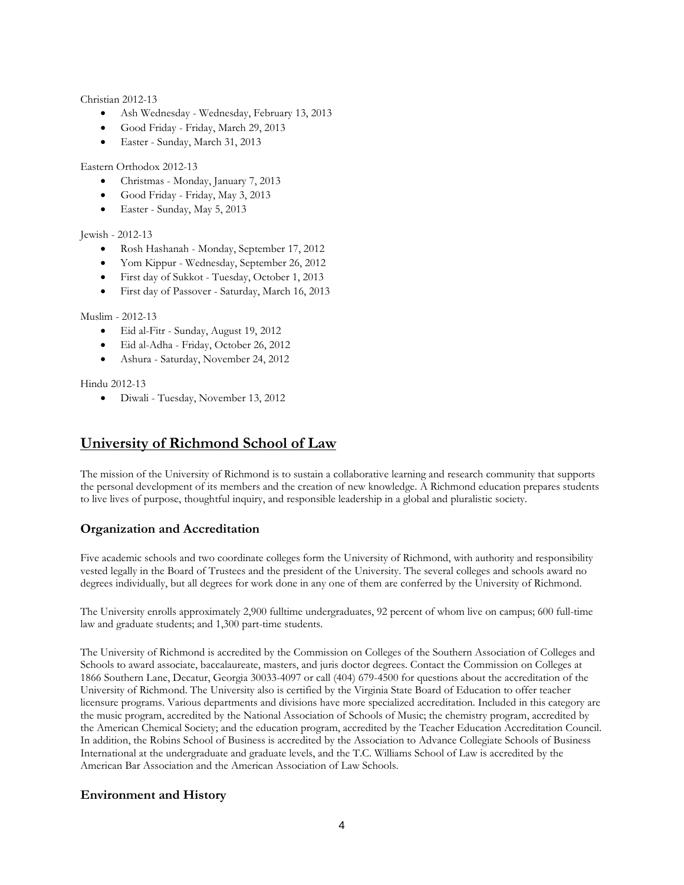Christian 2012-13

- Ash Wednesday - Wednesday, February 13, 2013
- Good Friday - Friday, March 29, 2013
- Easter - Sunday, March 31, 2013

Eastern Orthodox 2012-13

- Christmas - Monday, January 7, 2013
- Good Friday - Friday, May 3, 2013
- Easter - Sunday, May 5, 2013

Jewish - 2012-13

- Rosh Hashanah - Monday, September 17, 2012
- Yom Kippur - Wednesday, September 26, 2012
- First day of Sukkot - Tuesday, October 1, 2013
- First day of Passover - Saturday, March 16, 2013

Muslim - 2012-13

- Eid al-Fitr - Sunday, August 19, 2012
- Eid al-Adha - Friday, October 26, 2012
- Ashura - Saturday, November 24, 2012

Hindu 2012-13

- Diwali - Tuesday, November 13, 2012

## University of Richmond School of Law

The mission of the University of Richmond is to sustain a collaborative learning and research community that supports the personal development of its members and the creation of new knowledge. A Richmond education prepares students to live lives of purpose, thoughtful inquiry, and responsible leadership in a global and pluralistic society.

### Organization and Accreditation

Five academic schools and two coordinate colleges form the University of Richmond, with authority and responsibility vested legally in the Board of Trustees and the president of the University. The several colleges and schools award no degrees individually, but all degrees for work done in any one of them are conferred by the University of Richmond.

The University enrolls approximately 2,900 fulltime undergraduates, 92 percent of whom live on campus; 600 full-time law and graduate students; and 1,300 part-time students.

The University of Richmond is accredited by the Commission on Colleges of the Southern Association of Colleges and Schools to award associate, baccalaureate, masters, and juris doctor degrees. Contact the Commission on Colleges at 1866 Southern Lane, Decatur, Georgia 30033-4097 or call (404) 679-4500 for questions about the accreditation of the University of Richmond. The University also is certified by the Virginia State Board of Education to offer teacher licensure programs. Various departments and divisions have more specialized accreditation. Included in this category are the music program, accredited by the National Association of Schools of Music; the chemistry program, accredited by the American Chemical Society; and the education program, accredited by the Teacher Education Accreditation Council. In addition, the Robins School of Business is accredited by the Association to Advance Collegiate Schools of Business International at the undergraduate and graduate levels, and the T.C. Williams School of Law is accredited by the American Bar Association and the American Association of Law Schools.

### Environment and History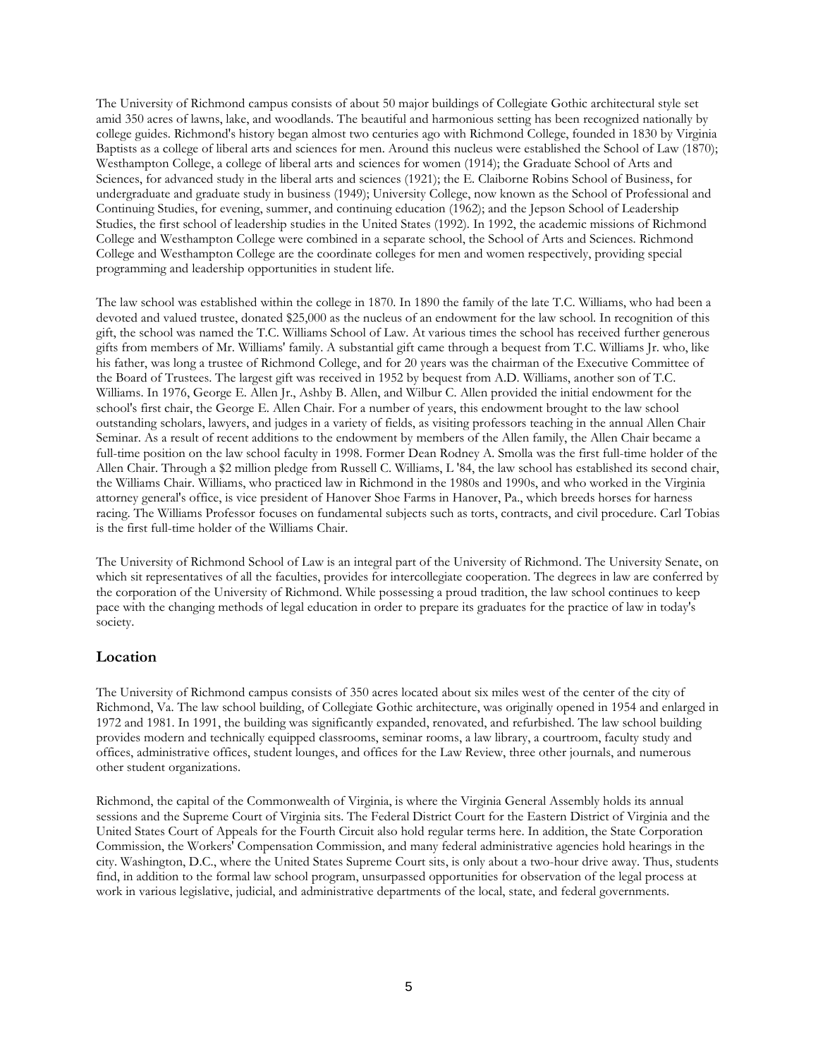The University of Richmond campus consists of about 50 major buildings of Collegiate Gothic architectural style set amid 350 acres of lawns, lake, and woodlands. The beautiful and harmonious setting has been recognized nationally by college guides. Richmond's history began almost two centuries ago with Richmond College, founded in 1830 by Virginia Baptists as a college of liberal arts and sciences for men. Around this nucleus were established the School of Law (1870); Westhampton College, a college of liberal arts and sciences for women (1914); the Graduate School of Arts and Sciences, for advanced study in the liberal arts and sciences (1921); the E. Claiborne Robins School of Business, for undergraduate and graduate study in business (1949); University College, now known as the School of Professional and Continuing Studies, for evening, summer, and continuing education (1962); and the Jepson School of Leadership Studies, the first school of leadership studies in the United States (1992). In 1992, the academic missions of Richmond College and Westhampton College were combined in a separate school, the School of Arts and Sciences. Richmond College and Westhampton College are the coordinate colleges for men and women respectively, providing special programming and leadership opportunities in student life.

The law school was established within the college in 1870. In 1890 the family of the late T.C. Williams, who had been a devoted and valued trustee, donated $25,000 as the nucleus of an endowment for the law school. In recognition of this gift, the school was named the T.C. Williams School of Law. At various times the school has received further generous gifts from members of Mr. Williams' family. A substantial gift came through a bequest from T.C. Williams Jr. who, like his father, was long a trustee of Richmond College, and for 20 years was the chairman of the Executive Committee of the Board of Trustees. The largest gift was received in 1952 by bequest from A.D. Williams, another son of T.C. Williams. In 1976, George E. Allen Jr., Ashby B. Allen, and Wilbur C. Allen provided the initial endowment for the school's first chair, the George E. Allen Chair. For a number of years, this endowment brought to the law school outstanding scholars, lawyers, and judges in a variety of fields, as visiting professors teaching in the annual Allen Chair Seminar. As a result of recent additions to the endowment by members of the Allen family, the Allen Chair became a full-time position on the law school faculty in 1998. Former Dean Rodney A. Smolla was the first full-time holder of the Allen Chair. Through a $2 million pledge from Russell C. Williams, L '84, the law school has established its second chair, the Williams Chair. Williams, who practiced law in Richmond in the 1980s and 1990s, and who worked in the Virginia attorney general's office, is vice president of Hanover Shoe Farms in Hanover, Pa., which breeds horses for harness racing. The Williams Professor focuses on fundamental subjects such as torts, contracts, and civil procedure. Carl Tobias is the first full-time holder of the Williams Chair.

The University of Richmond School of Law is an integral part of the University of Richmond. The University Senate, on which sit representatives of all the faculties, provides for intercollegiate cooperation. The degrees in law are conferred by the corporation of the University of Richmond. While possessing a proud tradition, the law school continues to keep pace with the changing methods of legal education in order to prepare its graduates for the practice of law in today's society.

## Location

The University of Richmond campus consists of 350 acres located about six miles west of the center of the city of Richmond, Va. The law school building, of Collegiate Gothic architecture, was originally opened in 1954 and enlarged in 1972 and 1981. In 1991, the building was significantly expanded, renovated, and refurbished. The law school building provides modern and technically equipped classrooms, seminar rooms, a law library, a courtroom, faculty study and offices, administrative offices, student lounges, and offices for the Law Review, three other journals, and numerous other student organizations.

Richmond, the capital of the Commonwealth of Virginia, is where the Virginia General Assembly holds its annual sessions and the Supreme Court of Virginia sits. The Federal District Court for the Eastern District of Virginia and the United States Court of Appeals for the Fourth Circuit also hold regular terms here. In addition, the State Corporation Commission, the Workers' Compensation Commission, and many federal administrative agencies hold hearings in the city. Washington, D.C., where the United States Supreme Court sits, is only about a two-hour drive away. Thus, students find, in addition to the formal law school program, unsurpassed opportunities for observation of the legal process at work in various legislative, judicial, and administrative departments of the local, state, and federal governments.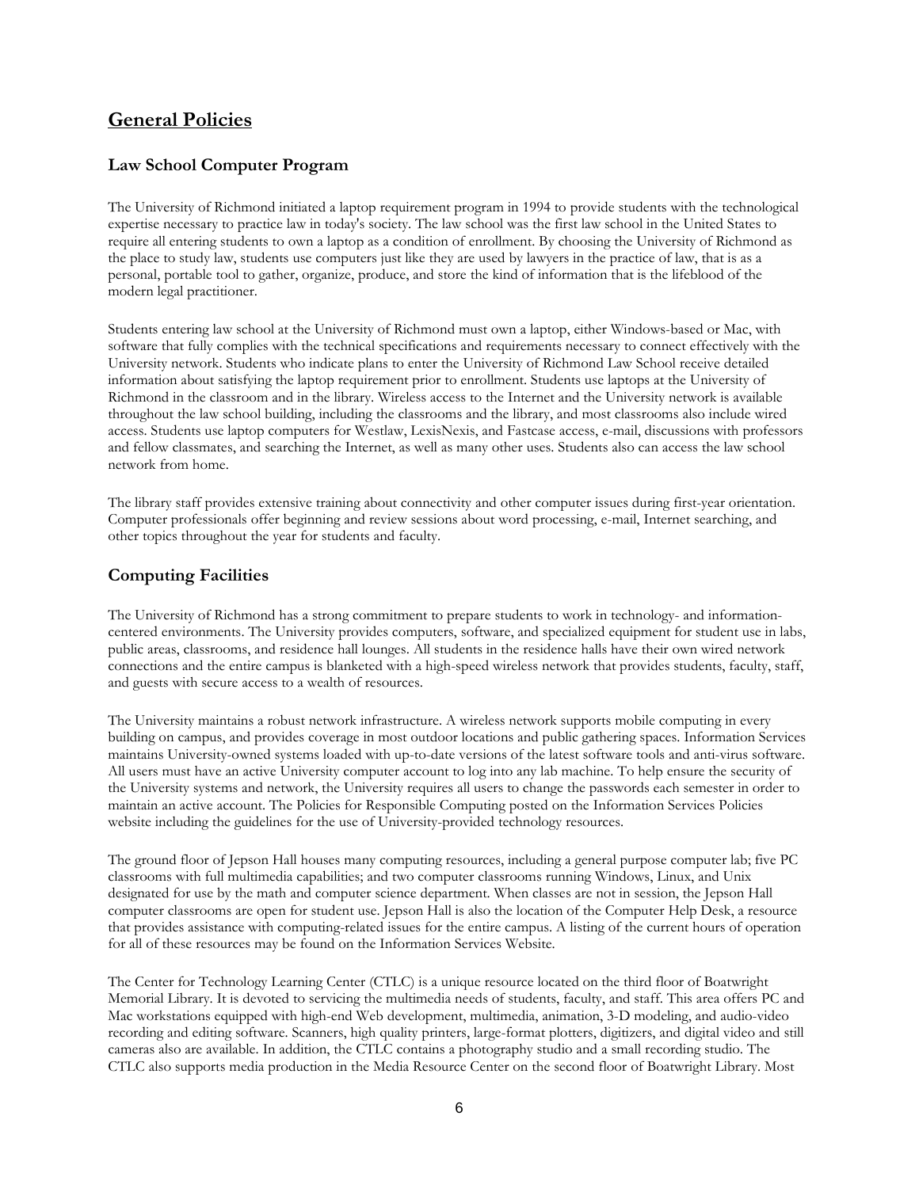## General Policies

### Law School Computer Program

The University of Richmond initiated a laptop requirement program in 1994 to provide students with the technological expertise necessary to practice law in today's society. The law school was the first law school in the United States to require all entering students to own a laptop as a condition of enrollment. By choosing the University of Richmond as the place to study law, students use computers just like they are used by lawyers in the practice of law, that is as a personal, portable tool to gather, organize, produce, and store the kind of information that is the lifeblood of the modern legal practitioner.

Students entering law school at the University of Richmond must own a laptop, either Windows-based or Mac, with software that fully complies with the technical specifications and requirements necessary to connect effectively with the University network. Students who indicate plans to enter the University of Richmond Law School receive detailed information about satisfying the laptop requirement prior to enrollment. Students use laptops at the University of Richmond in the classroom and in the library. Wireless access to the Internet and the University network is available throughout the law school building, including the classrooms and the library, and most classrooms also include wired access. Students use laptop computers for Westlaw, LexisNexis, and Fastcase access, e-mail, discussions with professors and fellow classmates, and searching the Internet, as well as many other uses. Students also can access the law school network from home.

The library staff provides extensive training about connectivity and other computer issues during first-year orientation. Computer professionals offer beginning and review sessions about word processing, e-mail, Internet searching, and other topics throughout the year for students and faculty.

### Computing Facilities

The University of Richmond has a strong commitment to prepare students to work in technology- and information-centered environments. The University provides computers, software, and specialized equipment for student use in labs, public areas, classrooms, and residence hall lounges. All students in the residence halls have their own wired network connections and the entire campus is blanketed with a high-speed wireless network that provides students, faculty, staff, and guests with secure access to a wealth of resources.

The University maintains a robust network infrastructure. A wireless network supports mobile computing in every building on campus, and provides coverage in most outdoor locations and public gathering spaces. Information Services maintains University-owned systems loaded with up-to-date versions of the latest software tools and anti-virus software. All users must have an active University computer account to log into any lab machine. To help ensure the security of the University systems and network, the University requires all users to change the passwords each semester in order to maintain an active account. The Policies for Responsible Computing posted on the Information Services Policies website including the guidelines for the use of University-provided technology resources.

The ground floor of Jepson Hall houses many computing resources, including a general purpose computer lab; five PC classrooms with full multimedia capabilities; and two computer classrooms running Windows, Linux, and Unix designated for use by the math and computer science department. When classes are not in session, the Jepson Hall computer classrooms are open for student use. Jepson Hall is also the location of the Computer Help Desk, a resource that provides assistance with computing-related issues for the entire campus. A listing of the current hours of operation for all of these resources may be found on the Information Services Website.

The Center for Technology Learning Center (CTLC) is a unique resource located on the third floor of Boatwright Memorial Library. It is devoted to servicing the multimedia needs of students, faculty, and staff. This area offers PC and Mac workstations equipped with high-end Web development, multimedia, animation, 3-D modeling, and audio-video recording and editing software. Scanners, high quality printers, large-format plotters, digitizers, and digital video and still cameras also are available. In addition, the CTLC contains a photography studio and a small recording studio. The CTLC also supports media production in the Media Resource Center on the second floor of Boatwright Library. Most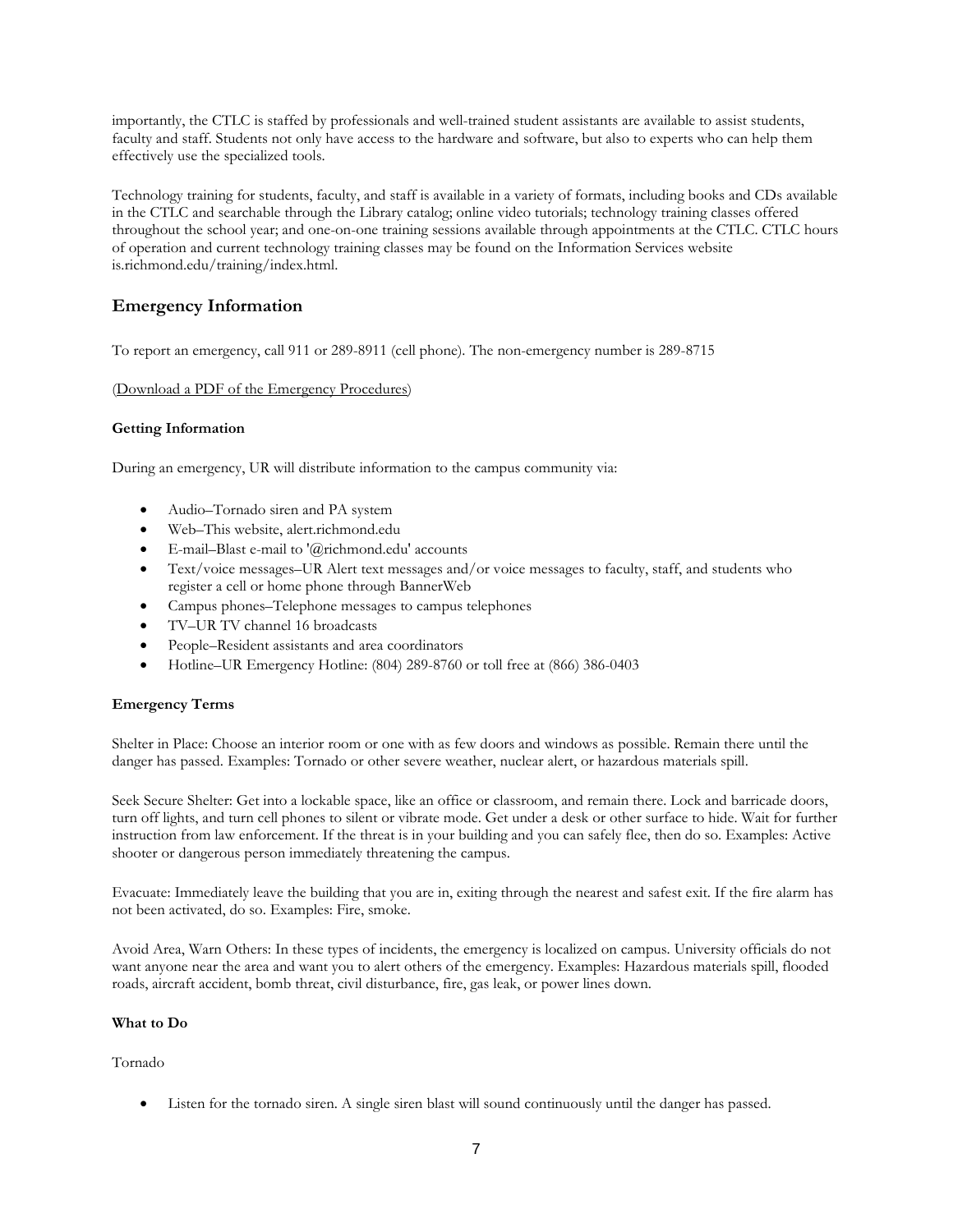importantly, the CTLC is staffed by professionals and well-trained student assistants are available to assist students, faculty and staff. Students not only have access to the hardware and software, but also to experts who can help them effectively use the specialized tools.

Technology training for students, faculty, and staff is available in a variety of formats, including books and CDs available in the CTLC and searchable through the Library catalog; online video tutorials; technology training classes offered throughout the school year; and one-on-one training sessions available through appointments at the CTLC. CTLC hours of operation and current technology training classes may be found on the Information Services website is.richmond.edu/training/index.html.

## Emergency Information

To report an emergency, call 911 or 289-8911 (cell phone). The non-emergency number is 289-8715

(Download a PDF of the Emergency Procedures)

**Getting Information**

During an emergency, UR will distribute information to the campus community via:

- Audio–Tornado siren and PA system
- Web–This website, alert.richmond.edu
- E-mail–Blast e-mail to '@richmond.edu' accounts
- Text/voice messages–UR Alert text messages and/or voice messages to faculty, staff, and students who register a cell or home phone through BannerWeb
- Campus phones–Telephone messages to campus telephones
- TV–UR TV channel 16 broadcasts
- People–Resident assistants and area coordinators
- Hotline–UR Emergency Hotline: (804) 289-8760 or toll free at (866) 386-0403

**Emergency Terms**

Shelter in Place: Choose an interior room or one with as few doors and windows as possible. Remain there until the danger has passed. Examples: Tornado or other severe weather, nuclear alert, or hazardous materials spill.

Seek Secure Shelter: Get into a lockable space, like an office or classroom, and remain there. Lock and barricade doors, turn off lights, and turn cell phones to silent or vibrate mode. Get under a desk or other surface to hide. Wait for further instruction from law enforcement. If the threat is in your building and you can safely flee, then do so. Examples: Active shooter or dangerous person immediately threatening the campus.

Evacuate: Immediately leave the building that you are in, exiting through the nearest and safest exit. If the fire alarm has not been activated, do so. Examples: Fire, smoke.

Avoid Area, Warn Others: In these types of incidents, the emergency is localized on campus. University officials do not want anyone near the area and want you to alert others of the emergency. Examples: Hazardous materials spill, flooded roads, aircraft accident, bomb threat, civil disturbance, fire, gas leak, or power lines down.

**What to Do**

Tornado

- Listen for the tornado siren. A single siren blast will sound continuously until the danger has passed.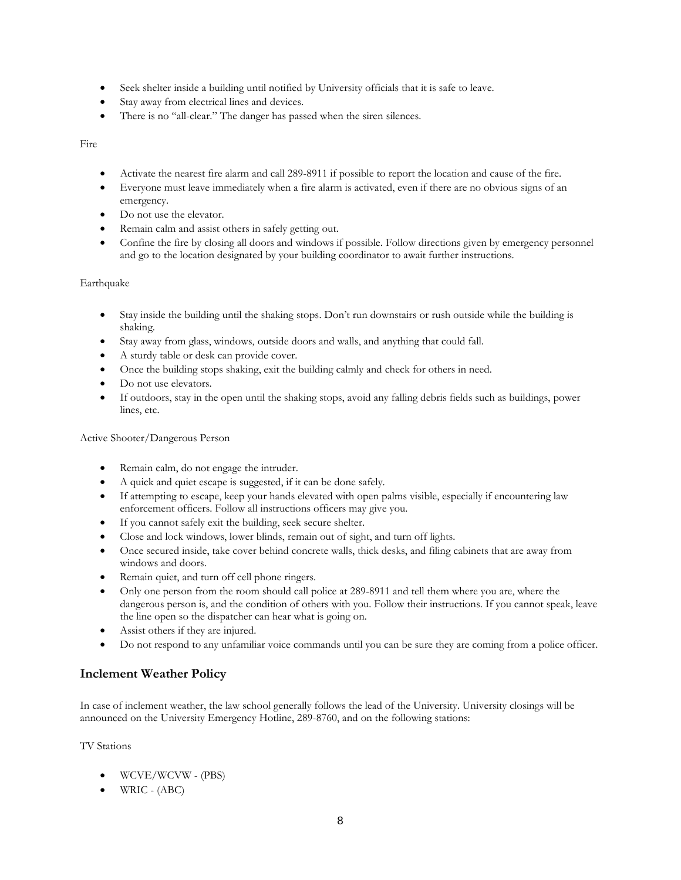- Seek shelter inside a building until notified by University officials that it is safe to leave.
- Stay away from electrical lines and devices.
- There is no "all-clear." The danger has passed when the siren silences.

Fire

- Activate the nearest fire alarm and call 289-8911 if possible to report the location and cause of the fire.
- Everyone must leave immediately when a fire alarm is activated, even if there are no obvious signs of an emergency.
- Do not use the elevator.
- Remain calm and assist others in safely getting out.
- Confine the fire by closing all doors and windows if possible. Follow directions given by emergency personnel and go to the location designated by your building coordinator to await further instructions.

Earthquake

- Stay inside the building until the shaking stops. Don't run downstairs or rush outside while the building is shaking.
- Stay away from glass, windows, outside doors and walls, and anything that could fall.
- A sturdy table or desk can provide cover.
- Once the building stops shaking, exit the building calmly and check for others in need.
- Do not use elevators.
- If outdoors, stay in the open until the shaking stops, avoid any falling debris fields such as buildings, power lines, etc.

Active Shooter/Dangerous Person

- Remain calm, do not engage the intruder.
- A quick and quiet escape is suggested, if it can be done safely.
- If attempting to escape, keep your hands elevated with open palms visible, especially if encountering law enforcement officers. Follow all instructions officers may give you.
- If you cannot safely exit the building, seek secure shelter.
- Close and lock windows, lower blinds, remain out of sight, and turn off lights.
- Once secured inside, take cover behind concrete walls, thick desks, and filing cabinets that are away from windows and doors.
- Remain quiet, and turn off cell phone ringers.
- Only one person from the room should call police at 289-8911 and tell them where you are, where the dangerous person is, and the condition of others with you. Follow their instructions. If you cannot speak, leave the line open so the dispatcher can hear what is going on.
- Assist others if they are injured.
- Do not respond to any unfamiliar voice commands until you can be sure they are coming from a police officer.

## Inclement Weather Policy

In case of inclement weather, the law school generally follows the lead of the University. University closings will be announced on the University Emergency Hotline, 289-8760, and on the following stations:

TV Stations

- WCVE/WCVW - (PBS)
- WRIC - (ABC)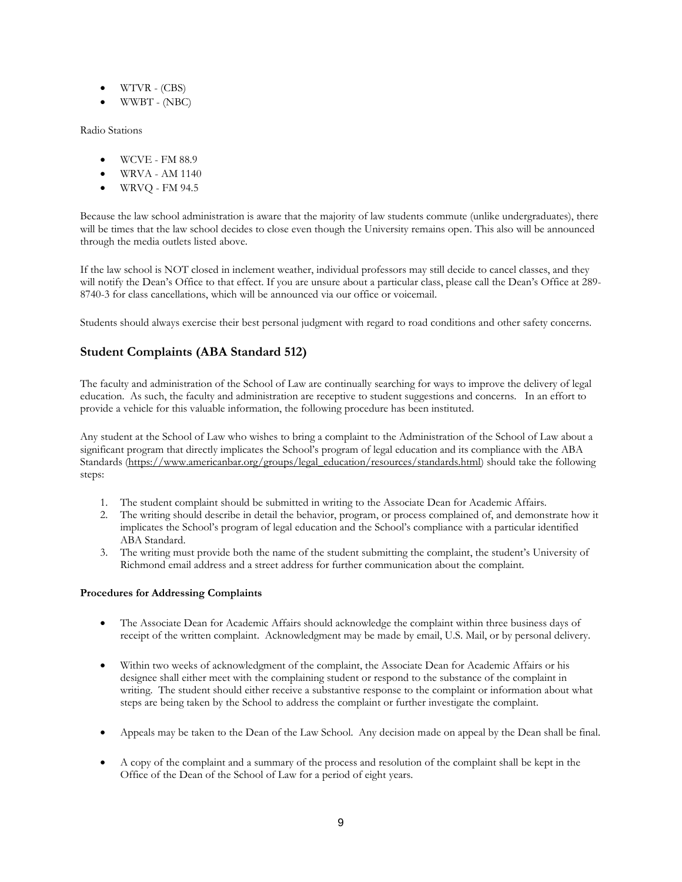- WTVR - (CBS)
- WWBT - (NBC)

Radio Stations

- WCVE - FM 88.9
- WRVA - AM 1140
- WRVQ - FM 94.5

Because the law school administration is aware that the majority of law students commute (unlike undergraduates), there will be times that the law school decides to close even though the University remains open. This also will be announced through the media outlets listed above.

If the law school is NOT closed in inclement weather, individual professors may still decide to cancel classes, and they will notify the Dean's Office to that effect. If you are unsure about a particular class, please call the Dean's Office at 289-8740-3 for class cancellations, which will be announced via our office or voicemail.

Students should always exercise their best personal judgment with regard to road conditions and other safety concerns.

## Student Complaints (ABA Standard 512)

The faculty and administration of the School of Law are continually searching for ways to improve the delivery of legal education. As such, the faculty and administration are receptive to student suggestions and concerns. In an effort to provide a vehicle for this valuable information, the following procedure has been instituted.

Any student at the School of Law who wishes to bring a complaint to the Administration of the School of Law about a significant program that directly implicates the School's program of legal education and its compliance with the ABA Standards (https://www.americanbar.org/groups/legal_education/resources/standards.html) should take the following steps:

1. The student complaint should be submitted in writing to the Associate Dean for Academic Affairs.
2. The writing should describe in detail the behavior, program, or process complained of, and demonstrate how it implicates the School's program of legal education and the School's compliance with a particular identified ABA Standard.
3. The writing must provide both the name of the student submitting the complaint, the student's University of Richmond email address and a street address for further communication about the complaint.

**Procedures for Addressing Complaints**

- The Associate Dean for Academic Affairs should acknowledge the complaint within three business days of receipt of the written complaint. Acknowledgment may be made by email, U.S. Mail, or by personal delivery.
- Within two weeks of acknowledgment of the complaint, the Associate Dean for Academic Affairs or his designee shall either meet with the complaining student or respond to the substance of the complaint in writing. The student should either receive a substantive response to the complaint or information about what steps are being taken by the School to address the complaint or further investigate the complaint.
- Appeals may be taken to the Dean of the Law School. Any decision made on appeal by the Dean shall be final.
- A copy of the complaint and a summary of the process and resolution of the complaint shall be kept in the Office of the Dean of the School of Law for a period of eight years.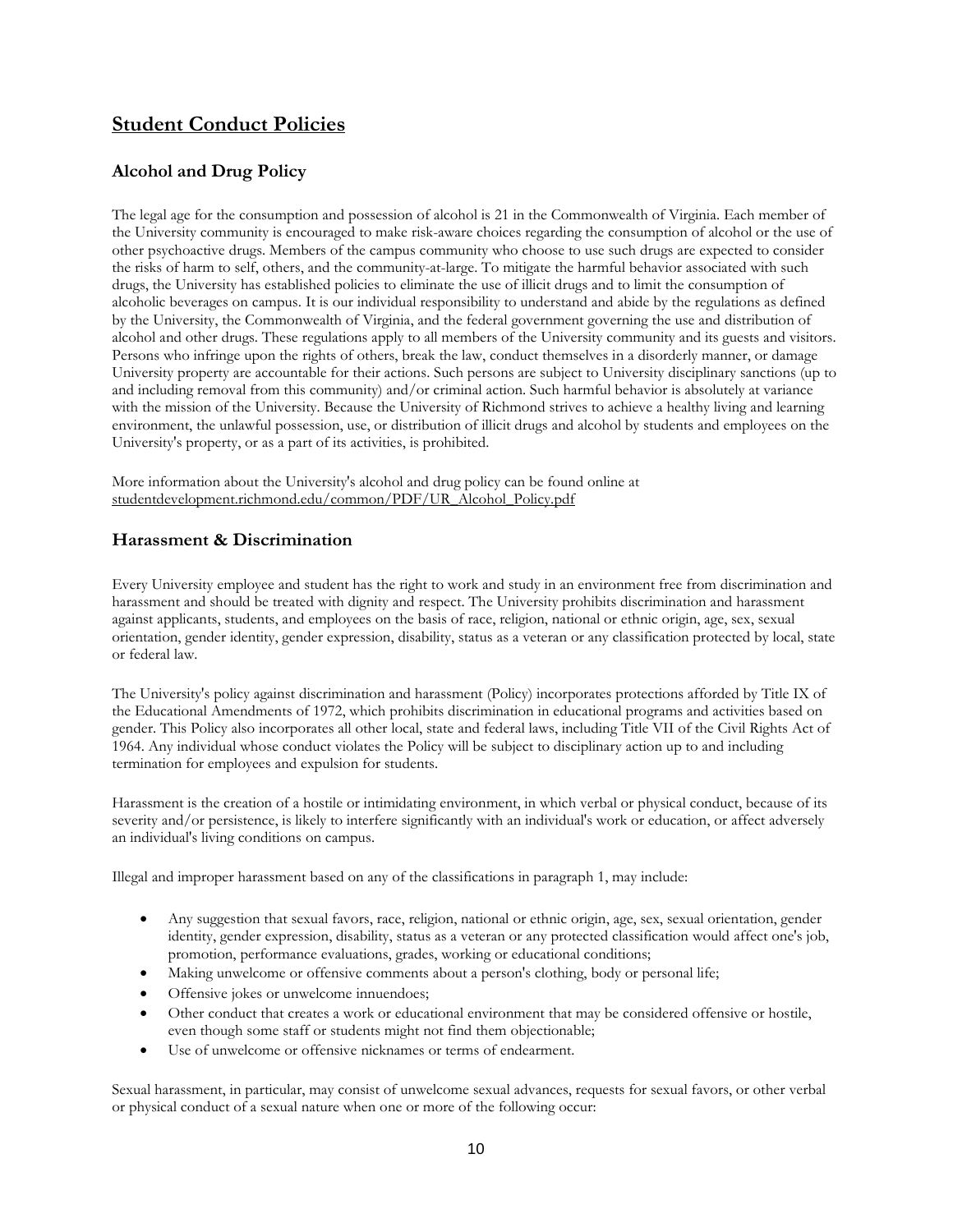## Student Conduct Policies

### Alcohol and Drug Policy

The legal age for the consumption and possession of alcohol is 21 in the Commonwealth of Virginia. Each member of the University community is encouraged to make risk-aware choices regarding the consumption of alcohol or the use of other psychoactive drugs. Members of the campus community who choose to use such drugs are expected to consider the risks of harm to self, others, and the community-at-large. To mitigate the harmful behavior associated with such drugs, the University has established policies to eliminate the use of illicit drugs and to limit the consumption of alcoholic beverages on campus. It is our individual responsibility to understand and abide by the regulations as defined by the University, the Commonwealth of Virginia, and the federal government governing the use and distribution of alcohol and other drugs. These regulations apply to all members of the University community and its guests and visitors. Persons who infringe upon the rights of others, break the law, conduct themselves in a disorderly manner, or damage University property are accountable for their actions. Such persons are subject to University disciplinary sanctions (up to and including removal from this community) and/or criminal action. Such harmful behavior is absolutely at variance with the mission of the University. Because the University of Richmond strives to achieve a healthy living and learning environment, the unlawful possession, use, or distribution of illicit drugs and alcohol by students and employees on the University's property, or as a part of its activities, is prohibited.

More information about the University's alcohol and drug policy can be found online at studentdevelopment.richmond.edu/common/PDF/UR_Alcohol_Policy.pdf

### Harassment & Discrimination

Every University employee and student has the right to work and study in an environment free from discrimination and harassment and should be treated with dignity and respect. The University prohibits discrimination and harassment against applicants, students, and employees on the basis of race, religion, national or ethnic origin, age, sex, sexual orientation, gender identity, gender expression, disability, status as a veteran or any classification protected by local, state or federal law.

The University's policy against discrimination and harassment (Policy) incorporates protections afforded by Title IX of the Educational Amendments of 1972, which prohibits discrimination in educational programs and activities based on gender. This Policy also incorporates all other local, state and federal laws, including Title VII of the Civil Rights Act of 1964. Any individual whose conduct violates the Policy will be subject to disciplinary action up to and including termination for employees and expulsion for students.

Harassment is the creation of a hostile or intimidating environment, in which verbal or physical conduct, because of its severity and/or persistence, is likely to interfere significantly with an individual's work or education, or affect adversely an individual's living conditions on campus.

Illegal and improper harassment based on any of the classifications in paragraph 1, may include:

- Any suggestion that sexual favors, race, religion, national or ethnic origin, age, sex, sexual orientation, gender identity, gender expression, disability, status as a veteran or any protected classification would affect one's job, promotion, performance evaluations, grades, working or educational conditions;
- Making unwelcome or offensive comments about a person's clothing, body or personal life;
- Offensive jokes or unwelcome innuendoes;
- Other conduct that creates a work or educational environment that may be considered offensive or hostile, even though some staff or students might not find them objectionable;
- Use of unwelcome or offensive nicknames or terms of endearment.

Sexual harassment, in particular, may consist of unwelcome sexual advances, requests for sexual favors, or other verbal or physical conduct of a sexual nature when one or more of the following occur: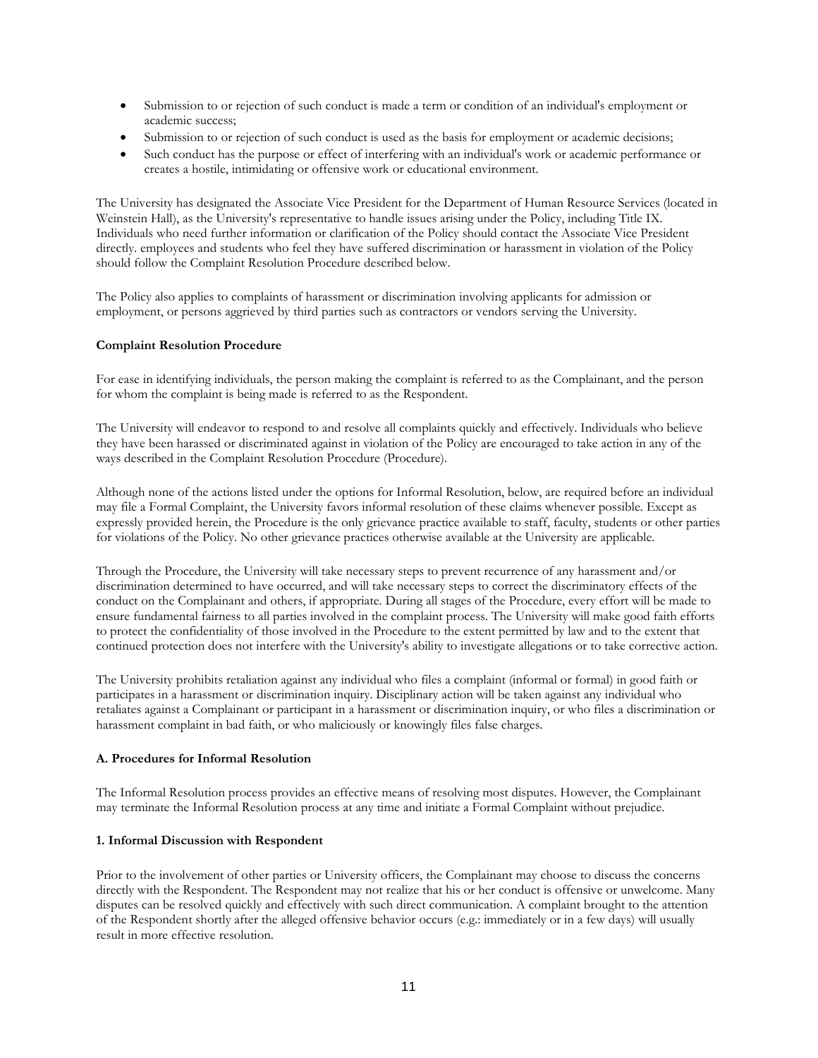- Submission to or rejection of such conduct is made a term or condition of an individual's employment or academic success;
- Submission to or rejection of such conduct is used as the basis for employment or academic decisions;
- Such conduct has the purpose or effect of interfering with an individual's work or academic performance or creates a hostile, intimidating or offensive work or educational environment.

The University has designated the Associate Vice President for the Department of Human Resource Services (located in Weinstein Hall), as the University's representative to handle issues arising under the Policy, including Title IX. Individuals who need further information or clarification of the Policy should contact the Associate Vice President directly. employees and students who feel they have suffered discrimination or harassment in violation of the Policy should follow the Complaint Resolution Procedure described below.

The Policy also applies to complaints of harassment or discrimination involving applicants for admission or employment, or persons aggrieved by third parties such as contractors or vendors serving the University.

**Complaint Resolution Procedure**

For ease in identifying individuals, the person making the complaint is referred to as the Complainant, and the person for whom the complaint is being made is referred to as the Respondent.

The University will endeavor to respond to and resolve all complaints quickly and effectively. Individuals who believe they have been harassed or discriminated against in violation of the Policy are encouraged to take action in any of the ways described in the Complaint Resolution Procedure (Procedure).

Although none of the actions listed under the options for Informal Resolution, below, are required before an individual may file a Formal Complaint, the University favors informal resolution of these claims whenever possible. Except as expressly provided herein, the Procedure is the only grievance practice available to staff, faculty, students or other parties for violations of the Policy. No other grievance practices otherwise available at the University are applicable.

Through the Procedure, the University will take necessary steps to prevent recurrence of any harassment and/or discrimination determined to have occurred, and will take necessary steps to correct the discriminatory effects of the conduct on the Complainant and others, if appropriate. During all stages of the Procedure, every effort will be made to ensure fundamental fairness to all parties involved in the complaint process. The University will make good faith efforts to protect the confidentiality of those involved in the Procedure to the extent permitted by law and to the extent that continued protection does not interfere with the University's ability to investigate allegations or to take corrective action.

The University prohibits retaliation against any individual who files a complaint (informal or formal) in good faith or participates in a harassment or discrimination inquiry. Disciplinary action will be taken against any individual who retaliates against a Complainant or participant in a harassment or discrimination inquiry, or who files a discrimination or harassment complaint in bad faith, or who maliciously or knowingly files false charges.

**A. Procedures for Informal Resolution**

The Informal Resolution process provides an effective means of resolving most disputes. However, the Complainant may terminate the Informal Resolution process at any time and initiate a Formal Complaint without prejudice.

**1. Informal Discussion with Respondent**

Prior to the involvement of other parties or University officers, the Complainant may choose to discuss the concerns directly with the Respondent. The Respondent may not realize that his or her conduct is offensive or unwelcome. Many disputes can be resolved quickly and effectively with such direct communication. A complaint brought to the attention of the Respondent shortly after the alleged offensive behavior occurs (e.g.: immediately or in a few days) will usually result in more effective resolution.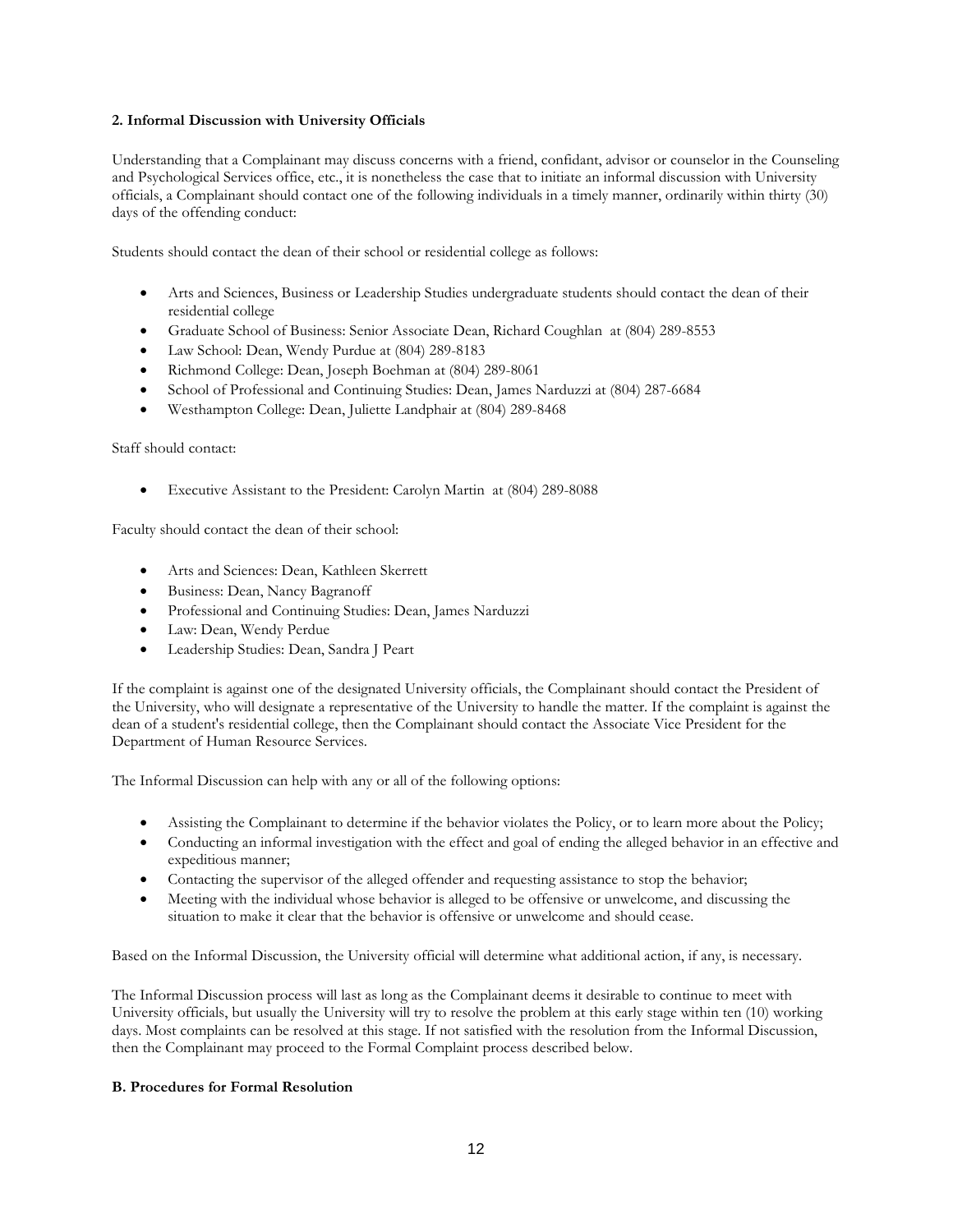**2. Informal Discussion with University Officials**

Understanding that a Complainant may discuss concerns with a friend, confidant, advisor or counselor in the Counseling and Psychological Services office, etc., it is nonetheless the case that to initiate an informal discussion with University officials, a Complainant should contact one of the following individuals in a timely manner, ordinarily within thirty (30) days of the offending conduct:

Students should contact the dean of their school or residential college as follows:

- Arts and Sciences, Business or Leadership Studies undergraduate students should contact the dean of their residential college
- Graduate School of Business: Senior Associate Dean, Richard Coughlan at (804) 289-8553
- Law School: Dean, Wendy Purdue at (804) 289-8183
- Richmond College: Dean, Joseph Boehman at (804) 289-8061
- School of Professional and Continuing Studies: Dean, James Narduzzi at (804) 287-6684
- Westhampton College: Dean, Juliette Landphair at (804) 289-8468

Staff should contact:

- Executive Assistant to the President: Carolyn Martin at (804) 289-8088

Faculty should contact the dean of their school:

- Arts and Sciences: Dean, Kathleen Skerrett
- Business: Dean, Nancy Bagranoff
- Professional and Continuing Studies: Dean, James Narduzzi
- Law: Dean, Wendy Perdue
- Leadership Studies: Dean, Sandra J Peart

If the complaint is against one of the designated University officials, the Complainant should contact the President of the University, who will designate a representative of the University to handle the matter. If the complaint is against the dean of a student's residential college, then the Complainant should contact the Associate Vice President for the Department of Human Resource Services.

The Informal Discussion can help with any or all of the following options:

- Assisting the Complainant to determine if the behavior violates the Policy, or to learn more about the Policy;
- Conducting an informal investigation with the effect and goal of ending the alleged behavior in an effective and expeditious manner;
- Contacting the supervisor of the alleged offender and requesting assistance to stop the behavior;
- Meeting with the individual whose behavior is alleged to be offensive or unwelcome, and discussing the situation to make it clear that the behavior is offensive or unwelcome and should cease.

Based on the Informal Discussion, the University official will determine what additional action, if any, is necessary.

The Informal Discussion process will last as long as the Complainant deems it desirable to continue to meet with University officials, but usually the University will try to resolve the problem at this early stage within ten (10) working days. Most complaints can be resolved at this stage. If not satisfied with the resolution from the Informal Discussion, then the Complainant may proceed to the Formal Complaint process described below.

**B. Procedures for Formal Resolution**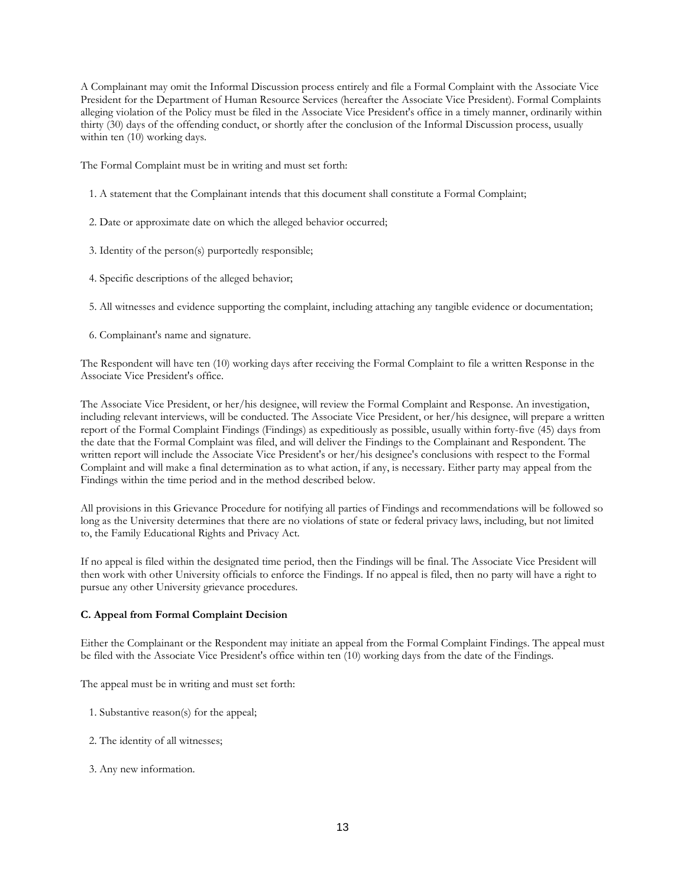A Complainant may omit the Informal Discussion process entirely and file a Formal Complaint with the Associate Vice President for the Department of Human Resource Services (hereafter the Associate Vice President). Formal Complaints alleging violation of the Policy must be filed in the Associate Vice President's office in a timely manner, ordinarily within thirty (30) days of the offending conduct, or shortly after the conclusion of the Informal Discussion process, usually within ten (10) working days.

The Formal Complaint must be in writing and must set forth:

1. A statement that the Complainant intends that this document shall constitute a Formal Complaint;
2. Date or approximate date on which the alleged behavior occurred;
3. Identity of the person(s) purportedly responsible;
4. Specific descriptions of the alleged behavior;
5. All witnesses and evidence supporting the complaint, including attaching any tangible evidence or documentation;
6. Complainant's name and signature.

The Respondent will have ten (10) working days after receiving the Formal Complaint to file a written Response in the Associate Vice President's office.

The Associate Vice President, or her/his designee, will review the Formal Complaint and Response. An investigation, including relevant interviews, will be conducted. The Associate Vice President, or her/his designee, will prepare a written report of the Formal Complaint Findings (Findings) as expeditiously as possible, usually within forty-five (45) days from the date that the Formal Complaint was filed, and will deliver the Findings to the Complainant and Respondent. The written report will include the Associate Vice President's or her/his designee's conclusions with respect to the Formal Complaint and will make a final determination as to what action, if any, is necessary. Either party may appeal from the Findings within the time period and in the method described below.

All provisions in this Grievance Procedure for notifying all parties of Findings and recommendations will be followed so long as the University determines that there are no violations of state or federal privacy laws, including, but not limited to, the Family Educational Rights and Privacy Act.

If no appeal is filed within the designated time period, then the Findings will be final. The Associate Vice President will then work with other University officials to enforce the Findings. If no appeal is filed, then no party will have a right to pursue any other University grievance procedures.

**C. Appeal from Formal Complaint Decision**

Either the Complainant or the Respondent may initiate an appeal from the Formal Complaint Findings. The appeal must be filed with the Associate Vice President's office within ten (10) working days from the date of the Findings.

The appeal must be in writing and must set forth:

1. Substantive reason(s) for the appeal;
2. The identity of all witnesses;
3. Any new information.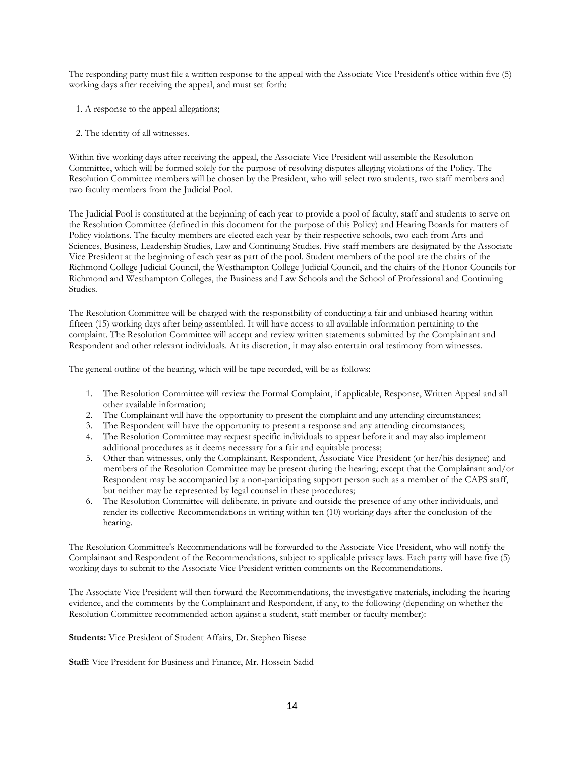The responding party must file a written response to the appeal with the Associate Vice President's office within five (5) working days after receiving the appeal, and must set forth:

1. A response to the appeal allegations;

2. The identity of all witnesses.

Within five working days after receiving the appeal, the Associate Vice President will assemble the Resolution Committee, which will be formed solely for the purpose of resolving disputes alleging violations of the Policy. The Resolution Committee members will be chosen by the President, who will select two students, two staff members and two faculty members from the Judicial Pool.

The Judicial Pool is constituted at the beginning of each year to provide a pool of faculty, staff and students to serve on the Resolution Committee (defined in this document for the purpose of this Policy) and Hearing Boards for matters of Policy violations. The faculty members are elected each year by their respective schools, two each from Arts and Sciences, Business, Leadership Studies, Law and Continuing Studies. Five staff members are designated by the Associate Vice President at the beginning of each year as part of the pool. Student members of the pool are the chairs of the Richmond College Judicial Council, the Westhampton College Judicial Council, and the chairs of the Honor Councils for Richmond and Westhampton Colleges, the Business and Law Schools and the School of Professional and Continuing Studies.

The Resolution Committee will be charged with the responsibility of conducting a fair and unbiased hearing within fifteen (15) working days after being assembled. It will have access to all available information pertaining to the complaint. The Resolution Committee will accept and review written statements submitted by the Complainant and Respondent and other relevant individuals. At its discretion, it may also entertain oral testimony from witnesses.

The general outline of the hearing, which will be tape recorded, will be as follows:

1. The Resolution Committee will review the Formal Complaint, if applicable, Response, Written Appeal and all other available information;
2. The Complainant will have the opportunity to present the complaint and any attending circumstances;
3. The Respondent will have the opportunity to present a response and any attending circumstances;
4. The Resolution Committee may request specific individuals to appear before it and may also implement additional procedures as it deems necessary for a fair and equitable process;
5. Other than witnesses, only the Complainant, Respondent, Associate Vice President (or her/his designee) and members of the Resolution Committee may be present during the hearing; except that the Complainant and/or Respondent may be accompanied by a non-participating support person such as a member of the CAPS staff, but neither may be represented by legal counsel in these procedures;
6. The Resolution Committee will deliberate, in private and outside the presence of any other individuals, and render its collective Recommendations in writing within ten (10) working days after the conclusion of the hearing.

The Resolution Committee's Recommendations will be forwarded to the Associate Vice President, who will notify the Complainant and Respondent of the Recommendations, subject to applicable privacy laws. Each party will have five (5) working days to submit to the Associate Vice President written comments on the Recommendations.

The Associate Vice President will then forward the Recommendations, the investigative materials, including the hearing evidence, and the comments by the Complainant and Respondent, if any, to the following (depending on whether the Resolution Committee recommended action against a student, staff member or faculty member):

**Students:** Vice President of Student Affairs, Dr. Stephen Bisese

**Staff:** Vice President for Business and Finance, Mr. Hossein Sadid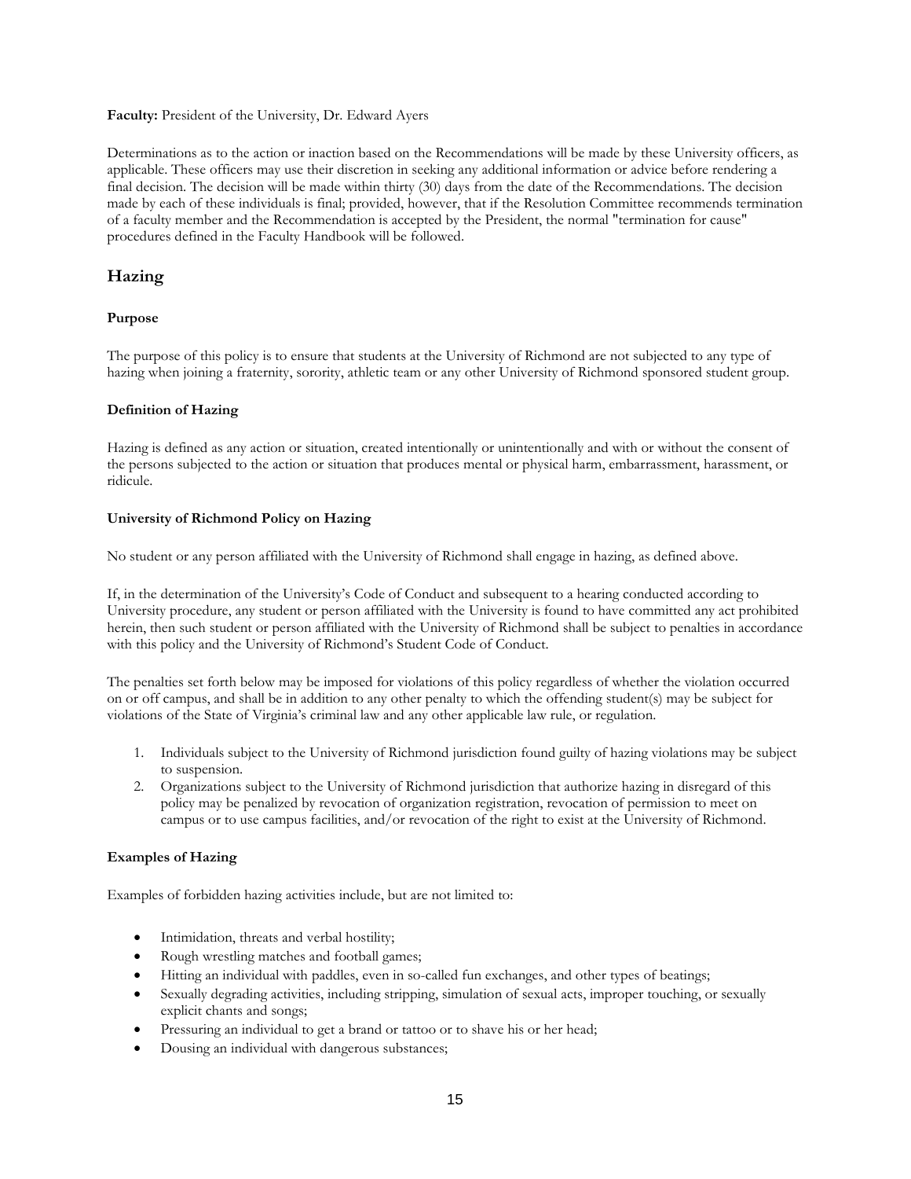**Faculty:** President of the University, Dr. Edward Ayers

Determinations as to the action or inaction based on the Recommendations will be made by these University officers, as applicable. These officers may use their discretion in seeking any additional information or advice before rendering a final decision. The decision will be made within thirty (30) days from the date of the Recommendations. The decision made by each of these individuals is final; provided, however, that if the Resolution Committee recommends termination of a faculty member and the Recommendation is accepted by the President, the normal "termination for cause" procedures defined in the Faculty Handbook will be followed.

## Hazing

**Purpose**

The purpose of this policy is to ensure that students at the University of Richmond are not subjected to any type of hazing when joining a fraternity, sorority, athletic team or any other University of Richmond sponsored student group.

**Definition of Hazing**

Hazing is defined as any action or situation, created intentionally or unintentionally and with or without the consent of the persons subjected to the action or situation that produces mental or physical harm, embarrassment, harassment, or ridicule.

**University of Richmond Policy on Hazing**

No student or any person affiliated with the University of Richmond shall engage in hazing, as defined above.

If, in the determination of the University's Code of Conduct and subsequent to a hearing conducted according to University procedure, any student or person affiliated with the University is found to have committed any act prohibited herein, then such student or person affiliated with the University of Richmond shall be subject to penalties in accordance with this policy and the University of Richmond's Student Code of Conduct.

The penalties set forth below may be imposed for violations of this policy regardless of whether the violation occurred on or off campus, and shall be in addition to any other penalty to which the offending student(s) may be subject for violations of the State of Virginia's criminal law and any other applicable law rule, or regulation.

1. Individuals subject to the University of Richmond jurisdiction found guilty of hazing violations may be subject to suspension.
2. Organizations subject to the University of Richmond jurisdiction that authorize hazing in disregard of this policy may be penalized by revocation of organization registration, revocation of permission to meet on campus or to use campus facilities, and/or revocation of the right to exist at the University of Richmond.

**Examples of Hazing**

Examples of forbidden hazing activities include, but are not limited to:

- Intimidation, threats and verbal hostility;
- Rough wrestling matches and football games;
- Hitting an individual with paddles, even in so-called fun exchanges, and other types of beatings;
- Sexually degrading activities, including stripping, simulation of sexual acts, improper touching, or sexually explicit chants and songs;
- Pressuring an individual to get a brand or tattoo or to shave his or her head;
- Dousing an individual with dangerous substances;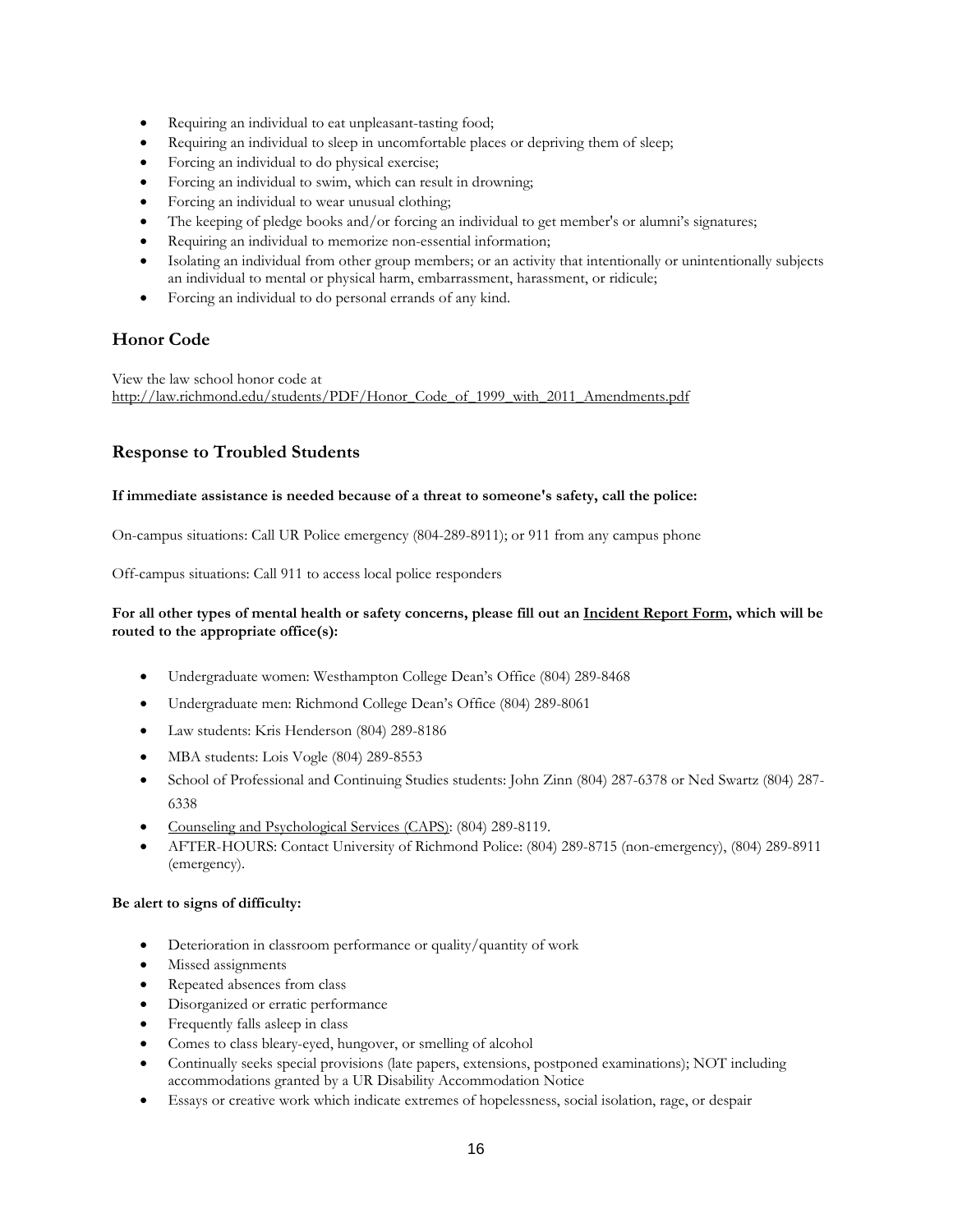- Requiring an individual to eat unpleasant-tasting food;
- Requiring an individual to sleep in uncomfortable places or depriving them of sleep;
- Forcing an individual to do physical exercise;
- Forcing an individual to swim, which can result in drowning;
- Forcing an individual to wear unusual clothing;
- The keeping of pledge books and/or forcing an individual to get member's or alumni's signatures;
- Requiring an individual to memorize non-essential information;
- Isolating an individual from other group members; or an activity that intentionally or unintentionally subjects an individual to mental or physical harm, embarrassment, harassment, or ridicule;
- Forcing an individual to do personal errands of any kind.

## Honor Code

View the law school honor code at
http://law.richmond.edu/students/PDF/Honor_Code_of_1999_with_2011_Amendments.pdf

## Response to Troubled Students

**If immediate assistance is needed because of a threat to someone's safety, call the police:**

On-campus situations: Call UR Police emergency (804-289-8911); or 911 from any campus phone

Off-campus situations: Call 911 to access local police responders

**For all other types of mental health or safety concerns, please fill out an Incident Report Form, which will be routed to the appropriate office(s):**

- Undergraduate women: Westhampton College Dean's Office (804) 289-8468
- Undergraduate men: Richmond College Dean's Office (804) 289-8061
- Law students: Kris Henderson (804) 289-8186
- MBA students: Lois Vogle (804) 289-8553
- School of Professional and Continuing Studies students: John Zinn (804) 287-6378 or Ned Swartz (804) 287-6338
- Counseling and Psychological Services (CAPS): (804) 289-8119.
- AFTER-HOURS: Contact University of Richmond Police: (804) 289-8715 (non-emergency), (804) 289-8911 (emergency).

**Be alert to signs of difficulty:**

- Deterioration in classroom performance or quality/quantity of work
- Missed assignments
- Repeated absences from class
- Disorganized or erratic performance
- Frequently falls asleep in class
- Comes to class bleary-eyed, hungover, or smelling of alcohol
- Continually seeks special provisions (late papers, extensions, postponed examinations); NOT including accommodations granted by a UR Disability Accommodation Notice
- Essays or creative work which indicate extremes of hopelessness, social isolation, rage, or despair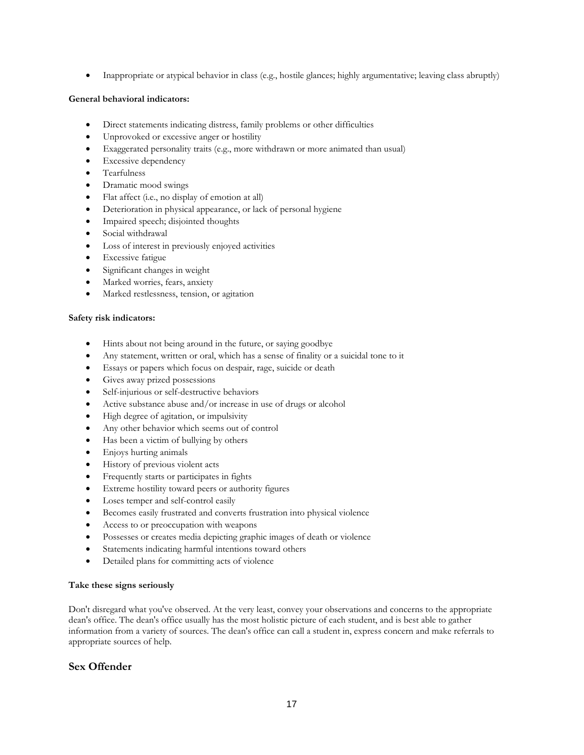- Inappropriate or atypical behavior in class (e.g., hostile glances; highly argumentative; leaving class abruptly)

**General behavioral indicators:**

- Direct statements indicating distress, family problems or other difficulties
- Unprovoked or excessive anger or hostility
- Exaggerated personality traits (e.g., more withdrawn or more animated than usual)
- Excessive dependency
- Tearfulness
- Dramatic mood swings
- Flat affect (i.e., no display of emotion at all)
- Deterioration in physical appearance, or lack of personal hygiene
- Impaired speech; disjointed thoughts
- Social withdrawal
- Loss of interest in previously enjoyed activities
- Excessive fatigue
- Significant changes in weight
- Marked worries, fears, anxiety
- Marked restlessness, tension, or agitation

**Safety risk indicators:**

- Hints about not being around in the future, or saying goodbye
- Any statement, written or oral, which has a sense of finality or a suicidal tone to it
- Essays or papers which focus on despair, rage, suicide or death
- Gives away prized possessions
- Self-injurious or self-destructive behaviors
- Active substance abuse and/or increase in use of drugs or alcohol
- High degree of agitation, or impulsivity
- Any other behavior which seems out of control
- Has been a victim of bullying by others
- Enjoys hurting animals
- History of previous violent acts
- Frequently starts or participates in fights
- Extreme hostility toward peers or authority figures
- Loses temper and self-control easily
- Becomes easily frustrated and converts frustration into physical violence
- Access to or preoccupation with weapons
- Possesses or creates media depicting graphic images of death or violence
- Statements indicating harmful intentions toward others
- Detailed plans for committing acts of violence

**Take these signs seriously**

Don't disregard what you've observed. At the very least, convey your observations and concerns to the appropriate dean's office. The dean's office usually has the most holistic picture of each student, and is best able to gather information from a variety of sources. The dean's office can call a student in, express concern and make referrals to appropriate sources of help.

## Sex Offender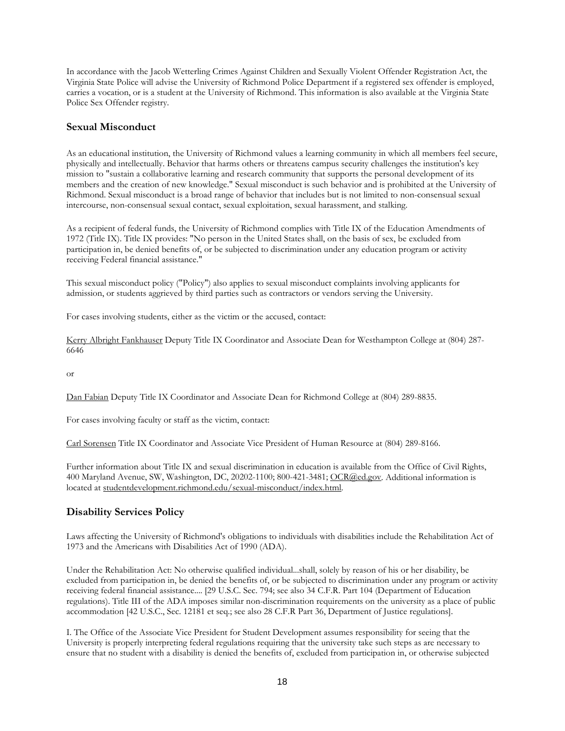In accordance with the Jacob Wetterling Crimes Against Children and Sexually Violent Offender Registration Act, the Virginia State Police will advise the University of Richmond Police Department if a registered sex offender is employed, carries a vocation, or is a student at the University of Richmond. This information is also available at the Virginia State Police Sex Offender registry.

### Sexual Misconduct

As an educational institution, the University of Richmond values a learning community in which all members feel secure, physically and intellectually. Behavior that harms others or threatens campus security challenges the institution's key mission to "sustain a collaborative learning and research community that supports the personal development of its members and the creation of new knowledge." Sexual misconduct is such behavior and is prohibited at the University of Richmond. Sexual misconduct is a broad range of behavior that includes but is not limited to non-consensual sexual intercourse, non-consensual sexual contact, sexual exploitation, sexual harassment, and stalking.

As a recipient of federal funds, the University of Richmond complies with Title IX of the Education Amendments of 1972 (Title IX). Title IX provides: "No person in the United States shall, on the basis of sex, be excluded from participation in, be denied benefits of, or be subjected to discrimination under any education program or activity receiving Federal financial assistance."

This sexual misconduct policy ("Policy") also applies to sexual misconduct complaints involving applicants for admission, or students aggrieved by third parties such as contractors or vendors serving the University.

For cases involving students, either as the victim or the accused, contact:

Kerry Albright Fankhauser Deputy Title IX Coordinator and Associate Dean for Westhampton College at (804) 287-6646

or

Dan Fabian Deputy Title IX Coordinator and Associate Dean for Richmond College at (804) 289-8835.

For cases involving faculty or staff as the victim, contact:

Carl Sorensen Title IX Coordinator and Associate Vice President of Human Resource at (804) 289-8166.

Further information about Title IX and sexual discrimination in education is available from the Office of Civil Rights, 400 Maryland Avenue, SW, Washington, DC, 20202-1100; 800-421-3481; OCR@ed.gov. Additional information is located at studentdevelopment.richmond.edu/sexual-misconduct/index.html.

### Disability Services Policy

Laws affecting the University of Richmond's obligations to individuals with disabilities include the Rehabilitation Act of 1973 and the Americans with Disabilities Act of 1990 (ADA).

Under the Rehabilitation Act: No otherwise qualified individual...shall, solely by reason of his or her disability, be excluded from participation in, be denied the benefits of, or be subjected to discrimination under any program or activity receiving federal financial assistance.... [29 U.S.C. Sec. 794; see also 34 C.F.R. Part 104 (Department of Education regulations). Title III of the ADA imposes similar non-discrimination requirements on the university as a place of public accommodation [42 U.S.C., Sec. 12181 et seq.; see also 28 C.F.R Part 36, Department of Justice regulations].

I. The Office of the Associate Vice President for Student Development assumes responsibility for seeing that the University is properly interpreting federal regulations requiring that the university take such steps as are necessary to ensure that no student with a disability is denied the benefits of, excluded from participation in, or otherwise subjected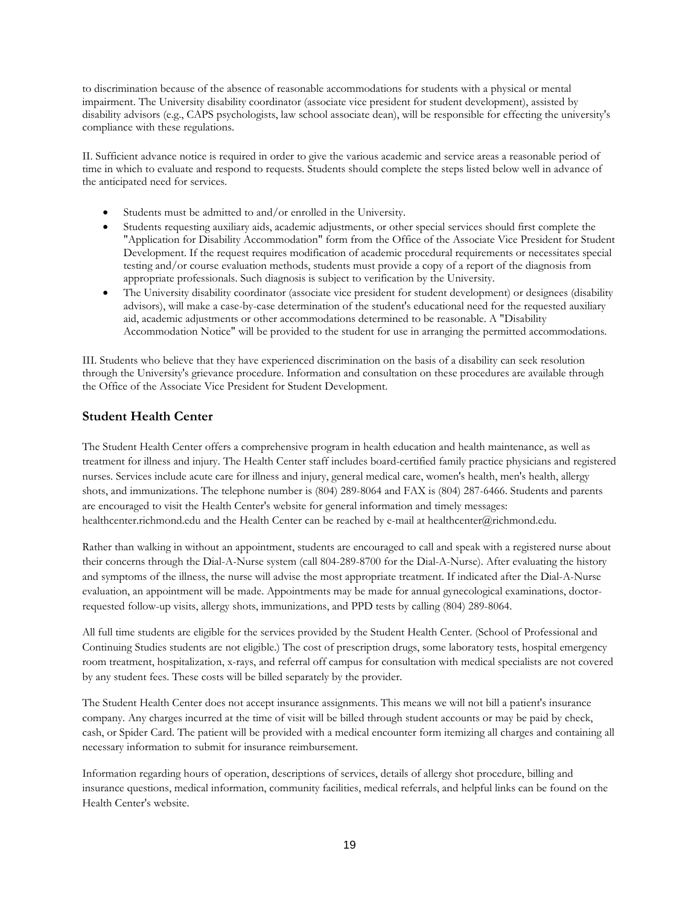to discrimination because of the absence of reasonable accommodations for students with a physical or mental impairment. The University disability coordinator (associate vice president for student development), assisted by disability advisors (e.g., CAPS psychologists, law school associate dean), will be responsible for effecting the university's compliance with these regulations.

II. Sufficient advance notice is required in order to give the various academic and service areas a reasonable period of time in which to evaluate and respond to requests. Students should complete the steps listed below well in advance of the anticipated need for services.

- Students must be admitted to and/or enrolled in the University.
- Students requesting auxiliary aids, academic adjustments, or other special services should first complete the "Application for Disability Accommodation" form from the Office of the Associate Vice President for Student Development. If the request requires modification of academic procedural requirements or necessitates special testing and/or course evaluation methods, students must provide a copy of a report of the diagnosis from appropriate professionals. Such diagnosis is subject to verification by the University.
- The University disability coordinator (associate vice president for student development) or designees (disability advisors), will make a case-by-case determination of the student's educational need for the requested auxiliary aid, academic adjustments or other accommodations determined to be reasonable. A "Disability Accommodation Notice" will be provided to the student for use in arranging the permitted accommodations.

III. Students who believe that they have experienced discrimination on the basis of a disability can seek resolution through the University's grievance procedure. Information and consultation on these procedures are available through the Office of the Associate Vice President for Student Development.

## Student Health Center

The Student Health Center offers a comprehensive program in health education and health maintenance, as well as treatment for illness and injury. The Health Center staff includes board-certified family practice physicians and registered nurses. Services include acute care for illness and injury, general medical care, women's health, men's health, allergy shots, and immunizations. The telephone number is (804) 289-8064 and FAX is (804) 287-6466. Students and parents are encouraged to visit the Health Center's website for general information and timely messages: healthcenter.richmond.edu and the Health Center can be reached by e-mail at healthcenter@richmond.edu.

Rather than walking in without an appointment, students are encouraged to call and speak with a registered nurse about their concerns through the Dial-A-Nurse system (call 804-289-8700 for the Dial-A-Nurse). After evaluating the history and symptoms of the illness, the nurse will advise the most appropriate treatment. If indicated after the Dial-A-Nurse evaluation, an appointment will be made. Appointments may be made for annual gynecological examinations, doctor-requested follow-up visits, allergy shots, immunizations, and PPD tests by calling (804) 289-8064.

All full time students are eligible for the services provided by the Student Health Center. (School of Professional and Continuing Studies students are not eligible.) The cost of prescription drugs, some laboratory tests, hospital emergency room treatment, hospitalization, x-rays, and referral off campus for consultation with medical specialists are not covered by any student fees. These costs will be billed separately by the provider.

The Student Health Center does not accept insurance assignments. This means we will not bill a patient's insurance company. Any charges incurred at the time of visit will be billed through student accounts or may be paid by check, cash, or Spider Card. The patient will be provided with a medical encounter form itemizing all charges and containing all necessary information to submit for insurance reimbursement.

Information regarding hours of operation, descriptions of services, details of allergy shot procedure, billing and insurance questions, medical information, community facilities, medical referrals, and helpful links can be found on the Health Center's website.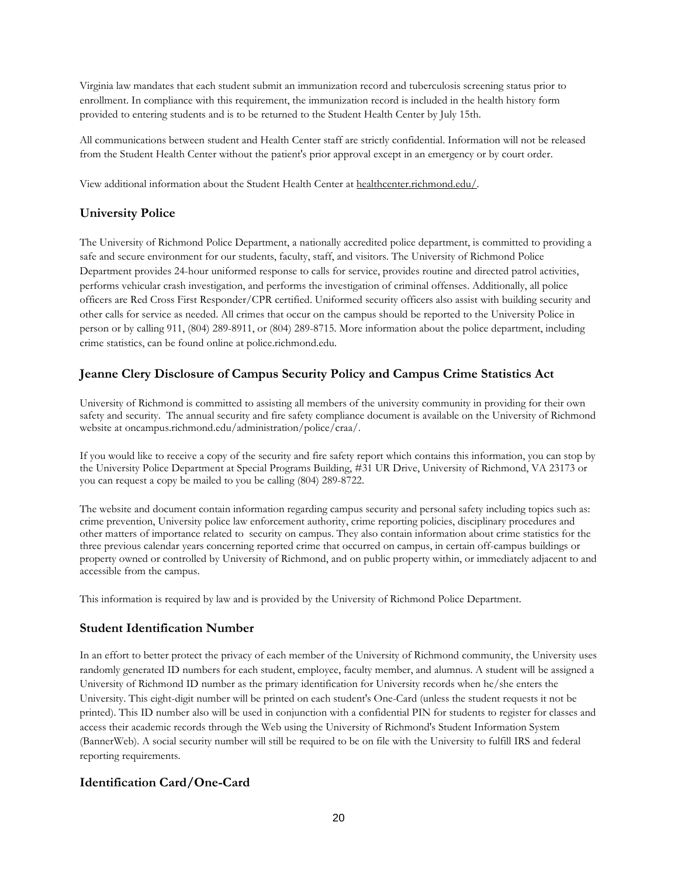Virginia law mandates that each student submit an immunization record and tuberculosis screening status prior to enrollment. In compliance with this requirement, the immunization record is included in the health history form provided to entering students and is to be returned to the Student Health Center by July 15th.

All communications between student and Health Center staff are strictly confidential. Information will not be released from the Student Health Center without the patient's prior approval except in an emergency or by court order.

View additional information about the Student Health Center at healthcenter.richmond.edu/.

## University Police

The University of Richmond Police Department, a nationally accredited police department, is committed to providing a safe and secure environment for our students, faculty, staff, and visitors. The University of Richmond Police Department provides 24-hour uniformed response to calls for service, provides routine and directed patrol activities, performs vehicular crash investigation, and performs the investigation of criminal offenses. Additionally, all police officers are Red Cross First Responder/CPR certified. Uniformed security officers also assist with building security and other calls for service as needed. All crimes that occur on the campus should be reported to the University Police in person or by calling 911, (804) 289-8911, or (804) 289-8715. More information about the police department, including crime statistics, can be found online at police.richmond.edu.

## Jeanne Clery Disclosure of Campus Security Policy and Campus Crime Statistics Act

University of Richmond is committed to assisting all members of the university community in providing for their own safety and security. The annual security and fire safety compliance document is available on the University of Richmond website at oncampus.richmond.edu/administration/police/craa/.

If you would like to receive a copy of the security and fire safety report which contains this information, you can stop by the University Police Department at Special Programs Building, #31 UR Drive, University of Richmond, VA 23173 or you can request a copy be mailed to you be calling (804) 289-8722.

The website and document contain information regarding campus security and personal safety including topics such as: crime prevention, University police law enforcement authority, crime reporting policies, disciplinary procedures and other matters of importance related to security on campus. They also contain information about crime statistics for the three previous calendar years concerning reported crime that occurred on campus, in certain off-campus buildings or property owned or controlled by University of Richmond, and on public property within, or immediately adjacent to and accessible from the campus.

This information is required by law and is provided by the University of Richmond Police Department.

## Student Identification Number

In an effort to better protect the privacy of each member of the University of Richmond community, the University uses randomly generated ID numbers for each student, employee, faculty member, and alumnus. A student will be assigned a University of Richmond ID number as the primary identification for University records when he/she enters the University. This eight-digit number will be printed on each student's One-Card (unless the student requests it not be printed). This ID number also will be used in conjunction with a confidential PIN for students to register for classes and access their academic records through the Web using the University of Richmond's Student Information System (BannerWeb). A social security number will still be required to be on file with the University to fulfill IRS and federal reporting requirements.

## Identification Card/One-Card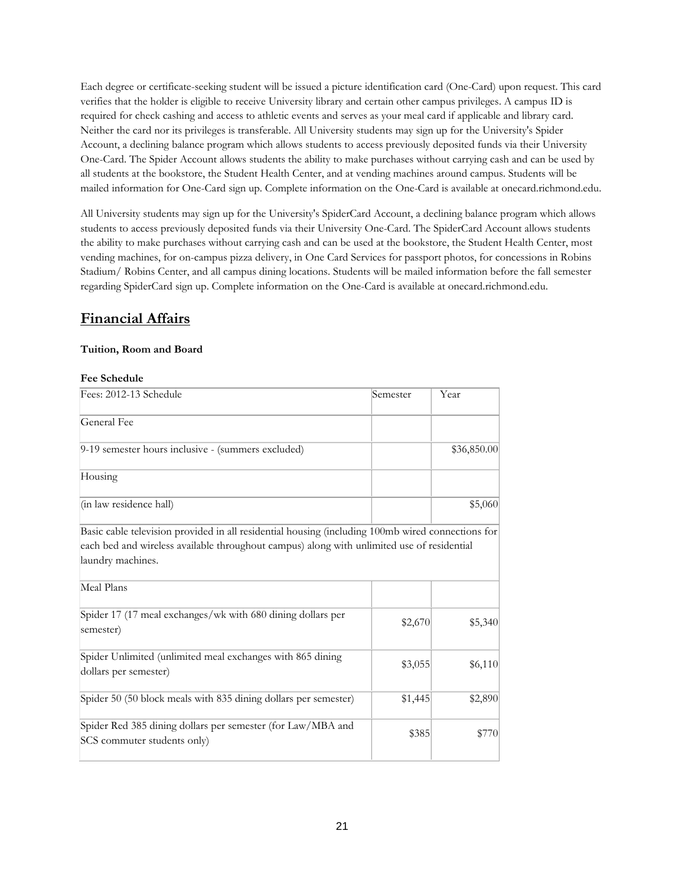Each degree or certificate-seeking student will be issued a picture identification card (One-Card) upon request. This card verifies that the holder is eligible to receive University library and certain other campus privileges. A campus ID is required for check cashing and access to athletic events and serves as your meal card if applicable and library card. Neither the card nor its privileges is transferable. All University students may sign up for the University's Spider Account, a declining balance program which allows students to access previously deposited funds via their University One-Card. The Spider Account allows students the ability to make purchases without carrying cash and can be used by all students at the bookstore, the Student Health Center, and at vending machines around campus. Students will be mailed information for One-Card sign up. Complete information on the One-Card is available at onecard.richmond.edu.

All University students may sign up for the University's SpiderCard Account, a declining balance program which allows students to access previously deposited funds via their University One-Card. The SpiderCard Account allows students the ability to make purchases without carrying cash and can be used at the bookstore, the Student Health Center, most vending machines, for on-campus pizza delivery, in One Card Services for passport photos, for concessions in Robins Stadium/ Robins Center, and all campus dining locations. Students will be mailed information before the fall semester regarding SpiderCard sign up. Complete information on the One-Card is available at onecard.richmond.edu.

## Financial Affairs

**Tuition, Room and Board**

**Fee Schedule**

| Fees: 2012-13 Schedule | Semester | Year |
|---|---|---|
| General Fee | | |
| 9-19 semester hours inclusive - (summers excluded) | | $36,850.00 |
| Housing | | |
| (in law residence hall) | | $5,060 |
| Basic cable television provided in all residential housing (including 100mb wired connections for each bed and wireless available throughout campus) along with unlimited use of residential laundry machines. | | |
| Meal Plans | | |
| Spider 17 (17 meal exchanges/wk with 680 dining dollars per semester) | $2,670 | $5,340 |
| Spider Unlimited (unlimited meal exchanges with 865 dining dollars per semester) | $3,055 | $6,110 |
| Spider 50 (50 block meals with 835 dining dollars per semester) | $1,445 | $2,890 |
| Spider Red 385 dining dollars per semester (for Law/MBA and SCS commuter students only) | $385 | $770 |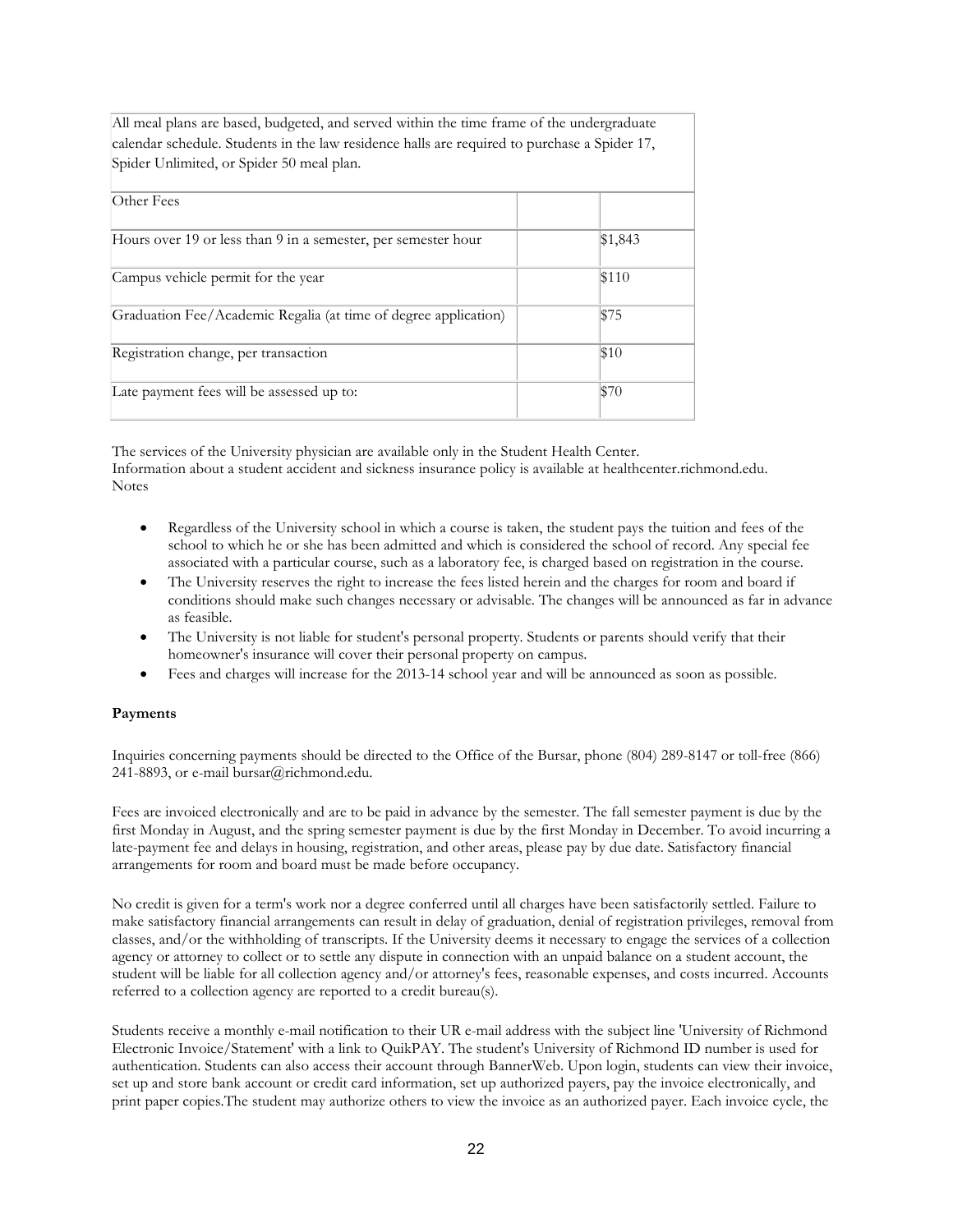| All meal plans are based, budgeted, and served within the time frame of the undergraduate calendar schedule. Students in the law residence halls are required to purchase a Spider 17, Spider Unlimited, or Spider 50 meal plan. | | |
| --- | --- | --- |
| Other Fees | | |
| Hours over 19 or less than 9 in a semester, per semester hour | | $1,843 |
| Campus vehicle permit for the year | | $110 |
| Graduation Fee/Academic Regalia (at time of degree application) | | $75 |
| Registration change, per transaction | | $10 |
| Late payment fees will be assessed up to: | | $70 |

The services of the University physician are available only in the Student Health Center.
Information about a student accident and sickness insurance policy is available at healthcenter.richmond.edu.
Notes

- Regardless of the University school in which a course is taken, the student pays the tuition and fees of the school to which he or she has been admitted and which is considered the school of record. Any special fee associated with a particular course, such as a laboratory fee, is charged based on registration in the course.
- The University reserves the right to increase the fees listed herein and the charges for room and board if conditions should make such changes necessary or advisable. The changes will be announced as far in advance as feasible.
- The University is not liable for student's personal property. Students or parents should verify that their homeowner's insurance will cover their personal property on campus.
- Fees and charges will increase for the 2013-14 school year and will be announced as soon as possible.

**Payments**

Inquiries concerning payments should be directed to the Office of the Bursar, phone (804) 289-8147 or toll-free (866) 241-8893, or e-mail bursar@richmond.edu.

Fees are invoiced electronically and are to be paid in advance by the semester. The fall semester payment is due by the first Monday in August, and the spring semester payment is due by the first Monday in December. To avoid incurring a late-payment fee and delays in housing, registration, and other areas, please pay by due date. Satisfactory financial arrangements for room and board must be made before occupancy.

No credit is given for a term's work nor a degree conferred until all charges have been satisfactorily settled. Failure to make satisfactory financial arrangements can result in delay of graduation, denial of registration privileges, removal from classes, and/or the withholding of transcripts. If the University deems it necessary to engage the services of a collection agency or attorney to collect or to settle any dispute in connection with an unpaid balance on a student account, the student will be liable for all collection agency and/or attorney's fees, reasonable expenses, and costs incurred. Accounts referred to a collection agency are reported to a credit bureau(s).

Students receive a monthly e-mail notification to their UR e-mail address with the subject line 'University of Richmond Electronic Invoice/Statement' with a link to QuikPAY. The student's University of Richmond ID number is used for authentication. Students can also access their account through BannerWeb. Upon login, students can view their invoice, set up and store bank account or credit card information, set up authorized payers, pay the invoice electronically, and print paper copies.The student may authorize others to view the invoice as an authorized payer. Each invoice cycle, the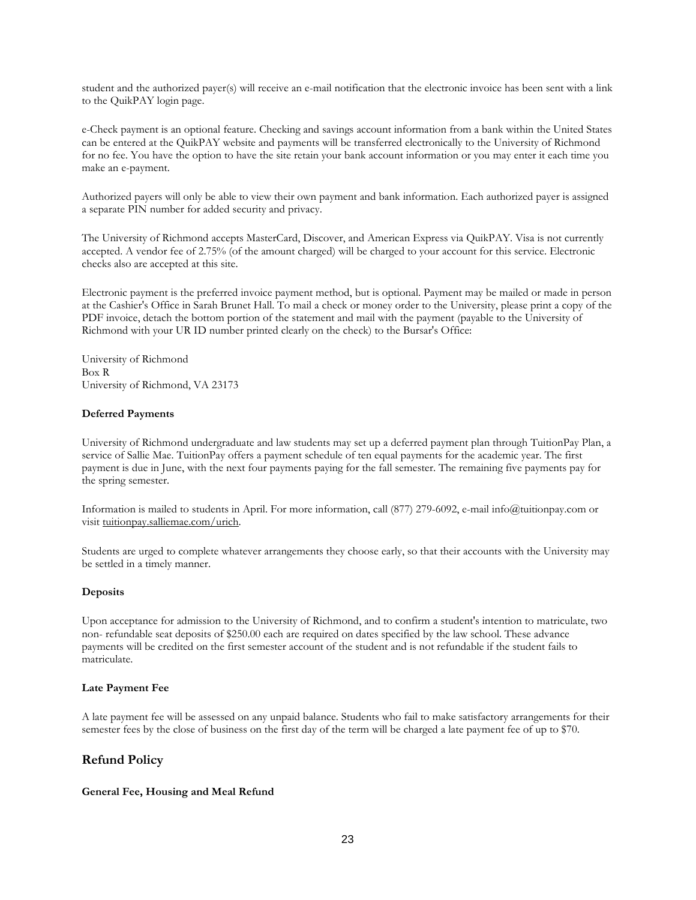student and the authorized payer(s) will receive an e-mail notification that the electronic invoice has been sent with a link to the QuikPAY login page.

e-Check payment is an optional feature. Checking and savings account information from a bank within the United States can be entered at the QuikPAY website and payments will be transferred electronically to the University of Richmond for no fee. You have the option to have the site retain your bank account information or you may enter it each time you make an e-payment.

Authorized payers will only be able to view their own payment and bank information. Each authorized payer is assigned a separate PIN number for added security and privacy.

The University of Richmond accepts MasterCard, Discover, and American Express via QuikPAY. Visa is not currently accepted. A vendor fee of 2.75% (of the amount charged) will be charged to your account for this service. Electronic checks also are accepted at this site.

Electronic payment is the preferred invoice payment method, but is optional. Payment may be mailed or made in person at the Cashier's Office in Sarah Brunet Hall. To mail a check or money order to the University, please print a copy of the PDF invoice, detach the bottom portion of the statement and mail with the payment (payable to the University of Richmond with your UR ID number printed clearly on the check) to the Bursar's Office:

University of Richmond
Box R
University of Richmond, VA 23173

**Deferred Payments**

University of Richmond undergraduate and law students may set up a deferred payment plan through TuitionPay Plan, a service of Sallie Mae. TuitionPay offers a payment schedule of ten equal payments for the academic year. The first payment is due in June, with the next four payments paying for the fall semester. The remaining five payments pay for the spring semester.

Information is mailed to students in April. For more information, call (877) 279-6092, e-mail info@tuitionpay.com or visit tuitionpay.salliemae.com/urich.

Students are urged to complete whatever arrangements they choose early, so that their accounts with the University may be settled in a timely manner.

**Deposits**

Upon acceptance for admission to the University of Richmond, and to confirm a student's intention to matriculate, two non- refundable seat deposits of $250.00 each are required on dates specified by the law school. These advance payments will be credited on the first semester account of the student and is not refundable if the student fails to matriculate.

**Late Payment Fee**

A late payment fee will be assessed on any unpaid balance. Students who fail to make satisfactory arrangements for their semester fees by the close of business on the first day of the term will be charged a late payment fee of up to $70.

## Refund Policy

**General Fee, Housing and Meal Refund**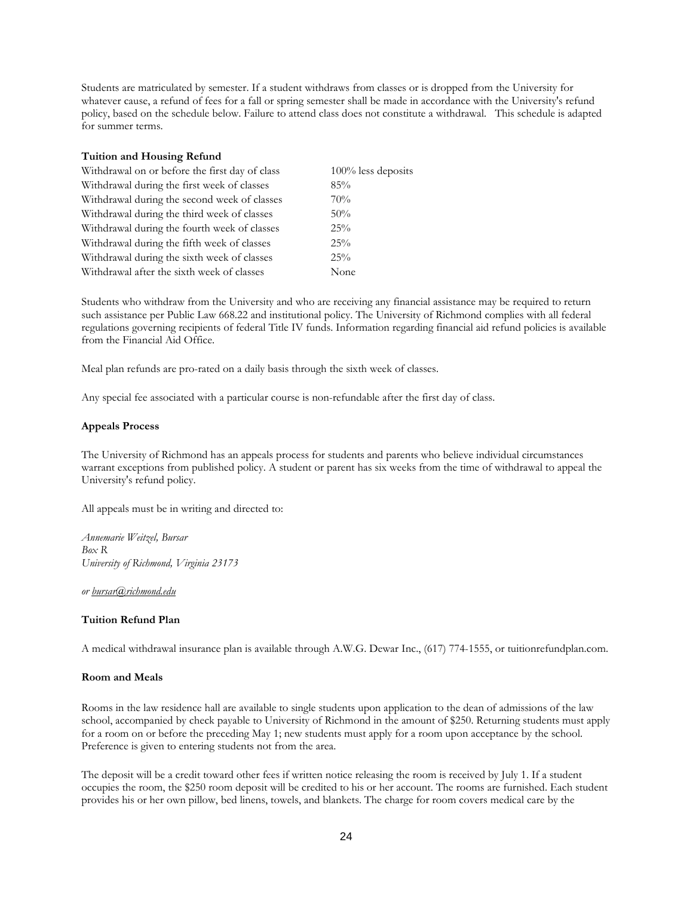Students are matriculated by semester. If a student withdraws from classes or is dropped from the University for whatever cause, a refund of fees for a fall or spring semester shall be made in accordance with the University's refund policy, based on the schedule below. Failure to attend class does not constitute a withdrawal. This schedule is adapted for summer terms.

**Tuition and Housing Refund**

| | |
|---|---|
| Withdrawal on or before the first day of class | 100% less deposits |
| Withdrawal during the first week of classes | 85% |
| Withdrawal during the second week of classes | 70% |
| Withdrawal during the third week of classes | 50% |
| Withdrawal during the fourth week of classes | 25% |
| Withdrawal during the fifth week of classes | 25% |
| Withdrawal during the sixth week of classes | 25% |
| Withdrawal after the sixth week of classes | None |

Students who withdraw from the University and who are receiving any financial assistance may be required to return such assistance per Public Law 668.22 and institutional policy. The University of Richmond complies with all federal regulations governing recipients of federal Title IV funds. Information regarding financial aid refund policies is available from the Financial Aid Office.

Meal plan refunds are pro-rated on a daily basis through the sixth week of classes.

Any special fee associated with a particular course is non-refundable after the first day of class.

**Appeals Process**

The University of Richmond has an appeals process for students and parents who believe individual circumstances warrant exceptions from published policy. A student or parent has six weeks from the time of withdrawal to appeal the University's refund policy.

All appeals must be in writing and directed to:

*Annemarie Weitzel, Bursar*
*Box R*
*University of Richmond, Virginia 23173*

*or bursar@richmond.edu*

**Tuition Refund Plan**

A medical withdrawal insurance plan is available through A.W.G. Dewar Inc., (617) 774-1555, or tuitionrefundplan.com.

**Room and Meals**

Rooms in the law residence hall are available to single students upon application to the dean of admissions of the law school, accompanied by check payable to University of Richmond in the amount of $250. Returning students must apply for a room on or before the preceding May 1; new students must apply for a room upon acceptance by the school. Preference is given to entering students not from the area.

The deposit will be a credit toward other fees if written notice releasing the room is received by July 1. If a student occupies the room, the $250 room deposit will be credited to his or her account. The rooms are furnished. Each student provides his or her own pillow, bed linens, towels, and blankets. The charge for room covers medical care by the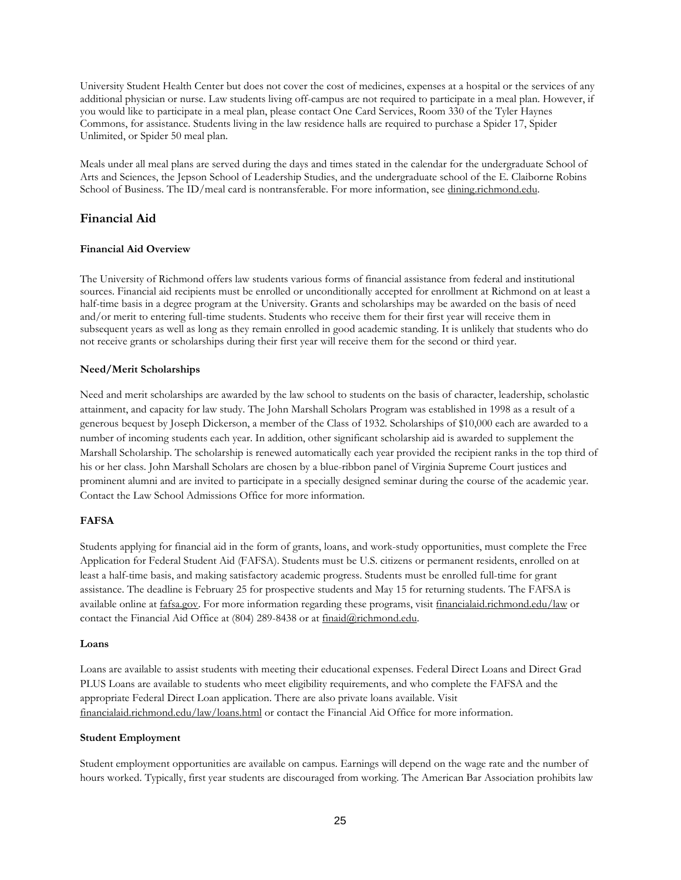University Student Health Center but does not cover the cost of medicines, expenses at a hospital or the services of any additional physician or nurse. Law students living off-campus are not required to participate in a meal plan. However, if you would like to participate in a meal plan, please contact One Card Services, Room 330 of the Tyler Haynes Commons, for assistance. Students living in the law residence halls are required to purchase a Spider 17, Spider Unlimited, or Spider 50 meal plan.

Meals under all meal plans are served during the days and times stated in the calendar for the undergraduate School of Arts and Sciences, the Jepson School of Leadership Studies, and the undergraduate school of the E. Claiborne Robins School of Business. The ID/meal card is nontransferable. For more information, see dining.richmond.edu.

## Financial Aid

### Financial Aid Overview

The University of Richmond offers law students various forms of financial assistance from federal and institutional sources. Financial aid recipients must be enrolled or unconditionally accepted for enrollment at Richmond on at least a half-time basis in a degree program at the University. Grants and scholarships may be awarded on the basis of need and/or merit to entering full-time students. Students who receive them for their first year will receive them in subsequent years as well as long as they remain enrolled in good academic standing. It is unlikely that students who do not receive grants or scholarships during their first year will receive them for the second or third year.

### Need/Merit Scholarships

Need and merit scholarships are awarded by the law school to students on the basis of character, leadership, scholastic attainment, and capacity for law study. The John Marshall Scholars Program was established in 1998 as a result of a generous bequest by Joseph Dickerson, a member of the Class of 1932. Scholarships of $10,000 each are awarded to a number of incoming students each year. In addition, other significant scholarship aid is awarded to supplement the Marshall Scholarship. The scholarship is renewed automatically each year provided the recipient ranks in the top third of his or her class. John Marshall Scholars are chosen by a blue-ribbon panel of Virginia Supreme Court justices and prominent alumni and are invited to participate in a specially designed seminar during the course of the academic year. Contact the Law School Admissions Office for more information.

### FAFSA

Students applying for financial aid in the form of grants, loans, and work-study opportunities, must complete the Free Application for Federal Student Aid (FAFSA). Students must be U.S. citizens or permanent residents, enrolled on at least a half-time basis, and making satisfactory academic progress. Students must be enrolled full-time for grant assistance. The deadline is February 25 for prospective students and May 15 for returning students. The FAFSA is available online at fafsa.gov. For more information regarding these programs, visit financialaid.richmond.edu/law or contact the Financial Aid Office at (804) 289-8438 or at finaid@richmond.edu.

### Loans

Loans are available to assist students with meeting their educational expenses. Federal Direct Loans and Direct Grad PLUS Loans are available to students who meet eligibility requirements, and who complete the FAFSA and the appropriate Federal Direct Loan application. There are also private loans available. Visit financialaid.richmond.edu/law/loans.html or contact the Financial Aid Office for more information.

### Student Employment

Student employment opportunities are available on campus. Earnings will depend on the wage rate and the number of hours worked. Typically, first year students are discouraged from working. The American Bar Association prohibits law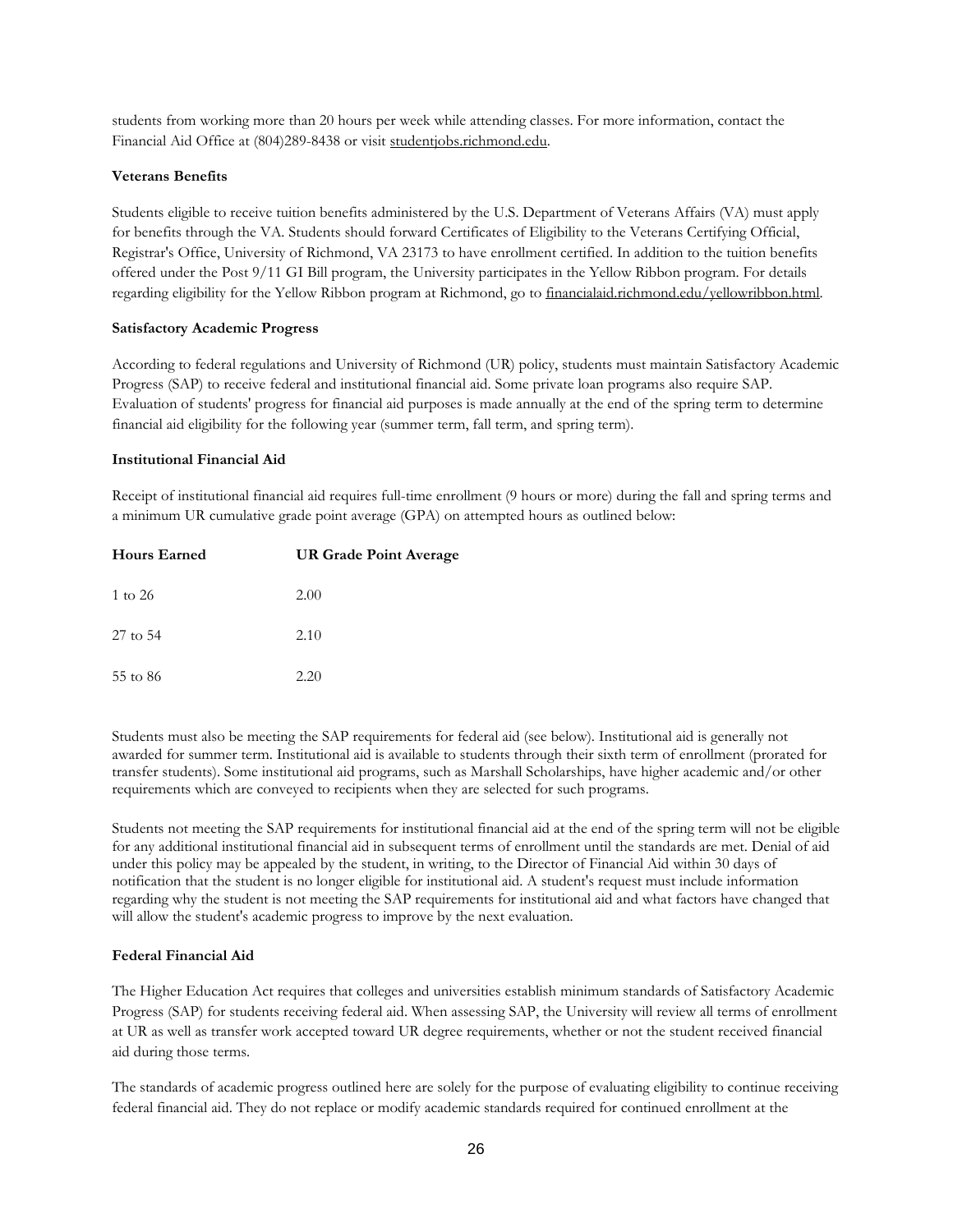students from working more than 20 hours per week while attending classes. For more information, contact the Financial Aid Office at (804)289-8438 or visit studentjobs.richmond.edu.

**Veterans Benefits**

Students eligible to receive tuition benefits administered by the U.S. Department of Veterans Affairs (VA) must apply for benefits through the VA. Students should forward Certificates of Eligibility to the Veterans Certifying Official, Registrar's Office, University of Richmond, VA 23173 to have enrollment certified. In addition to the tuition benefits offered under the Post 9/11 GI Bill program, the University participates in the Yellow Ribbon program. For details regarding eligibility for the Yellow Ribbon program at Richmond, go to financialaid.richmond.edu/yellowribbon.html.

**Satisfactory Academic Progress**

According to federal regulations and University of Richmond (UR) policy, students must maintain Satisfactory Academic Progress (SAP) to receive federal and institutional financial aid. Some private loan programs also require SAP. Evaluation of students' progress for financial aid purposes is made annually at the end of the spring term to determine financial aid eligibility for the following year (summer term, fall term, and spring term).

**Institutional Financial Aid**

Receipt of institutional financial aid requires full-time enrollment (9 hours or more) during the fall and spring terms and a minimum UR cumulative grade point average (GPA) on attempted hours as outlined below:

| Hours Earned | UR Grade Point Average |
|---|---|
| 1 to 26 | 2.00 |
| 27 to 54 | 2.10 |
| 55 to 86 | 2.20 |

Students must also be meeting the SAP requirements for federal aid (see below). Institutional aid is generally not awarded for summer term. Institutional aid is available to students through their sixth term of enrollment (prorated for transfer students). Some institutional aid programs, such as Marshall Scholarships, have higher academic and/or other requirements which are conveyed to recipients when they are selected for such programs.

Students not meeting the SAP requirements for institutional financial aid at the end of the spring term will not be eligible for any additional institutional financial aid in subsequent terms of enrollment until the standards are met. Denial of aid under this policy may be appealed by the student, in writing, to the Director of Financial Aid within 30 days of notification that the student is no longer eligible for institutional aid. A student's request must include information regarding why the student is not meeting the SAP requirements for institutional aid and what factors have changed that will allow the student's academic progress to improve by the next evaluation.

**Federal Financial Aid**

The Higher Education Act requires that colleges and universities establish minimum standards of Satisfactory Academic Progress (SAP) for students receiving federal aid. When assessing SAP, the University will review all terms of enrollment at UR as well as transfer work accepted toward UR degree requirements, whether or not the student received financial aid during those terms.

The standards of academic progress outlined here are solely for the purpose of evaluating eligibility to continue receiving federal financial aid. They do not replace or modify academic standards required for continued enrollment at the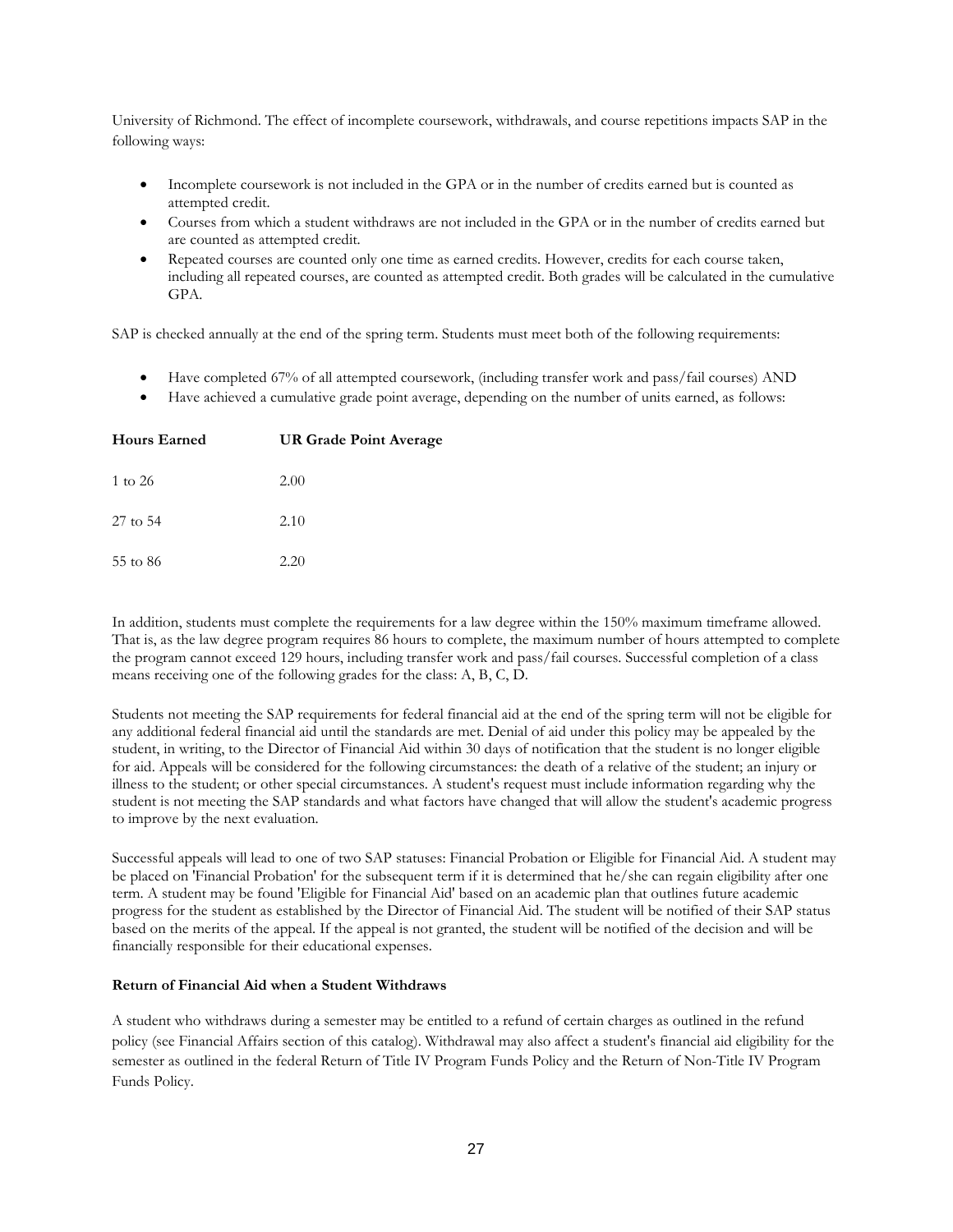University of Richmond. The effect of incomplete coursework, withdrawals, and course repetitions impacts SAP in the following ways:

- Incomplete coursework is not included in the GPA or in the number of credits earned but is counted as attempted credit.
- Courses from which a student withdraws are not included in the GPA or in the number of credits earned but are counted as attempted credit.
- Repeated courses are counted only one time as earned credits. However, credits for each course taken, including all repeated courses, are counted as attempted credit. Both grades will be calculated in the cumulative GPA.

SAP is checked annually at the end of the spring term. Students must meet both of the following requirements:

- Have completed 67% of all attempted coursework, (including transfer work and pass/fail courses) AND
- Have achieved a cumulative grade point average, depending on the number of units earned, as follows:

| **Hours Earned** | **UR Grade Point Average** |
|---|---|
| 1 to 26 | 2.00 |
| 27 to 54 | 2.10 |
| 55 to 86 | 2.20 |

In addition, students must complete the requirements for a law degree within the 150% maximum timeframe allowed. That is, as the law degree program requires 86 hours to complete, the maximum number of hours attempted to complete the program cannot exceed 129 hours, including transfer work and pass/fail courses. Successful completion of a class means receiving one of the following grades for the class: A, B, C, D.

Students not meeting the SAP requirements for federal financial aid at the end of the spring term will not be eligible for any additional federal financial aid until the standards are met. Denial of aid under this policy may be appealed by the student, in writing, to the Director of Financial Aid within 30 days of notification that the student is no longer eligible for aid. Appeals will be considered for the following circumstances: the death of a relative of the student; an injury or illness to the student; or other special circumstances. A student's request must include information regarding why the student is not meeting the SAP standards and what factors have changed that will allow the student's academic progress to improve by the next evaluation.

Successful appeals will lead to one of two SAP statuses: Financial Probation or Eligible for Financial Aid. A student may be placed on 'Financial Probation' for the subsequent term if it is determined that he/she can regain eligibility after one term. A student may be found 'Eligible for Financial Aid' based on an academic plan that outlines future academic progress for the student as established by the Director of Financial Aid. The student will be notified of their SAP status based on the merits of the appeal. If the appeal is not granted, the student will be notified of the decision and will be financially responsible for their educational expenses.

**Return of Financial Aid when a Student Withdraws**

A student who withdraws during a semester may be entitled to a refund of certain charges as outlined in the refund policy (see Financial Affairs section of this catalog). Withdrawal may also affect a student's financial aid eligibility for the semester as outlined in the federal Return of Title IV Program Funds Policy and the Return of Non-Title IV Program Funds Policy.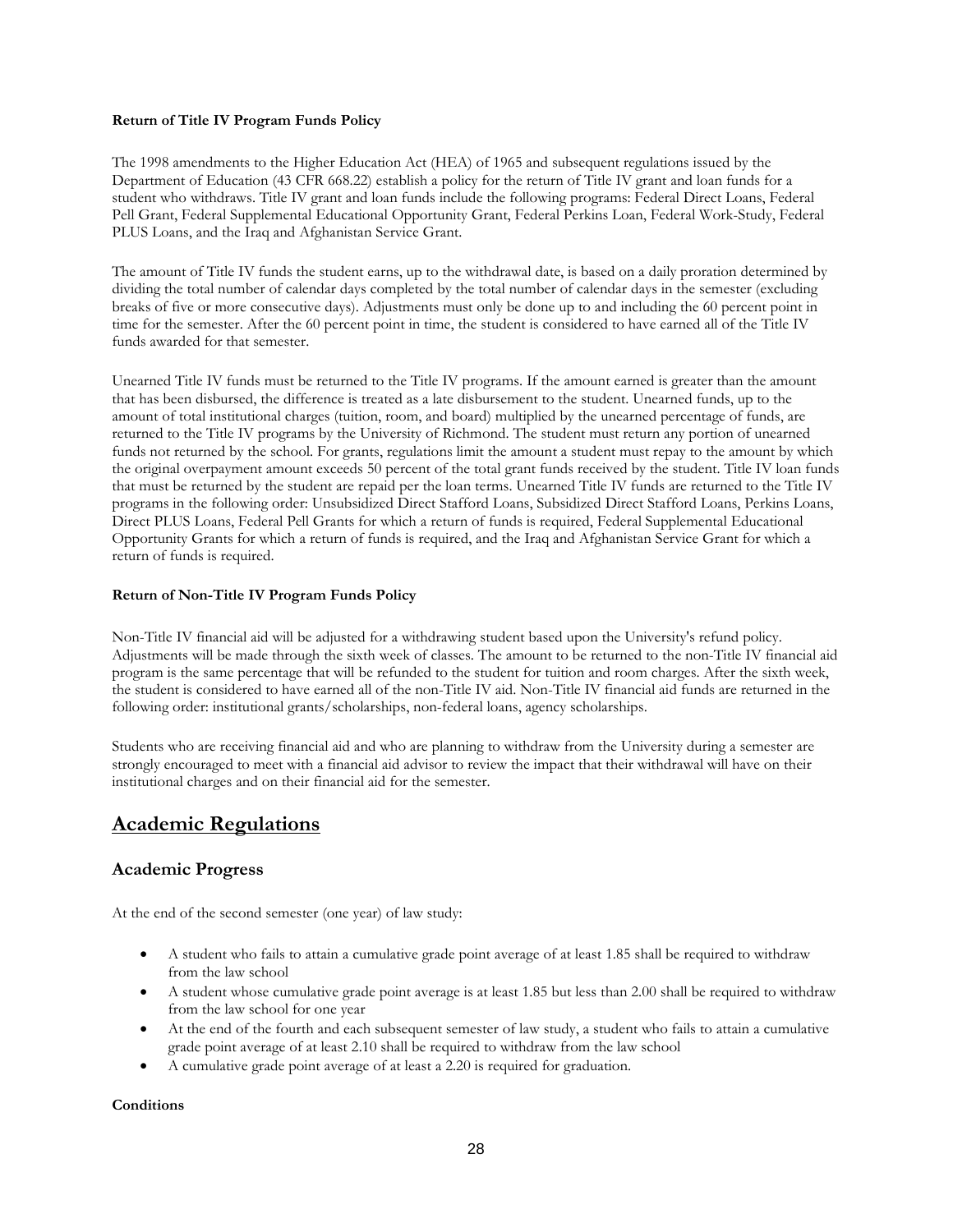**Return of Title IV Program Funds Policy**

The 1998 amendments to the Higher Education Act (HEA) of 1965 and subsequent regulations issued by the Department of Education (43 CFR 668.22) establish a policy for the return of Title IV grant and loan funds for a student who withdraws. Title IV grant and loan funds include the following programs: Federal Direct Loans, Federal Pell Grant, Federal Supplemental Educational Opportunity Grant, Federal Perkins Loan, Federal Work-Study, Federal PLUS Loans, and the Iraq and Afghanistan Service Grant.

The amount of Title IV funds the student earns, up to the withdrawal date, is based on a daily proration determined by dividing the total number of calendar days completed by the total number of calendar days in the semester (excluding breaks of five or more consecutive days). Adjustments must only be done up to and including the 60 percent point in time for the semester. After the 60 percent point in time, the student is considered to have earned all of the Title IV funds awarded for that semester.

Unearned Title IV funds must be returned to the Title IV programs. If the amount earned is greater than the amount that has been disbursed, the difference is treated as a late disbursement to the student. Unearned funds, up to the amount of total institutional charges (tuition, room, and board) multiplied by the unearned percentage of funds, are returned to the Title IV programs by the University of Richmond. The student must return any portion of unearned funds not returned by the school. For grants, regulations limit the amount a student must repay to the amount by which the original overpayment amount exceeds 50 percent of the total grant funds received by the student. Title IV loan funds that must be returned by the student are repaid per the loan terms. Unearned Title IV funds are returned to the Title IV programs in the following order: Unsubsidized Direct Stafford Loans, Subsidized Direct Stafford Loans, Perkins Loans, Direct PLUS Loans, Federal Pell Grants for which a return of funds is required, Federal Supplemental Educational Opportunity Grants for which a return of funds is required, and the Iraq and Afghanistan Service Grant for which a return of funds is required.

**Return of Non-Title IV Program Funds Policy**

Non-Title IV financial aid will be adjusted for a withdrawing student based upon the University's refund policy. Adjustments will be made through the sixth week of classes. The amount to be returned to the non-Title IV financial aid program is the same percentage that will be refunded to the student for tuition and room charges. After the sixth week, the student is considered to have earned all of the non-Title IV aid. Non-Title IV financial aid funds are returned in the following order: institutional grants/scholarships, non-federal loans, agency scholarships.

Students who are receiving financial aid and who are planning to withdraw from the University during a semester are strongly encouraged to meet with a financial aid advisor to review the impact that their withdrawal will have on their institutional charges and on their financial aid for the semester.

# Academic Regulations

## Academic Progress

At the end of the second semester (one year) of law study:

- A student who fails to attain a cumulative grade point average of at least 1.85 shall be required to withdraw from the law school
- A student whose cumulative grade point average is at least 1.85 but less than 2.00 shall be required to withdraw from the law school for one year
- At the end of the fourth and each subsequent semester of law study, a student who fails to attain a cumulative grade point average of at least 2.10 shall be required to withdraw from the law school
- A cumulative grade point average of at least a 2.20 is required for graduation.

**Conditions**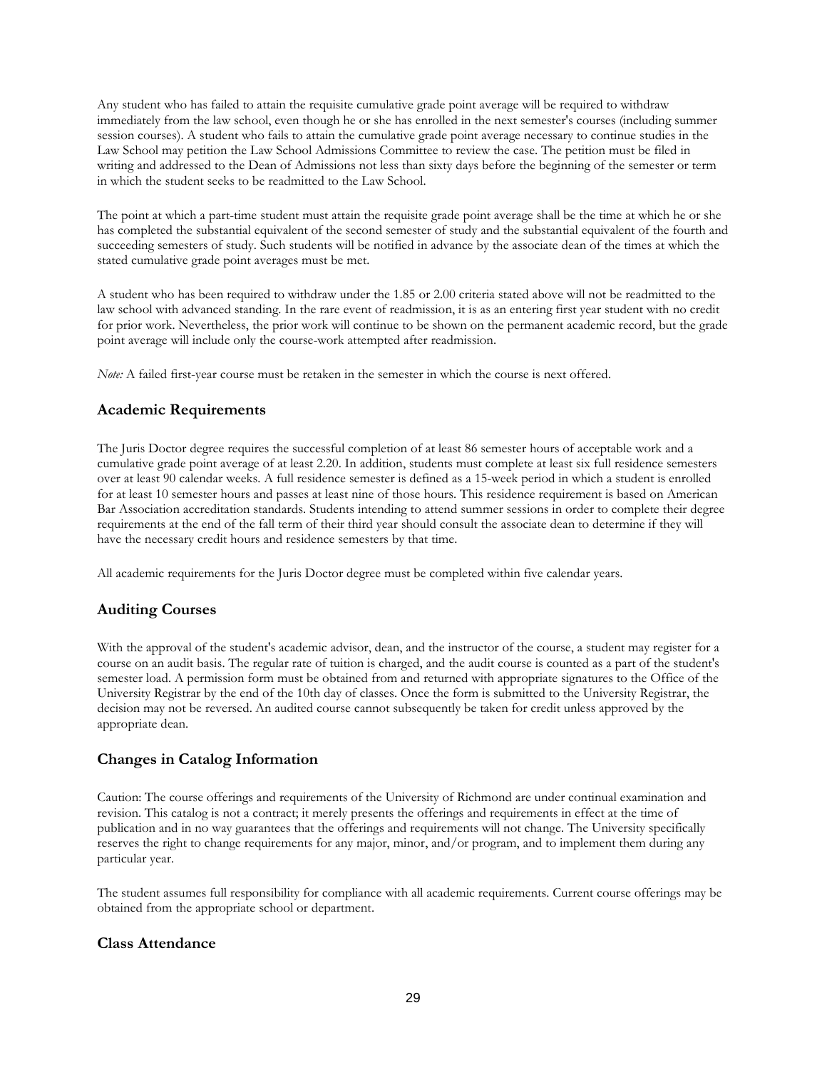Any student who has failed to attain the requisite cumulative grade point average will be required to withdraw immediately from the law school, even though he or she has enrolled in the next semester's courses (including summer session courses). A student who fails to attain the cumulative grade point average necessary to continue studies in the Law School may petition the Law School Admissions Committee to review the case. The petition must be filed in writing and addressed to the Dean of Admissions not less than sixty days before the beginning of the semester or term in which the student seeks to be readmitted to the Law School.

The point at which a part-time student must attain the requisite grade point average shall be the time at which he or she has completed the substantial equivalent of the second semester of study and the substantial equivalent of the fourth and succeeding semesters of study. Such students will be notified in advance by the associate dean of the times at which the stated cumulative grade point averages must be met.

A student who has been required to withdraw under the 1.85 or 2.00 criteria stated above will not be readmitted to the law school with advanced standing. In the rare event of readmission, it is as an entering first year student with no credit for prior work. Nevertheless, the prior work will continue to be shown on the permanent academic record, but the grade point average will include only the course-work attempted after readmission.

*Note:* A failed first-year course must be retaken in the semester in which the course is next offered.

## Academic Requirements

The Juris Doctor degree requires the successful completion of at least 86 semester hours of acceptable work and a cumulative grade point average of at least 2.20. In addition, students must complete at least six full residence semesters over at least 90 calendar weeks. A full residence semester is defined as a 15-week period in which a student is enrolled for at least 10 semester hours and passes at least nine of those hours. This residence requirement is based on American Bar Association accreditation standards. Students intending to attend summer sessions in order to complete their degree requirements at the end of the fall term of their third year should consult the associate dean to determine if they will have the necessary credit hours and residence semesters by that time.

All academic requirements for the Juris Doctor degree must be completed within five calendar years.

## Auditing Courses

With the approval of the student's academic advisor, dean, and the instructor of the course, a student may register for a course on an audit basis. The regular rate of tuition is charged, and the audit course is counted as a part of the student's semester load. A permission form must be obtained from and returned with appropriate signatures to the Office of the University Registrar by the end of the 10th day of classes. Once the form is submitted to the University Registrar, the decision may not be reversed. An audited course cannot subsequently be taken for credit unless approved by the appropriate dean.

## Changes in Catalog Information

Caution: The course offerings and requirements of the University of Richmond are under continual examination and revision. This catalog is not a contract; it merely presents the offerings and requirements in effect at the time of publication and in no way guarantees that the offerings and requirements will not change. The University specifically reserves the right to change requirements for any major, minor, and/or program, and to implement them during any particular year.

The student assumes full responsibility for compliance with all academic requirements. Current course offerings may be obtained from the appropriate school or department.

## Class Attendance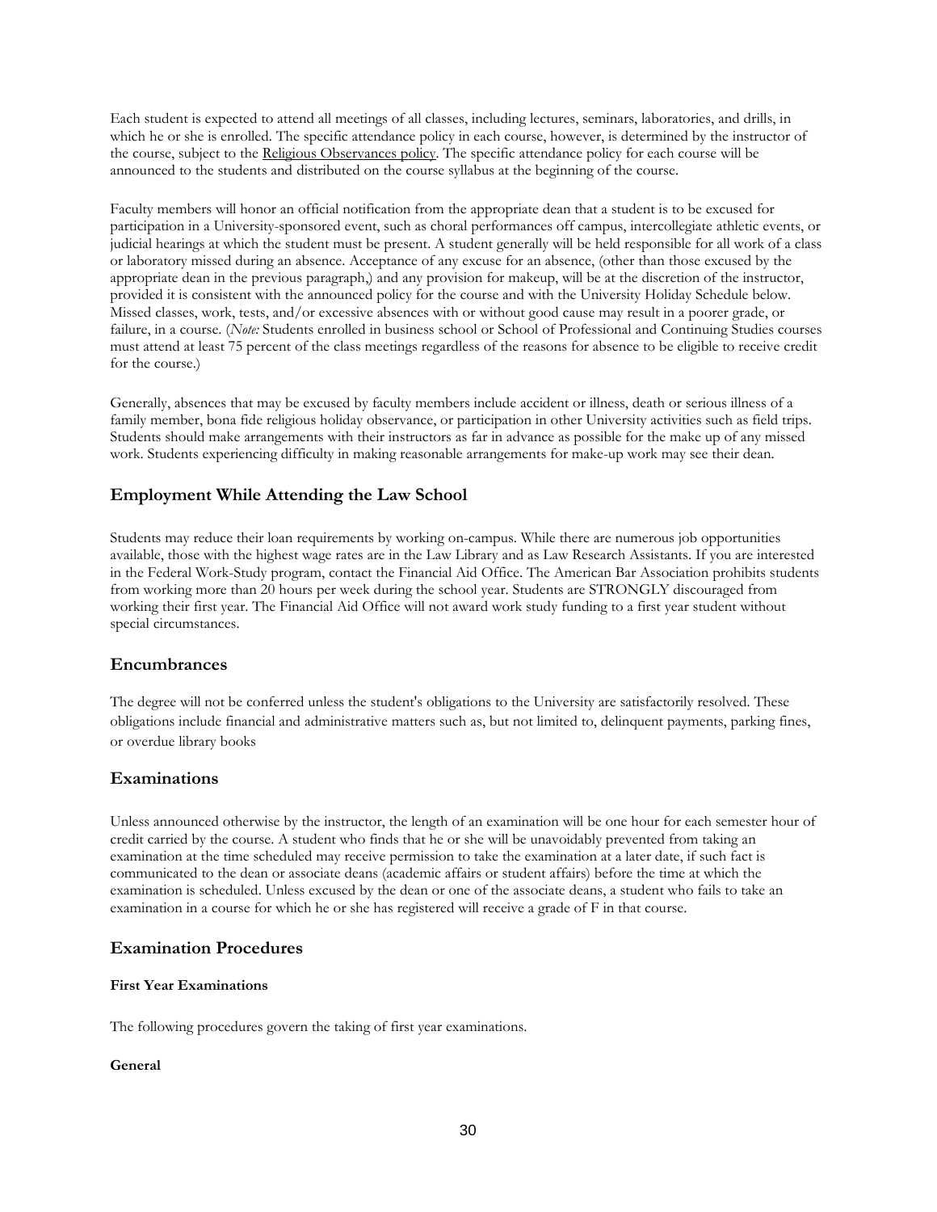Each student is expected to attend all meetings of all classes, including lectures, seminars, laboratories, and drills, in which he or she is enrolled. The specific attendance policy in each course, however, is determined by the instructor of the course, subject to the Religious Observances policy. The specific attendance policy for each course will be announced to the students and distributed on the course syllabus at the beginning of the course.

Faculty members will honor an official notification from the appropriate dean that a student is to be excused for participation in a University-sponsored event, such as choral performances off campus, intercollegiate athletic events, or judicial hearings at which the student must be present. A student generally will be held responsible for all work of a class or laboratory missed during an absence. Acceptance of any excuse for an absence, (other than those excused by the appropriate dean in the previous paragraph,) and any provision for makeup, will be at the discretion of the instructor, provided it is consistent with the announced policy for the course and with the University Holiday Schedule below. Missed classes, work, tests, and/or excessive absences with or without good cause may result in a poorer grade, or failure, in a course. (*Note:* Students enrolled in business school or School of Professional and Continuing Studies courses must attend at least 75 percent of the class meetings regardless of the reasons for absence to be eligible to receive credit for the course.)

Generally, absences that may be excused by faculty members include accident or illness, death or serious illness of a family member, bona fide religious holiday observance, or participation in other University activities such as field trips. Students should make arrangements with their instructors as far in advance as possible for the make up of any missed work. Students experiencing difficulty in making reasonable arrangements for make-up work may see their dean.

## Employment While Attending the Law School

Students may reduce their loan requirements by working on-campus. While there are numerous job opportunities available, those with the highest wage rates are in the Law Library and as Law Research Assistants. If you are interested in the Federal Work-Study program, contact the Financial Aid Office. The American Bar Association prohibits students from working more than 20 hours per week during the school year. Students are STRONGLY discouraged from working their first year. The Financial Aid Office will not award work study funding to a first year student without special circumstances.

## Encumbrances

The degree will not be conferred unless the student's obligations to the University are satisfactorily resolved. These obligations include financial and administrative matters such as, but not limited to, delinquent payments, parking fines, or overdue library books

## Examinations

Unless announced otherwise by the instructor, the length of an examination will be one hour for each semester hour of credit carried by the course. A student who finds that he or she will be unavoidably prevented from taking an examination at the time scheduled may receive permission to take the examination at a later date, if such fact is communicated to the dean or associate deans (academic affairs or student affairs) before the time at which the examination is scheduled. Unless excused by the dean or one of the associate deans, a student who fails to take an examination in a course for which he or she has registered will receive a grade of F in that course.

## Examination Procedures

#### First Year Examinations

The following procedures govern the taking of first year examinations.

#### General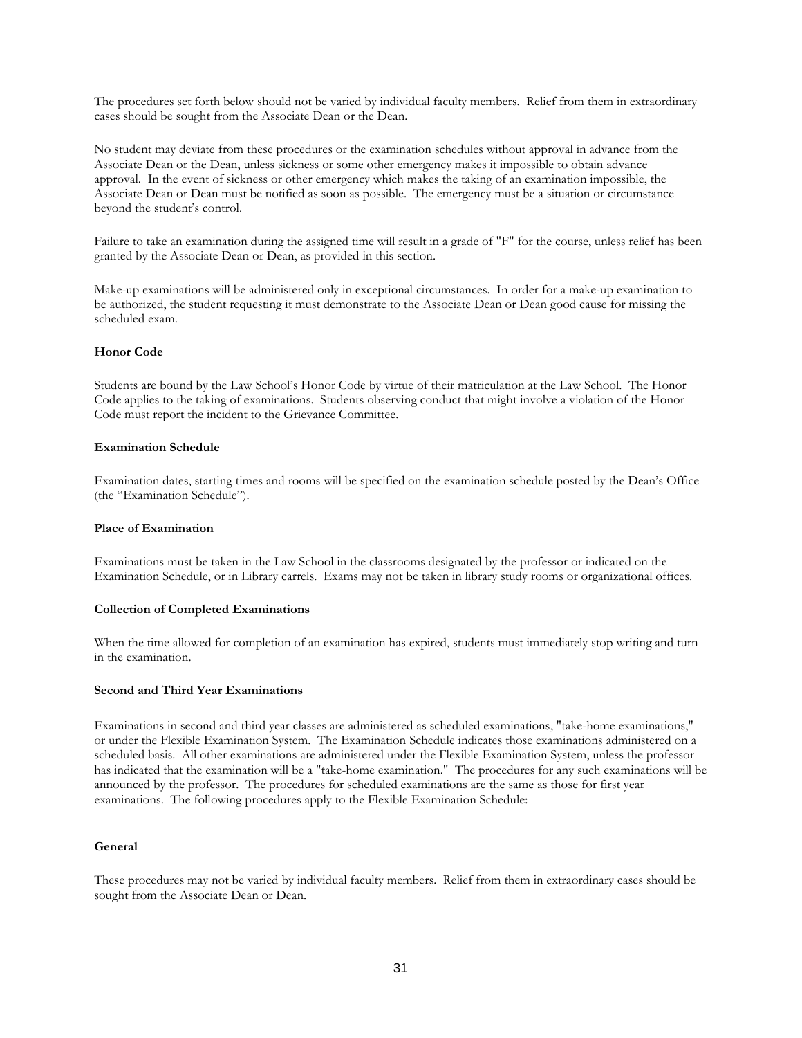The procedures set forth below should not be varied by individual faculty members. Relief from them in extraordinary cases should be sought from the Associate Dean or the Dean.

No student may deviate from these procedures or the examination schedules without approval in advance from the Associate Dean or the Dean, unless sickness or some other emergency makes it impossible to obtain advance approval. In the event of sickness or other emergency which makes the taking of an examination impossible, the Associate Dean or Dean must be notified as soon as possible. The emergency must be a situation or circumstance beyond the student's control.

Failure to take an examination during the assigned time will result in a grade of "F" for the course, unless relief has been granted by the Associate Dean or Dean, as provided in this section.

Make-up examinations will be administered only in exceptional circumstances. In order for a make-up examination to be authorized, the student requesting it must demonstrate to the Associate Dean or Dean good cause for missing the scheduled exam.

**Honor Code**

Students are bound by the Law School's Honor Code by virtue of their matriculation at the Law School. The Honor Code applies to the taking of examinations. Students observing conduct that might involve a violation of the Honor Code must report the incident to the Grievance Committee.

**Examination Schedule**

Examination dates, starting times and rooms will be specified on the examination schedule posted by the Dean's Office (the "Examination Schedule").

**Place of Examination**

Examinations must be taken in the Law School in the classrooms designated by the professor or indicated on the Examination Schedule, or in Library carrels. Exams may not be taken in library study rooms or organizational offices.

**Collection of Completed Examinations**

When the time allowed for completion of an examination has expired, students must immediately stop writing and turn in the examination.

**Second and Third Year Examinations**

Examinations in second and third year classes are administered as scheduled examinations, "take-home examinations," or under the Flexible Examination System. The Examination Schedule indicates those examinations administered on a scheduled basis. All other examinations are administered under the Flexible Examination System, unless the professor has indicated that the examination will be a "take-home examination." The procedures for any such examinations will be announced by the professor. The procedures for scheduled examinations are the same as those for first year examinations. The following procedures apply to the Flexible Examination Schedule:

**General**

These procedures may not be varied by individual faculty members. Relief from them in extraordinary cases should be sought from the Associate Dean or Dean.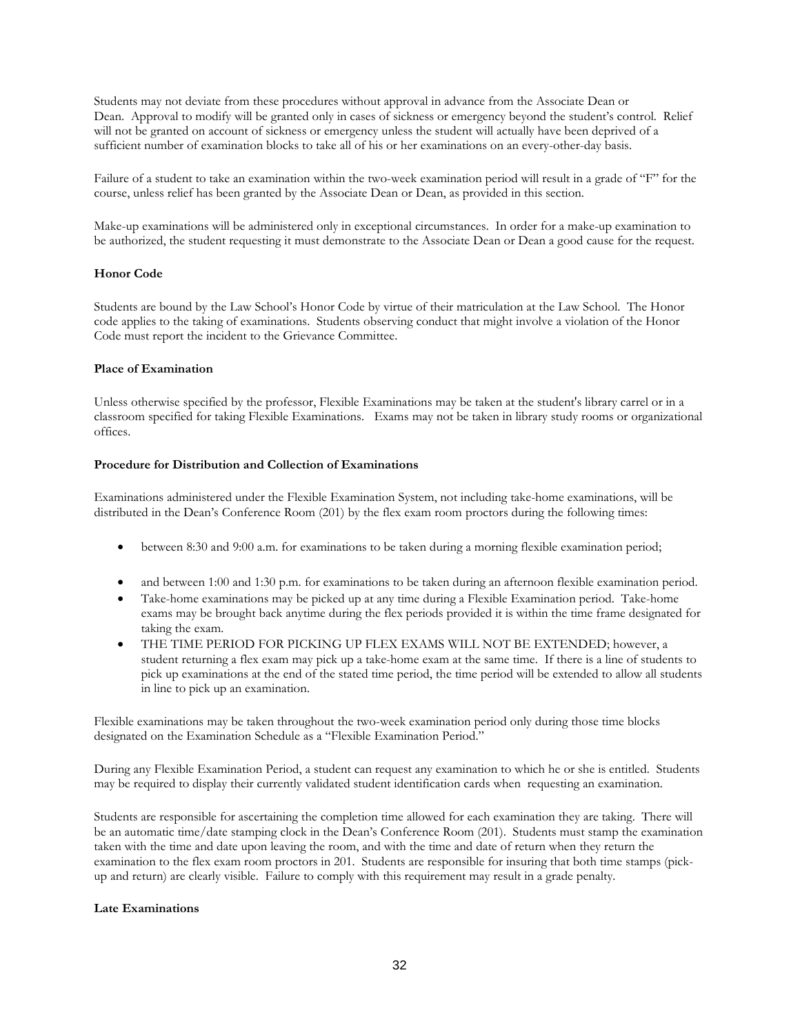Students may not deviate from these procedures without approval in advance from the Associate Dean or Dean. Approval to modify will be granted only in cases of sickness or emergency beyond the student's control. Relief will not be granted on account of sickness or emergency unless the student will actually have been deprived of a sufficient number of examination blocks to take all of his or her examinations on an every-other-day basis.

Failure of a student to take an examination within the two-week examination period will result in a grade of "F" for the course, unless relief has been granted by the Associate Dean or Dean, as provided in this section.

Make-up examinations will be administered only in exceptional circumstances. In order for a make-up examination to be authorized, the student requesting it must demonstrate to the Associate Dean or Dean a good cause for the request.

**Honor Code**

Students are bound by the Law School's Honor Code by virtue of their matriculation at the Law School. The Honor code applies to the taking of examinations. Students observing conduct that might involve a violation of the Honor Code must report the incident to the Grievance Committee.

**Place of Examination**

Unless otherwise specified by the professor, Flexible Examinations may be taken at the student's library carrel or in a classroom specified for taking Flexible Examinations. Exams may not be taken in library study rooms or organizational offices.

**Procedure for Distribution and Collection of Examinations**

Examinations administered under the Flexible Examination System, not including take-home examinations, will be distributed in the Dean's Conference Room (201) by the flex exam room proctors during the following times:

- between 8:30 and 9:00 a.m. for examinations to be taken during a morning flexible examination period;
- and between 1:00 and 1:30 p.m. for examinations to be taken during an afternoon flexible examination period.
- Take-home examinations may be picked up at any time during a Flexible Examination period. Take-home exams may be brought back anytime during the flex periods provided it is within the time frame designated for taking the exam.
- THE TIME PERIOD FOR PICKING UP FLEX EXAMS WILL NOT BE EXTENDED; however, a student returning a flex exam may pick up a take-home exam at the same time. If there is a line of students to pick up examinations at the end of the stated time period, the time period will be extended to allow all students in line to pick up an examination.

Flexible examinations may be taken throughout the two-week examination period only during those time blocks designated on the Examination Schedule as a "Flexible Examination Period."

During any Flexible Examination Period, a student can request any examination to which he or she is entitled. Students may be required to display their currently validated student identification cards when requesting an examination.

Students are responsible for ascertaining the completion time allowed for each examination they are taking. There will be an automatic time/date stamping clock in the Dean's Conference Room (201). Students must stamp the examination taken with the time and date upon leaving the room, and with the time and date of return when they return the examination to the flex exam room proctors in 201. Students are responsible for insuring that both time stamps (pick-up and return) are clearly visible. Failure to comply with this requirement may result in a grade penalty.

**Late Examinations**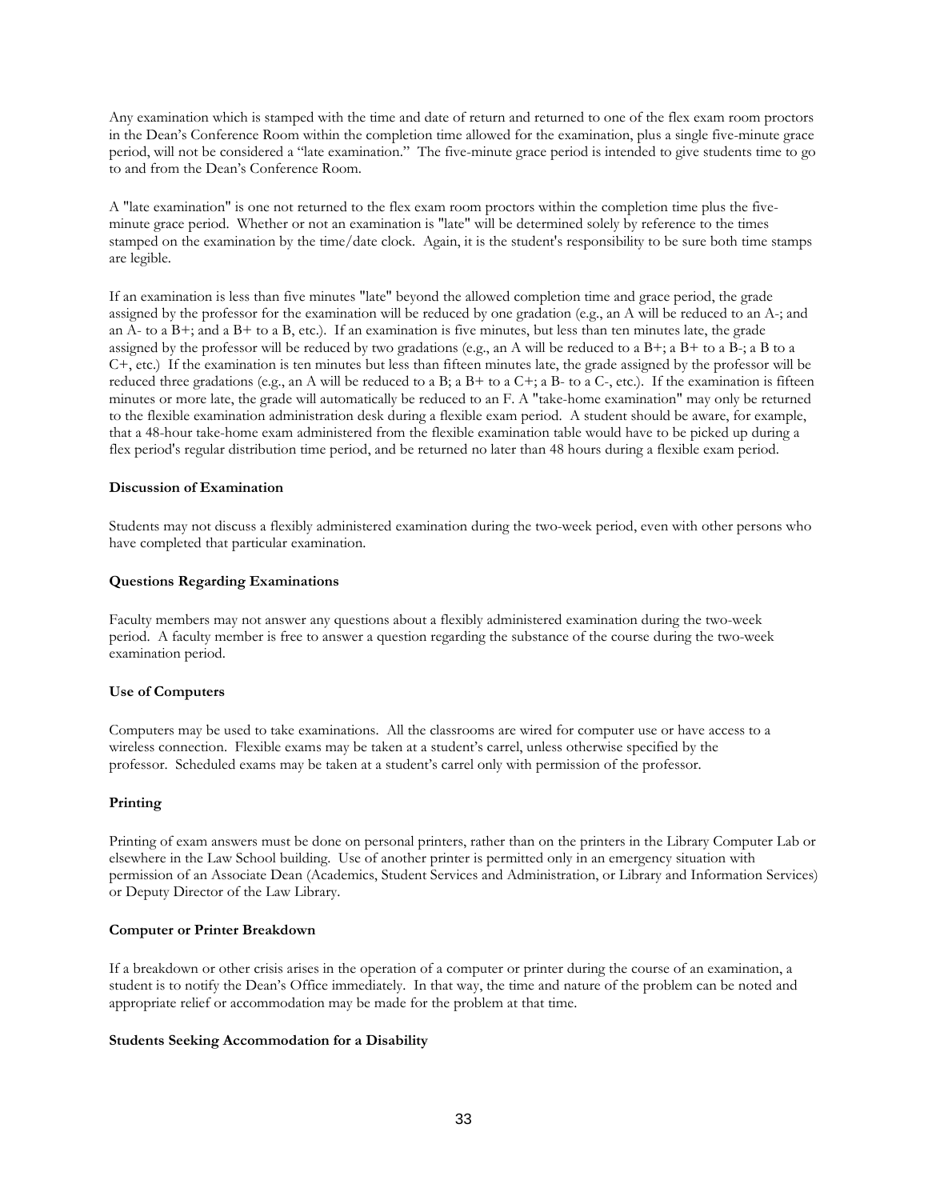Any examination which is stamped with the time and date of return and returned to one of the flex exam room proctors in the Dean's Conference Room within the completion time allowed for the examination, plus a single five-minute grace period, will not be considered a "late examination." The five-minute grace period is intended to give students time to go to and from the Dean's Conference Room.

A "late examination" is one not returned to the flex exam room proctors within the completion time plus the five-minute grace period. Whether or not an examination is "late" will be determined solely by reference to the times stamped on the examination by the time/date clock. Again, it is the student's responsibility to be sure both time stamps are legible.

If an examination is less than five minutes "late" beyond the allowed completion time and grace period, the grade assigned by the professor for the examination will be reduced by one gradation (e.g., an A will be reduced to an A-; and an A- to a B+; and a B+ to a B, etc.). If an examination is five minutes, but less than ten minutes late, the grade assigned by the professor will be reduced by two gradations (e.g., an A will be reduced to a B+; a B+ to a B-; a B to a C+, etc.) If the examination is ten minutes but less than fifteen minutes late, the grade assigned by the professor will be reduced three gradations (e.g., an A will be reduced to a B; a B+ to a C+; a B- to a C-, etc.). If the examination is fifteen minutes or more late, the grade will automatically be reduced to an F. A "take-home examination" may only be returned to the flexible examination administration desk during a flexible exam period. A student should be aware, for example, that a 48-hour take-home exam administered from the flexible examination table would have to be picked up during a flex period's regular distribution time period, and be returned no later than 48 hours during a flexible exam period.

**Discussion of Examination**

Students may not discuss a flexibly administered examination during the two-week period, even with other persons who have completed that particular examination.

**Questions Regarding Examinations**

Faculty members may not answer any questions about a flexibly administered examination during the two-week period. A faculty member is free to answer a question regarding the substance of the course during the two-week examination period.

**Use of Computers**

Computers may be used to take examinations. All the classrooms are wired for computer use or have access to a wireless connection. Flexible exams may be taken at a student's carrel, unless otherwise specified by the professor. Scheduled exams may be taken at a student's carrel only with permission of the professor.

**Printing**

Printing of exam answers must be done on personal printers, rather than on the printers in the Library Computer Lab or elsewhere in the Law School building. Use of another printer is permitted only in an emergency situation with permission of an Associate Dean (Academics, Student Services and Administration, or Library and Information Services) or Deputy Director of the Law Library.

**Computer or Printer Breakdown**

If a breakdown or other crisis arises in the operation of a computer or printer during the course of an examination, a student is to notify the Dean's Office immediately. In that way, the time and nature of the problem can be noted and appropriate relief or accommodation may be made for the problem at that time.

**Students Seeking Accommodation for a Disability**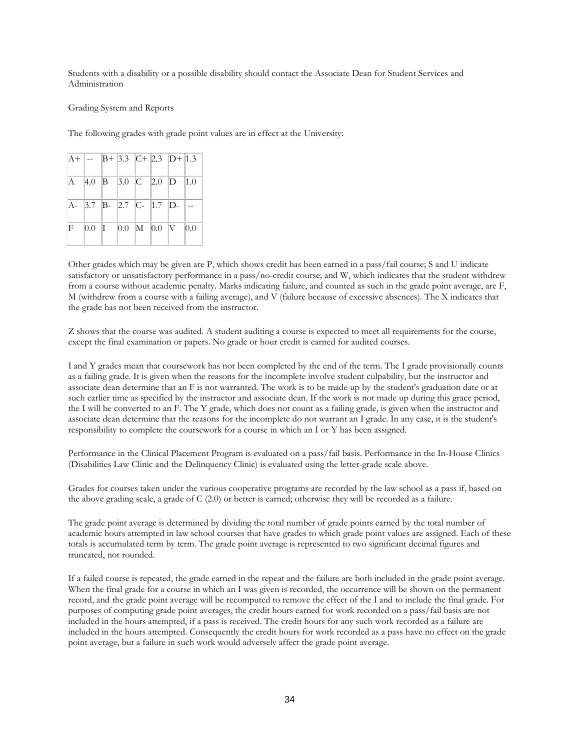Students with a disability or a possible disability should contact the Associate Dean for Student Services and Administration

Grading System and Reports

The following grades with grade point values are in effect at the University:

| | | | | | | | |
|---|---|---|---|---|---|---|---|
| A+ | -- | B+ | 3.3 | C+ | 2.3 | D+ | 1.3 |
| A | 4.0 | B | 3.0 | C | 2.0 | D | 1.0 |
| A- | 3.7 | B- | 2.7 | C- | 1.7 | D- | -- |
| F | 0.0 | I | 0.0 | M | 0.0 | V | 0.0 |

Other grades which may be given are P, which shows credit has been earned in a pass/fail course; S and U indicate satisfactory or unsatisfactory performance in a pass/no-credit course; and W, which indicates that the student withdrew from a course without academic penalty. Marks indicating failure, and counted as such in the grade point average, are F, M (withdrew from a course with a failing average), and V (failure because of excessive absences). The X indicates that the grade has not been received from the instructor.

Z shows that the course was audited. A student auditing a course is expected to meet all requirements for the course, except the final examination or papers. No grade or hour credit is earned for audited courses.

I and Y grades mean that coursework has not been completed by the end of the term. The I grade provisionally counts as a failing grade. It is given when the reasons for the incomplete involve student culpability, but the instructor and associate dean determine that an F is not warranted. The work is to be made up by the student's graduation date or at such earlier time as specified by the instructor and associate dean. If the work is not made up during this grace period, the I will be converted to an F. The Y grade, which does not count as a failing grade, is given when the instructor and associate dean determine that the reasons for the incomplete do not warrant an I grade. In any case, it is the student's responsibility to complete the coursework for a course in which an I or Y has been assigned.

Performance in the Clinical Placement Program is evaluated on a pass/fail basis. Performance in the In-House Clinics (Disabilities Law Clinic and the Delinquency Clinic) is evaluated using the letter-grade scale above.

Grades for courses taken under the various cooperative programs are recorded by the law school as a pass if, based on the above grading scale, a grade of C (2.0) or better is earned; otherwise they will be recorded as a failure.

The grade point average is determined by dividing the total number of grade points earned by the total number of academic hours attempted in law school courses that have grades to which grade point values are assigned. Each of these totals is accumulated term by term. The grade point average is represented to two significant decimal figures and truncated, not rounded.

If a failed course is repeated, the grade earned in the repeat and the failure are both included in the grade point average. When the final grade for a course in which an I was given is recorded, the occurrence will be shown on the permanent record, and the grade point average will be recomputed to remove the effect of the I and to include the final grade. For purposes of computing grade point averages, the credit hours earned for work recorded on a pass/fail basis are not included in the hours attempted, if a pass is received. The credit hours for any such work recorded as a failure are included in the hours attempted. Consequently the credit hours for work recorded as a pass have no effect on the grade point average, but a failure in such work would adversely affect the grade point average.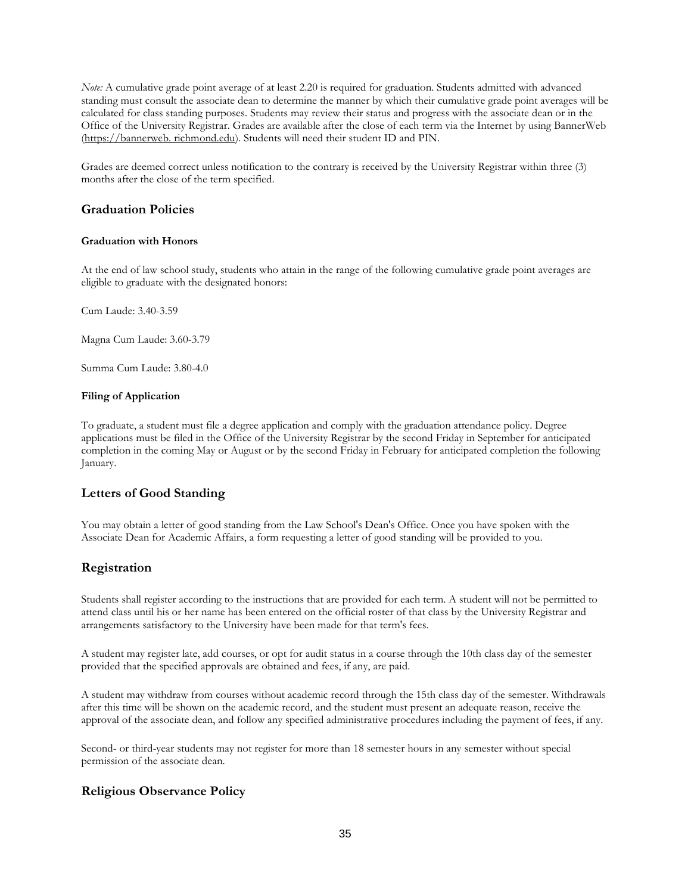*Note:* A cumulative grade point average of at least 2.20 is required for graduation. Students admitted with advanced standing must consult the associate dean to determine the manner by which their cumulative grade point averages will be calculated for class standing purposes. Students may review their status and progress with the associate dean or in the Office of the University Registrar. Grades are available after the close of each term via the Internet by using BannerWeb (https://bannerweb. richmond.edu). Students will need their student ID and PIN.

Grades are deemed correct unless notification to the contrary is received by the University Registrar within three (3) months after the close of the term specified.

## Graduation Policies

#### Graduation with Honors

At the end of law school study, students who attain in the range of the following cumulative grade point averages are eligible to graduate with the designated honors:

Cum Laude: 3.40-3.59

Magna Cum Laude: 3.60-3.79

Summa Cum Laude: 3.80-4.0

#### Filing of Application

To graduate, a student must file a degree application and comply with the graduation attendance policy. Degree applications must be filed in the Office of the University Registrar by the second Friday in September for anticipated completion in the coming May or August or by the second Friday in February for anticipated completion the following January.

## Letters of Good Standing

You may obtain a letter of good standing from the Law School's Dean's Office. Once you have spoken with the Associate Dean for Academic Affairs, a form requesting a letter of good standing will be provided to you.

## Registration

Students shall register according to the instructions that are provided for each term. A student will not be permitted to attend class until his or her name has been entered on the official roster of that class by the University Registrar and arrangements satisfactory to the University have been made for that term's fees.

A student may register late, add courses, or opt for audit status in a course through the 10th class day of the semester provided that the specified approvals are obtained and fees, if any, are paid.

A student may withdraw from courses without academic record through the 15th class day of the semester. Withdrawals after this time will be shown on the academic record, and the student must present an adequate reason, receive the approval of the associate dean, and follow any specified administrative procedures including the payment of fees, if any.

Second- or third-year students may not register for more than 18 semester hours in any semester without special permission of the associate dean.

## Religious Observance Policy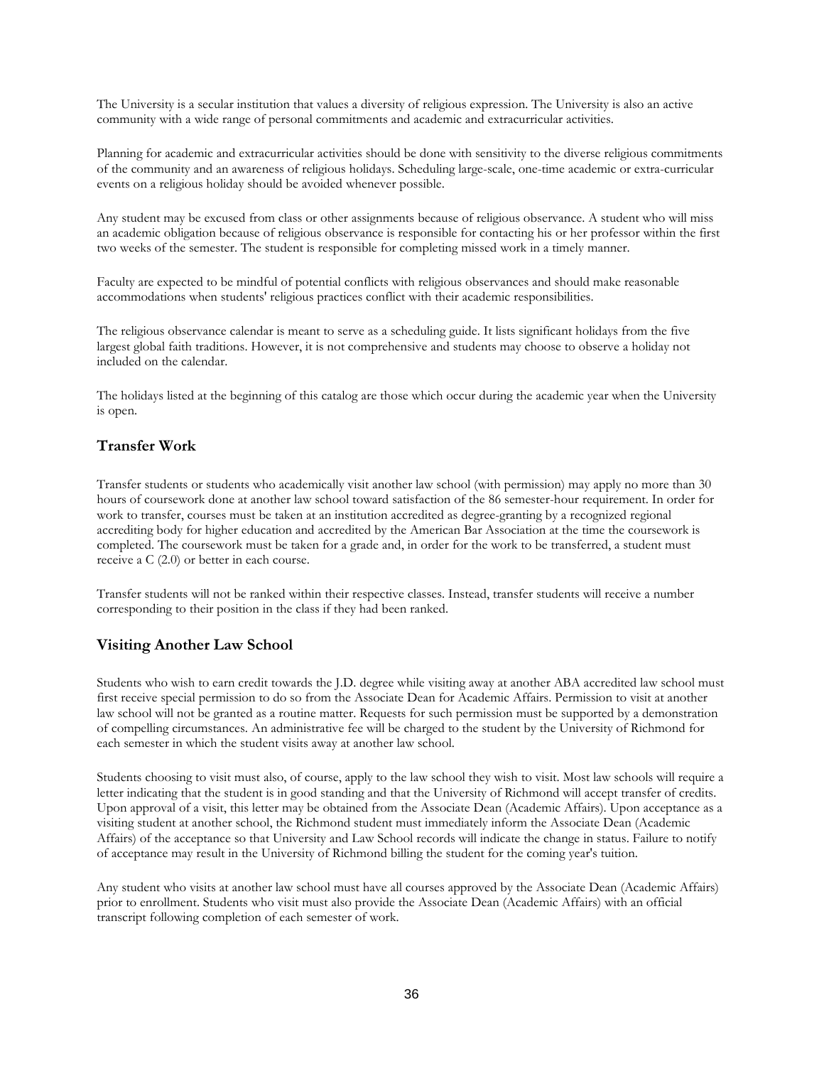The University is a secular institution that values a diversity of religious expression. The University is also an active community with a wide range of personal commitments and academic and extracurricular activities.

Planning for academic and extracurricular activities should be done with sensitivity to the diverse religious commitments of the community and an awareness of religious holidays. Scheduling large-scale, one-time academic or extra-curricular events on a religious holiday should be avoided whenever possible.

Any student may be excused from class or other assignments because of religious observance. A student who will miss an academic obligation because of religious observance is responsible for contacting his or her professor within the first two weeks of the semester. The student is responsible for completing missed work in a timely manner.

Faculty are expected to be mindful of potential conflicts with religious observances and should make reasonable accommodations when students' religious practices conflict with their academic responsibilities.

The religious observance calendar is meant to serve as a scheduling guide. It lists significant holidays from the five largest global faith traditions. However, it is not comprehensive and students may choose to observe a holiday not included on the calendar.

The holidays listed at the beginning of this catalog are those which occur during the academic year when the University is open.

## Transfer Work

Transfer students or students who academically visit another law school (with permission) may apply no more than 30 hours of coursework done at another law school toward satisfaction of the 86 semester-hour requirement. In order for work to transfer, courses must be taken at an institution accredited as degree-granting by a recognized regional accrediting body for higher education and accredited by the American Bar Association at the time the coursework is completed. The coursework must be taken for a grade and, in order for the work to be transferred, a student must receive a C (2.0) or better in each course.

Transfer students will not be ranked within their respective classes. Instead, transfer students will receive a number corresponding to their position in the class if they had been ranked.

## Visiting Another Law School

Students who wish to earn credit towards the J.D. degree while visiting away at another ABA accredited law school must first receive special permission to do so from the Associate Dean for Academic Affairs. Permission to visit at another law school will not be granted as a routine matter. Requests for such permission must be supported by a demonstration of compelling circumstances. An administrative fee will be charged to the student by the University of Richmond for each semester in which the student visits away at another law school.

Students choosing to visit must also, of course, apply to the law school they wish to visit. Most law schools will require a letter indicating that the student is in good standing and that the University of Richmond will accept transfer of credits. Upon approval of a visit, this letter may be obtained from the Associate Dean (Academic Affairs). Upon acceptance as a visiting student at another school, the Richmond student must immediately inform the Associate Dean (Academic Affairs) of the acceptance so that University and Law School records will indicate the change in status. Failure to notify of acceptance may result in the University of Richmond billing the student for the coming year's tuition.

Any student who visits at another law school must have all courses approved by the Associate Dean (Academic Affairs) prior to enrollment. Students who visit must also provide the Associate Dean (Academic Affairs) with an official transcript following completion of each semester of work.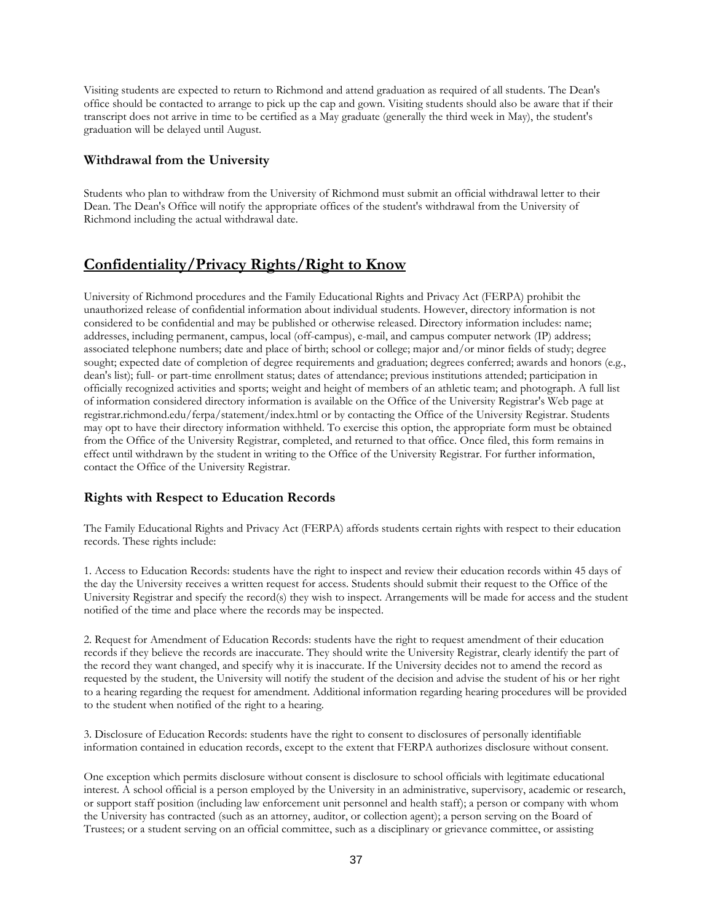Visiting students are expected to return to Richmond and attend graduation as required of all students. The Dean's office should be contacted to arrange to pick up the cap and gown. Visiting students should also be aware that if their transcript does not arrive in time to be certified as a May graduate (generally the third week in May), the student's graduation will be delayed until August.

### Withdrawal from the University

Students who plan to withdraw from the University of Richmond must submit an official withdrawal letter to their Dean. The Dean's Office will notify the appropriate offices of the student's withdrawal from the University of Richmond including the actual withdrawal date.

## Confidentiality/Privacy Rights/Right to Know

University of Richmond procedures and the Family Educational Rights and Privacy Act (FERPA) prohibit the unauthorized release of confidential information about individual students. However, directory information is not considered to be confidential and may be published or otherwise released. Directory information includes: name; addresses, including permanent, campus, local (off-campus), e-mail, and campus computer network (IP) address; associated telephone numbers; date and place of birth; school or college; major and/or minor fields of study; degree sought; expected date of completion of degree requirements and graduation; degrees conferred; awards and honors (e.g., dean's list); full- or part-time enrollment status; dates of attendance; previous institutions attended; participation in officially recognized activities and sports; weight and height of members of an athletic team; and photograph. A full list of information considered directory information is available on the Office of the University Registrar's Web page at registrar.richmond.edu/ferpa/statement/index.html or by contacting the Office of the University Registrar. Students may opt to have their directory information withheld. To exercise this option, the appropriate form must be obtained from the Office of the University Registrar, completed, and returned to that office. Once filed, this form remains in effect until withdrawn by the student in writing to the Office of the University Registrar. For further information, contact the Office of the University Registrar.

### Rights with Respect to Education Records

The Family Educational Rights and Privacy Act (FERPA) affords students certain rights with respect to their education records. These rights include:

1. Access to Education Records: students have the right to inspect and review their education records within 45 days of the day the University receives a written request for access. Students should submit their request to the Office of the University Registrar and specify the record(s) they wish to inspect. Arrangements will be made for access and the student notified of the time and place where the records may be inspected.

2. Request for Amendment of Education Records: students have the right to request amendment of their education records if they believe the records are inaccurate. They should write the University Registrar, clearly identify the part of the record they want changed, and specify why it is inaccurate. If the University decides not to amend the record as requested by the student, the University will notify the student of the decision and advise the student of his or her right to a hearing regarding the request for amendment. Additional information regarding hearing procedures will be provided to the student when notified of the right to a hearing.

3. Disclosure of Education Records: students have the right to consent to disclosures of personally identifiable information contained in education records, except to the extent that FERPA authorizes disclosure without consent.

One exception which permits disclosure without consent is disclosure to school officials with legitimate educational interest. A school official is a person employed by the University in an administrative, supervisory, academic or research, or support staff position (including law enforcement unit personnel and health staff); a person or company with whom the University has contracted (such as an attorney, auditor, or collection agent); a person serving on the Board of Trustees; or a student serving on an official committee, such as a disciplinary or grievance committee, or assisting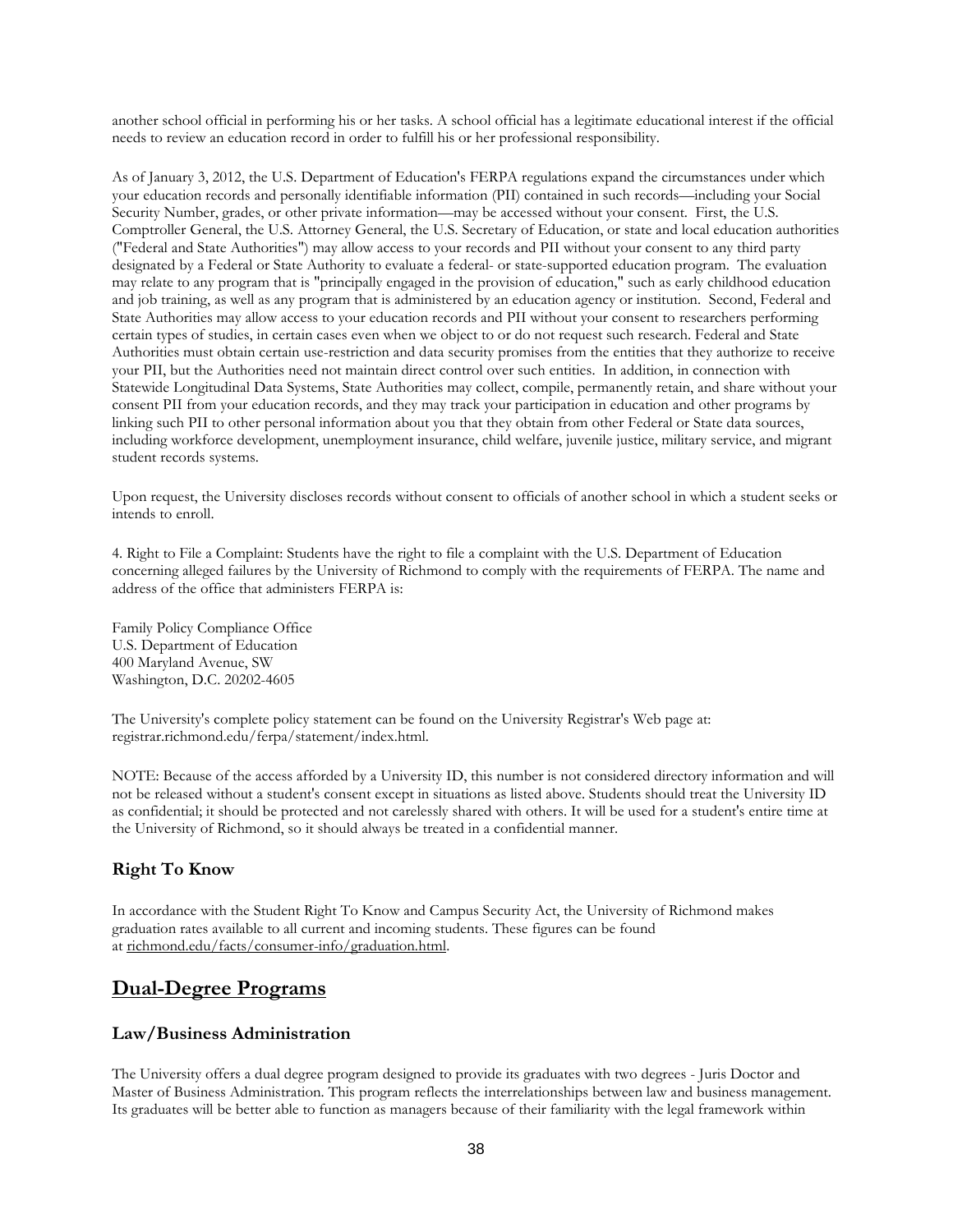another school official in performing his or her tasks. A school official has a legitimate educational interest if the official needs to review an education record in order to fulfill his or her professional responsibility.

As of January 3, 2012, the U.S. Department of Education's FERPA regulations expand the circumstances under which your education records and personally identifiable information (PII) contained in such records—including your Social Security Number, grades, or other private information—may be accessed without your consent. First, the U.S. Comptroller General, the U.S. Attorney General, the U.S. Secretary of Education, or state and local education authorities ("Federal and State Authorities") may allow access to your records and PII without your consent to any third party designated by a Federal or State Authority to evaluate a federal- or state-supported education program. The evaluation may relate to any program that is "principally engaged in the provision of education," such as early childhood education and job training, as well as any program that is administered by an education agency or institution. Second, Federal and State Authorities may allow access to your education records and PII without your consent to researchers performing certain types of studies, in certain cases even when we object to or do not request such research. Federal and State Authorities must obtain certain use-restriction and data security promises from the entities that they authorize to receive your PII, but the Authorities need not maintain direct control over such entities. In addition, in connection with Statewide Longitudinal Data Systems, State Authorities may collect, compile, permanently retain, and share without your consent PII from your education records, and they may track your participation in education and other programs by linking such PII to other personal information about you that they obtain from other Federal or State data sources, including workforce development, unemployment insurance, child welfare, juvenile justice, military service, and migrant student records systems.

Upon request, the University discloses records without consent to officials of another school in which a student seeks or intends to enroll.

4. Right to File a Complaint: Students have the right to file a complaint with the U.S. Department of Education concerning alleged failures by the University of Richmond to comply with the requirements of FERPA. The name and address of the office that administers FERPA is:

Family Policy Compliance Office
U.S. Department of Education
400 Maryland Avenue, SW
Washington, D.C. 20202-4605

The University's complete policy statement can be found on the University Registrar's Web page at: registrar.richmond.edu/ferpa/statement/index.html.

NOTE: Because of the access afforded by a University ID, this number is not considered directory information and will not be released without a student's consent except in situations as listed above. Students should treat the University ID as confidential; it should be protected and not carelessly shared with others. It will be used for a student's entire time at the University of Richmond, so it should always be treated in a confidential manner.

### Right To Know

In accordance with the Student Right To Know and Campus Security Act, the University of Richmond makes graduation rates available to all current and incoming students. These figures can be found at richmond.edu/facts/consumer-info/graduation.html.

## Dual-Degree Programs

### Law/Business Administration

The University offers a dual degree program designed to provide its graduates with two degrees - Juris Doctor and Master of Business Administration. This program reflects the interrelationships between law and business management. Its graduates will be better able to function as managers because of their familiarity with the legal framework within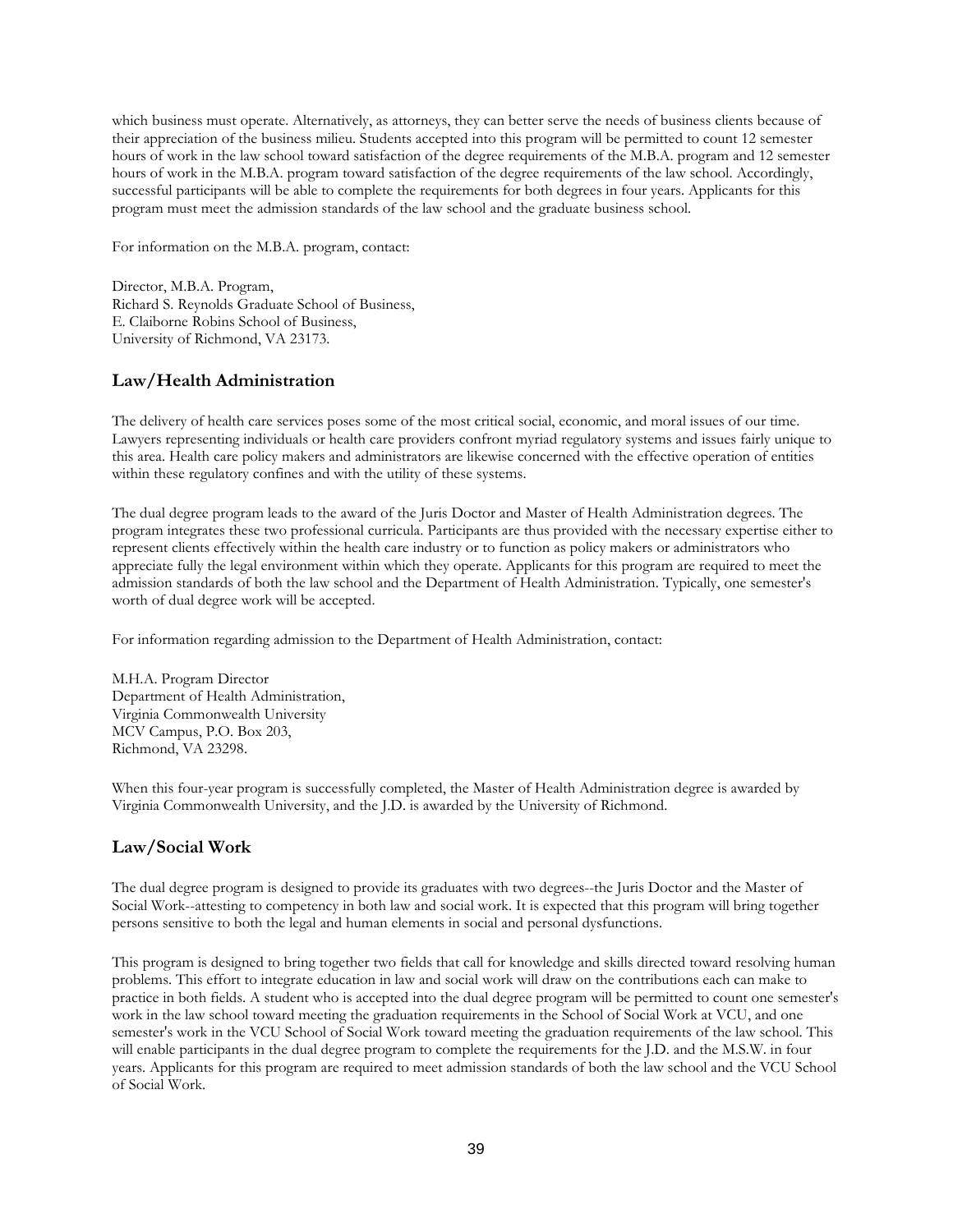which business must operate. Alternatively, as attorneys, they can better serve the needs of business clients because of their appreciation of the business milieu. Students accepted into this program will be permitted to count 12 semester hours of work in the law school toward satisfaction of the degree requirements of the M.B.A. program and 12 semester hours of work in the M.B.A. program toward satisfaction of the degree requirements of the law school. Accordingly, successful participants will be able to complete the requirements for both degrees in four years. Applicants for this program must meet the admission standards of the law school and the graduate business school.

For information on the M.B.A. program, contact:

Director, M.B.A. Program,
Richard S. Reynolds Graduate School of Business,
E. Claiborne Robins School of Business,
University of Richmond, VA 23173.

## Law/Health Administration

The delivery of health care services poses some of the most critical social, economic, and moral issues of our time. Lawyers representing individuals or health care providers confront myriad regulatory systems and issues fairly unique to this area. Health care policy makers and administrators are likewise concerned with the effective operation of entities within these regulatory confines and with the utility of these systems.

The dual degree program leads to the award of the Juris Doctor and Master of Health Administration degrees. The program integrates these two professional curricula. Participants are thus provided with the necessary expertise either to represent clients effectively within the health care industry or to function as policy makers or administrators who appreciate fully the legal environment within which they operate. Applicants for this program are required to meet the admission standards of both the law school and the Department of Health Administration. Typically, one semester's worth of dual degree work will be accepted.

For information regarding admission to the Department of Health Administration, contact:

M.H.A. Program Director
Department of Health Administration,
Virginia Commonwealth University
MCV Campus, P.O. Box 203,
Richmond, VA 23298.

When this four-year program is successfully completed, the Master of Health Administration degree is awarded by Virginia Commonwealth University, and the J.D. is awarded by the University of Richmond.

## Law/Social Work

The dual degree program is designed to provide its graduates with two degrees--the Juris Doctor and the Master of Social Work--attesting to competency in both law and social work. It is expected that this program will bring together persons sensitive to both the legal and human elements in social and personal dysfunctions.

This program is designed to bring together two fields that call for knowledge and skills directed toward resolving human problems. This effort to integrate education in law and social work will draw on the contributions each can make to practice in both fields. A student who is accepted into the dual degree program will be permitted to count one semester's work in the law school toward meeting the graduation requirements in the School of Social Work at VCU, and one semester's work in the VCU School of Social Work toward meeting the graduation requirements of the law school. This will enable participants in the dual degree program to complete the requirements for the J.D. and the M.S.W. in four years. Applicants for this program are required to meet admission standards of both the law school and the VCU School of Social Work.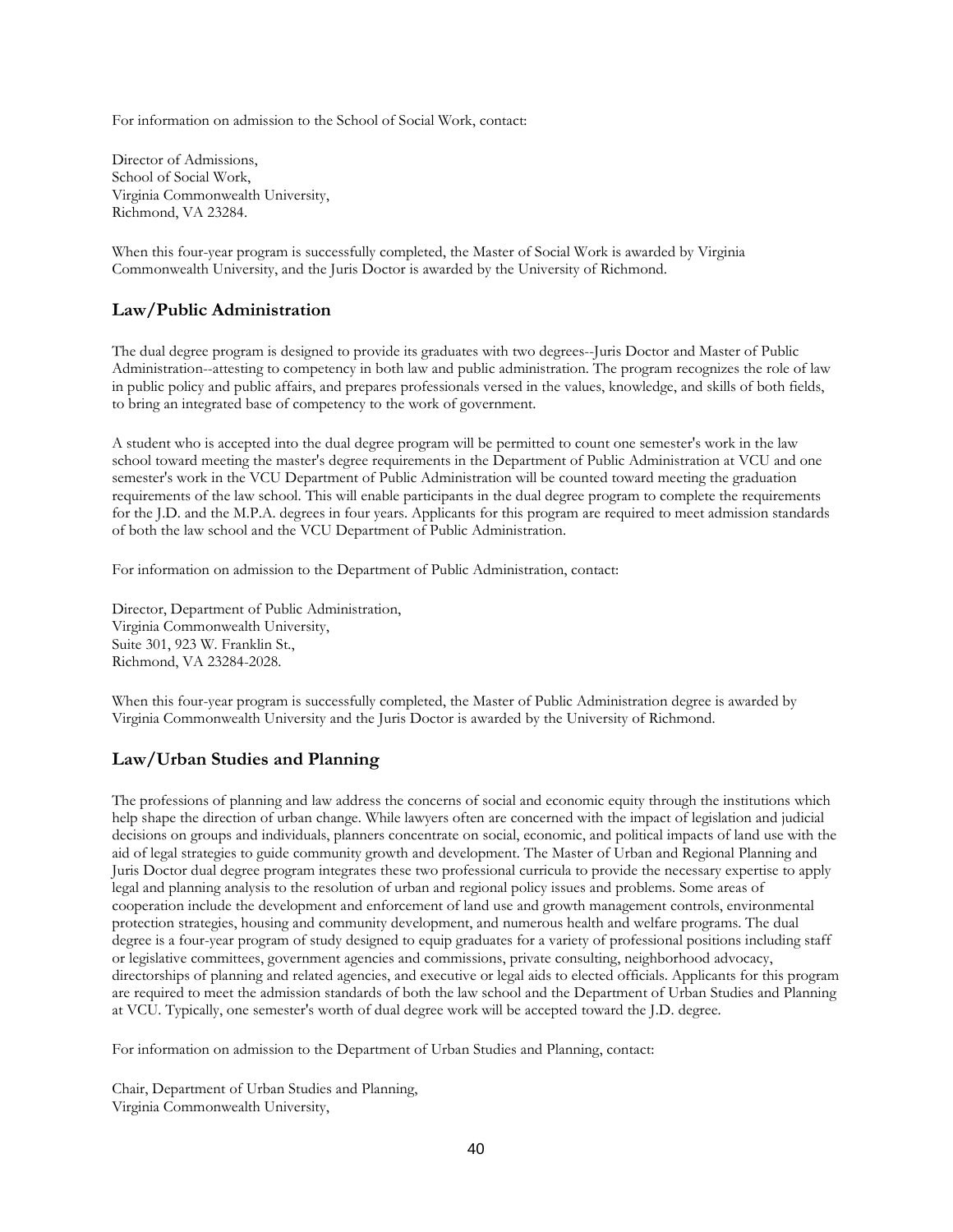For information on admission to the School of Social Work, contact:

Director of Admissions,
School of Social Work,
Virginia Commonwealth University,
Richmond, VA 23284.

When this four-year program is successfully completed, the Master of Social Work is awarded by Virginia Commonwealth University, and the Juris Doctor is awarded by the University of Richmond.

## Law/Public Administration

The dual degree program is designed to provide its graduates with two degrees--Juris Doctor and Master of Public Administration--attesting to competency in both law and public administration. The program recognizes the role of law in public policy and public affairs, and prepares professionals versed in the values, knowledge, and skills of both fields, to bring an integrated base of competency to the work of government.

A student who is accepted into the dual degree program will be permitted to count one semester's work in the law school toward meeting the master's degree requirements in the Department of Public Administration at VCU and one semester's work in the VCU Department of Public Administration will be counted toward meeting the graduation requirements of the law school. This will enable participants in the dual degree program to complete the requirements for the J.D. and the M.P.A. degrees in four years. Applicants for this program are required to meet admission standards of both the law school and the VCU Department of Public Administration.

For information on admission to the Department of Public Administration, contact:

Director, Department of Public Administration,
Virginia Commonwealth University,
Suite 301, 923 W. Franklin St.,
Richmond, VA 23284-2028.

When this four-year program is successfully completed, the Master of Public Administration degree is awarded by Virginia Commonwealth University and the Juris Doctor is awarded by the University of Richmond.

## Law/Urban Studies and Planning

The professions of planning and law address the concerns of social and economic equity through the institutions which help shape the direction of urban change. While lawyers often are concerned with the impact of legislation and judicial decisions on groups and individuals, planners concentrate on social, economic, and political impacts of land use with the aid of legal strategies to guide community growth and development. The Master of Urban and Regional Planning and Juris Doctor dual degree program integrates these two professional curricula to provide the necessary expertise to apply legal and planning analysis to the resolution of urban and regional policy issues and problems. Some areas of cooperation include the development and enforcement of land use and growth management controls, environmental protection strategies, housing and community development, and numerous health and welfare programs. The dual degree is a four-year program of study designed to equip graduates for a variety of professional positions including staff or legislative committees, government agencies and commissions, private consulting, neighborhood advocacy, directorships of planning and related agencies, and executive or legal aids to elected officials. Applicants for this program are required to meet the admission standards of both the law school and the Department of Urban Studies and Planning at VCU. Typically, one semester's worth of dual degree work will be accepted toward the J.D. degree.

For information on admission to the Department of Urban Studies and Planning, contact:

Chair, Department of Urban Studies and Planning,
Virginia Commonwealth University,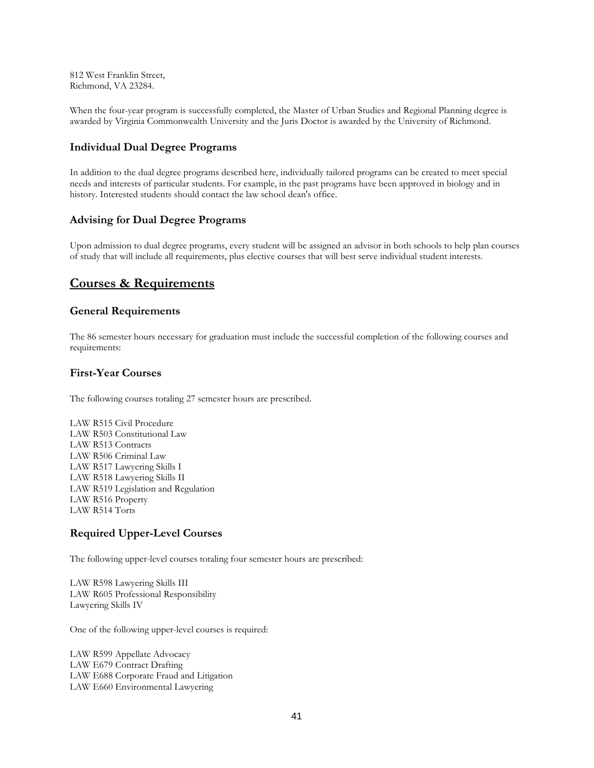812 West Franklin Street,
Richmond, VA 23284.

When the four-year program is successfully completed, the Master of Urban Studies and Regional Planning degree is awarded by Virginia Commonwealth University and the Juris Doctor is awarded by the University of Richmond.

### Individual Dual Degree Programs

In addition to the dual degree programs described here, individually tailored programs can be created to meet special needs and interests of particular students. For example, in the past programs have been approved in biology and in history. Interested students should contact the law school dean's office.

### Advising for Dual Degree Programs

Upon admission to dual degree programs, every student will be assigned an advisor in both schools to help plan courses of study that will include all requirements, plus elective courses that will best serve individual student interests.

## Courses & Requirements

### General Requirements

The 86 semester hours necessary for graduation must include the successful completion of the following courses and requirements:

### First-Year Courses

The following courses totaling 27 semester hours are prescribed.

LAW R515 Civil Procedure
LAW R503 Constitutional Law
LAW R513 Contracts
LAW R506 Criminal Law
LAW R517 Lawyering Skills I
LAW R518 Lawyering Skills II
LAW R519 Legislation and Regulation
LAW R516 Property
LAW R514 Torts

### Required Upper-Level Courses

The following upper-level courses totaling four semester hours are prescribed:

LAW R598 Lawyering Skills III
LAW R605 Professional Responsibility
Lawyering Skills IV

One of the following upper-level courses is required:

LAW R599 Appellate Advocacy
LAW E679 Contract Drafting
LAW E688 Corporate Fraud and Litigation
LAW E660 Environmental Lawyering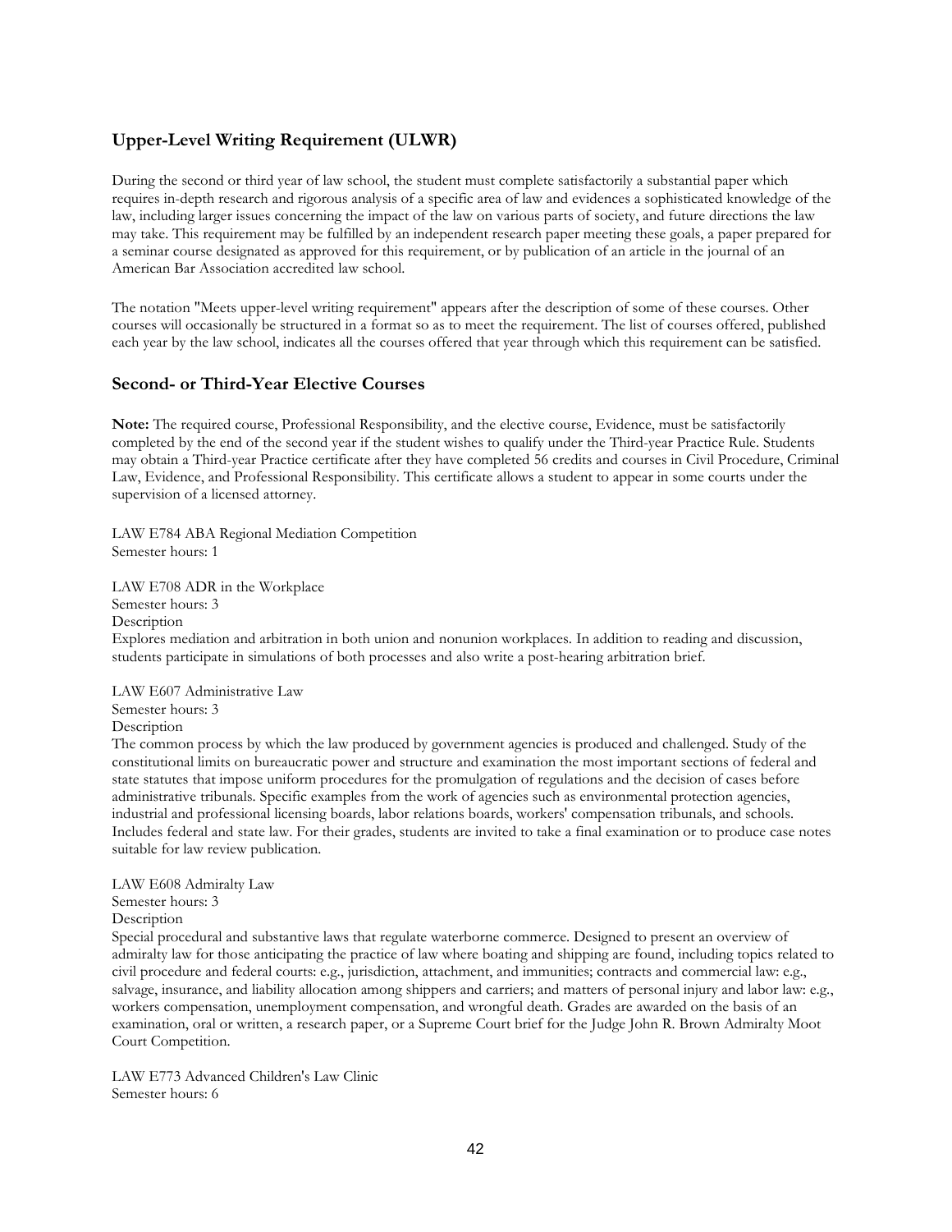## Upper-Level Writing Requirement (ULWR)

During the second or third year of law school, the student must complete satisfactorily a substantial paper which requires in-depth research and rigorous analysis of a specific area of law and evidences a sophisticated knowledge of the law, including larger issues concerning the impact of the law on various parts of society, and future directions the law may take. This requirement may be fulfilled by an independent research paper meeting these goals, a paper prepared for a seminar course designated as approved for this requirement, or by publication of an article in the journal of an American Bar Association accredited law school.

The notation "Meets upper-level writing requirement" appears after the description of some of these courses. Other courses will occasionally be structured in a format so as to meet the requirement. The list of courses offered, published each year by the law school, indicates all the courses offered that year through which this requirement can be satisfied.

## Second- or Third-Year Elective Courses

**Note:** The required course, Professional Responsibility, and the elective course, Evidence, must be satisfactorily completed by the end of the second year if the student wishes to qualify under the Third-year Practice Rule. Students may obtain a Third-year Practice certificate after they have completed 56 credits and courses in Civil Procedure, Criminal Law, Evidence, and Professional Responsibility. This certificate allows a student to appear in some courts under the supervision of a licensed attorney.

LAW E784 ABA Regional Mediation Competition
Semester hours: 1

LAW E708 ADR in the Workplace
Semester hours: 3
Description
Explores mediation and arbitration in both union and nonunion workplaces. In addition to reading and discussion, students participate in simulations of both processes and also write a post-hearing arbitration brief.

LAW E607 Administrative Law
Semester hours: 3
Description
The common process by which the law produced by government agencies is produced and challenged. Study of the constitutional limits on bureaucratic power and structure and examination the most important sections of federal and state statutes that impose uniform procedures for the promulgation of regulations and the decision of cases before administrative tribunals. Specific examples from the work of agencies such as environmental protection agencies, industrial and professional licensing boards, labor relations boards, workers' compensation tribunals, and schools. Includes federal and state law. For their grades, students are invited to take a final examination or to produce case notes suitable for law review publication.

LAW E608 Admiralty Law
Semester hours: 3
Description
Special procedural and substantive laws that regulate waterborne commerce. Designed to present an overview of admiralty law for those anticipating the practice of law where boating and shipping are found, including topics related to civil procedure and federal courts: e.g., jurisdiction, attachment, and immunities; contracts and commercial law: e.g., salvage, insurance, and liability allocation among shippers and carriers; and matters of personal injury and labor law: e.g., workers compensation, unemployment compensation, and wrongful death. Grades are awarded on the basis of an examination, oral or written, a research paper, or a Supreme Court brief for the Judge John R. Brown Admiralty Moot Court Competition.

LAW E773 Advanced Children's Law Clinic
Semester hours: 6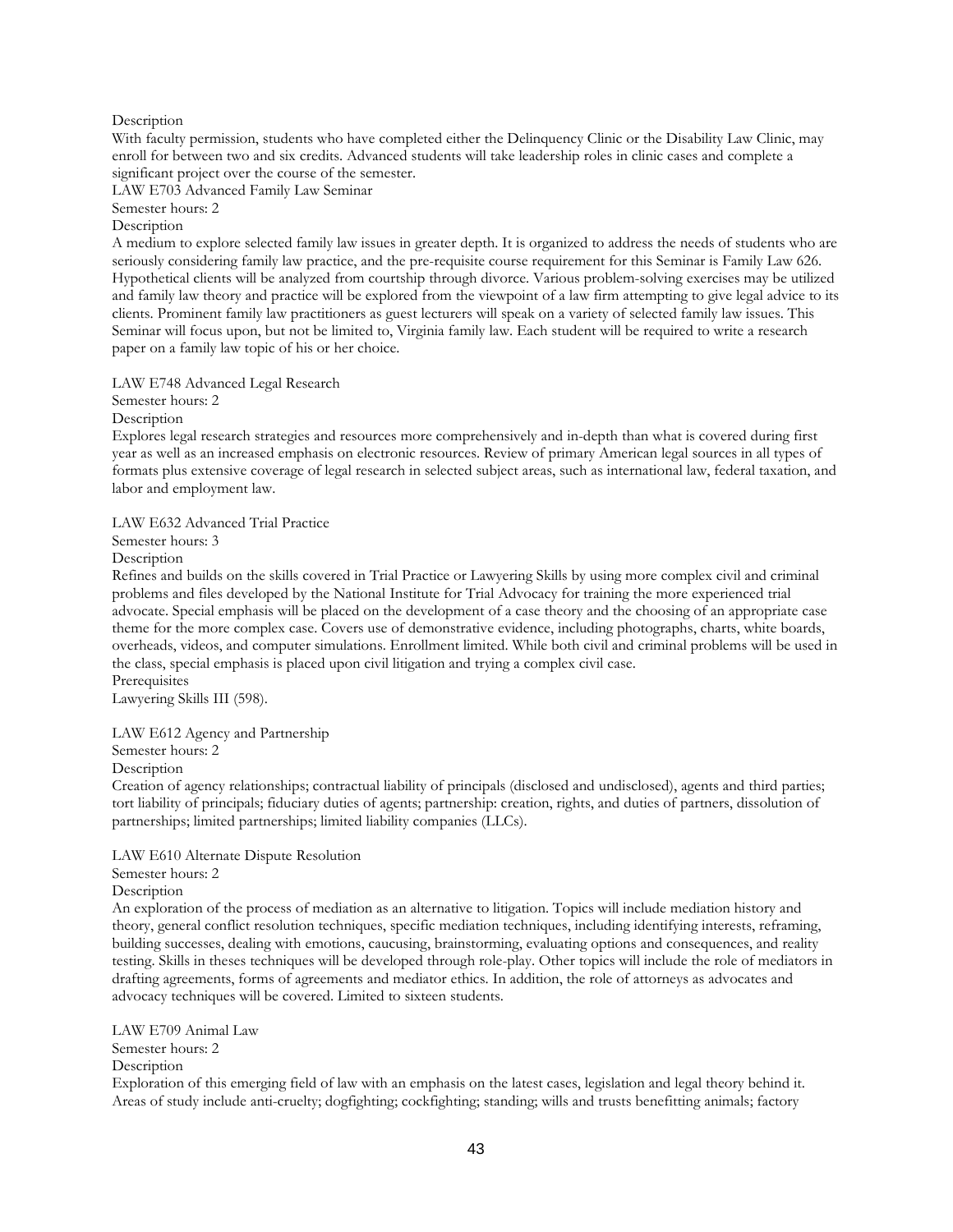Description

With faculty permission, students who have completed either the Delinquency Clinic or the Disability Law Clinic, may enroll for between two and six credits. Advanced students will take leadership roles in clinic cases and complete a significant project over the course of the semester.

LAW E703 Advanced Family Law Seminar

Semester hours: 2

Description

A medium to explore selected family law issues in greater depth. It is organized to address the needs of students who are seriously considering family law practice, and the pre-requisite course requirement for this Seminar is Family Law 626. Hypothetical clients will be analyzed from courtship through divorce. Various problem-solving exercises may be utilized and family law theory and practice will be explored from the viewpoint of a law firm attempting to give legal advice to its clients. Prominent family law practitioners as guest lecturers will speak on a variety of selected family law issues. This Seminar will focus upon, but not be limited to, Virginia family law. Each student will be required to write a research paper on a family law topic of his or her choice.

LAW E748 Advanced Legal Research

Semester hours: 2

Description

Explores legal research strategies and resources more comprehensively and in-depth than what is covered during first year as well as an increased emphasis on electronic resources. Review of primary American legal sources in all types of formats plus extensive coverage of legal research in selected subject areas, such as international law, federal taxation, and labor and employment law.

LAW E632 Advanced Trial Practice

Semester hours: 3

Description

Refines and builds on the skills covered in Trial Practice or Lawyering Skills by using more complex civil and criminal problems and files developed by the National Institute for Trial Advocacy for training the more experienced trial advocate. Special emphasis will be placed on the development of a case theory and the choosing of an appropriate case theme for the more complex case. Covers use of demonstrative evidence, including photographs, charts, white boards, overheads, videos, and computer simulations. Enrollment limited. While both civil and criminal problems will be used in the class, special emphasis is placed upon civil litigation and trying a complex civil case.

Prerequisites

Lawyering Skills III (598).

LAW E612 Agency and Partnership

Semester hours: 2

Description

Creation of agency relationships; contractual liability of principals (disclosed and undisclosed), agents and third parties; tort liability of principals; fiduciary duties of agents; partnership: creation, rights, and duties of partners, dissolution of partnerships; limited partnerships; limited liability companies (LLCs).

LAW E610 Alternate Dispute Resolution

Semester hours: 2

Description

An exploration of the process of mediation as an alternative to litigation. Topics will include mediation history and theory, general conflict resolution techniques, specific mediation techniques, including identifying interests, reframing, building successes, dealing with emotions, caucusing, brainstorming, evaluating options and consequences, and reality testing. Skills in theses techniques will be developed through role-play. Other topics will include the role of mediators in drafting agreements, forms of agreements and mediator ethics. In addition, the role of attorneys as advocates and advocacy techniques will be covered. Limited to sixteen students.

LAW E709 Animal Law

Semester hours: 2

Description

Exploration of this emerging field of law with an emphasis on the latest cases, legislation and legal theory behind it. Areas of study include anti-cruelty; dogfighting; cockfighting; standing; wills and trusts benefitting animals; factory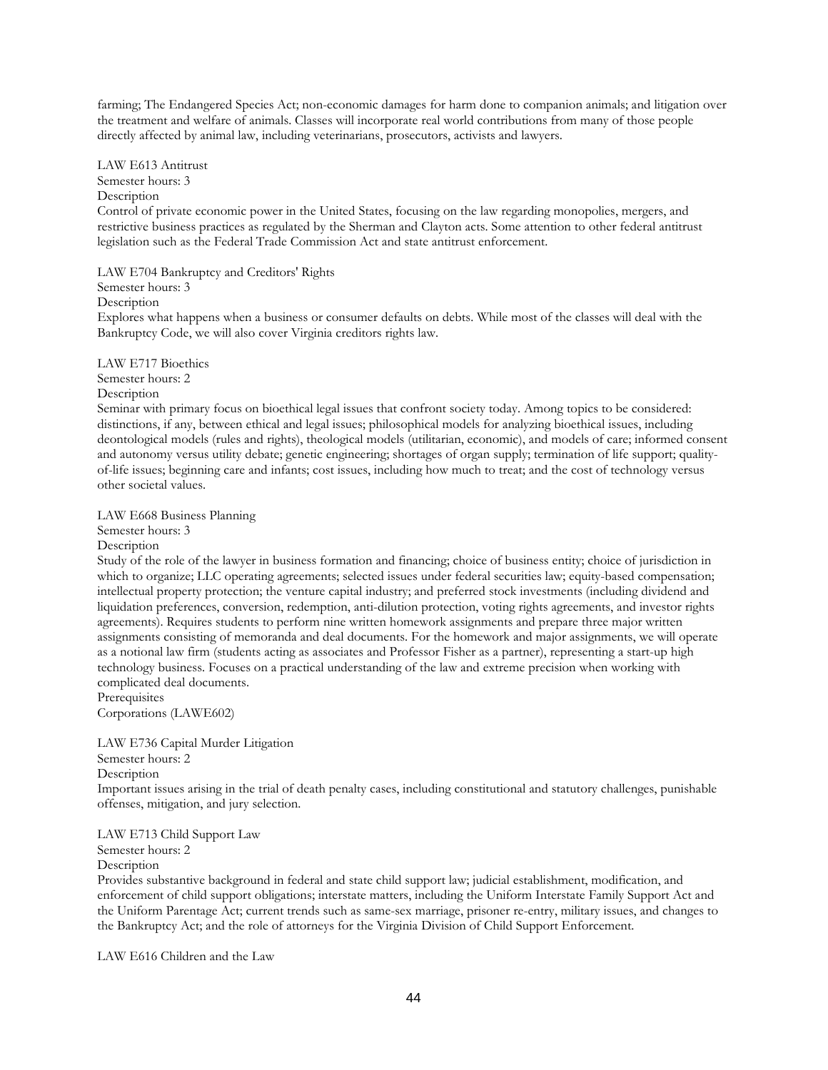farming; The Endangered Species Act; non-economic damages for harm done to companion animals; and litigation over the treatment and welfare of animals. Classes will incorporate real world contributions from many of those people directly affected by animal law, including veterinarians, prosecutors, activists and lawyers.

LAW E613 Antitrust
Semester hours: 3
Description
Control of private economic power in the United States, focusing on the law regarding monopolies, mergers, and restrictive business practices as regulated by the Sherman and Clayton acts. Some attention to other federal antitrust legislation such as the Federal Trade Commission Act and state antitrust enforcement.

LAW E704 Bankruptcy and Creditors' Rights
Semester hours: 3
Description
Explores what happens when a business or consumer defaults on debts. While most of the classes will deal with the Bankruptcy Code, we will also cover Virginia creditors rights law.

LAW E717 Bioethics
Semester hours: 2
Description
Seminar with primary focus on bioethical legal issues that confront society today. Among topics to be considered: distinctions, if any, between ethical and legal issues; philosophical models for analyzing bioethical issues, including deontological models (rules and rights), theological models (utilitarian, economic), and models of care; informed consent and autonomy versus utility debate; genetic engineering; shortages of organ supply; termination of life support; quality-of-life issues; beginning care and infants; cost issues, including how much to treat; and the cost of technology versus other societal values.

LAW E668 Business Planning
Semester hours: 3
Description
Study of the role of the lawyer in business formation and financing; choice of business entity; choice of jurisdiction in which to organize; LLC operating agreements; selected issues under federal securities law; equity-based compensation; intellectual property protection; the venture capital industry; and preferred stock investments (including dividend and liquidation preferences, conversion, redemption, anti-dilution protection, voting rights agreements, and investor rights agreements). Requires students to perform nine written homework assignments and prepare three major written assignments consisting of memoranda and deal documents. For the homework and major assignments, we will operate as a notional law firm (students acting as associates and Professor Fisher as a partner), representing a start-up high technology business. Focuses on a practical understanding of the law and extreme precision when working with complicated deal documents.
Prerequisites
Corporations (LAWE602)

LAW E736 Capital Murder Litigation
Semester hours: 2
Description
Important issues arising in the trial of death penalty cases, including constitutional and statutory challenges, punishable offenses, mitigation, and jury selection.

LAW E713 Child Support Law
Semester hours: 2
Description
Provides substantive background in federal and state child support law; judicial establishment, modification, and enforcement of child support obligations; interstate matters, including the Uniform Interstate Family Support Act and the Uniform Parentage Act; current trends such as same-sex marriage, prisoner re-entry, military issues, and changes to the Bankruptcy Act; and the role of attorneys for the Virginia Division of Child Support Enforcement.

LAW E616 Children and the Law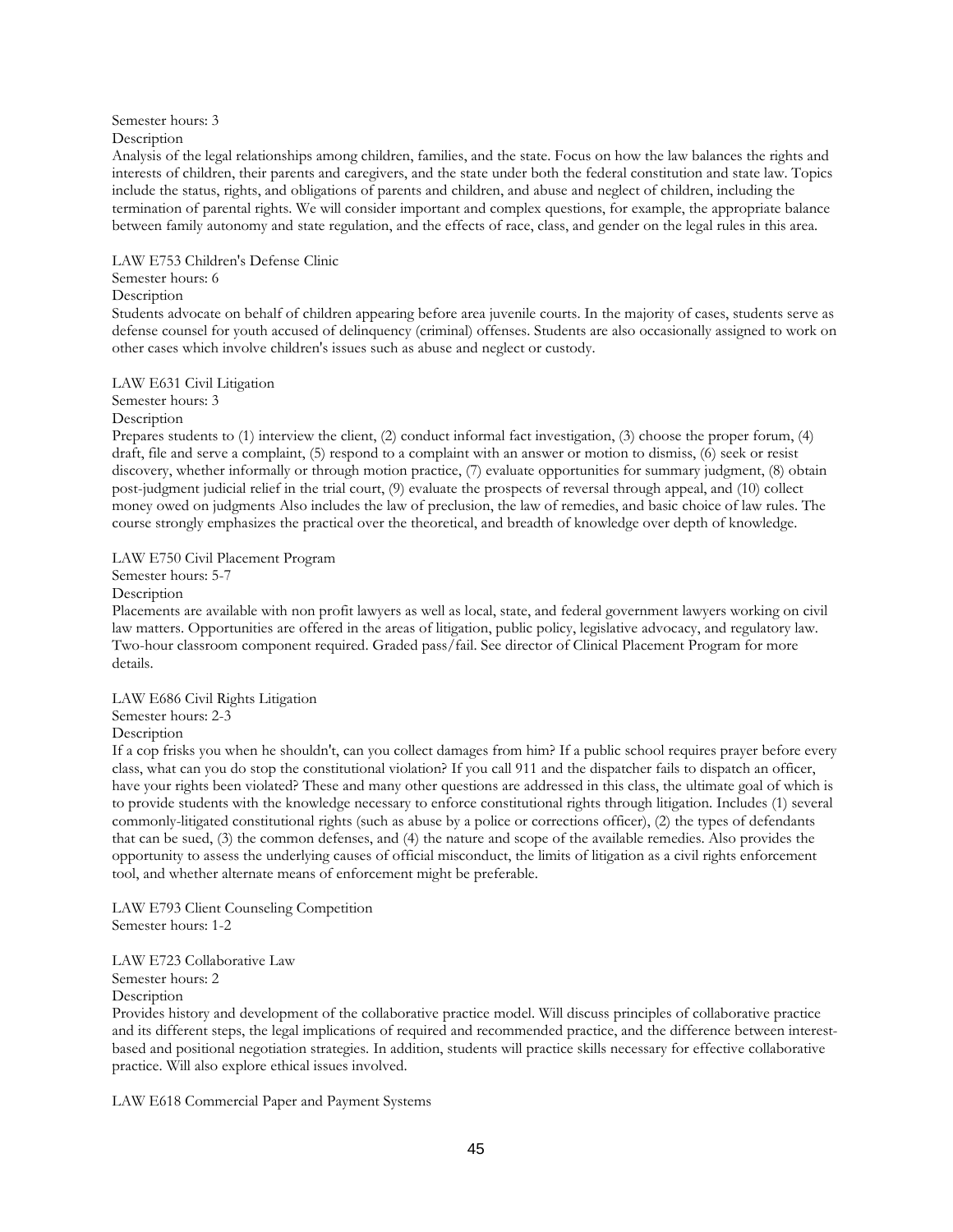Semester hours: 3

Description

Analysis of the legal relationships among children, families, and the state. Focus on how the law balances the rights and interests of children, their parents and caregivers, and the state under both the federal constitution and state law. Topics include the status, rights, and obligations of parents and children, and abuse and neglect of children, including the termination of parental rights. We will consider important and complex questions, for example, the appropriate balance between family autonomy and state regulation, and the effects of race, class, and gender on the legal rules in this area.

LAW E753 Children's Defense Clinic

Semester hours: 6

Description

Students advocate on behalf of children appearing before area juvenile courts. In the majority of cases, students serve as defense counsel for youth accused of delinquency (criminal) offenses. Students are also occasionally assigned to work on other cases which involve children's issues such as abuse and neglect or custody.

LAW E631 Civil Litigation

Semester hours: 3

Description

Prepares students to (1) interview the client, (2) conduct informal fact investigation, (3) choose the proper forum, (4) draft, file and serve a complaint, (5) respond to a complaint with an answer or motion to dismiss, (6) seek or resist discovery, whether informally or through motion practice, (7) evaluate opportunities for summary judgment, (8) obtain post-judgment judicial relief in the trial court, (9) evaluate the prospects of reversal through appeal, and (10) collect money owed on judgments Also includes the law of preclusion, the law of remedies, and basic choice of law rules. The course strongly emphasizes the practical over the theoretical, and breadth of knowledge over depth of knowledge.

LAW E750 Civil Placement Program

Semester hours: 5-7

Description

Placements are available with non profit lawyers as well as local, state, and federal government lawyers working on civil law matters. Opportunities are offered in the areas of litigation, public policy, legislative advocacy, and regulatory law. Two-hour classroom component required. Graded pass/fail. See director of Clinical Placement Program for more details.

LAW E686 Civil Rights Litigation

Semester hours: 2-3

Description

If a cop frisks you when he shouldn't, can you collect damages from him? If a public school requires prayer before every class, what can you do stop the constitutional violation? If you call 911 and the dispatcher fails to dispatch an officer, have your rights been violated? These and many other questions are addressed in this class, the ultimate goal of which is to provide students with the knowledge necessary to enforce constitutional rights through litigation. Includes (1) several commonly-litigated constitutional rights (such as abuse by a police or corrections officer), (2) the types of defendants that can be sued, (3) the common defenses, and (4) the nature and scope of the available remedies. Also provides the opportunity to assess the underlying causes of official misconduct, the limits of litigation as a civil rights enforcement tool, and whether alternate means of enforcement might be preferable.

LAW E793 Client Counseling Competition

Semester hours: 1-2

LAW E723 Collaborative Law

Semester hours: 2

Description

Provides history and development of the collaborative practice model. Will discuss principles of collaborative practice and its different steps, the legal implications of required and recommended practice, and the difference between interest-based and positional negotiation strategies. In addition, students will practice skills necessary for effective collaborative practice. Will also explore ethical issues involved.

LAW E618 Commercial Paper and Payment Systems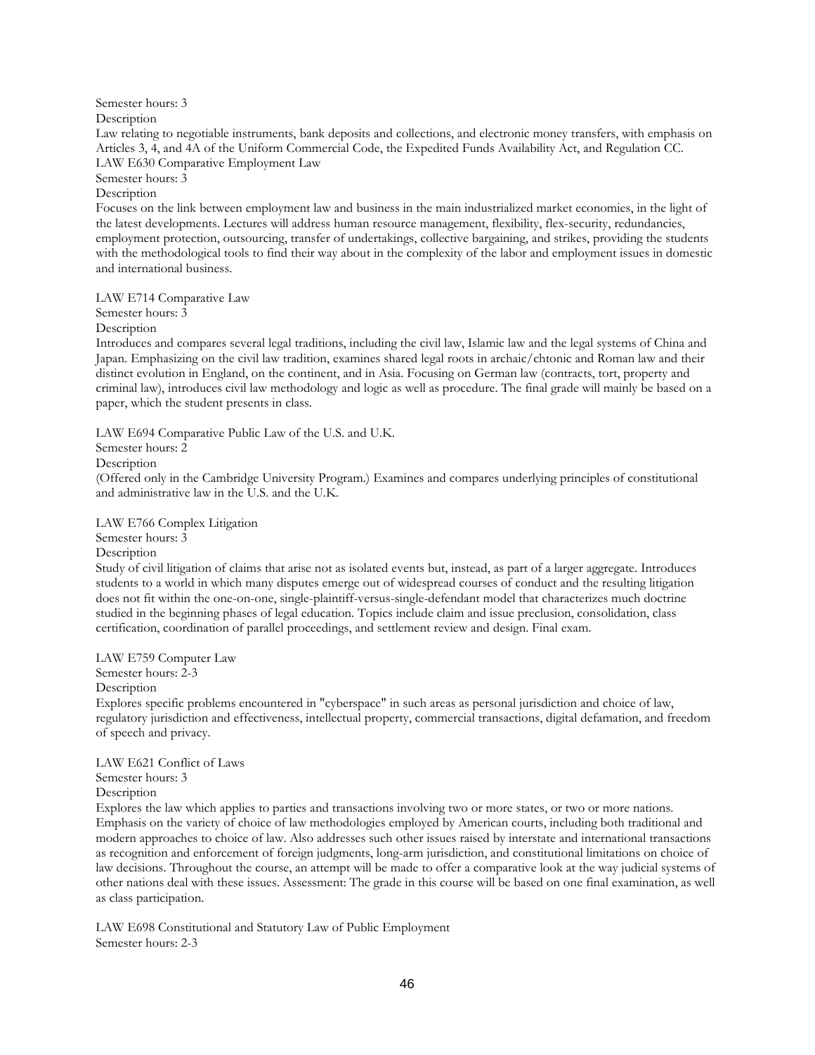Semester hours: 3

Description

Law relating to negotiable instruments, bank deposits and collections, and electronic money transfers, with emphasis on Articles 3, 4, and 4A of the Uniform Commercial Code, the Expedited Funds Availability Act, and Regulation CC.

LAW E630 Comparative Employment Law

Semester hours: 3

Description

Focuses on the link between employment law and business in the main industrialized market economies, in the light of the latest developments. Lectures will address human resource management, flexibility, flex-security, redundancies, employment protection, outsourcing, transfer of undertakings, collective bargaining, and strikes, providing the students with the methodological tools to find their way about in the complexity of the labor and employment issues in domestic and international business.

LAW E714 Comparative Law

Semester hours: 3

Description

Introduces and compares several legal traditions, including the civil law, Islamic law and the legal systems of China and Japan. Emphasizing on the civil law tradition, examines shared legal roots in archaic/chtonic and Roman law and their distinct evolution in England, on the continent, and in Asia. Focusing on German law (contracts, tort, property and criminal law), introduces civil law methodology and logic as well as procedure. The final grade will mainly be based on a paper, which the student presents in class.

LAW E694 Comparative Public Law of the U.S. and U.K.

Semester hours: 2

Description

(Offered only in the Cambridge University Program.) Examines and compares underlying principles of constitutional and administrative law in the U.S. and the U.K.

LAW E766 Complex Litigation

Semester hours: 3

Description

Study of civil litigation of claims that arise not as isolated events but, instead, as part of a larger aggregate. Introduces students to a world in which many disputes emerge out of widespread courses of conduct and the resulting litigation does not fit within the one-on-one, single-plaintiff-versus-single-defendant model that characterizes much doctrine studied in the beginning phases of legal education. Topics include claim and issue preclusion, consolidation, class certification, coordination of parallel proceedings, and settlement review and design. Final exam.

LAW E759 Computer Law

Semester hours: 2-3

Description

Explores specific problems encountered in "cyberspace" in such areas as personal jurisdiction and choice of law, regulatory jurisdiction and effectiveness, intellectual property, commercial transactions, digital defamation, and freedom of speech and privacy.

LAW E621 Conflict of Laws

Semester hours: 3

Description

Explores the law which applies to parties and transactions involving two or more states, or two or more nations. Emphasis on the variety of choice of law methodologies employed by American courts, including both traditional and modern approaches to choice of law. Also addresses such other issues raised by interstate and international transactions as recognition and enforcement of foreign judgments, long-arm jurisdiction, and constitutional limitations on choice of law decisions. Throughout the course, an attempt will be made to offer a comparative look at the way judicial systems of other nations deal with these issues. Assessment: The grade in this course will be based on one final examination, as well as class participation.

LAW E698 Constitutional and Statutory Law of Public Employment

Semester hours: 2-3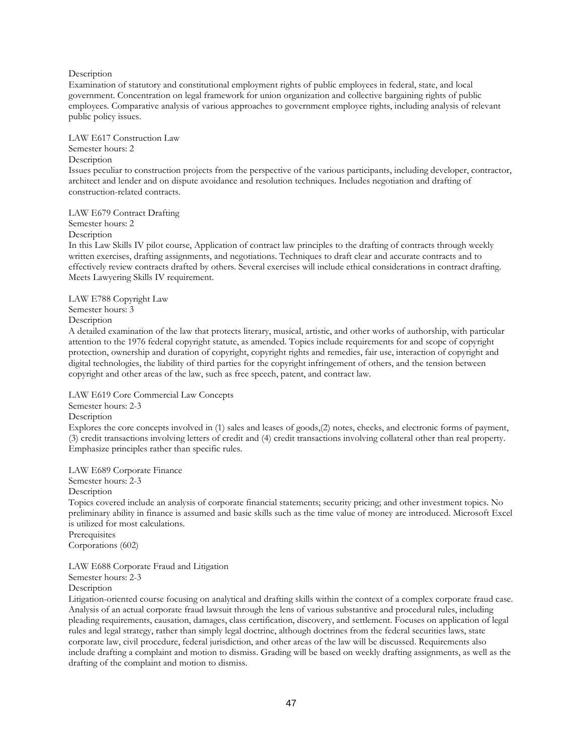Description
Examination of statutory and constitutional employment rights of public employees in federal, state, and local government. Concentration on legal framework for union organization and collective bargaining rights of public employees. Comparative analysis of various approaches to government employee rights, including analysis of relevant public policy issues.

LAW E617 Construction Law
Semester hours: 2
Description
Issues peculiar to construction projects from the perspective of the various participants, including developer, contractor, architect and lender and on dispute avoidance and resolution techniques. Includes negotiation and drafting of construction-related contracts.

LAW E679 Contract Drafting
Semester hours: 2
Description
In this Law Skills IV pilot course, Application of contract law principles to the drafting of contracts through weekly written exercises, drafting assignments, and negotiations. Techniques to draft clear and accurate contracts and to effectively review contracts drafted by others. Several exercises will include ethical considerations in contract drafting. Meets Lawyering Skills IV requirement.

LAW E788 Copyright Law
Semester hours: 3
Description
A detailed examination of the law that protects literary, musical, artistic, and other works of authorship, with particular attention to the 1976 federal copyright statute, as amended. Topics include requirements for and scope of copyright protection, ownership and duration of copyright, copyright rights and remedies, fair use, interaction of copyright and digital technologies, the liability of third parties for the copyright infringement of others, and the tension between copyright and other areas of the law, such as free speech, patent, and contract law.

LAW E619 Core Commercial Law Concepts
Semester hours: 2-3
Description
Explores the core concepts involved in (1) sales and leases of goods,(2) notes, checks, and electronic forms of payment, (3) credit transactions involving letters of credit and (4) credit transactions involving collateral other than real property. Emphasize principles rather than specific rules.

LAW E689 Corporate Finance
Semester hours: 2-3
Description
Topics covered include an analysis of corporate financial statements; security pricing; and other investment topics. No preliminary ability in finance is assumed and basic skills such as the time value of money are introduced. Microsoft Excel is utilized for most calculations.
Prerequisites
Corporations (602)

LAW E688 Corporate Fraud and Litigation
Semester hours: 2-3
Description
Litigation-oriented course focusing on analytical and drafting skills within the context of a complex corporate fraud case. Analysis of an actual corporate fraud lawsuit through the lens of various substantive and procedural rules, including pleading requirements, causation, damages, class certification, discovery, and settlement. Focuses on application of legal rules and legal strategy, rather than simply legal doctrine, although doctrines from the federal securities laws, state corporate law, civil procedure, federal jurisdiction, and other areas of the law will be discussed. Requirements also include drafting a complaint and motion to dismiss. Grading will be based on weekly drafting assignments, as well as the drafting of the complaint and motion to dismiss.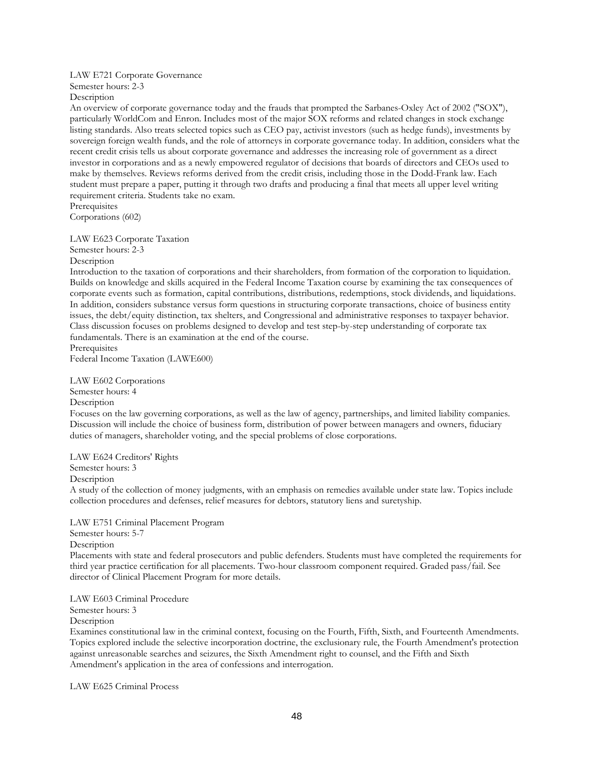LAW E721 Corporate Governance
Semester hours: 2-3
Description
An overview of corporate governance today and the frauds that prompted the Sarbanes-Oxley Act of 2002 ("SOX"), particularly WorldCom and Enron. Includes most of the major SOX reforms and related changes in stock exchange listing standards. Also treats selected topics such as CEO pay, activist investors (such as hedge funds), investments by sovereign foreign wealth funds, and the role of attorneys in corporate governance today. In addition, considers what the recent credit crisis tells us about corporate governance and addresses the increasing role of government as a direct investor in corporations and as a newly empowered regulator of decisions that boards of directors and CEOs used to make by themselves. Reviews reforms derived from the credit crisis, including those in the Dodd-Frank law. Each student must prepare a paper, putting it through two drafts and producing a final that meets all upper level writing requirement criteria. Students take no exam.
Prerequisites
Corporations (602)

LAW E623 Corporate Taxation
Semester hours: 2-3
Description
Introduction to the taxation of corporations and their shareholders, from formation of the corporation to liquidation. Builds on knowledge and skills acquired in the Federal Income Taxation course by examining the tax consequences of corporate events such as formation, capital contributions, distributions, redemptions, stock dividends, and liquidations. In addition, considers substance versus form questions in structuring corporate transactions, choice of business entity issues, the debt/equity distinction, tax shelters, and Congressional and administrative responses to taxpayer behavior. Class discussion focuses on problems designed to develop and test step-by-step understanding of corporate tax fundamentals. There is an examination at the end of the course.
Prerequisites
Federal Income Taxation (LAWE600)

LAW E602 Corporations
Semester hours: 4
Description
Focuses on the law governing corporations, as well as the law of agency, partnerships, and limited liability companies. Discussion will include the choice of business form, distribution of power between managers and owners, fiduciary duties of managers, shareholder voting, and the special problems of close corporations.

LAW E624 Creditors' Rights
Semester hours: 3
Description
A study of the collection of money judgments, with an emphasis on remedies available under state law. Topics include collection procedures and defenses, relief measures for debtors, statutory liens and suretyship.

LAW E751 Criminal Placement Program
Semester hours: 5-7
Description
Placements with state and federal prosecutors and public defenders. Students must have completed the requirements for third year practice certification for all placements. Two-hour classroom component required. Graded pass/fail. See director of Clinical Placement Program for more details.

LAW E603 Criminal Procedure
Semester hours: 3
Description
Examines constitutional law in the criminal context, focusing on the Fourth, Fifth, Sixth, and Fourteenth Amendments. Topics explored include the selective incorporation doctrine, the exclusionary rule, the Fourth Amendment's protection against unreasonable searches and seizures, the Sixth Amendment right to counsel, and the Fifth and Sixth Amendment's application in the area of confessions and interrogation.

LAW E625 Criminal Process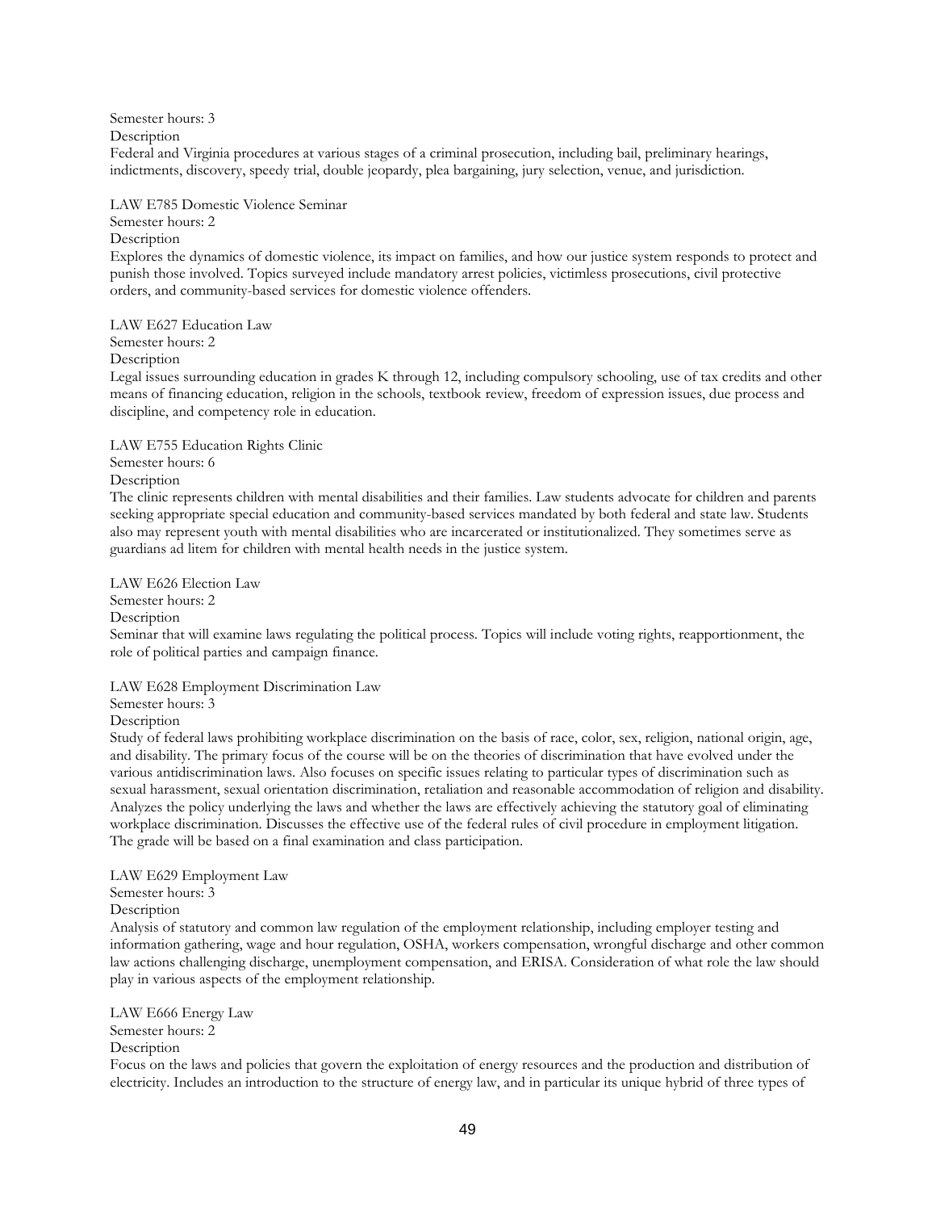Semester hours: 3

Description

Federal and Virginia procedures at various stages of a criminal prosecution, including bail, preliminary hearings, indictments, discovery, speedy trial, double jeopardy, plea bargaining, jury selection, venue, and jurisdiction.

LAW E785 Domestic Violence Seminar

Semester hours: 2

Description

Explores the dynamics of domestic violence, its impact on families, and how our justice system responds to protect and punish those involved. Topics surveyed include mandatory arrest policies, victimless prosecutions, civil protective orders, and community-based services for domestic violence offenders.

LAW E627 Education Law

Semester hours: 2

Description

Legal issues surrounding education in grades K through 12, including compulsory schooling, use of tax credits and other means of financing education, religion in the schools, textbook review, freedom of expression issues, due process and discipline, and competency role in education.

LAW E755 Education Rights Clinic

Semester hours: 6

Description

The clinic represents children with mental disabilities and their families. Law students advocate for children and parents seeking appropriate special education and community-based services mandated by both federal and state law. Students also may represent youth with mental disabilities who are incarcerated or institutionalized. They sometimes serve as guardians ad litem for children with mental health needs in the justice system.

LAW E626 Election Law

Semester hours: 2

Description

Seminar that will examine laws regulating the political process. Topics will include voting rights, reapportionment, the role of political parties and campaign finance.

LAW E628 Employment Discrimination Law

Semester hours: 3

Description

Study of federal laws prohibiting workplace discrimination on the basis of race, color, sex, religion, national origin, age, and disability. The primary focus of the course will be on the theories of discrimination that have evolved under the various antidiscrimination laws. Also focuses on specific issues relating to particular types of discrimination such as sexual harassment, sexual orientation discrimination, retaliation and reasonable accommodation of religion and disability. Analyzes the policy underlying the laws and whether the laws are effectively achieving the statutory goal of eliminating workplace discrimination. Discusses the effective use of the federal rules of civil procedure in employment litigation. The grade will be based on a final examination and class participation.

LAW E629 Employment Law

Semester hours: 3

Description

Analysis of statutory and common law regulation of the employment relationship, including employer testing and information gathering, wage and hour regulation, OSHA, workers compensation, wrongful discharge and other common law actions challenging discharge, unemployment compensation, and ERISA. Consideration of what role the law should play in various aspects of the employment relationship.

LAW E666 Energy Law

Semester hours: 2

Description

Focus on the laws and policies that govern the exploitation of energy resources and the production and distribution of electricity. Includes an introduction to the structure of energy law, and in particular its unique hybrid of three types of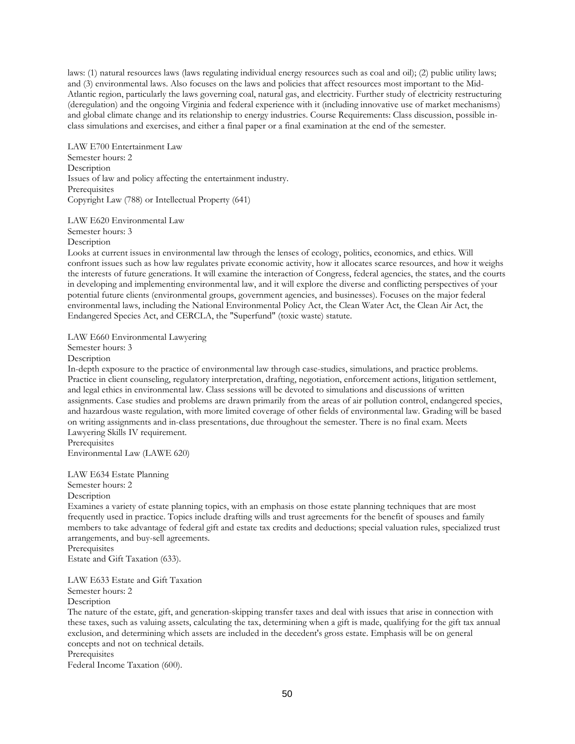laws: (1) natural resources laws (laws regulating individual energy resources such as coal and oil); (2) public utility laws; and (3) environmental laws. Also focuses on the laws and policies that affect resources most important to the Mid-Atlantic region, particularly the laws governing coal, natural gas, and electricity. Further study of electricity restructuring (deregulation) and the ongoing Virginia and federal experience with it (including innovative use of market mechanisms) and global climate change and its relationship to energy industries. Course Requirements: Class discussion, possible in-class simulations and exercises, and either a final paper or a final examination at the end of the semester.

LAW E700 Entertainment Law
Semester hours: 2
Description
Issues of law and policy affecting the entertainment industry.
Prerequisites
Copyright Law (788) or Intellectual Property (641)

LAW E620 Environmental Law
Semester hours: 3
Description
Looks at current issues in environmental law through the lenses of ecology, politics, economics, and ethics. Will confront issues such as how law regulates private economic activity, how it allocates scarce resources, and how it weighs the interests of future generations. It will examine the interaction of Congress, federal agencies, the states, and the courts in developing and implementing environmental law, and it will explore the diverse and conflicting perspectives of your potential future clients (environmental groups, government agencies, and businesses). Focuses on the major federal environmental laws, including the National Environmental Policy Act, the Clean Water Act, the Clean Air Act, the Endangered Species Act, and CERCLA, the "Superfund" (toxic waste) statute.

LAW E660 Environmental Lawyering
Semester hours: 3
Description
In-depth exposure to the practice of environmental law through case-studies, simulations, and practice problems. Practice in client counseling, regulatory interpretation, drafting, negotiation, enforcement actions, litigation settlement, and legal ethics in environmental law. Class sessions will be devoted to simulations and discussions of written assignments. Case studies and problems are drawn primarily from the areas of air pollution control, endangered species, and hazardous waste regulation, with more limited coverage of other fields of environmental law. Grading will be based on writing assignments and in-class presentations, due throughout the semester. There is no final exam. Meets Lawyering Skills IV requirement.
Prerequisites
Environmental Law (LAWE 620)

LAW E634 Estate Planning
Semester hours: 2
Description
Examines a variety of estate planning topics, with an emphasis on those estate planning techniques that are most frequently used in practice. Topics include drafting wills and trust agreements for the benefit of spouses and family members to take advantage of federal gift and estate tax credits and deductions; special valuation rules, specialized trust arrangements, and buy-sell agreements.
Prerequisites
Estate and Gift Taxation (633).

LAW E633 Estate and Gift Taxation
Semester hours: 2
Description
The nature of the estate, gift, and generation-skipping transfer taxes and deal with issues that arise in connection with these taxes, such as valuing assets, calculating the tax, determining when a gift is made, qualifying for the gift tax annual exclusion, and determining which assets are included in the decedent's gross estate. Emphasis will be on general concepts and not on technical details.
Prerequisites
Federal Income Taxation (600).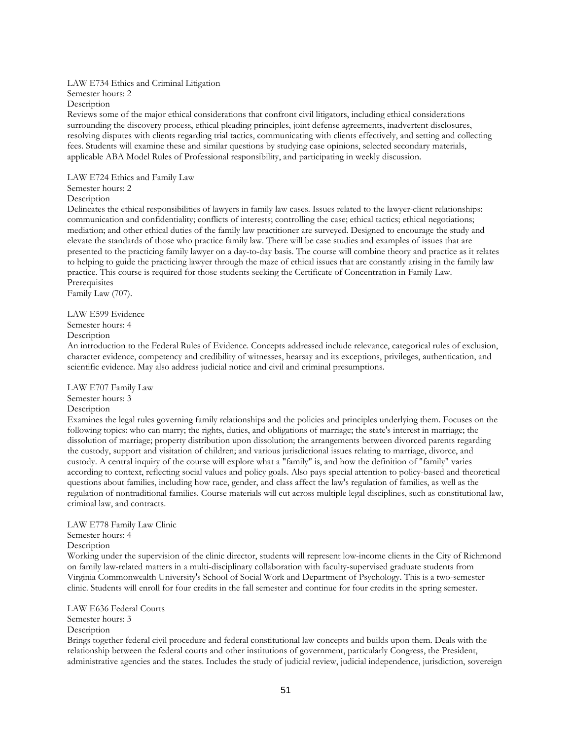LAW E734 Ethics and Criminal Litigation
Semester hours: 2
Description
Reviews some of the major ethical considerations that confront civil litigators, including ethical considerations surrounding the discovery process, ethical pleading principles, joint defense agreements, inadvertent disclosures, resolving disputes with clients regarding trial tactics, communicating with clients effectively, and setting and collecting fees. Students will examine these and similar questions by studying case opinions, selected secondary materials, applicable ABA Model Rules of Professional responsibility, and participating in weekly discussion.

LAW E724 Ethics and Family Law
Semester hours: 2
Description
Delineates the ethical responsibilities of lawyers in family law cases. Issues related to the lawyer-client relationships: communication and confidentiality; conflicts of interests; controlling the case; ethical tactics; ethical negotiations; mediation; and other ethical duties of the family law practitioner are surveyed. Designed to encourage the study and elevate the standards of those who practice family law. There will be case studies and examples of issues that are presented to the practicing family lawyer on a day-to-day basis. The course will combine theory and practice as it relates to helping to guide the practicing lawyer through the maze of ethical issues that are constantly arising in the family law practice. This course is required for those students seeking the Certificate of Concentration in Family Law.
Prerequisites
Family Law (707).

LAW E599 Evidence
Semester hours: 4
Description
An introduction to the Federal Rules of Evidence. Concepts addressed include relevance, categorical rules of exclusion, character evidence, competency and credibility of witnesses, hearsay and its exceptions, privileges, authentication, and scientific evidence. May also address judicial notice and civil and criminal presumptions.

LAW E707 Family Law
Semester hours: 3
Description
Examines the legal rules governing family relationships and the policies and principles underlying them. Focuses on the following topics: who can marry; the rights, duties, and obligations of marriage; the state's interest in marriage; the dissolution of marriage; property distribution upon dissolution; the arrangements between divorced parents regarding the custody, support and visitation of children; and various jurisdictional issues relating to marriage, divorce, and custody. A central inquiry of the course will explore what a "family" is, and how the definition of "family" varies according to context, reflecting social values and policy goals. Also pays special attention to policy-based and theoretical questions about families, including how race, gender, and class affect the law's regulation of families, as well as the regulation of nontraditional families. Course materials will cut across multiple legal disciplines, such as constitutional law, criminal law, and contracts.

LAW E778 Family Law Clinic
Semester hours: 4
Description
Working under the supervision of the clinic director, students will represent low-income clients in the City of Richmond on family law-related matters in a multi-disciplinary collaboration with faculty-supervised graduate students from Virginia Commonwealth University's School of Social Work and Department of Psychology. This is a two-semester clinic. Students will enroll for four credits in the fall semester and continue for four credits in the spring semester.

LAW E636 Federal Courts
Semester hours: 3
Description
Brings together federal civil procedure and federal constitutional law concepts and builds upon them. Deals with the relationship between the federal courts and other institutions of government, particularly Congress, the President, administrative agencies and the states. Includes the study of judicial review, judicial independence, jurisdiction, sovereign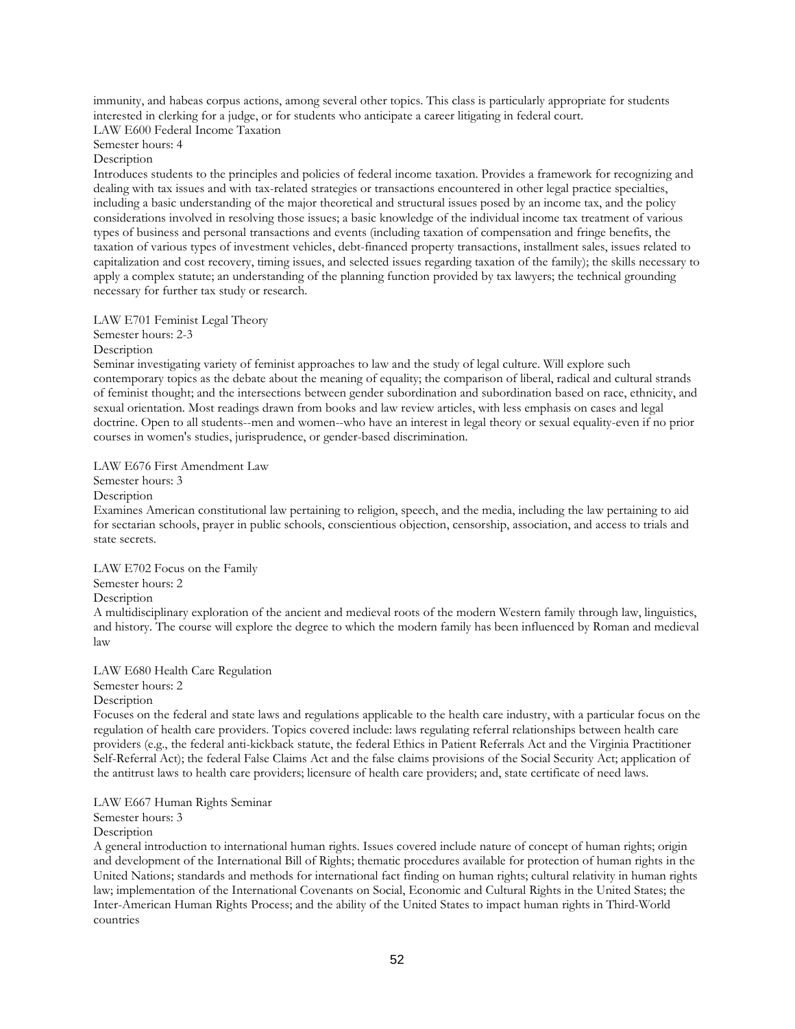immunity, and habeas corpus actions, among several other topics. This class is particularly appropriate for students interested in clerking for a judge, or for students who anticipate a career litigating in federal court.

LAW E600 Federal Income Taxation

Semester hours: 4

Description

Introduces students to the principles and policies of federal income taxation. Provides a framework for recognizing and dealing with tax issues and with tax-related strategies or transactions encountered in other legal practice specialties, including a basic understanding of the major theoretical and structural issues posed by an income tax, and the policy considerations involved in resolving those issues; a basic knowledge of the individual income tax treatment of various types of business and personal transactions and events (including taxation of compensation and fringe benefits, the taxation of various types of investment vehicles, debt-financed property transactions, installment sales, issues related to capitalization and cost recovery, timing issues, and selected issues regarding taxation of the family); the skills necessary to apply a complex statute; an understanding of the planning function provided by tax lawyers; the technical grounding necessary for further tax study or research.

LAW E701 Feminist Legal Theory

Semester hours: 2-3

Description

Seminar investigating variety of feminist approaches to law and the study of legal culture. Will explore such contemporary topics as the debate about the meaning of equality; the comparison of liberal, radical and cultural strands of feminist thought; and the intersections between gender subordination and subordination based on race, ethnicity, and sexual orientation. Most readings drawn from books and law review articles, with less emphasis on cases and legal doctrine. Open to all students--men and women--who have an interest in legal theory or sexual equality-even if no prior courses in women's studies, jurisprudence, or gender-based discrimination.

LAW E676 First Amendment Law

Semester hours: 3

Description

Examines American constitutional law pertaining to religion, speech, and the media, including the law pertaining to aid for sectarian schools, prayer in public schools, conscientious objection, censorship, association, and access to trials and state secrets.

LAW E702 Focus on the Family

Semester hours: 2

Description

A multidisciplinary exploration of the ancient and medieval roots of the modern Western family through law, linguistics, and history. The course will explore the degree to which the modern family has been influenced by Roman and medieval law

LAW E680 Health Care Regulation

Semester hours: 2

Description

Focuses on the federal and state laws and regulations applicable to the health care industry, with a particular focus on the regulation of health care providers. Topics covered include: laws regulating referral relationships between health care providers (e.g., the federal anti-kickback statute, the federal Ethics in Patient Referrals Act and the Virginia Practitioner Self-Referral Act); the federal False Claims Act and the false claims provisions of the Social Security Act; application of the antitrust laws to health care providers; licensure of health care providers; and, state certificate of need laws.

LAW E667 Human Rights Seminar

Semester hours: 3

Description

A general introduction to international human rights. Issues covered include nature of concept of human rights; origin and development of the International Bill of Rights; thematic procedures available for protection of human rights in the United Nations; standards and methods for international fact finding on human rights; cultural relativity in human rights law; implementation of the International Covenants on Social, Economic and Cultural Rights in the United States; the Inter-American Human Rights Process; and the ability of the United States to impact human rights in Third-World countries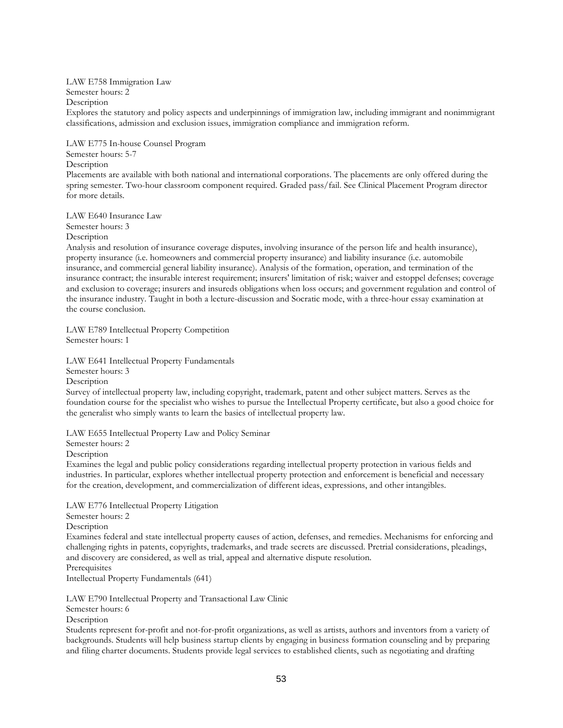LAW E758 Immigration Law
Semester hours: 2
Description
Explores the statutory and policy aspects and underpinnings of immigration law, including immigrant and nonimmigrant classifications, admission and exclusion issues, immigration compliance and immigration reform.

LAW E775 In-house Counsel Program
Semester hours: 5-7
Description
Placements are available with both national and international corporations. The placements are only offered during the spring semester. Two-hour classroom component required. Graded pass/fail. See Clinical Placement Program director for more details.

LAW E640 Insurance Law
Semester hours: 3
Description
Analysis and resolution of insurance coverage disputes, involving insurance of the person life and health insurance), property insurance (i.e. homeowners and commercial property insurance) and liability insurance (i.e. automobile insurance, and commercial general liability insurance). Analysis of the formation, operation, and termination of the insurance contract; the insurable interest requirement; insurers' limitation of risk; waiver and estoppel defenses; coverage and exclusion to coverage; insurers and insureds obligations when loss occurs; and government regulation and control of the insurance industry. Taught in both a lecture-discussion and Socratic mode, with a three-hour essay examination at the course conclusion.

LAW E789 Intellectual Property Competition
Semester hours: 1

LAW E641 Intellectual Property Fundamentals
Semester hours: 3
Description
Survey of intellectual property law, including copyright, trademark, patent and other subject matters. Serves as the foundation course for the specialist who wishes to pursue the Intellectual Property certificate, but also a good choice for the generalist who simply wants to learn the basics of intellectual property law.

LAW E655 Intellectual Property Law and Policy Seminar
Semester hours: 2
Description
Examines the legal and public policy considerations regarding intellectual property protection in various fields and industries. In particular, explores whether intellectual property protection and enforcement is beneficial and necessary for the creation, development, and commercialization of different ideas, expressions, and other intangibles.

LAW E776 Intellectual Property Litigation
Semester hours: 2
Description
Examines federal and state intellectual property causes of action, defenses, and remedies. Mechanisms for enforcing and challenging rights in patents, copyrights, trademarks, and trade secrets are discussed. Pretrial considerations, pleadings, and discovery are considered, as well as trial, appeal and alternative dispute resolution.
Prerequisites
Intellectual Property Fundamentals (641)

LAW E790 Intellectual Property and Transactional Law Clinic
Semester hours: 6
Description
Students represent for-profit and not-for-profit organizations, as well as artists, authors and inventors from a variety of backgrounds. Students will help business startup clients by engaging in business formation counseling and by preparing and filing charter documents. Students provide legal services to established clients, such as negotiating and drafting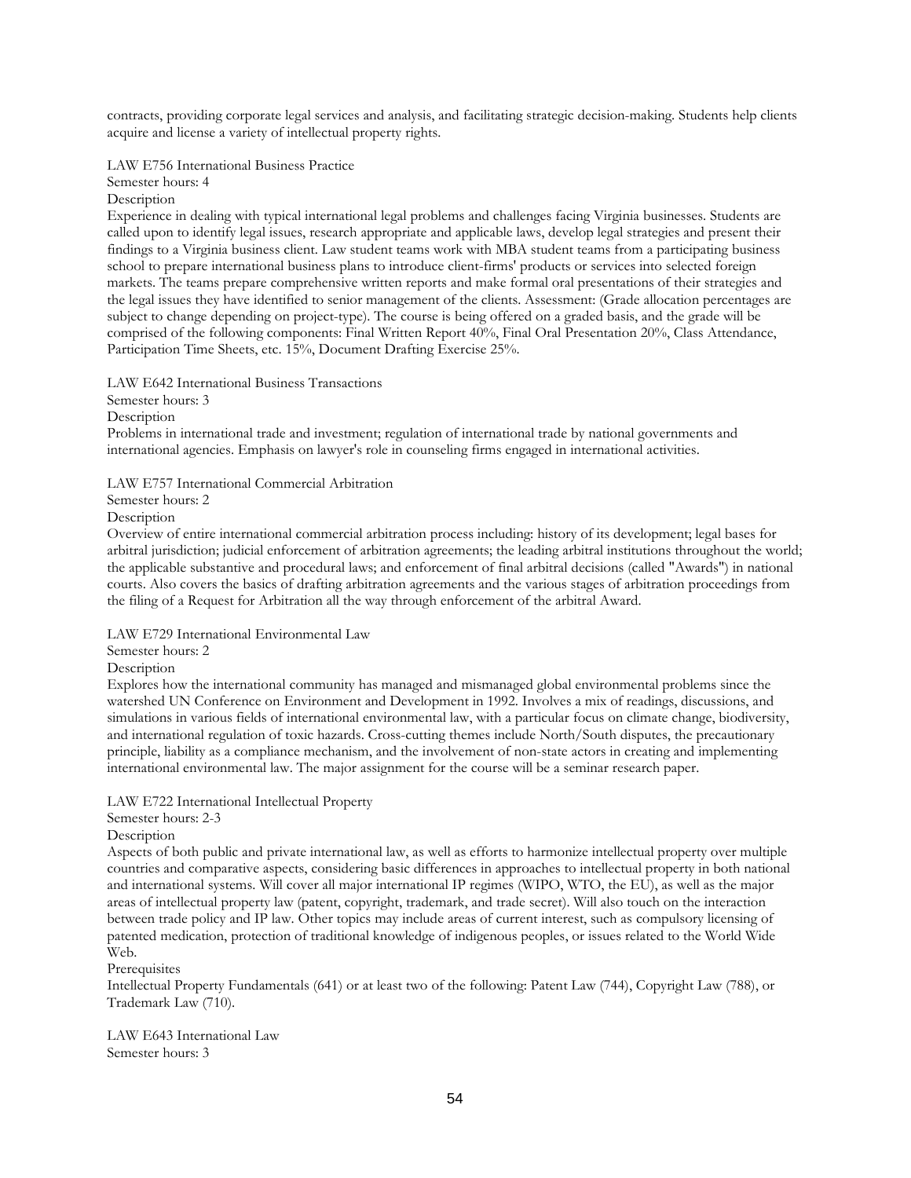contracts, providing corporate legal services and analysis, and facilitating strategic decision-making. Students help clients acquire and license a variety of intellectual property rights.

LAW E756 International Business Practice

Semester hours: 4

Description

Experience in dealing with typical international legal problems and challenges facing Virginia businesses. Students are called upon to identify legal issues, research appropriate and applicable laws, develop legal strategies and present their findings to a Virginia business client. Law student teams work with MBA student teams from a participating business school to prepare international business plans to introduce client-firms' products or services into selected foreign markets. The teams prepare comprehensive written reports and make formal oral presentations of their strategies and the legal issues they have identified to senior management of the clients. Assessment: (Grade allocation percentages are subject to change depending on project-type). The course is being offered on a graded basis, and the grade will be comprised of the following components: Final Written Report 40%, Final Oral Presentation 20%, Class Attendance, Participation Time Sheets, etc. 15%, Document Drafting Exercise 25%.

LAW E642 International Business Transactions

Semester hours: 3

Description

Problems in international trade and investment; regulation of international trade by national governments and international agencies. Emphasis on lawyer's role in counseling firms engaged in international activities.

LAW E757 International Commercial Arbitration

Semester hours: 2

Description

Overview of entire international commercial arbitration process including: history of its development; legal bases for arbitral jurisdiction; judicial enforcement of arbitration agreements; the leading arbitral institutions throughout the world; the applicable substantive and procedural laws; and enforcement of final arbitral decisions (called "Awards") in national courts. Also covers the basics of drafting arbitration agreements and the various stages of arbitration proceedings from the filing of a Request for Arbitration all the way through enforcement of the arbitral Award.

LAW E729 International Environmental Law

Semester hours: 2

Description

Explores how the international community has managed and mismanaged global environmental problems since the watershed UN Conference on Environment and Development in 1992. Involves a mix of readings, discussions, and simulations in various fields of international environmental law, with a particular focus on climate change, biodiversity, and international regulation of toxic hazards. Cross-cutting themes include North/South disputes, the precautionary principle, liability as a compliance mechanism, and the involvement of non-state actors in creating and implementing international environmental law. The major assignment for the course will be a seminar research paper.

LAW E722 International Intellectual Property

Semester hours: 2-3

Description

Aspects of both public and private international law, as well as efforts to harmonize intellectual property over multiple countries and comparative aspects, considering basic differences in approaches to intellectual property in both national and international systems. Will cover all major international IP regimes (WIPO, WTO, the EU), as well as the major areas of intellectual property law (patent, copyright, trademark, and trade secret). Will also touch on the interaction between trade policy and IP law. Other topics may include areas of current interest, such as compulsory licensing of patented medication, protection of traditional knowledge of indigenous peoples, or issues related to the World Wide Web.

Prerequisites

Intellectual Property Fundamentals (641) or at least two of the following: Patent Law (744), Copyright Law (788), or Trademark Law (710).

LAW E643 International Law

Semester hours: 3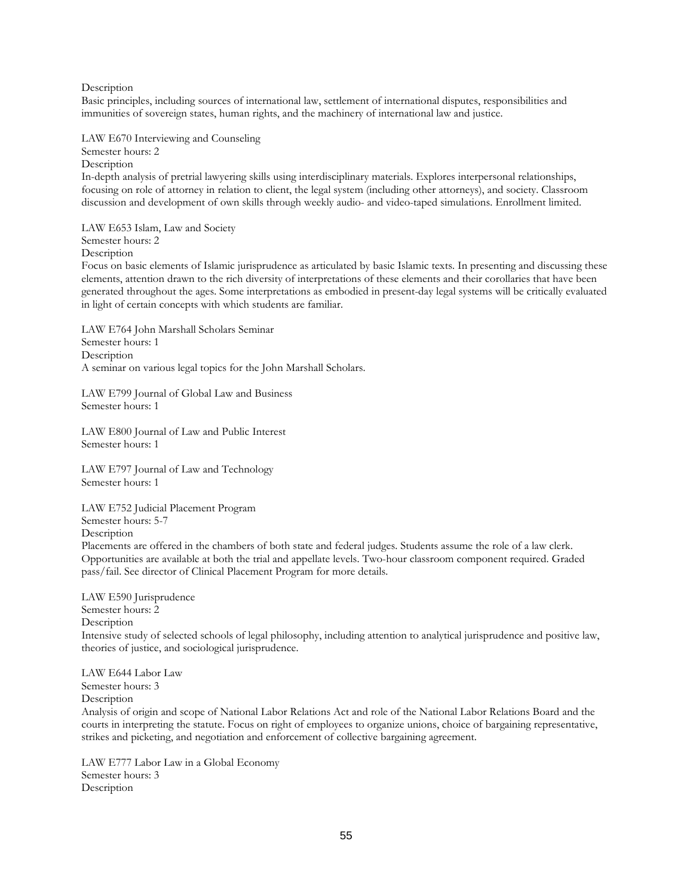Description

Basic principles, including sources of international law, settlement of international disputes, responsibilities and immunities of sovereign states, human rights, and the machinery of international law and justice.

LAW E670 Interviewing and Counseling
Semester hours: 2
Description
In-depth analysis of pretrial lawyering skills using interdisciplinary materials. Explores interpersonal relationships, focusing on role of attorney in relation to client, the legal system (including other attorneys), and society. Classroom discussion and development of own skills through weekly audio- and video-taped simulations. Enrollment limited.

LAW E653 Islam, Law and Society
Semester hours: 2
Description
Focus on basic elements of Islamic jurisprudence as articulated by basic Islamic texts. In presenting and discussing these elements, attention drawn to the rich diversity of interpretations of these elements and their corollaries that have been generated throughout the ages. Some interpretations as embodied in present-day legal systems will be critically evaluated in light of certain concepts with which students are familiar.

LAW E764 John Marshall Scholars Seminar
Semester hours: 1
Description
A seminar on various legal topics for the John Marshall Scholars.

LAW E799 Journal of Global Law and Business
Semester hours: 1

LAW E800 Journal of Law and Public Interest
Semester hours: 1

LAW E797 Journal of Law and Technology
Semester hours: 1

LAW E752 Judicial Placement Program
Semester hours: 5-7
Description
Placements are offered in the chambers of both state and federal judges. Students assume the role of a law clerk. Opportunities are available at both the trial and appellate levels. Two-hour classroom component required. Graded pass/fail. See director of Clinical Placement Program for more details.

LAW E590 Jurisprudence
Semester hours: 2
Description
Intensive study of selected schools of legal philosophy, including attention to analytical jurisprudence and positive law, theories of justice, and sociological jurisprudence.

LAW E644 Labor Law
Semester hours: 3
Description
Analysis of origin and scope of National Labor Relations Act and role of the National Labor Relations Board and the courts in interpreting the statute. Focus on right of employees to organize unions, choice of bargaining representative, strikes and picketing, and negotiation and enforcement of collective bargaining agreement.

LAW E777 Labor Law in a Global Economy
Semester hours: 3
Description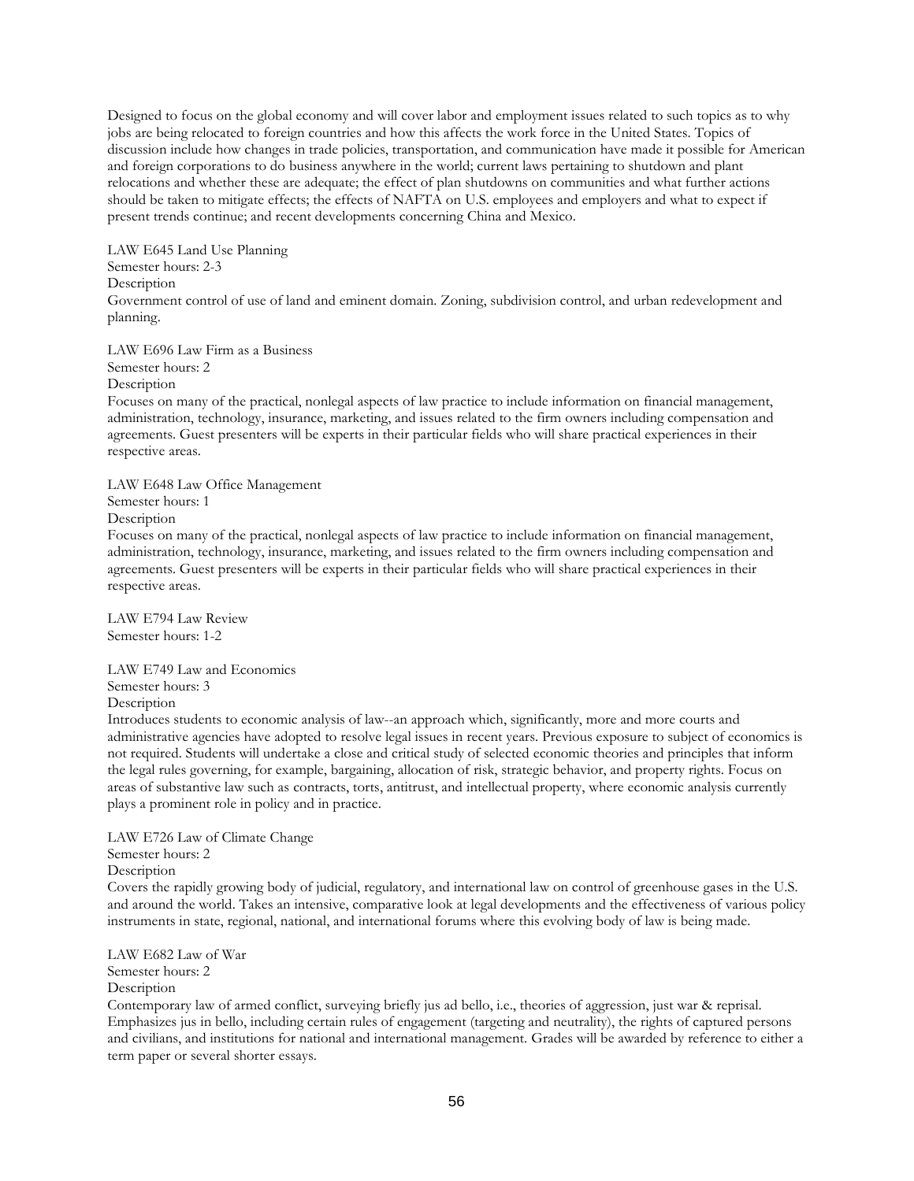Designed to focus on the global economy and will cover labor and employment issues related to such topics as to why jobs are being relocated to foreign countries and how this affects the work force in the United States. Topics of discussion include how changes in trade policies, transportation, and communication have made it possible for American and foreign corporations to do business anywhere in the world; current laws pertaining to shutdown and plant relocations and whether these are adequate; the effect of plan shutdowns on communities and what further actions should be taken to mitigate effects; the effects of NAFTA on U.S. employees and employers and what to expect if present trends continue; and recent developments concerning China and Mexico.

LAW E645 Land Use Planning
Semester hours: 2-3
Description
Government control of use of land and eminent domain. Zoning, subdivision control, and urban redevelopment and planning.

LAW E696 Law Firm as a Business
Semester hours: 2
Description
Focuses on many of the practical, nonlegal aspects of law practice to include information on financial management, administration, technology, insurance, marketing, and issues related to the firm owners including compensation and agreements. Guest presenters will be experts in their particular fields who will share practical experiences in their respective areas.

LAW E648 Law Office Management
Semester hours: 1
Description
Focuses on many of the practical, nonlegal aspects of law practice to include information on financial management, administration, technology, insurance, marketing, and issues related to the firm owners including compensation and agreements. Guest presenters will be experts in their particular fields who will share practical experiences in their respective areas.

LAW E794 Law Review
Semester hours: 1-2

LAW E749 Law and Economics
Semester hours: 3
Description
Introduces students to economic analysis of law--an approach which, significantly, more and more courts and administrative agencies have adopted to resolve legal issues in recent years. Previous exposure to subject of economics is not required. Students will undertake a close and critical study of selected economic theories and principles that inform the legal rules governing, for example, bargaining, allocation of risk, strategic behavior, and property rights. Focus on areas of substantive law such as contracts, torts, antitrust, and intellectual property, where economic analysis currently plays a prominent role in policy and in practice.

LAW E726 Law of Climate Change
Semester hours: 2
Description
Covers the rapidly growing body of judicial, regulatory, and international law on control of greenhouse gases in the U.S. and around the world. Takes an intensive, comparative look at legal developments and the effectiveness of various policy instruments in state, regional, national, and international forums where this evolving body of law is being made.

LAW E682 Law of War
Semester hours: 2
Description
Contemporary law of armed conflict, surveying briefly jus ad bello, i.e., theories of aggression, just war & reprisal. Emphasizes jus in bello, including certain rules of engagement (targeting and neutrality), the rights of captured persons and civilians, and institutions for national and international management. Grades will be awarded by reference to either a term paper or several shorter essays.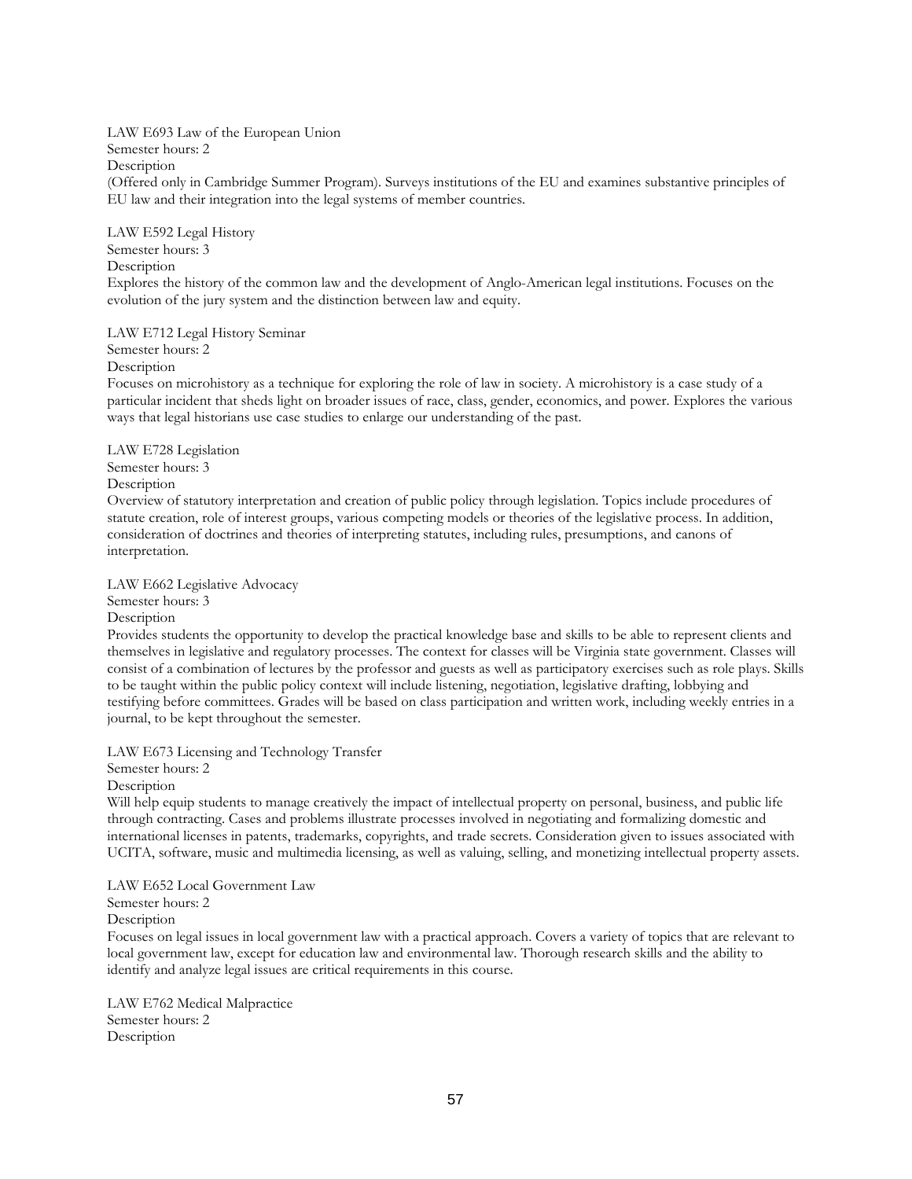LAW E693 Law of the European Union
Semester hours: 2
Description
(Offered only in Cambridge Summer Program). Surveys institutions of the EU and examines substantive principles of EU law and their integration into the legal systems of member countries.

LAW E592 Legal History
Semester hours: 3
Description
Explores the history of the common law and the development of Anglo-American legal institutions. Focuses on the evolution of the jury system and the distinction between law and equity.

LAW E712 Legal History Seminar
Semester hours: 2
Description
Focuses on microhistory as a technique for exploring the role of law in society. A microhistory is a case study of a particular incident that sheds light on broader issues of race, class, gender, economics, and power. Explores the various ways that legal historians use case studies to enlarge our understanding of the past.

LAW E728 Legislation
Semester hours: 3
Description
Overview of statutory interpretation and creation of public policy through legislation. Topics include procedures of statute creation, role of interest groups, various competing models or theories of the legislative process. In addition, consideration of doctrines and theories of interpreting statutes, including rules, presumptions, and canons of interpretation.

LAW E662 Legislative Advocacy
Semester hours: 3
Description
Provides students the opportunity to develop the practical knowledge base and skills to be able to represent clients and themselves in legislative and regulatory processes. The context for classes will be Virginia state government. Classes will consist of a combination of lectures by the professor and guests as well as participatory exercises such as role plays. Skills to be taught within the public policy context will include listening, negotiation, legislative drafting, lobbying and testifying before committees. Grades will be based on class participation and written work, including weekly entries in a journal, to be kept throughout the semester.

LAW E673 Licensing and Technology Transfer
Semester hours: 2
Description
Will help equip students to manage creatively the impact of intellectual property on personal, business, and public life through contracting. Cases and problems illustrate processes involved in negotiating and formalizing domestic and international licenses in patents, trademarks, copyrights, and trade secrets. Consideration given to issues associated with UCITA, software, music and multimedia licensing, as well as valuing, selling, and monetizing intellectual property assets.

LAW E652 Local Government Law
Semester hours: 2
Description
Focuses on legal issues in local government law with a practical approach. Covers a variety of topics that are relevant to local government law, except for education law and environmental law. Thorough research skills and the ability to identify and analyze legal issues are critical requirements in this course.

LAW E762 Medical Malpractice
Semester hours: 2
Description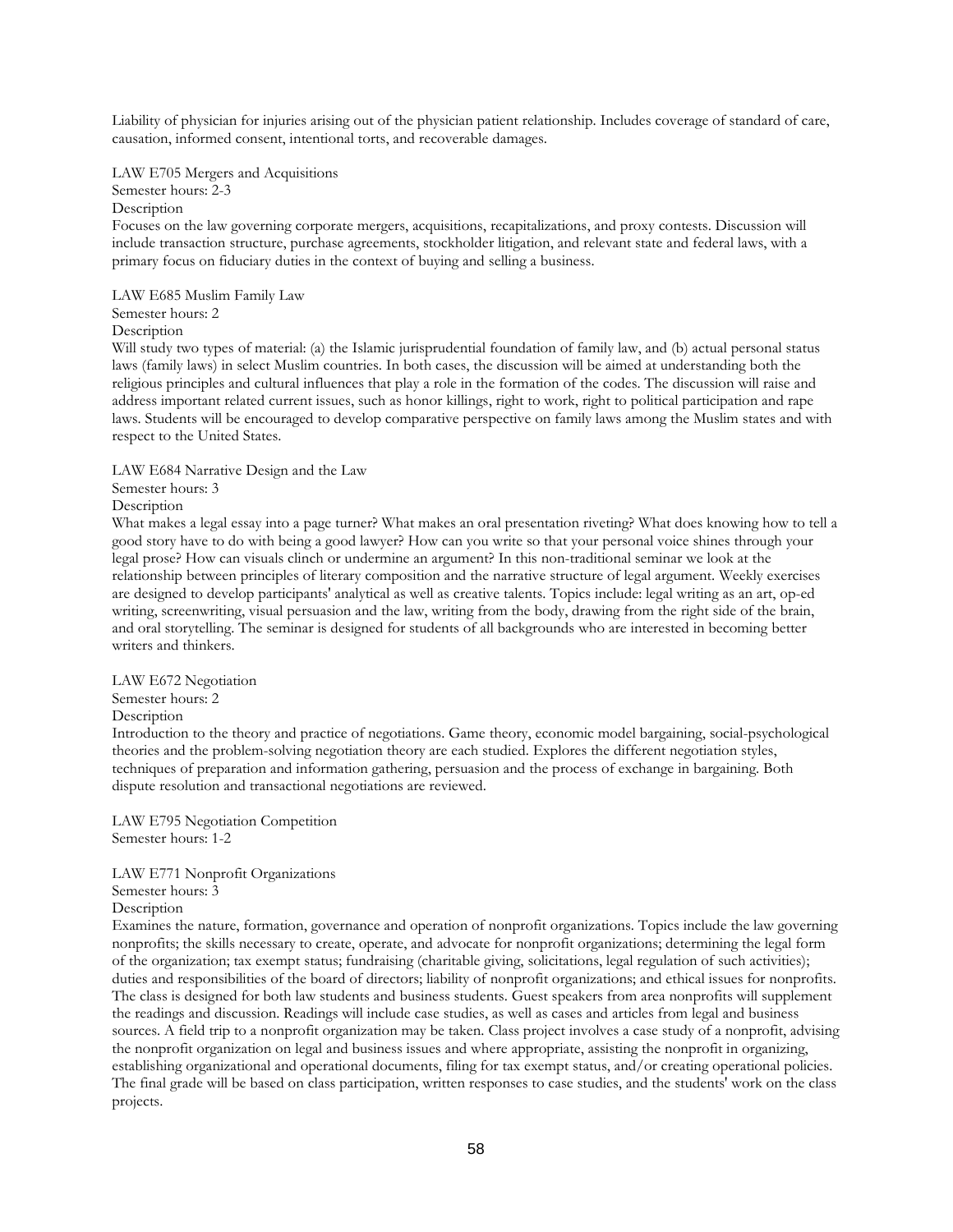Liability of physician for injuries arising out of the physician patient relationship. Includes coverage of standard of care, causation, informed consent, intentional torts, and recoverable damages.

LAW E705 Mergers and Acquisitions
Semester hours: 2-3
Description
Focuses on the law governing corporate mergers, acquisitions, recapitalizations, and proxy contests. Discussion will include transaction structure, purchase agreements, stockholder litigation, and relevant state and federal laws, with a primary focus on fiduciary duties in the context of buying and selling a business.

LAW E685 Muslim Family Law
Semester hours: 2
Description
Will study two types of material: (a) the Islamic jurisprudential foundation of family law, and (b) actual personal status laws (family laws) in select Muslim countries. In both cases, the discussion will be aimed at understanding both the religious principles and cultural influences that play a role in the formation of the codes. The discussion will raise and address important related current issues, such as honor killings, right to work, right to political participation and rape laws. Students will be encouraged to develop comparative perspective on family laws among the Muslim states and with respect to the United States.

LAW E684 Narrative Design and the Law
Semester hours: 3
Description
What makes a legal essay into a page turner? What makes an oral presentation riveting? What does knowing how to tell a good story have to do with being a good lawyer? How can you write so that your personal voice shines through your legal prose? How can visuals clinch or undermine an argument? In this non-traditional seminar we look at the relationship between principles of literary composition and the narrative structure of legal argument. Weekly exercises are designed to develop participants' analytical as well as creative talents. Topics include: legal writing as an art, op-ed writing, screenwriting, visual persuasion and the law, writing from the body, drawing from the right side of the brain, and oral storytelling. The seminar is designed for students of all backgrounds who are interested in becoming better writers and thinkers.

LAW E672 Negotiation
Semester hours: 2
Description
Introduction to the theory and practice of negotiations. Game theory, economic model bargaining, social-psychological theories and the problem-solving negotiation theory are each studied. Explores the different negotiation styles, techniques of preparation and information gathering, persuasion and the process of exchange in bargaining. Both dispute resolution and transactional negotiations are reviewed.

LAW E795 Negotiation Competition
Semester hours: 1-2

LAW E771 Nonprofit Organizations
Semester hours: 3
Description
Examines the nature, formation, governance and operation of nonprofit organizations. Topics include the law governing nonprofits; the skills necessary to create, operate, and advocate for nonprofit organizations; determining the legal form of the organization; tax exempt status; fundraising (charitable giving, solicitations, legal regulation of such activities); duties and responsibilities of the board of directors; liability of nonprofit organizations; and ethical issues for nonprofits. The class is designed for both law students and business students. Guest speakers from area nonprofits will supplement the readings and discussion. Readings will include case studies, as well as cases and articles from legal and business sources. A field trip to a nonprofit organization may be taken. Class project involves a case study of a nonprofit, advising the nonprofit organization on legal and business issues and where appropriate, assisting the nonprofit in organizing, establishing organizational and operational documents, filing for tax exempt status, and/or creating operational policies. The final grade will be based on class participation, written responses to case studies, and the students' work on the class projects.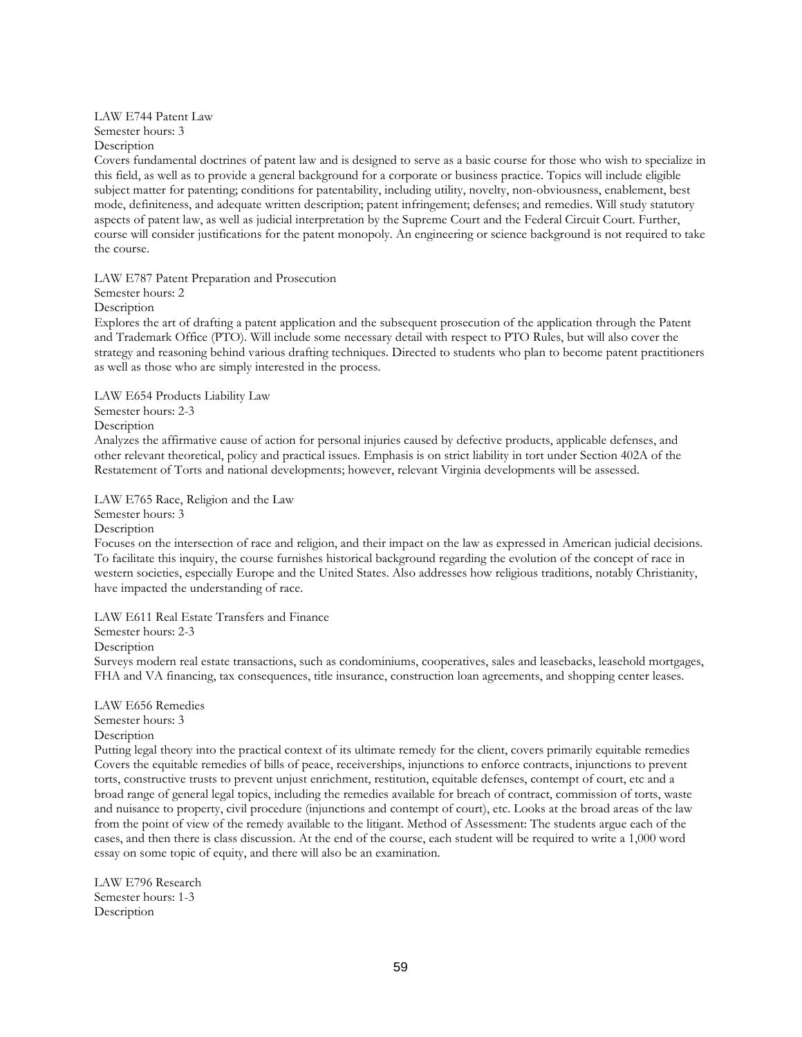LAW E744 Patent Law
Semester hours: 3
Description
Covers fundamental doctrines of patent law and is designed to serve as a basic course for those who wish to specialize in this field, as well as to provide a general background for a corporate or business practice. Topics will include eligible subject matter for patenting; conditions for patentability, including utility, novelty, non-obviousness, enablement, best mode, definiteness, and adequate written description; patent infringement; defenses; and remedies. Will study statutory aspects of patent law, as well as judicial interpretation by the Supreme Court and the Federal Circuit Court. Further, course will consider justifications for the patent monopoly. An engineering or science background is not required to take the course.

LAW E787 Patent Preparation and Prosecution
Semester hours: 2
Description
Explores the art of drafting a patent application and the subsequent prosecution of the application through the Patent and Trademark Office (PTO). Will include some necessary detail with respect to PTO Rules, but will also cover the strategy and reasoning behind various drafting techniques. Directed to students who plan to become patent practitioners as well as those who are simply interested in the process.

LAW E654 Products Liability Law
Semester hours: 2-3
Description
Analyzes the affirmative cause of action for personal injuries caused by defective products, applicable defenses, and other relevant theoretical, policy and practical issues. Emphasis is on strict liability in tort under Section 402A of the Restatement of Torts and national developments; however, relevant Virginia developments will be assessed.

LAW E765 Race, Religion and the Law
Semester hours: 3
Description
Focuses on the intersection of race and religion, and their impact on the law as expressed in American judicial decisions. To facilitate this inquiry, the course furnishes historical background regarding the evolution of the concept of race in western societies, especially Europe and the United States. Also addresses how religious traditions, notably Christianity, have impacted the understanding of race.

LAW E611 Real Estate Transfers and Finance
Semester hours: 2-3
Description
Surveys modern real estate transactions, such as condominiums, cooperatives, sales and leasebacks, leasehold mortgages, FHA and VA financing, tax consequences, title insurance, construction loan agreements, and shopping center leases.

LAW E656 Remedies
Semester hours: 3
Description
Putting legal theory into the practical context of its ultimate remedy for the client, covers primarily equitable remedies Covers the equitable remedies of bills of peace, receiverships, injunctions to enforce contracts, injunctions to prevent torts, constructive trusts to prevent unjust enrichment, restitution, equitable defenses, contempt of court, etc and a broad range of general legal topics, including the remedies available for breach of contract, commission of torts, waste and nuisance to property, civil procedure (injunctions and contempt of court), etc. Looks at the broad areas of the law from the point of view of the remedy available to the litigant. Method of Assessment: The students argue each of the cases, and then there is class discussion. At the end of the course, each student will be required to write a 1,000 word essay on some topic of equity, and there will also be an examination.

LAW E796 Research
Semester hours: 1-3
Description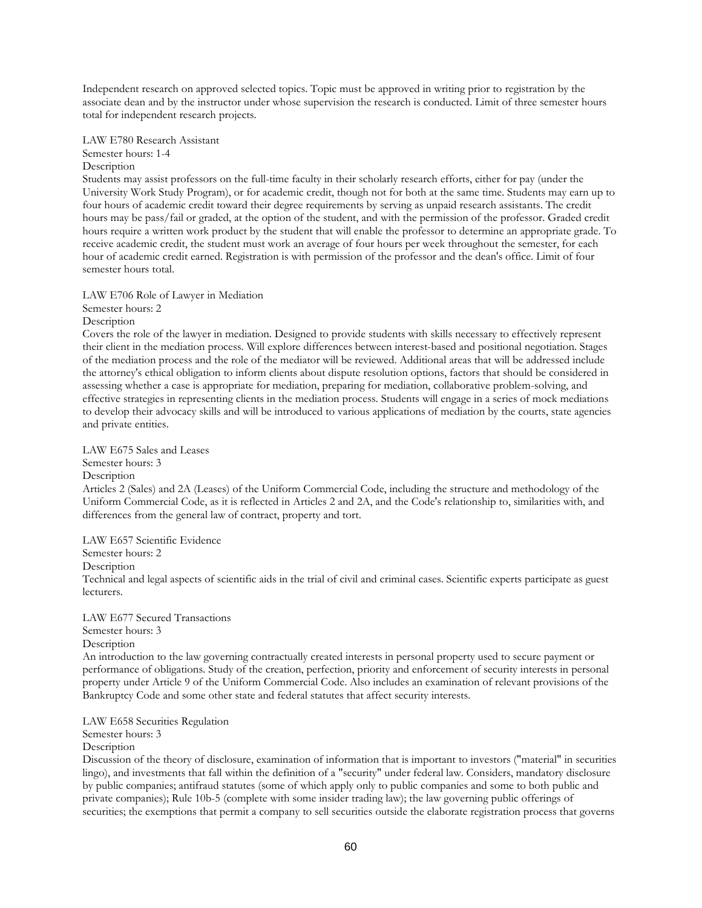Independent research on approved selected topics. Topic must be approved in writing prior to registration by the associate dean and by the instructor under whose supervision the research is conducted. Limit of three semester hours total for independent research projects.

LAW E780 Research Assistant
Semester hours: 1-4
Description
Students may assist professors on the full-time faculty in their scholarly research efforts, either for pay (under the University Work Study Program), or for academic credit, though not for both at the same time. Students may earn up to four hours of academic credit toward their degree requirements by serving as unpaid research assistants. The credit hours may be pass/fail or graded, at the option of the student, and with the permission of the professor. Graded credit hours require a written work product by the student that will enable the professor to determine an appropriate grade. To receive academic credit, the student must work an average of four hours per week throughout the semester, for each hour of academic credit earned. Registration is with permission of the professor and the dean's office. Limit of four semester hours total.

LAW E706 Role of Lawyer in Mediation
Semester hours: 2
Description
Covers the role of the lawyer in mediation. Designed to provide students with skills necessary to effectively represent their client in the mediation process. Will explore differences between interest-based and positional negotiation. Stages of the mediation process and the role of the mediator will be reviewed. Additional areas that will be addressed include the attorney's ethical obligation to inform clients about dispute resolution options, factors that should be considered in assessing whether a case is appropriate for mediation, preparing for mediation, collaborative problem-solving, and effective strategies in representing clients in the mediation process. Students will engage in a series of mock mediations to develop their advocacy skills and will be introduced to various applications of mediation by the courts, state agencies and private entities.

LAW E675 Sales and Leases
Semester hours: 3
Description
Articles 2 (Sales) and 2A (Leases) of the Uniform Commercial Code, including the structure and methodology of the Uniform Commercial Code, as it is reflected in Articles 2 and 2A, and the Code's relationship to, similarities with, and differences from the general law of contract, property and tort.

LAW E657 Scientific Evidence
Semester hours: 2
Description
Technical and legal aspects of scientific aids in the trial of civil and criminal cases. Scientific experts participate as guest lecturers.

LAW E677 Secured Transactions
Semester hours: 3
Description
An introduction to the law governing contractually created interests in personal property used to secure payment or performance of obligations. Study of the creation, perfection, priority and enforcement of security interests in personal property under Article 9 of the Uniform Commercial Code. Also includes an examination of relevant provisions of the Bankruptcy Code and some other state and federal statutes that affect security interests.

LAW E658 Securities Regulation
Semester hours: 3
Description
Discussion of the theory of disclosure, examination of information that is important to investors ("material" in securities lingo), and investments that fall within the definition of a "security" under federal law. Considers, mandatory disclosure by public companies; antifraud statutes (some of which apply only to public companies and some to both public and private companies); Rule 10b-5 (complete with some insider trading law); the law governing public offerings of securities; the exemptions that permit a company to sell securities outside the elaborate registration process that governs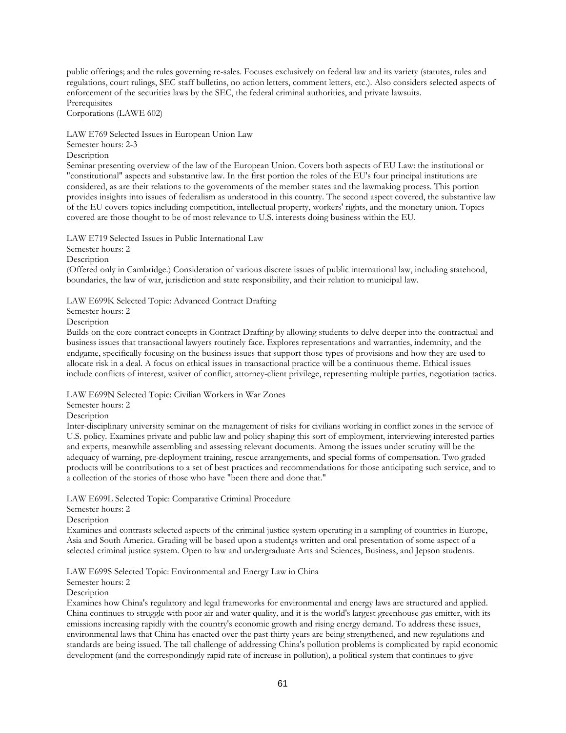public offerings; and the rules governing re-sales. Focuses exclusively on federal law and its variety (statutes, rules and regulations, court rulings, SEC staff bulletins, no action letters, comment letters, etc.). Also considers selected aspects of enforcement of the securities laws by the SEC, the federal criminal authorities, and private lawsuits.
Prerequisites
Corporations (LAWE 602)

LAW E769 Selected Issues in European Union Law
Semester hours: 2-3
Description
Seminar presenting overview of the law of the European Union. Covers both aspects of EU Law: the institutional or "constitutional" aspects and substantive law. In the first portion the roles of the EU's four principal institutions are considered, as are their relations to the governments of the member states and the lawmaking process. This portion provides insights into issues of federalism as understood in this country. The second aspect covered, the substantive law of the EU covers topics including competition, intellectual property, workers' rights, and the monetary union. Topics covered are those thought to be of most relevance to U.S. interests doing business within the EU.

LAW E719 Selected Issues in Public International Law
Semester hours: 2
Description
(Offered only in Cambridge.) Consideration of various discrete issues of public international law, including statehood, boundaries, the law of war, jurisdiction and state responsibility, and their relation to municipal law.

LAW E699K Selected Topic: Advanced Contract Drafting
Semester hours: 2
Description
Builds on the core contract concepts in Contract Drafting by allowing students to delve deeper into the contractual and business issues that transactional lawyers routinely face. Explores representations and warranties, indemnity, and the endgame, specifically focusing on the business issues that support those types of provisions and how they are used to allocate risk in a deal. A focus on ethical issues in transactional practice will be a continuous theme. Ethical issues include conflicts of interest, waiver of conflict, attorney-client privilege, representing multiple parties, negotiation tactics.

LAW E699N Selected Topic: Civilian Workers in War Zones
Semester hours: 2
Description
Inter-disciplinary university seminar on the management of risks for civilians working in conflict zones in the service of U.S. policy. Examines private and public law and policy shaping this sort of employment, interviewing interested parties and experts, meanwhile assembling and assessing relevant documents. Among the issues under scrutiny will be the adequacy of warning, pre-deployment training, rescue arrangements, and special forms of compensation. Two graded products will be contributions to a set of best practices and recommendations for those anticipating such service, and to a collection of the stories of those who have "been there and done that."

LAW E699L Selected Topic: Comparative Criminal Procedure
Semester hours: 2
Description
Examines and contrasts selected aspects of the criminal justice system operating in a sampling of countries in Europe, Asia and South America. Grading will be based upon a student¿s written and oral presentation of some aspect of a selected criminal justice system. Open to law and undergraduate Arts and Sciences, Business, and Jepson students.

LAW E699S Selected Topic: Environmental and Energy Law in China
Semester hours: 2
Description
Examines how China's regulatory and legal frameworks for environmental and energy laws are structured and applied. China continues to struggle with poor air and water quality, and it is the world's largest greenhouse gas emitter, with its emissions increasing rapidly with the country's economic growth and rising energy demand. To address these issues, environmental laws that China has enacted over the past thirty years are being strengthened, and new regulations and standards are being issued. The tall challenge of addressing China's pollution problems is complicated by rapid economic development (and the correspondingly rapid rate of increase in pollution), a political system that continues to give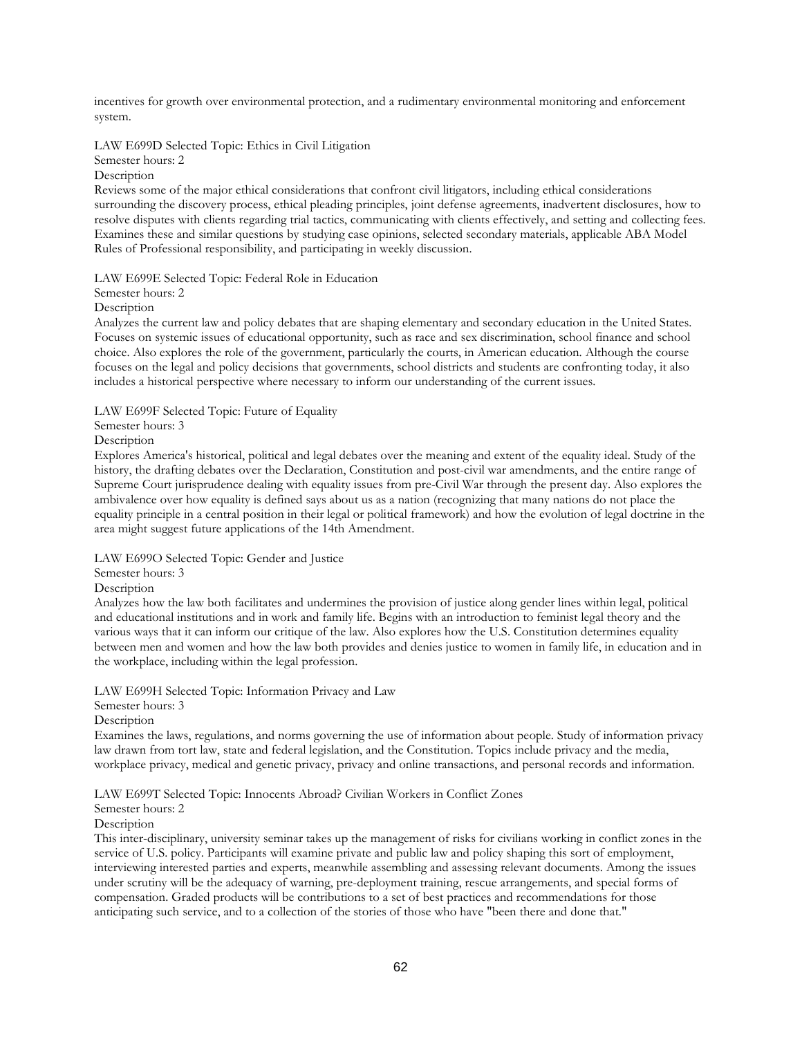incentives for growth over environmental protection, and a rudimentary environmental monitoring and enforcement system.

LAW E699D Selected Topic: Ethics in Civil Litigation

Semester hours: 2

Description

Reviews some of the major ethical considerations that confront civil litigators, including ethical considerations surrounding the discovery process, ethical pleading principles, joint defense agreements, inadvertent disclosures, how to resolve disputes with clients regarding trial tactics, communicating with clients effectively, and setting and collecting fees. Examines these and similar questions by studying case opinions, selected secondary materials, applicable ABA Model Rules of Professional responsibility, and participating in weekly discussion.

LAW E699E Selected Topic: Federal Role in Education

Semester hours: 2

Description

Analyzes the current law and policy debates that are shaping elementary and secondary education in the United States. Focuses on systemic issues of educational opportunity, such as race and sex discrimination, school finance and school choice. Also explores the role of the government, particularly the courts, in American education. Although the course focuses on the legal and policy decisions that governments, school districts and students are confronting today, it also includes a historical perspective where necessary to inform our understanding of the current issues.

LAW E699F Selected Topic: Future of Equality

Semester hours: 3

Description

Explores America's historical, political and legal debates over the meaning and extent of the equality ideal. Study of the history, the drafting debates over the Declaration, Constitution and post-civil war amendments, and the entire range of Supreme Court jurisprudence dealing with equality issues from pre-Civil War through the present day. Also explores the ambivalence over how equality is defined says about us as a nation (recognizing that many nations do not place the equality principle in a central position in their legal or political framework) and how the evolution of legal doctrine in the area might suggest future applications of the 14th Amendment.

LAW E699O Selected Topic: Gender and Justice

Semester hours: 3

Description

Analyzes how the law both facilitates and undermines the provision of justice along gender lines within legal, political and educational institutions and in work and family life. Begins with an introduction to feminist legal theory and the various ways that it can inform our critique of the law. Also explores how the U.S. Constitution determines equality between men and women and how the law both provides and denies justice to women in family life, in education and in the workplace, including within the legal profession.

LAW E699H Selected Topic: Information Privacy and Law

Semester hours: 3

Description

Examines the laws, regulations, and norms governing the use of information about people. Study of information privacy law drawn from tort law, state and federal legislation, and the Constitution. Topics include privacy and the media, workplace privacy, medical and genetic privacy, privacy and online transactions, and personal records and information.

LAW E699T Selected Topic: Innocents Abroad? Civilian Workers in Conflict Zones

Semester hours: 2

Description

This inter-disciplinary, university seminar takes up the management of risks for civilians working in conflict zones in the service of U.S. policy. Participants will examine private and public law and policy shaping this sort of employment, interviewing interested parties and experts, meanwhile assembling and assessing relevant documents. Among the issues under scrutiny will be the adequacy of warning, pre-deployment training, rescue arrangements, and special forms of compensation. Graded products will be contributions to a set of best practices and recommendations for those anticipating such service, and to a collection of the stories of those who have "been there and done that."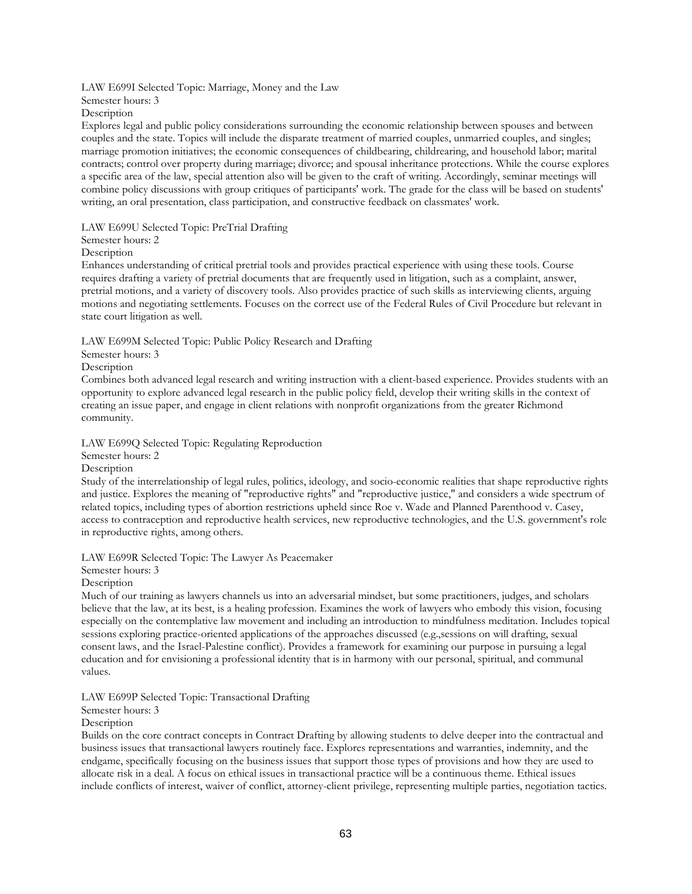LAW E699I Selected Topic: Marriage, Money and the Law

Semester hours: 3

Description

Explores legal and public policy considerations surrounding the economic relationship between spouses and between couples and the state. Topics will include the disparate treatment of married couples, unmarried couples, and singles; marriage promotion initiatives; the economic consequences of childbearing, childrearing, and household labor; marital contracts; control over property during marriage; divorce; and spousal inheritance protections. While the course explores a specific area of the law, special attention also will be given to the craft of writing. Accordingly, seminar meetings will combine policy discussions with group critiques of participants' work. The grade for the class will be based on students' writing, an oral presentation, class participation, and constructive feedback on classmates' work.

LAW E699U Selected Topic: PreTrial Drafting

Semester hours: 2

Description

Enhances understanding of critical pretrial tools and provides practical experience with using these tools. Course requires drafting a variety of pretrial documents that are frequently used in litigation, such as a complaint, answer, pretrial motions, and a variety of discovery tools. Also provides practice of such skills as interviewing clients, arguing motions and negotiating settlements. Focuses on the correct use of the Federal Rules of Civil Procedure but relevant in state court litigation as well.

LAW E699M Selected Topic: Public Policy Research and Drafting

Semester hours: 3

Description

Combines both advanced legal research and writing instruction with a client-based experience. Provides students with an opportunity to explore advanced legal research in the public policy field, develop their writing skills in the context of creating an issue paper, and engage in client relations with nonprofit organizations from the greater Richmond community.

LAW E699Q Selected Topic: Regulating Reproduction

Semester hours: 2

Description

Study of the interrelationship of legal rules, politics, ideology, and socio-economic realities that shape reproductive rights and justice. Explores the meaning of "reproductive rights" and "reproductive justice," and considers a wide spectrum of related topics, including types of abortion restrictions upheld since Roe v. Wade and Planned Parenthood v. Casey, access to contraception and reproductive health services, new reproductive technologies, and the U.S. government's role in reproductive rights, among others.

LAW E699R Selected Topic: The Lawyer As Peacemaker

Semester hours: 3

Description

Much of our training as lawyers channels us into an adversarial mindset, but some practitioners, judges, and scholars believe that the law, at its best, is a healing profession. Examines the work of lawyers who embody this vision, focusing especially on the contemplative law movement and including an introduction to mindfulness meditation. Includes topical sessions exploring practice-oriented applications of the approaches discussed (e.g.,sessions on will drafting, sexual consent laws, and the Israel-Palestine conflict). Provides a framework for examining our purpose in pursuing a legal education and for envisioning a professional identity that is in harmony with our personal, spiritual, and communal values.

LAW E699P Selected Topic: Transactional Drafting

Semester hours: 3

Description

Builds on the core contract concepts in Contract Drafting by allowing students to delve deeper into the contractual and business issues that transactional lawyers routinely face. Explores representations and warranties, indemnity, and the endgame, specifically focusing on the business issues that support those types of provisions and how they are used to allocate risk in a deal. A focus on ethical issues in transactional practice will be a continuous theme. Ethical issues include conflicts of interest, waiver of conflict, attorney-client privilege, representing multiple parties, negotiation tactics.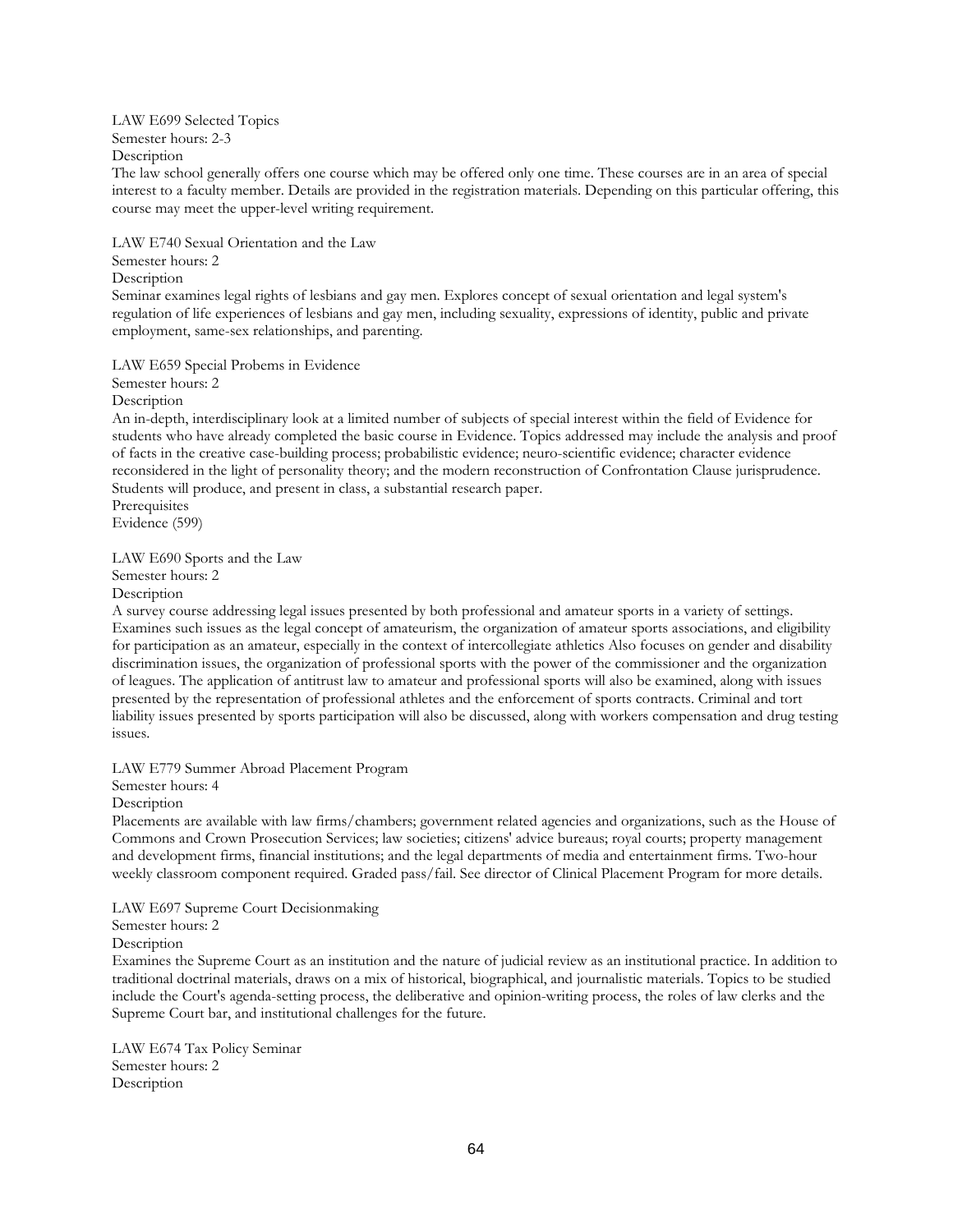LAW E699 Selected Topics
Semester hours: 2-3
Description
The law school generally offers one course which may be offered only one time. These courses are in an area of special interest to a faculty member. Details are provided in the registration materials. Depending on this particular offering, this course may meet the upper-level writing requirement.

LAW E740 Sexual Orientation and the Law
Semester hours: 2
Description
Seminar examines legal rights of lesbians and gay men. Explores concept of sexual orientation and legal system's regulation of life experiences of lesbians and gay men, including sexuality, expressions of identity, public and private employment, same-sex relationships, and parenting.

LAW E659 Special Probems in Evidence
Semester hours: 2
Description
An in-depth, interdisciplinary look at a limited number of subjects of special interest within the field of Evidence for students who have already completed the basic course in Evidence. Topics addressed may include the analysis and proof of facts in the creative case-building process; probabilistic evidence; neuro-scientific evidence; character evidence reconsidered in the light of personality theory; and the modern reconstruction of Confrontation Clause jurisprudence. Students will produce, and present in class, a substantial research paper.
Prerequisites
Evidence (599)

LAW E690 Sports and the Law
Semester hours: 2
Description
A survey course addressing legal issues presented by both professional and amateur sports in a variety of settings. Examines such issues as the legal concept of amateurism, the organization of amateur sports associations, and eligibility for participation as an amateur, especially in the context of intercollegiate athletics Also focuses on gender and disability discrimination issues, the organization of professional sports with the power of the commissioner and the organization of leagues. The application of antitrust law to amateur and professional sports will also be examined, along with issues presented by the representation of professional athletes and the enforcement of sports contracts. Criminal and tort liability issues presented by sports participation will also be discussed, along with workers compensation and drug testing issues.

LAW E779 Summer Abroad Placement Program
Semester hours: 4
Description
Placements are available with law firms/chambers; government related agencies and organizations, such as the House of Commons and Crown Prosecution Services; law societies; citizens' advice bureaus; royal courts; property management and development firms, financial institutions; and the legal departments of media and entertainment firms. Two-hour weekly classroom component required. Graded pass/fail. See director of Clinical Placement Program for more details.

LAW E697 Supreme Court Decisionmaking
Semester hours: 2
Description
Examines the Supreme Court as an institution and the nature of judicial review as an institutional practice. In addition to traditional doctrinal materials, draws on a mix of historical, biographical, and journalistic materials. Topics to be studied include the Court's agenda-setting process, the deliberative and opinion-writing process, the roles of law clerks and the Supreme Court bar, and institutional challenges for the future.

LAW E674 Tax Policy Seminar
Semester hours: 2
Description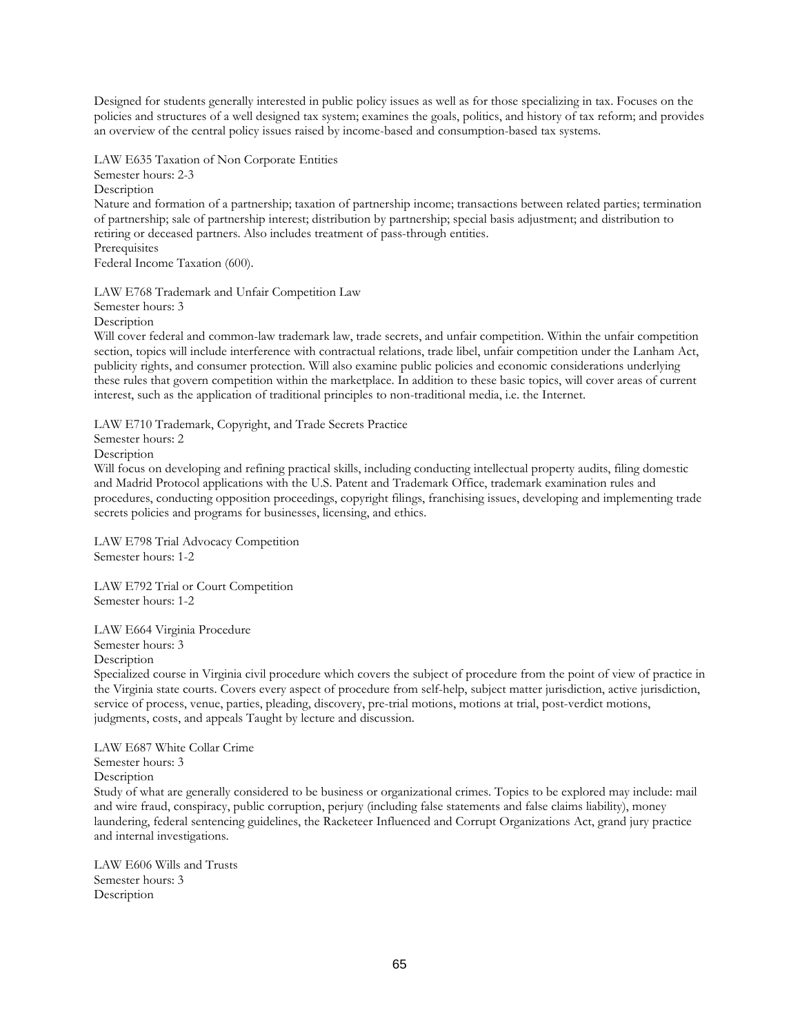Designed for students generally interested in public policy issues as well as for those specializing in tax. Focuses on the policies and structures of a well designed tax system; examines the goals, politics, and history of tax reform; and provides an overview of the central policy issues raised by income-based and consumption-based tax systems.

LAW E635 Taxation of Non Corporate Entities
Semester hours: 2-3
Description
Nature and formation of a partnership; taxation of partnership income; transactions between related parties; termination of partnership; sale of partnership interest; distribution by partnership; special basis adjustment; and distribution to retiring or deceased partners. Also includes treatment of pass-through entities.
Prerequisites
Federal Income Taxation (600).

LAW E768 Trademark and Unfair Competition Law
Semester hours: 3
Description
Will cover federal and common-law trademark law, trade secrets, and unfair competition. Within the unfair competition section, topics will include interference with contractual relations, trade libel, unfair competition under the Lanham Act, publicity rights, and consumer protection. Will also examine public policies and economic considerations underlying these rules that govern competition within the marketplace. In addition to these basic topics, will cover areas of current interest, such as the application of traditional principles to non-traditional media, i.e. the Internet.

LAW E710 Trademark, Copyright, and Trade Secrets Practice
Semester hours: 2
Description
Will focus on developing and refining practical skills, including conducting intellectual property audits, filing domestic and Madrid Protocol applications with the U.S. Patent and Trademark Office, trademark examination rules and procedures, conducting opposition proceedings, copyright filings, franchising issues, developing and implementing trade secrets policies and programs for businesses, licensing, and ethics.

LAW E798 Trial Advocacy Competition
Semester hours: 1-2

LAW E792 Trial or Court Competition
Semester hours: 1-2

LAW E664 Virginia Procedure
Semester hours: 3
Description
Specialized course in Virginia civil procedure which covers the subject of procedure from the point of view of practice in the Virginia state courts. Covers every aspect of procedure from self-help, subject matter jurisdiction, active jurisdiction, service of process, venue, parties, pleading, discovery, pre-trial motions, motions at trial, post-verdict motions, judgments, costs, and appeals Taught by lecture and discussion.

LAW E687 White Collar Crime
Semester hours: 3
Description
Study of what are generally considered to be business or organizational crimes. Topics to be explored may include: mail and wire fraud, conspiracy, public corruption, perjury (including false statements and false claims liability), money laundering, federal sentencing guidelines, the Racketeer Influenced and Corrupt Organizations Act, grand jury practice and internal investigations.

LAW E606 Wills and Trusts
Semester hours: 3
Description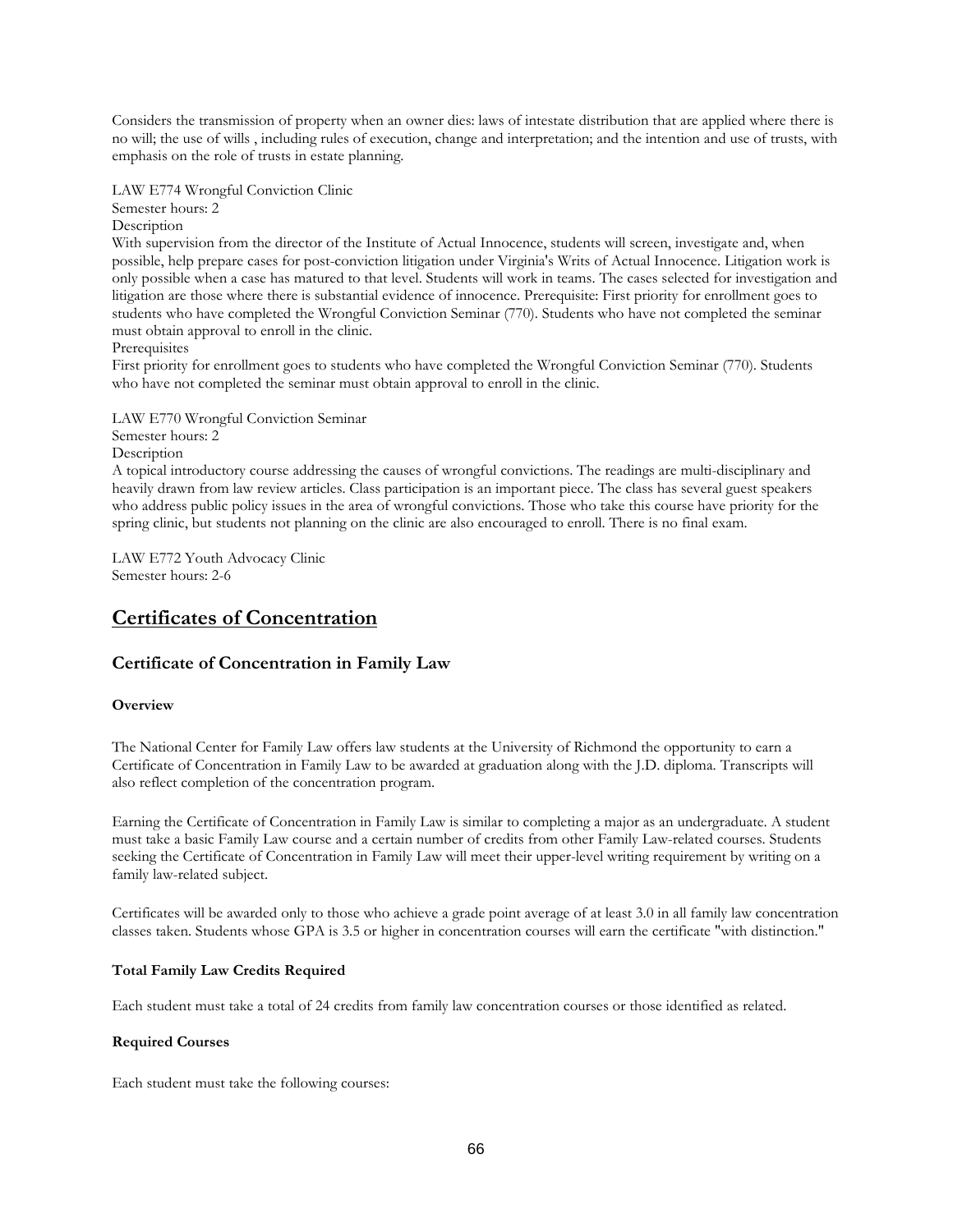Considers the transmission of property when an owner dies: laws of intestate distribution that are applied where there is no will; the use of wills , including rules of execution, change and interpretation; and the intention and use of trusts, with emphasis on the role of trusts in estate planning.

LAW E774 Wrongful Conviction Clinic
Semester hours: 2
Description
With supervision from the director of the Institute of Actual Innocence, students will screen, investigate and, when possible, help prepare cases for post-conviction litigation under Virginia's Writs of Actual Innocence. Litigation work is only possible when a case has matured to that level. Students will work in teams. The cases selected for investigation and litigation are those where there is substantial evidence of innocence. Prerequisite: First priority for enrollment goes to students who have completed the Wrongful Conviction Seminar (770). Students who have not completed the seminar must obtain approval to enroll in the clinic.
Prerequisites
First priority for enrollment goes to students who have completed the Wrongful Conviction Seminar (770). Students who have not completed the seminar must obtain approval to enroll in the clinic.

LAW E770 Wrongful Conviction Seminar
Semester hours: 2
Description
A topical introductory course addressing the causes of wrongful convictions. The readings are multi-disciplinary and heavily drawn from law review articles. Class participation is an important piece. The class has several guest speakers who address public policy issues in the area of wrongful convictions. Those who take this course have priority for the spring clinic, but students not planning on the clinic are also encouraged to enroll. There is no final exam.

LAW E772 Youth Advocacy Clinic
Semester hours: 2-6

# Certificates of Concentration

## Certificate of Concentration in Family Law

**Overview**

The National Center for Family Law offers law students at the University of Richmond the opportunity to earn a Certificate of Concentration in Family Law to be awarded at graduation along with the J.D. diploma. Transcripts will also reflect completion of the concentration program.

Earning the Certificate of Concentration in Family Law is similar to completing a major as an undergraduate. A student must take a basic Family Law course and a certain number of credits from other Family Law-related courses. Students seeking the Certificate of Concentration in Family Law will meet their upper-level writing requirement by writing on a family law-related subject.

Certificates will be awarded only to those who achieve a grade point average of at least 3.0 in all family law concentration classes taken. Students whose GPA is 3.5 or higher in concentration courses will earn the certificate "with distinction."

**Total Family Law Credits Required**

Each student must take a total of 24 credits from family law concentration courses or those identified as related.

**Required Courses**

Each student must take the following courses: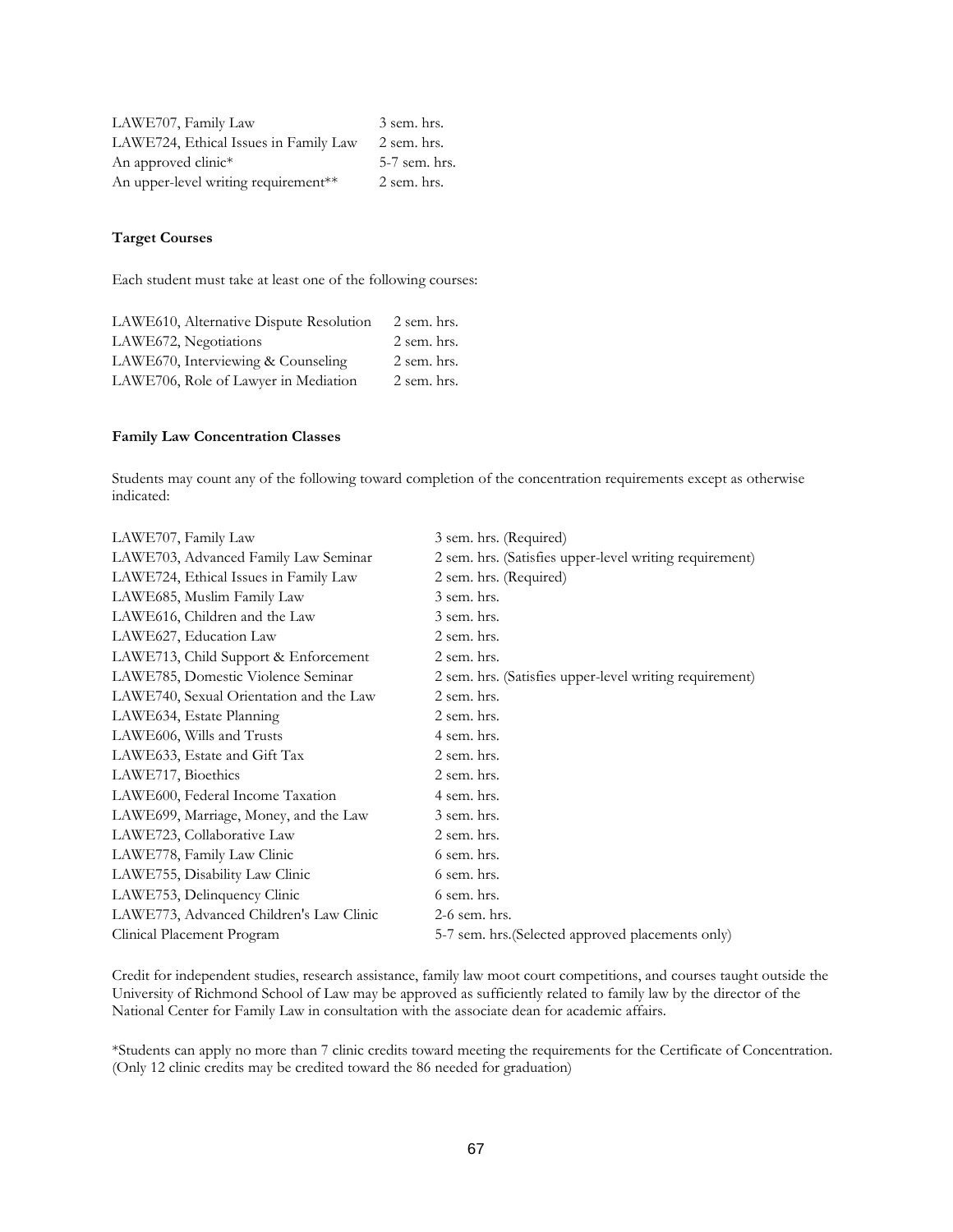| | |
|---|---|
| LAWE707, Family Law | 3 sem. hrs. |
| LAWE724, Ethical Issues in Family Law | 2 sem. hrs. |
| An approved clinic* | 5-7 sem. hrs. |
| An upper-level writing requirement** | 2 sem. hrs. |

**Target Courses**

Each student must take at least one of the following courses:

| | |
|---|---|
| LAWE610, Alternative Dispute Resolution | 2 sem. hrs. |
| LAWE672, Negotiations | 2 sem. hrs. |
| LAWE670, Interviewing & Counseling | 2 sem. hrs. |
| LAWE706, Role of Lawyer in Mediation | 2 sem. hrs. |

**Family Law Concentration Classes**

Students may count any of the following toward completion of the concentration requirements except as otherwise indicated:

| | |
|---|---|
| LAWE707, Family Law | 3 sem. hrs. (Required) |
| LAWE703, Advanced Family Law Seminar | 2 sem. hrs. (Satisfies upper-level writing requirement) |
| LAWE724, Ethical Issues in Family Law | 2 sem. hrs. (Required) |
| LAWE685, Muslim Family Law | 3 sem. hrs. |
| LAWE616, Children and the Law | 3 sem. hrs. |
| LAWE627, Education Law | 2 sem. hrs. |
| LAWE713, Child Support & Enforcement | 2 sem. hrs. |
| LAWE785, Domestic Violence Seminar | 2 sem. hrs. (Satisfies upper-level writing requirement) |
| LAWE740, Sexual Orientation and the Law | 2 sem. hrs. |
| LAWE634, Estate Planning | 2 sem. hrs. |
| LAWE606, Wills and Trusts | 4 sem. hrs. |
| LAWE633, Estate and Gift Tax | 2 sem. hrs. |
| LAWE717, Bioethics | 2 sem. hrs. |
| LAWE600, Federal Income Taxation | 4 sem. hrs. |
| LAWE699, Marriage, Money, and the Law | 3 sem. hrs. |
| LAWE723, Collaborative Law | 2 sem. hrs. |
| LAWE778, Family Law Clinic | 6 sem. hrs. |
| LAWE755, Disability Law Clinic | 6 sem. hrs. |
| LAWE753, Delinquency Clinic | 6 sem. hrs. |
| LAWE773, Advanced Children's Law Clinic | 2-6 sem. hrs. |
| Clinical Placement Program | 5-7 sem. hrs.(Selected approved placements only) |

Credit for independent studies, research assistance, family law moot court competitions, and courses taught outside the University of Richmond School of Law may be approved as sufficiently related to family law by the director of the National Center for Family Law in consultation with the associate dean for academic affairs.

*Students can apply no more than 7 clinic credits toward meeting the requirements for the Certificate of Concentration. (Only 12 clinic credits may be credited toward the 86 needed for graduation)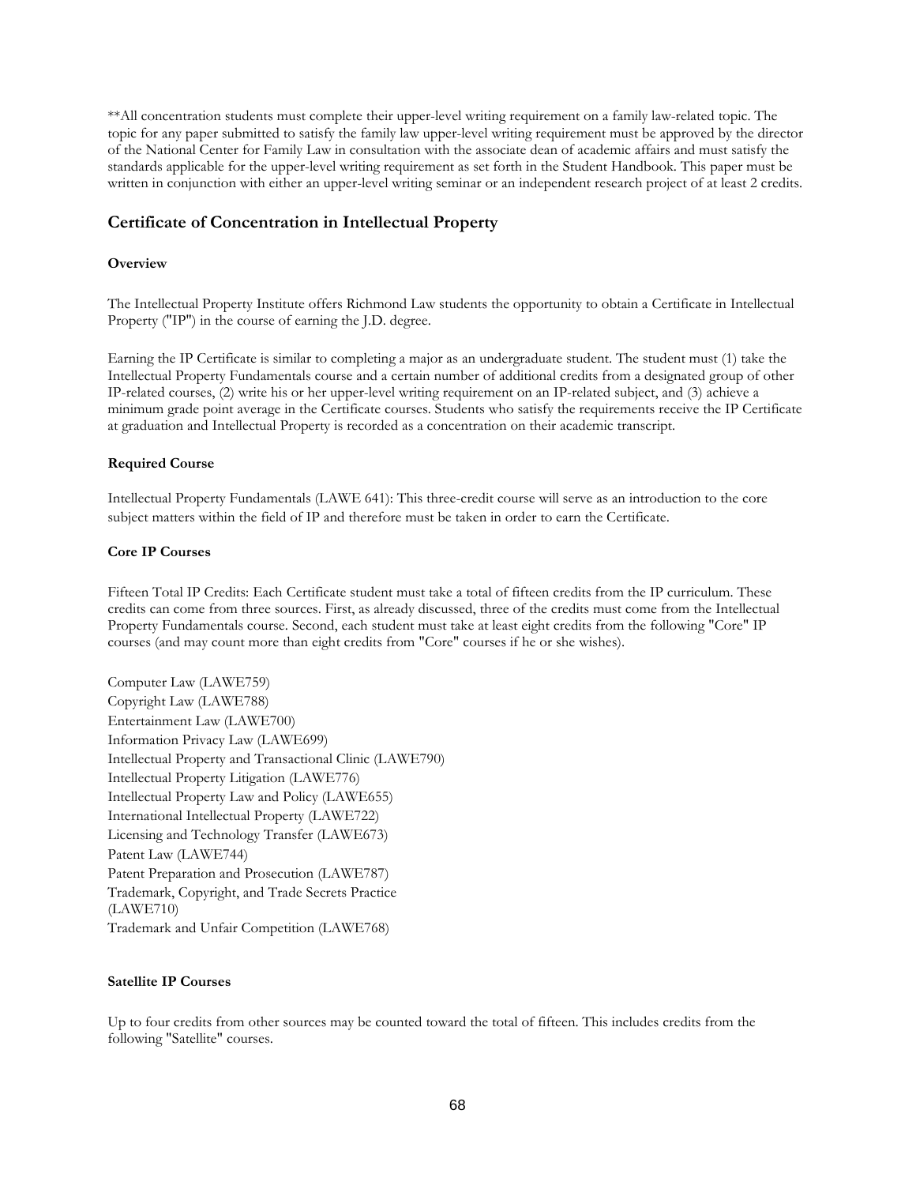**All concentration students must complete their upper-level writing requirement on a family law-related topic. The topic for any paper submitted to satisfy the family law upper-level writing requirement must be approved by the director of the National Center for Family Law in consultation with the associate dean of academic affairs and must satisfy the standards applicable for the upper-level writing requirement as set forth in the Student Handbook. This paper must be written in conjunction with either an upper-level writing seminar or an independent research project of at least 2 credits.

## Certificate of Concentration in Intellectual Property

#### Overview

The Intellectual Property Institute offers Richmond Law students the opportunity to obtain a Certificate in Intellectual Property ("IP") in the course of earning the J.D. degree.

Earning the IP Certificate is similar to completing a major as an undergraduate student. The student must (1) take the Intellectual Property Fundamentals course and a certain number of additional credits from a designated group of other IP-related courses, (2) write his or her upper-level writing requirement on an IP-related subject, and (3) achieve a minimum grade point average in the Certificate courses. Students who satisfy the requirements receive the IP Certificate at graduation and Intellectual Property is recorded as a concentration on their academic transcript.

#### Required Course

Intellectual Property Fundamentals (LAWE 641): This three-credit course will serve as an introduction to the core subject matters within the field of IP and therefore must be taken in order to earn the Certificate.

#### Core IP Courses

Fifteen Total IP Credits: Each Certificate student must take a total of fifteen credits from the IP curriculum. These credits can come from three sources. First, as already discussed, three of the credits must come from the Intellectual Property Fundamentals course. Second, each student must take at least eight credits from the following "Core" IP courses (and may count more than eight credits from "Core" courses if he or she wishes).

Computer Law (LAWE759)
Copyright Law (LAWE788)
Entertainment Law (LAWE700)
Information Privacy Law (LAWE699)
Intellectual Property and Transactional Clinic (LAWE790)
Intellectual Property Litigation (LAWE776)
Intellectual Property Law and Policy (LAWE655)
International Intellectual Property (LAWE722)
Licensing and Technology Transfer (LAWE673)
Patent Law (LAWE744)
Patent Preparation and Prosecution (LAWE787)
Trademark, Copyright, and Trade Secrets Practice (LAWE710)
Trademark and Unfair Competition (LAWE768)

#### Satellite IP Courses

Up to four credits from other sources may be counted toward the total of fifteen. This includes credits from the following "Satellite" courses.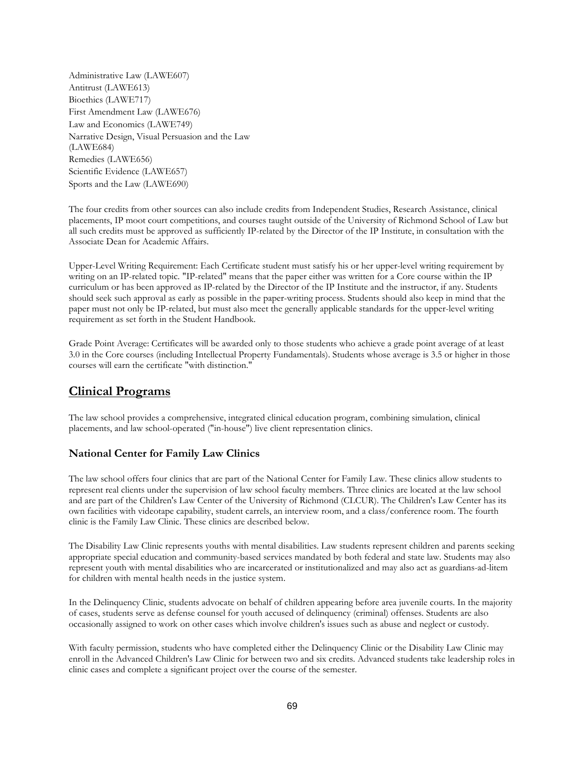Administrative Law (LAWE607)
Antitrust (LAWE613)
Bioethics (LAWE717)
First Amendment Law (LAWE676)
Law and Economics (LAWE749)
Narrative Design, Visual Persuasion and the Law (LAWE684)
Remedies (LAWE656)
Scientific Evidence (LAWE657)
Sports and the Law (LAWE690)

The four credits from other sources can also include credits from Independent Studies, Research Assistance, clinical placements, IP moot court competitions, and courses taught outside of the University of Richmond School of Law but all such credits must be approved as sufficiently IP-related by the Director of the IP Institute, in consultation with the Associate Dean for Academic Affairs.

Upper-Level Writing Requirement: Each Certificate student must satisfy his or her upper-level writing requirement by writing on an IP-related topic. "IP-related" means that the paper either was written for a Core course within the IP curriculum or has been approved as IP-related by the Director of the IP Institute and the instructor, if any. Students should seek such approval as early as possible in the paper-writing process. Students should also keep in mind that the paper must not only be IP-related, but must also meet the generally applicable standards for the upper-level writing requirement as set forth in the Student Handbook.

Grade Point Average: Certificates will be awarded only to those students who achieve a grade point average of at least 3.0 in the Core courses (including Intellectual Property Fundamentals). Students whose average is 3.5 or higher in those courses will earn the certificate "with distinction."

## Clinical Programs

The law school provides a comprehensive, integrated clinical education program, combining simulation, clinical placements, and law school-operated ("in-house") live client representation clinics.

### National Center for Family Law Clinics

The law school offers four clinics that are part of the National Center for Family Law. These clinics allow students to represent real clients under the supervision of law school faculty members. Three clinics are located at the law school and are part of the Children's Law Center of the University of Richmond (CLCUR). The Children's Law Center has its own facilities with videotape capability, student carrels, an interview room, and a class/conference room. The fourth clinic is the Family Law Clinic. These clinics are described below.

The Disability Law Clinic represents youths with mental disabilities. Law students represent children and parents seeking appropriate special education and community-based services mandated by both federal and state law. Students may also represent youth with mental disabilities who are incarcerated or institutionalized and may also act as guardians-ad-litem for children with mental health needs in the justice system.

In the Delinquency Clinic, students advocate on behalf of children appearing before area juvenile courts. In the majority of cases, students serve as defense counsel for youth accused of delinquency (criminal) offenses. Students are also occasionally assigned to work on other cases which involve children's issues such as abuse and neglect or custody.

With faculty permission, students who have completed either the Delinquency Clinic or the Disability Law Clinic may enroll in the Advanced Children's Law Clinic for between two and six credits. Advanced students take leadership roles in clinic cases and complete a significant project over the course of the semester.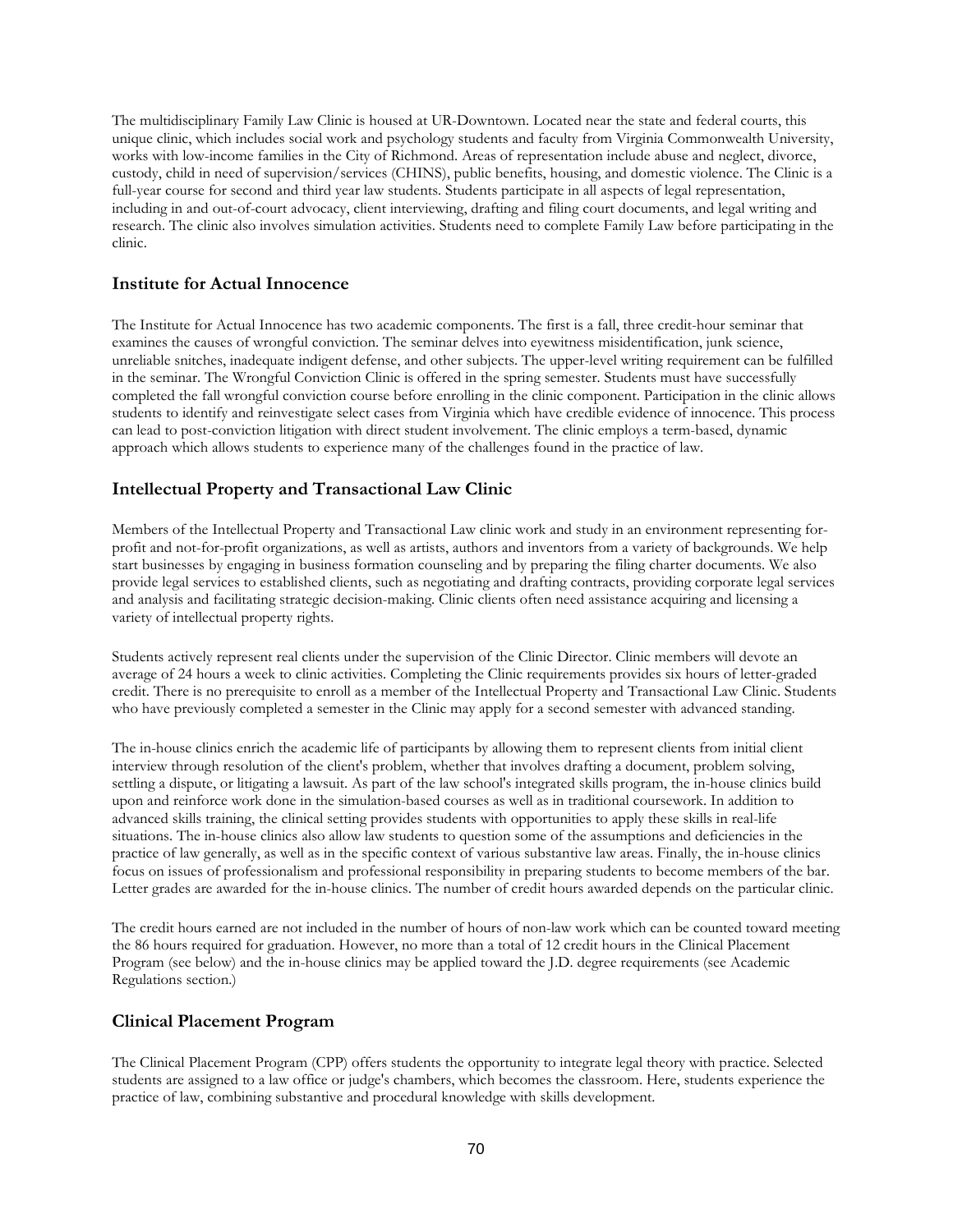The multidisciplinary Family Law Clinic is housed at UR-Downtown. Located near the state and federal courts, this unique clinic, which includes social work and psychology students and faculty from Virginia Commonwealth University, works with low-income families in the City of Richmond. Areas of representation include abuse and neglect, divorce, custody, child in need of supervision/services (CHINS), public benefits, housing, and domestic violence. The Clinic is a full-year course for second and third year law students. Students participate in all aspects of legal representation, including in and out-of-court advocacy, client interviewing, drafting and filing court documents, and legal writing and research. The clinic also involves simulation activities. Students need to complete Family Law before participating in the clinic.

## Institute for Actual Innocence

The Institute for Actual Innocence has two academic components. The first is a fall, three credit-hour seminar that examines the causes of wrongful conviction. The seminar delves into eyewitness misidentification, junk science, unreliable snitches, inadequate indigent defense, and other subjects. The upper-level writing requirement can be fulfilled in the seminar. The Wrongful Conviction Clinic is offered in the spring semester. Students must have successfully completed the fall wrongful conviction course before enrolling in the clinic component. Participation in the clinic allows students to identify and reinvestigate select cases from Virginia which have credible evidence of innocence. This process can lead to post-conviction litigation with direct student involvement. The clinic employs a term-based, dynamic approach which allows students to experience many of the challenges found in the practice of law.

## Intellectual Property and Transactional Law Clinic

Members of the Intellectual Property and Transactional Law clinic work and study in an environment representing for-profit and not-for-profit organizations, as well as artists, authors and inventors from a variety of backgrounds. We help start businesses by engaging in business formation counseling and by preparing the filing charter documents. We also provide legal services to established clients, such as negotiating and drafting contracts, providing corporate legal services and analysis and facilitating strategic decision-making. Clinic clients often need assistance acquiring and licensing a variety of intellectual property rights.

Students actively represent real clients under the supervision of the Clinic Director. Clinic members will devote an average of 24 hours a week to clinic activities. Completing the Clinic requirements provides six hours of letter-graded credit. There is no prerequisite to enroll as a member of the Intellectual Property and Transactional Law Clinic. Students who have previously completed a semester in the Clinic may apply for a second semester with advanced standing.

The in-house clinics enrich the academic life of participants by allowing them to represent clients from initial client interview through resolution of the client's problem, whether that involves drafting a document, problem solving, settling a dispute, or litigating a lawsuit. As part of the law school's integrated skills program, the in-house clinics build upon and reinforce work done in the simulation-based courses as well as in traditional coursework. In addition to advanced skills training, the clinical setting provides students with opportunities to apply these skills in real-life situations. The in-house clinics also allow law students to question some of the assumptions and deficiencies in the practice of law generally, as well as in the specific context of various substantive law areas. Finally, the in-house clinics focus on issues of professionalism and professional responsibility in preparing students to become members of the bar. Letter grades are awarded for the in-house clinics. The number of credit hours awarded depends on the particular clinic.

The credit hours earned are not included in the number of hours of non-law work which can be counted toward meeting the 86 hours required for graduation. However, no more than a total of 12 credit hours in the Clinical Placement Program (see below) and the in-house clinics may be applied toward the J.D. degree requirements (see Academic Regulations section.)

## Clinical Placement Program

The Clinical Placement Program (CPP) offers students the opportunity to integrate legal theory with practice. Selected students are assigned to a law office or judge's chambers, which becomes the classroom. Here, students experience the practice of law, combining substantive and procedural knowledge with skills development.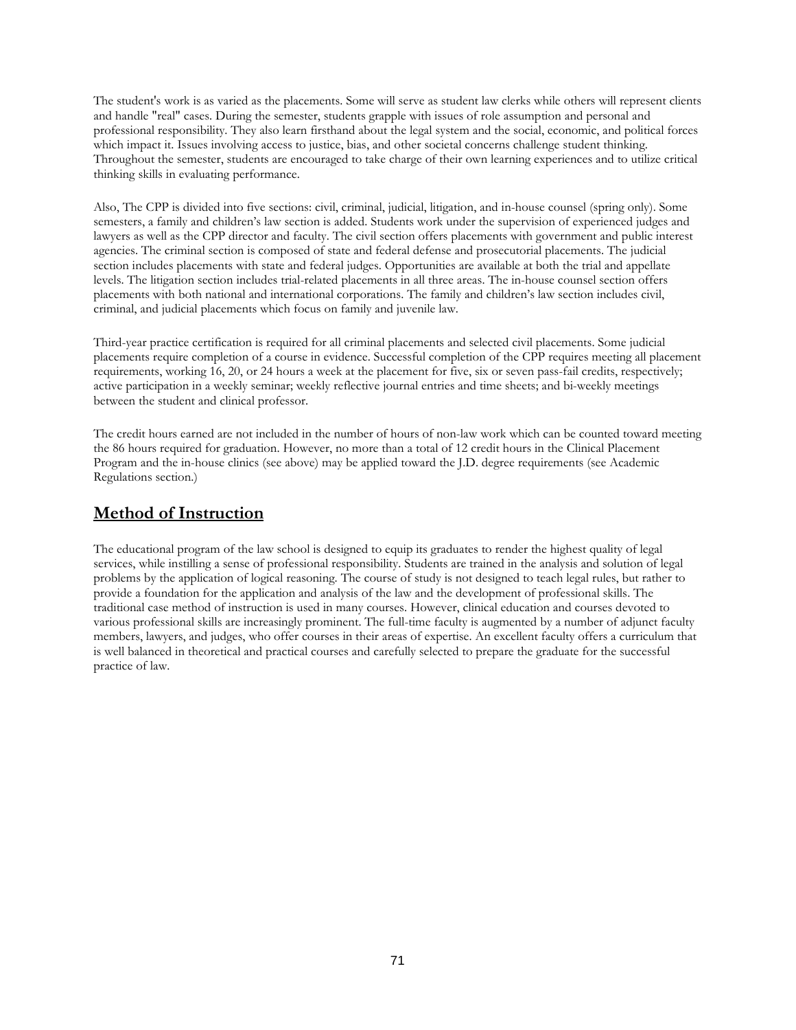The student's work is as varied as the placements. Some will serve as student law clerks while others will represent clients and handle "real" cases. During the semester, students grapple with issues of role assumption and personal and professional responsibility. They also learn firsthand about the legal system and the social, economic, and political forces which impact it. Issues involving access to justice, bias, and other societal concerns challenge student thinking. Throughout the semester, students are encouraged to take charge of their own learning experiences and to utilize critical thinking skills in evaluating performance.

Also, The CPP is divided into five sections: civil, criminal, judicial, litigation, and in-house counsel (spring only). Some semesters, a family and children's law section is added. Students work under the supervision of experienced judges and lawyers as well as the CPP director and faculty. The civil section offers placements with government and public interest agencies. The criminal section is composed of state and federal defense and prosecutorial placements. The judicial section includes placements with state and federal judges. Opportunities are available at both the trial and appellate levels. The litigation section includes trial-related placements in all three areas. The in-house counsel section offers placements with both national and international corporations. The family and children's law section includes civil, criminal, and judicial placements which focus on family and juvenile law.

Third-year practice certification is required for all criminal placements and selected civil placements. Some judicial placements require completion of a course in evidence. Successful completion of the CPP requires meeting all placement requirements, working 16, 20, or 24 hours a week at the placement for five, six or seven pass-fail credits, respectively; active participation in a weekly seminar; weekly reflective journal entries and time sheets; and bi-weekly meetings between the student and clinical professor.

The credit hours earned are not included in the number of hours of non-law work which can be counted toward meeting the 86 hours required for graduation. However, no more than a total of 12 credit hours in the Clinical Placement Program and the in-house clinics (see above) may be applied toward the J.D. degree requirements (see Academic Regulations section.)

## Method of Instruction

The educational program of the law school is designed to equip its graduates to render the highest quality of legal services, while instilling a sense of professional responsibility. Students are trained in the analysis and solution of legal problems by the application of logical reasoning. The course of study is not designed to teach legal rules, but rather to provide a foundation for the application and analysis of the law and the development of professional skills. The traditional case method of instruction is used in many courses. However, clinical education and courses devoted to various professional skills are increasingly prominent. The full-time faculty is augmented by a number of adjunct faculty members, lawyers, and judges, who offer courses in their areas of expertise. An excellent faculty offers a curriculum that is well balanced in theoretical and practical courses and carefully selected to prepare the graduate for the successful practice of law.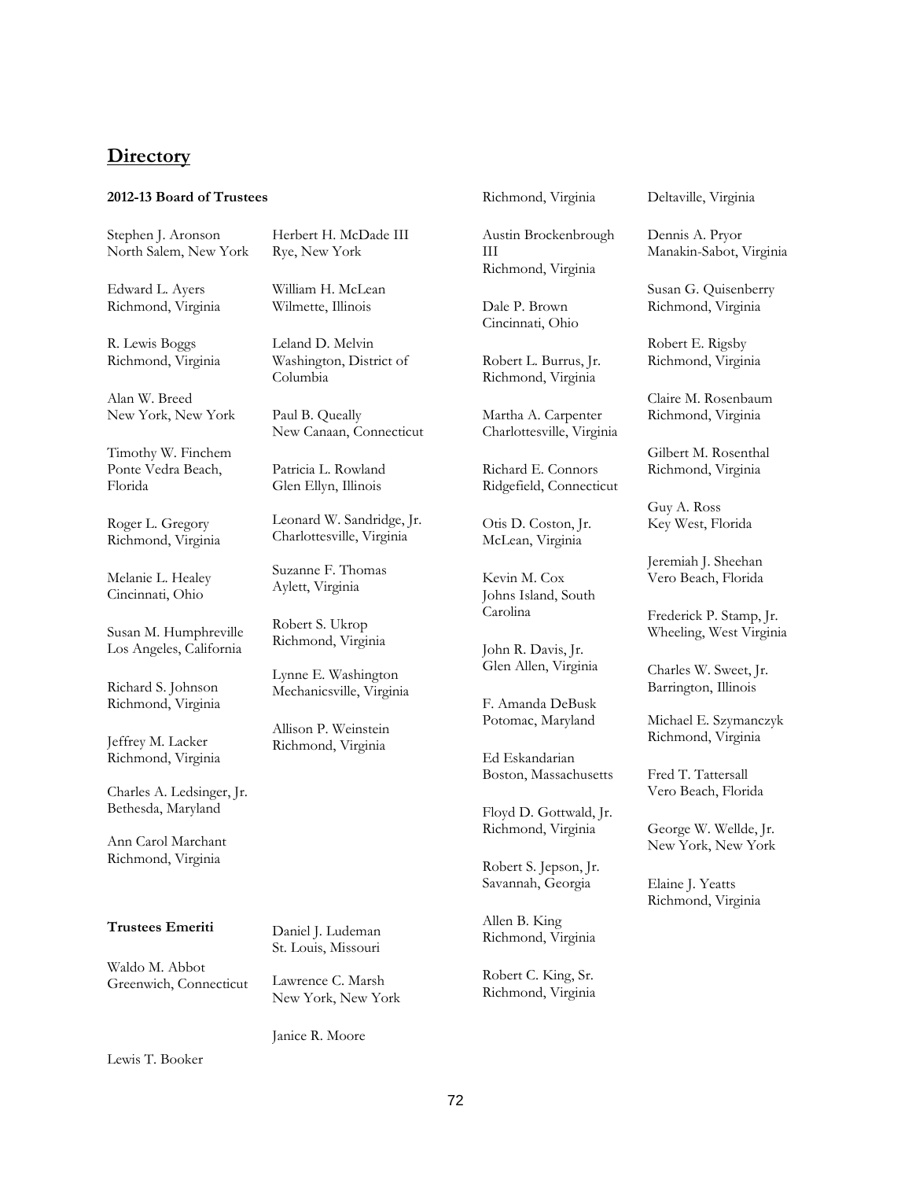## Directory

**2012-13 Board of Trustees**

Stephen J. Aronson
North Salem, New York

Edward L. Ayers
Richmond, Virginia

R. Lewis Boggs
Richmond, Virginia

Alan W. Breed
New York, New York

Timothy W. Finchem
Ponte Vedra Beach, Florida

Roger L. Gregory
Richmond, Virginia

Melanie L. Healey
Cincinnati, Ohio

Susan M. Humphreville
Los Angeles, California

Richard S. Johnson
Richmond, Virginia

Jeffrey M. Lacker
Richmond, Virginia

Charles A. Ledsinger, Jr.
Bethesda, Maryland

Ann Carol Marchant
Richmond, Virginia

Herbert H. McDade III
Rye, New York

William H. McLean
Wilmette, Illinois

Leland D. Melvin
Washington, District of Columbia

Paul B. Queally
New Canaan, Connecticut

Patricia L. Rowland
Glen Ellyn, Illinois

Leonard W. Sandridge, Jr.
Charlottesville, Virginia

Suzanne F. Thomas
Aylett, Virginia

Robert S. Ukrop
Richmond, Virginia

Lynne E. Washington
Mechanicsville, Virginia

Allison P. Weinstein
Richmond, Virginia

**Trustees Emeriti**

Waldo M. Abbot
Greenwich, Connecticut

Lewis T. Booker
Richmond, Virginia

Austin Brockenbrough III
Richmond, Virginia

Dale P. Brown
Cincinnati, Ohio

Robert L. Burrus, Jr.
Richmond, Virginia

Martha A. Carpenter
Charlottesville, Virginia

Richard E. Connors
Ridgefield, Connecticut

Otis D. Coston, Jr.
McLean, Virginia

Kevin M. Cox
Johns Island, South Carolina

John R. Davis, Jr.
Glen Allen, Virginia

F. Amanda DeBusk
Potomac, Maryland

Ed Eskandarian
Boston, Massachusetts

Floyd D. Gottwald, Jr.
Richmond, Virginia

Robert S. Jepson, Jr.
Savannah, Georgia

Allen B. King
Richmond, Virginia

Robert C. King, Sr.
Richmond, Virginia

Daniel J. Ludeman
St. Louis, Missouri

Lawrence C. Marsh
New York, New York

Janice R. Moore
Deltaville, Virginia

Dennis A. Pryor
Manakin-Sabot, Virginia

Susan G. Quisenberry
Richmond, Virginia

Robert E. Rigsby
Richmond, Virginia

Claire M. Rosenbaum
Richmond, Virginia

Gilbert M. Rosenthal
Richmond, Virginia

Guy A. Ross
Key West, Florida

Jeremiah J. Sheehan
Vero Beach, Florida

Frederick P. Stamp, Jr.
Wheeling, West Virginia

Charles W. Sweet, Jr.
Barrington, Illinois

Michael E. Szymanczyk
Richmond, Virginia

Fred T. Tattersall
Vero Beach, Florida

George W. Wellde, Jr.
New York, New York

Elaine J. Yeatts
Richmond, Virginia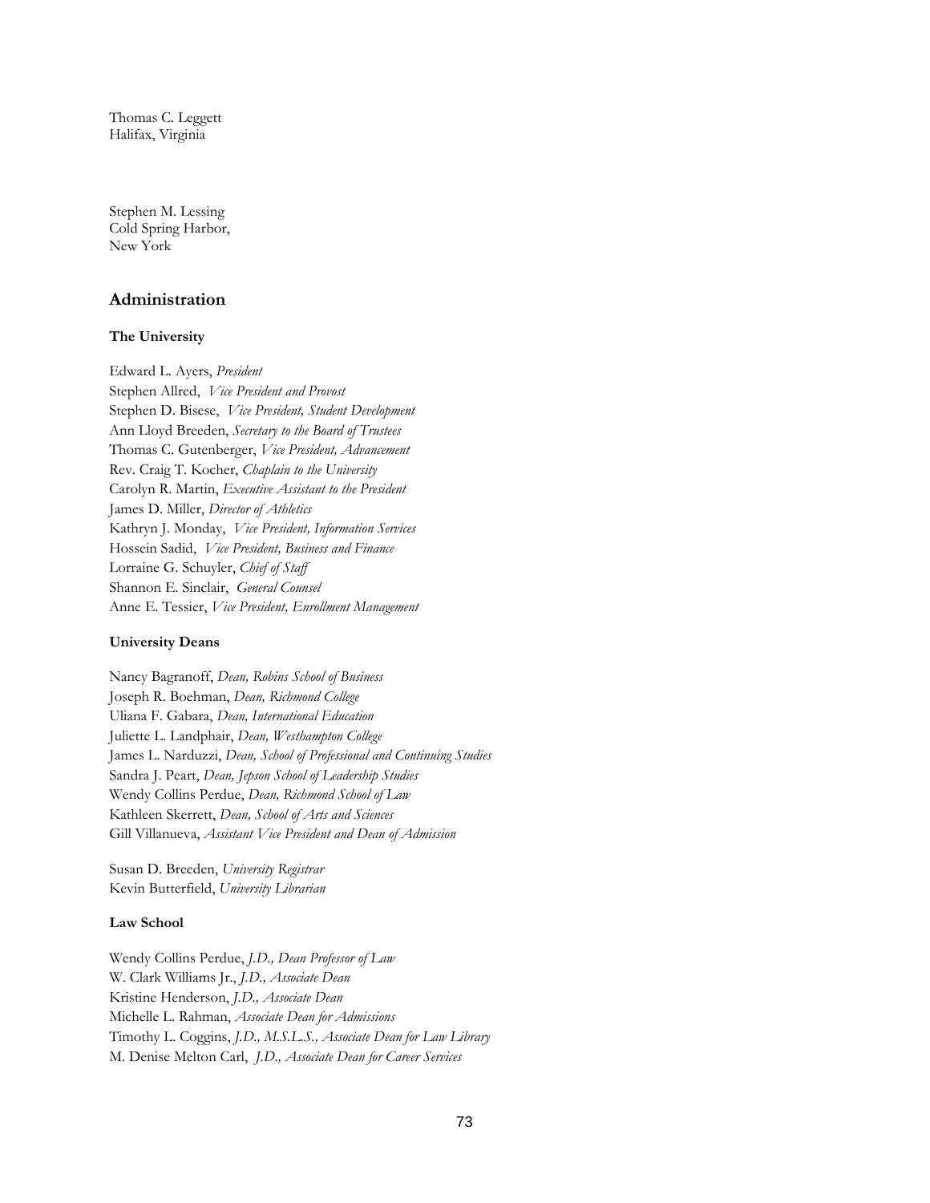Thomas C. Leggett
Halifax, Virginia

Stephen M. Lessing
Cold Spring Harbor,
New York

## Administration

### The University

Edward L. Ayers, *President*
Stephen Allred, *Vice President and Provost*
Stephen D. Bisese, *Vice President, Student Development*
Ann Lloyd Breeden, *Secretary to the Board of Trustees*
Thomas C. Gutenberger, *Vice President, Advancement*
Rev. Craig T. Kocher, *Chaplain to the University*
Carolyn R. Martin, *Executive Assistant to the President*
James D. Miller, *Director of Athletics*
Kathryn J. Monday, *Vice President, Information Services*
Hossein Sadid, *Vice President, Business and Finance*
Lorraine G. Schuyler, *Chief of Staff*
Shannon E. Sinclair, *General Counsel*
Anne E. Tessier, *Vice President, Enrollment Management*

### University Deans

Nancy Bagranoff, *Dean, Robins School of Business*
Joseph R. Boehman, *Dean, Richmond College*
Uliana F. Gabara, *Dean, International Education*
Juliette L. Landphair, *Dean, Westhampton College*
James L. Narduzzi, *Dean, School of Professional and Continuing Studies*
Sandra J. Peart, *Dean, Jepson School of Leadership Studies*
Wendy Collins Perdue, *Dean, Richmond School of Law*
Kathleen Skerrett, *Dean, School of Arts and Sciences*
Gill Villanueva, *Assistant Vice President and Dean of Admission*

Susan D. Breeden, *University Registrar*
Kevin Butterfield, *University Librarian*

### Law School

Wendy Collins Perdue, *J.D., Dean Professor of Law*
W. Clark Williams Jr., *J.D., Associate Dean*
Kristine Henderson, *J.D., Associate Dean*
Michelle L. Rahman, *Associate Dean for Admissions*
Timothy L. Coggins, *J.D., M.S.L.S., Associate Dean for Law Library*
M. Denise Melton Carl, *J.D., Associate Dean for Career Services*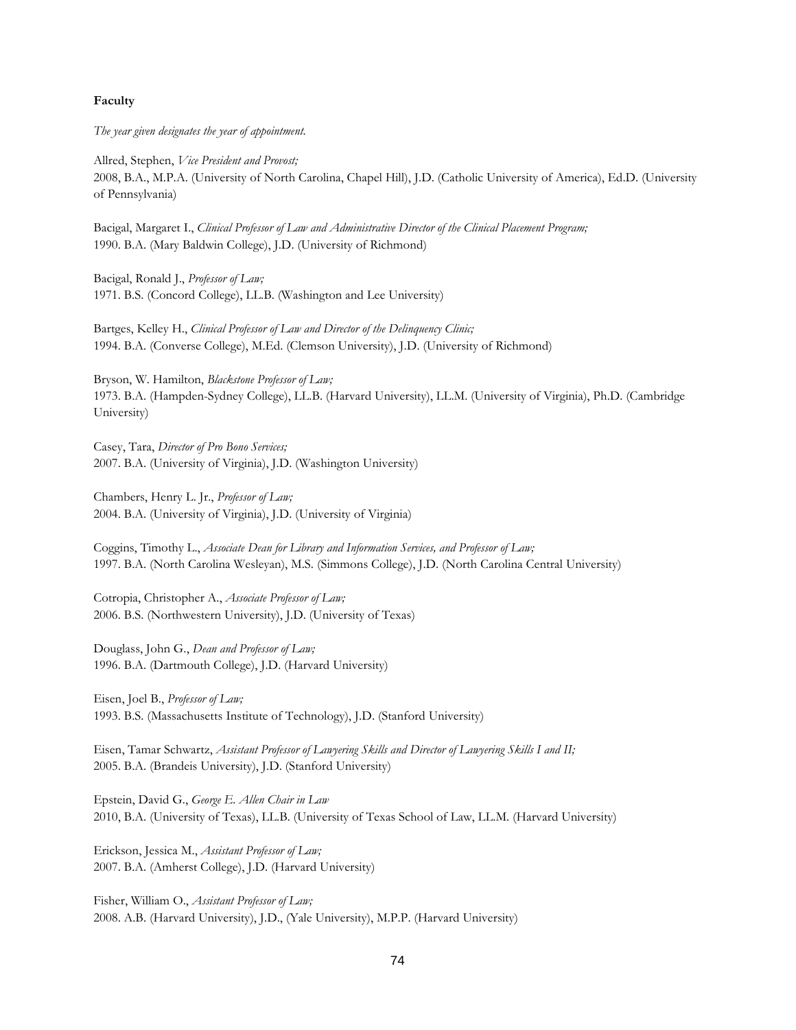**Faculty**

*The year given designates the year of appointment.*

Allred, Stephen, *Vice President and Provost;*
2008, B.A., M.P.A. (University of North Carolina, Chapel Hill), J.D. (Catholic University of America), Ed.D. (University of Pennsylvania)

Bacigal, Margaret I., *Clinical Professor of Law and Administrative Director of the Clinical Placement Program;*
1990. B.A. (Mary Baldwin College), J.D. (University of Richmond)

Bacigal, Ronald J., *Professor of Law;*
1971. B.S. (Concord College), LL.B. (Washington and Lee University)

Bartges, Kelley H., *Clinical Professor of Law and Director of the Delinquency Clinic;*
1994. B.A. (Converse College), M.Ed. (Clemson University), J.D. (University of Richmond)

Bryson, W. Hamilton, *Blackstone Professor of Law;*
1973. B.A. (Hampden-Sydney College), LL.B. (Harvard University), LL.M. (University of Virginia), Ph.D. (Cambridge University)

Casey, Tara, *Director of Pro Bono Services;*
2007. B.A. (University of Virginia), J.D. (Washington University)

Chambers, Henry L. Jr., *Professor of Law;*
2004. B.A. (University of Virginia), J.D. (University of Virginia)

Coggins, Timothy L., *Associate Dean for Library and Information Services, and Professor of Law;*
1997. B.A. (North Carolina Wesleyan), M.S. (Simmons College), J.D. (North Carolina Central University)

Cotropia, Christopher A., *Associate Professor of Law;*
2006. B.S. (Northwestern University), J.D. (University of Texas)

Douglass, John G., *Dean and Professor of Law;*
1996. B.A. (Dartmouth College), J.D. (Harvard University)

Eisen, Joel B., *Professor of Law;*
1993. B.S. (Massachusetts Institute of Technology), J.D. (Stanford University)

Eisen, Tamar Schwartz, *Assistant Professor of Lawyering Skills and Director of Lawyering Skills I and II;*
2005. B.A. (Brandeis University), J.D. (Stanford University)

Epstein, David G., *George E. Allen Chair in Law*
2010, B.A. (University of Texas), LL.B. (University of Texas School of Law, LL.M. (Harvard University)

Erickson, Jessica M., *Assistant Professor of Law;*
2007. B.A. (Amherst College), J.D. (Harvard University)

Fisher, William O., *Assistant Professor of Law;*
2008. A.B. (Harvard University), J.D., (Yale University), M.P.P. (Harvard University)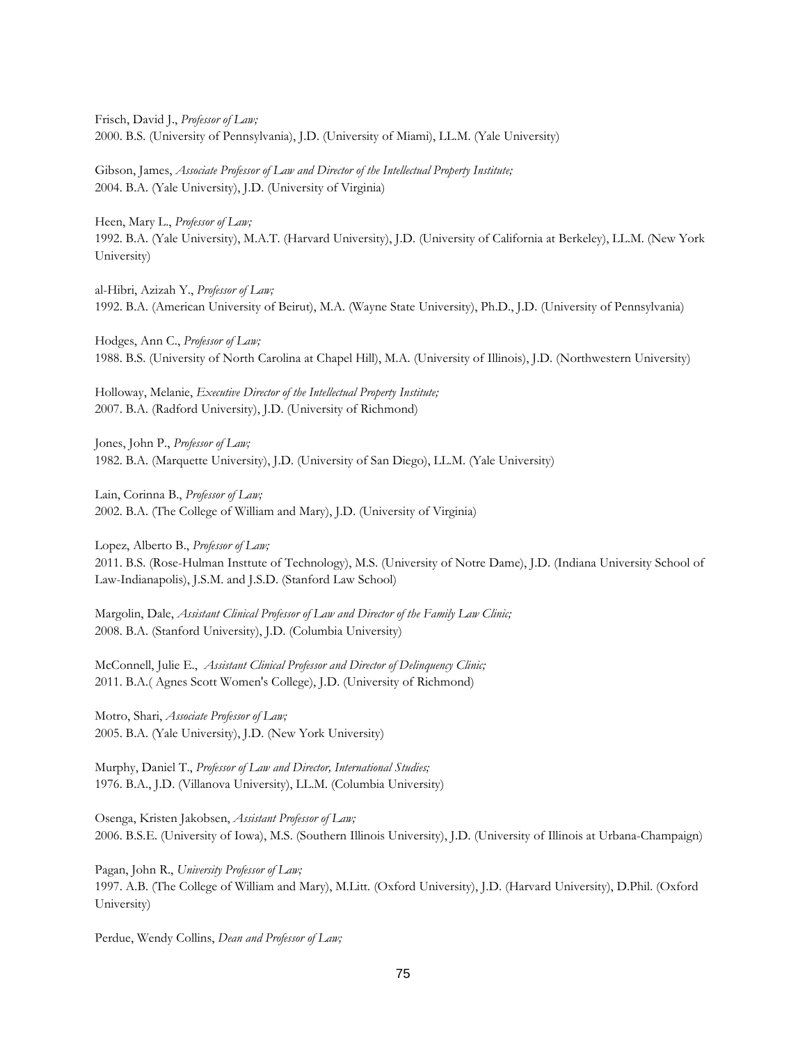Frisch, David J., *Professor of Law;*
2000. B.S. (University of Pennsylvania), J.D. (University of Miami), LL.M. (Yale University)

Gibson, James, *Associate Professor of Law and Director of the Intellectual Property Institute;*
2004. B.A. (Yale University), J.D. (University of Virginia)

Heen, Mary L., *Professor of Law;*
1992. B.A. (Yale University), M.A.T. (Harvard University), J.D. (University of California at Berkeley), LL.M. (New York University)

al-Hibri, Azizah Y., *Professor of Law;*
1992. B.A. (American University of Beirut), M.A. (Wayne State University), Ph.D., J.D. (University of Pennsylvania)

Hodges, Ann C., *Professor of Law;*
1988. B.S. (University of North Carolina at Chapel Hill), M.A. (University of Illinois), J.D. (Northwestern University)

Holloway, Melanie, *Executive Director of the Intellectual Property Institute;*
2007. B.A. (Radford University), J.D. (University of Richmond)

Jones, John P., *Professor of Law;*
1982. B.A. (Marquette University), J.D. (University of San Diego), LL.M. (Yale University)

Lain, Corinna B., *Professor of Law;*
2002. B.A. (The College of William and Mary), J.D. (University of Virginia)

Lopez, Alberto B., *Professor of Law;*
2011. B.S. (Rose-Hulman Insttute of Technology), M.S. (University of Notre Dame), J.D. (Indiana University School of Law-Indianapolis), J.S.M. and J.S.D. (Stanford Law School)

Margolin, Dale, *Assistant Clinical Professor of Law and Director of the Family Law Clinic;*
2008. B.A. (Stanford University), J.D. (Columbia University)

McConnell, Julie E., *Assistant Clinical Professor and Director of Delinquency Clinic;*
2011. B.A.( Agnes Scott Women's College), J.D. (University of Richmond)

Motro, Shari, *Associate Professor of Law;*
2005. B.A. (Yale University), J.D. (New York University)

Murphy, Daniel T., *Professor of Law and Director, International Studies;*
1976. B.A., J.D. (Villanova University), LL.M. (Columbia University)

Osenga, Kristen Jakobsen, *Assistant Professor of Law;*
2006. B.S.E. (University of Iowa), M.S. (Southern Illinois University), J.D. (University of Illinois at Urbana-Champaign)

Pagan, John R., *University Professor of Law;*
1997. A.B. (The College of William and Mary), M.Litt. (Oxford University), J.D. (Harvard University), D.Phil. (Oxford University)

Perdue, Wendy Collins, *Dean and Professor of Law;*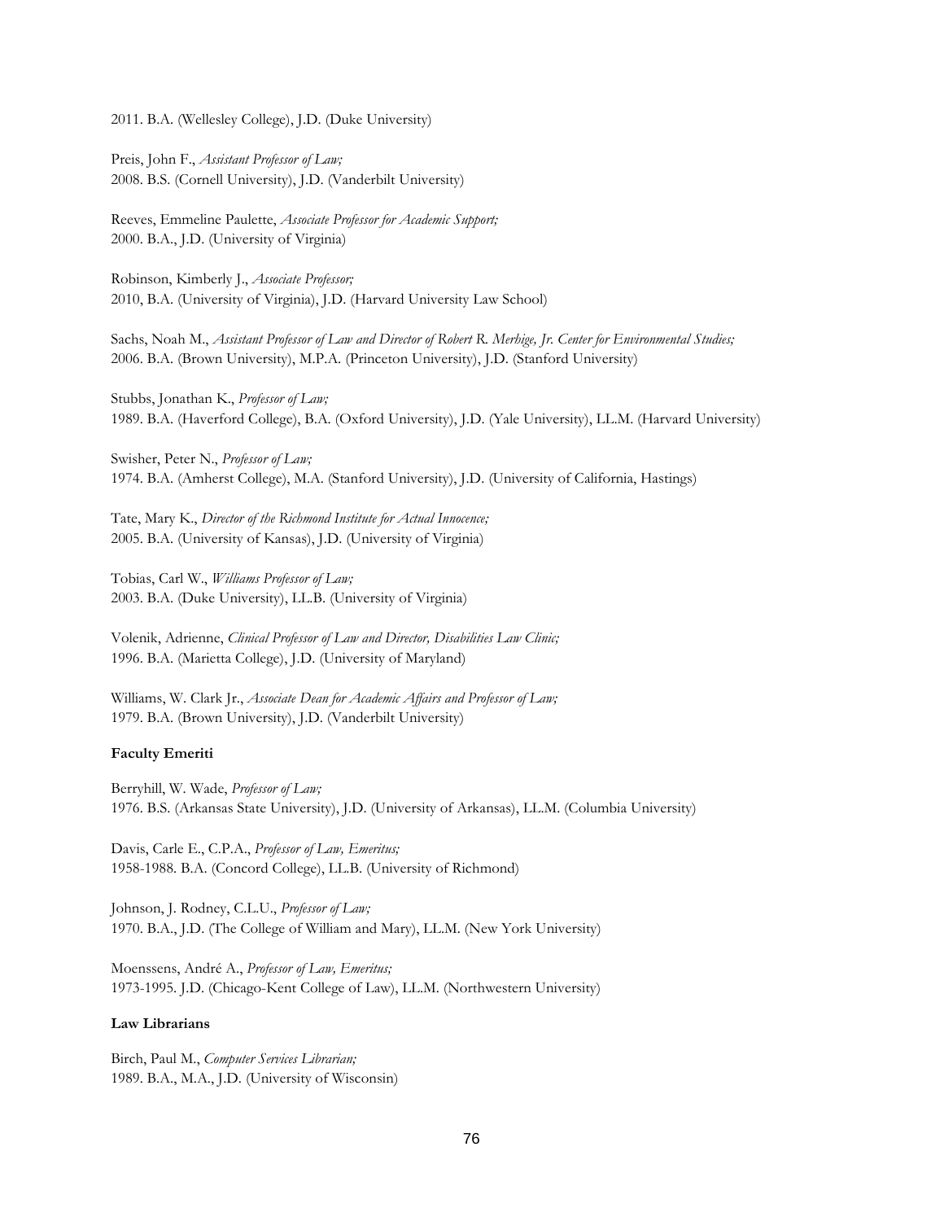2011. B.A. (Wellesley College), J.D. (Duke University)

Preis, John F., *Assistant Professor of Law;*
2008. B.S. (Cornell University), J.D. (Vanderbilt University)

Reeves, Emmeline Paulette, *Associate Professor for Academic Support;*
2000. B.A., J.D. (University of Virginia)

Robinson, Kimberly J., *Associate Professor;*
2010, B.A. (University of Virginia), J.D. (Harvard University Law School)

Sachs, Noah M., *Assistant Professor of Law and Director of Robert R. Merhige, Jr. Center for Environmental Studies;*
2006. B.A. (Brown University), M.P.A. (Princeton University), J.D. (Stanford University)

Stubbs, Jonathan K., *Professor of Law;*
1989. B.A. (Haverford College), B.A. (Oxford University), J.D. (Yale University), LL.M. (Harvard University)

Swisher, Peter N., *Professor of Law;*
1974. B.A. (Amherst College), M.A. (Stanford University), J.D. (University of California, Hastings)

Tate, Mary K., *Director of the Richmond Institute for Actual Innocence;*
2005. B.A. (University of Kansas), J.D. (University of Virginia)

Tobias, Carl W., *Williams Professor of Law;*
2003. B.A. (Duke University), LL.B. (University of Virginia)

Volenik, Adrienne, *Clinical Professor of Law and Director, Disabilities Law Clinic;*
1996. B.A. (Marietta College), J.D. (University of Maryland)

Williams, W. Clark Jr., *Associate Dean for Academic Affairs and Professor of Law;*
1979. B.A. (Brown University), J.D. (Vanderbilt University)

**Faculty Emeriti**

Berryhill, W. Wade, *Professor of Law;*
1976. B.S. (Arkansas State University), J.D. (University of Arkansas), LL.M. (Columbia University)

Davis, Carle E., C.P.A., *Professor of Law, Emeritus;*
1958-1988. B.A. (Concord College), LL.B. (University of Richmond)

Johnson, J. Rodney, C.L.U., *Professor of Law;*
1970. B.A., J.D. (The College of William and Mary), LL.M. (New York University)

Moenssens, André A., *Professor of Law, Emeritus;*
1973-1995. J.D. (Chicago-Kent College of Law), LL.M. (Northwestern University)

**Law Librarians**

Birch, Paul M., *Computer Services Librarian;*
1989. B.A., M.A., J.D. (University of Wisconsin)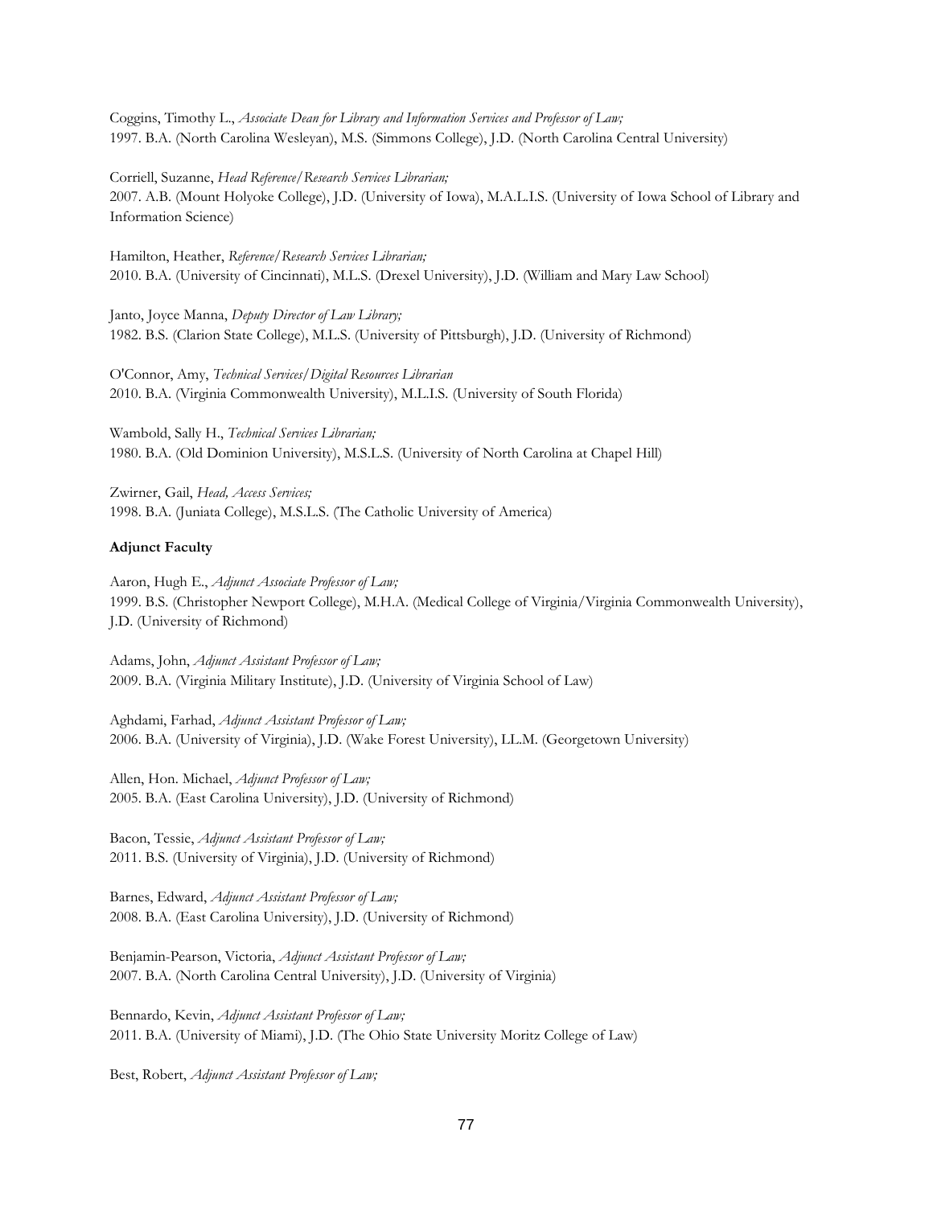Coggins, Timothy L., *Associate Dean for Library and Information Services and Professor of Law;*
1997. B.A. (North Carolina Wesleyan), M.S. (Simmons College), J.D. (North Carolina Central University)

Corriell, Suzanne, *Head Reference/Research Services Librarian;*
2007. A.B. (Mount Holyoke College), J.D. (University of Iowa), M.A.L.I.S. (University of Iowa School of Library and Information Science)

Hamilton, Heather, *Reference/Research Services Librarian;*
2010. B.A. (University of Cincinnati), M.L.S. (Drexel University), J.D. (William and Mary Law School)

Janto, Joyce Manna, *Deputy Director of Law Library;*
1982. B.S. (Clarion State College), M.L.S. (University of Pittsburgh), J.D. (University of Richmond)

O'Connor, Amy, *Technical Services/Digital Resources Librarian*
2010. B.A. (Virginia Commonwealth University), M.L.I.S. (University of South Florida)

Wambold, Sally H., *Technical Services Librarian;*
1980. B.A. (Old Dominion University), M.S.L.S. (University of North Carolina at Chapel Hill)

Zwirner, Gail, *Head, Access Services;*
1998. B.A. (Juniata College), M.S.L.S. (The Catholic University of America)

**Adjunct Faculty**

Aaron, Hugh E., *Adjunct Associate Professor of Law;*
1999. B.S. (Christopher Newport College), M.H.A. (Medical College of Virginia/Virginia Commonwealth University), J.D. (University of Richmond)

Adams, John, *Adjunct Assistant Professor of Law;*
2009. B.A. (Virginia Military Institute), J.D. (University of Virginia School of Law)

Aghdami, Farhad, *Adjunct Assistant Professor of Law;*
2006. B.A. (University of Virginia), J.D. (Wake Forest University), LL.M. (Georgetown University)

Allen, Hon. Michael, *Adjunct Professor of Law;*
2005. B.A. (East Carolina University), J.D. (University of Richmond)

Bacon, Tessie, *Adjunct Assistant Professor of Law;*
2011. B.S. (University of Virginia), J.D. (University of Richmond)

Barnes, Edward, *Adjunct Assistant Professor of Law;*
2008. B.A. (East Carolina University), J.D. (University of Richmond)

Benjamin-Pearson, Victoria, *Adjunct Assistant Professor of Law;*
2007. B.A. (North Carolina Central University), J.D. (University of Virginia)

Bennardo, Kevin, *Adjunct Assistant Professor of Law;*
2011. B.A. (University of Miami), J.D. (The Ohio State University Moritz College of Law)

Best, Robert, *Adjunct Assistant Professor of Law;*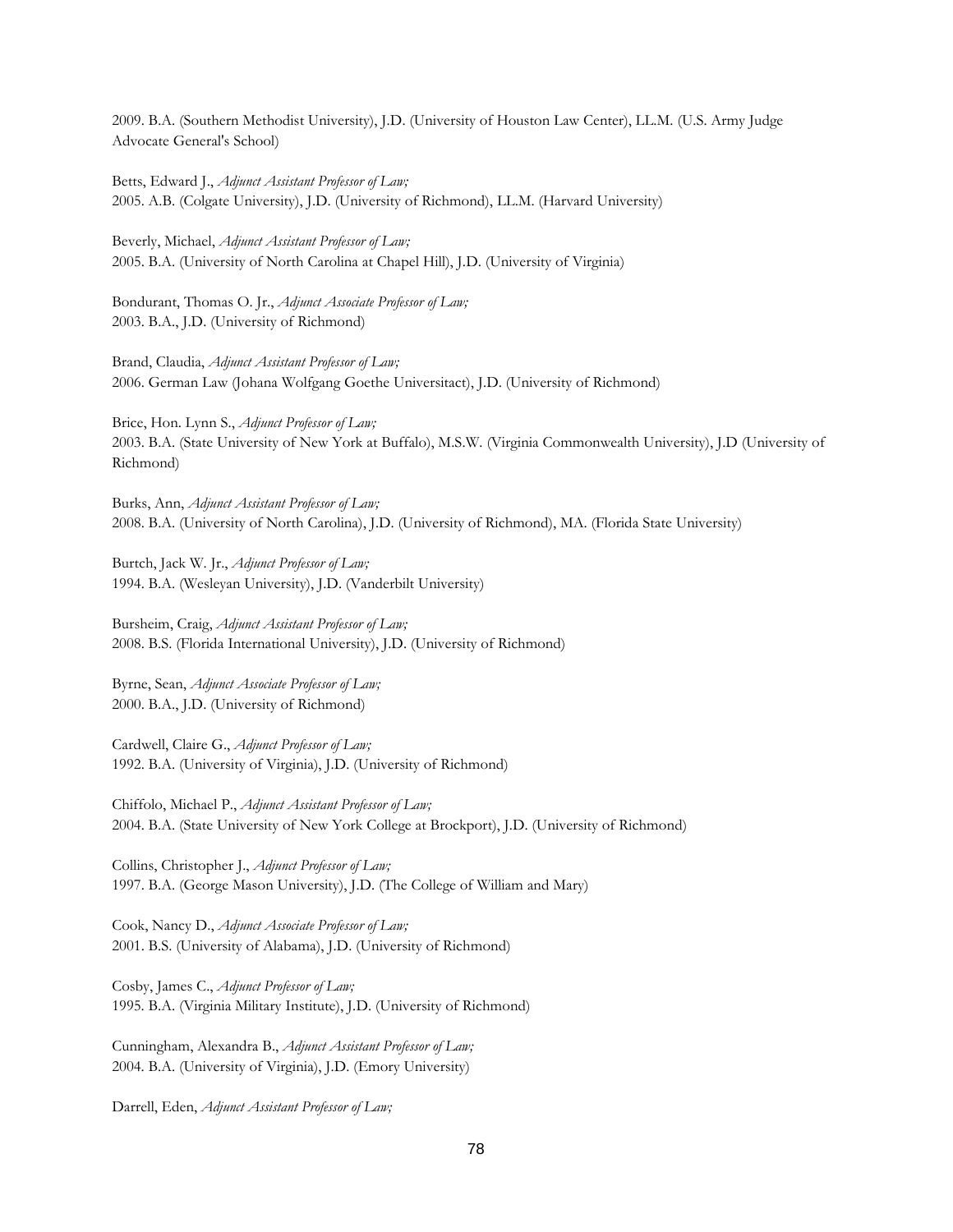2009. B.A. (Southern Methodist University), J.D. (University of Houston Law Center), LL.M. (U.S. Army Judge Advocate General's School)

Betts, Edward J., *Adjunct Assistant Professor of Law;*
2005. A.B. (Colgate University), J.D. (University of Richmond), LL.M. (Harvard University)

Beverly, Michael, *Adjunct Assistant Professor of Law;*
2005. B.A. (University of North Carolina at Chapel Hill), J.D. (University of Virginia)

Bondurant, Thomas O. Jr., *Adjunct Associate Professor of Law;*
2003. B.A., J.D. (University of Richmond)

Brand, Claudia, *Adjunct Assistant Professor of Law;*
2006. German Law (Johana Wolfgang Goethe Universitact), J.D. (University of Richmond)

Brice, Hon. Lynn S., *Adjunct Professor of Law;*
2003. B.A. (State University of New York at Buffalo), M.S.W. (Virginia Commonwealth University), J.D (University of Richmond)

Burks, Ann, *Adjunct Assistant Professor of Law;*
2008. B.A. (University of North Carolina), J.D. (University of Richmond), MA. (Florida State University)

Burtch, Jack W. Jr., *Adjunct Professor of Law;*
1994. B.A. (Wesleyan University), J.D. (Vanderbilt University)

Bursheim, Craig, *Adjunct Assistant Professor of Law;*
2008. B.S. (Florida International University), J.D. (University of Richmond)

Byrne, Sean, *Adjunct Associate Professor of Law;*
2000. B.A., J.D. (University of Richmond)

Cardwell, Claire G., *Adjunct Professor of Law;*
1992. B.A. (University of Virginia), J.D. (University of Richmond)

Chiffolo, Michael P., *Adjunct Assistant Professor of Law;*
2004. B.A. (State University of New York College at Brockport), J.D. (University of Richmond)

Collins, Christopher J., *Adjunct Professor of Law;*
1997. B.A. (George Mason University), J.D. (The College of William and Mary)

Cook, Nancy D., *Adjunct Associate Professor of Law;*
2001. B.S. (University of Alabama), J.D. (University of Richmond)

Cosby, James C., *Adjunct Professor of Law;*
1995. B.A. (Virginia Military Institute), J.D. (University of Richmond)

Cunningham, Alexandra B., *Adjunct Assistant Professor of Law;*
2004. B.A. (University of Virginia), J.D. (Emory University)

Darrell, Eden, *Adjunct Assistant Professor of Law;*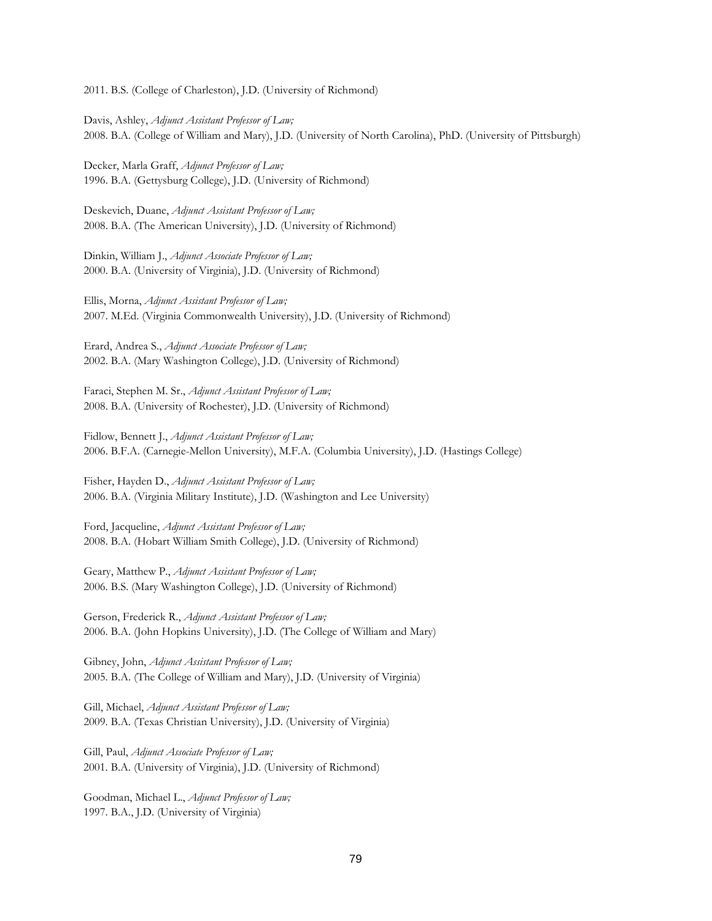2011. B.S. (College of Charleston), J.D. (University of Richmond)

Davis, Ashley, *Adjunct Assistant Professor of Law;*
2008. B.A. (College of William and Mary), J.D. (University of North Carolina), PhD. (University of Pittsburgh)

Decker, Marla Graff, *Adjunct Professor of Law;*
1996. B.A. (Gettysburg College), J.D. (University of Richmond)

Deskevich, Duane, *Adjunct Assistant Professor of Law;*
2008. B.A. (The American University), J.D. (University of Richmond)

Dinkin, William J., *Adjunct Associate Professor of Law;*
2000. B.A. (University of Virginia), J.D. (University of Richmond)

Ellis, Morna, *Adjunct Assistant Professor of Law;*
2007. M.Ed. (Virginia Commonwealth University), J.D. (University of Richmond)

Erard, Andrea S., *Adjunct Associate Professor of Law;*
2002. B.A. (Mary Washington College), J.D. (University of Richmond)

Faraci, Stephen M. Sr., *Adjunct Assistant Professor of Law;*
2008. B.A. (University of Rochester), J.D. (University of Richmond)

Fidlow, Bennett J., *Adjunct Assistant Professor of Law;*
2006. B.F.A. (Carnegie-Mellon University), M.F.A. (Columbia University), J.D. (Hastings College)

Fisher, Hayden D., *Adjunct Assistant Professor of Law;*
2006. B.A. (Virginia Military Institute), J.D. (Washington and Lee University)

Ford, Jacqueline, *Adjunct Assistant Professor of Law;*
2008. B.A. (Hobart William Smith College), J.D. (University of Richmond)

Geary, Matthew P., *Adjunct Assistant Professor of Law;*
2006. B.S. (Mary Washington College), J.D. (University of Richmond)

Gerson, Frederick R., *Adjunct Assistant Professor of Law;*
2006. B.A. (John Hopkins University), J.D. (The College of William and Mary)

Gibney, John, *Adjunct Assistant Professor of Law;*
2005. B.A. (The College of William and Mary), J.D. (University of Virginia)

Gill, Michael, *Adjunct Assistant Professor of Law;*
2009. B.A. (Texas Christian University), J.D. (University of Virginia)

Gill, Paul, *Adjunct Associate Professor of Law;*
2001. B.A. (University of Virginia), J.D. (University of Richmond)

Goodman, Michael L., *Adjunct Professor of Law;*
1997. B.A., J.D. (University of Virginia)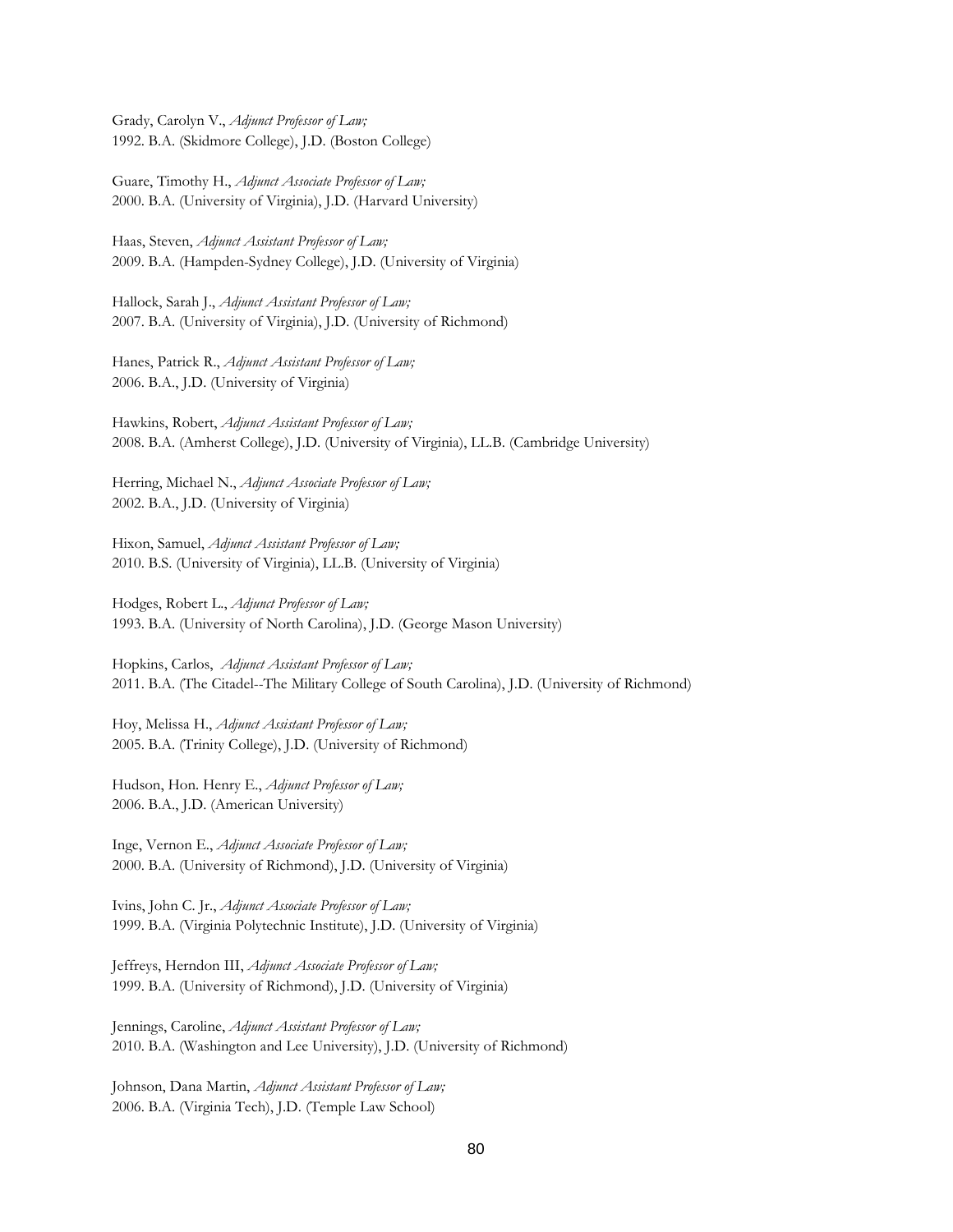Grady, Carolyn V., *Adjunct Professor of Law;*
1992. B.A. (Skidmore College), J.D. (Boston College)

Guare, Timothy H., *Adjunct Associate Professor of Law;*
2000. B.A. (University of Virginia), J.D. (Harvard University)

Haas, Steven, *Adjunct Assistant Professor of Law;*
2009. B.A. (Hampden-Sydney College), J.D. (University of Virginia)

Hallock, Sarah J., *Adjunct Assistant Professor of Law;*
2007. B.A. (University of Virginia), J.D. (University of Richmond)

Hanes, Patrick R., *Adjunct Assistant Professor of Law;*
2006. B.A., J.D. (University of Virginia)

Hawkins, Robert, *Adjunct Assistant Professor of Law;*
2008. B.A. (Amherst College), J.D. (University of Virginia), LL.B. (Cambridge University)

Herring, Michael N., *Adjunct Associate Professor of Law;*
2002. B.A., J.D. (University of Virginia)

Hixon, Samuel, *Adjunct Assistant Professor of Law;*
2010. B.S. (University of Virginia), LL.B. (University of Virginia)

Hodges, Robert L., *Adjunct Professor of Law;*
1993. B.A. (University of North Carolina), J.D. (George Mason University)

Hopkins, Carlos, *Adjunct Assistant Professor of Law;*
2011. B.A. (The Citadel--The Military College of South Carolina), J.D. (University of Richmond)

Hoy, Melissa H., *Adjunct Assistant Professor of Law;*
2005. B.A. (Trinity College), J.D. (University of Richmond)

Hudson, Hon. Henry E., *Adjunct Professor of Law;*
2006. B.A., J.D. (American University)

Inge, Vernon E., *Adjunct Associate Professor of Law;*
2000. B.A. (University of Richmond), J.D. (University of Virginia)

Ivins, John C. Jr., *Adjunct Associate Professor of Law;*
1999. B.A. (Virginia Polytechnic Institute), J.D. (University of Virginia)

Jeffreys, Herndon III, *Adjunct Associate Professor of Law;*
1999. B.A. (University of Richmond), J.D. (University of Virginia)

Jennings, Caroline, *Adjunct Assistant Professor of Law;*
2010. B.A. (Washington and Lee University), J.D. (University of Richmond)

Johnson, Dana Martin, *Adjunct Assistant Professor of Law;*
2006. B.A. (Virginia Tech), J.D. (Temple Law School)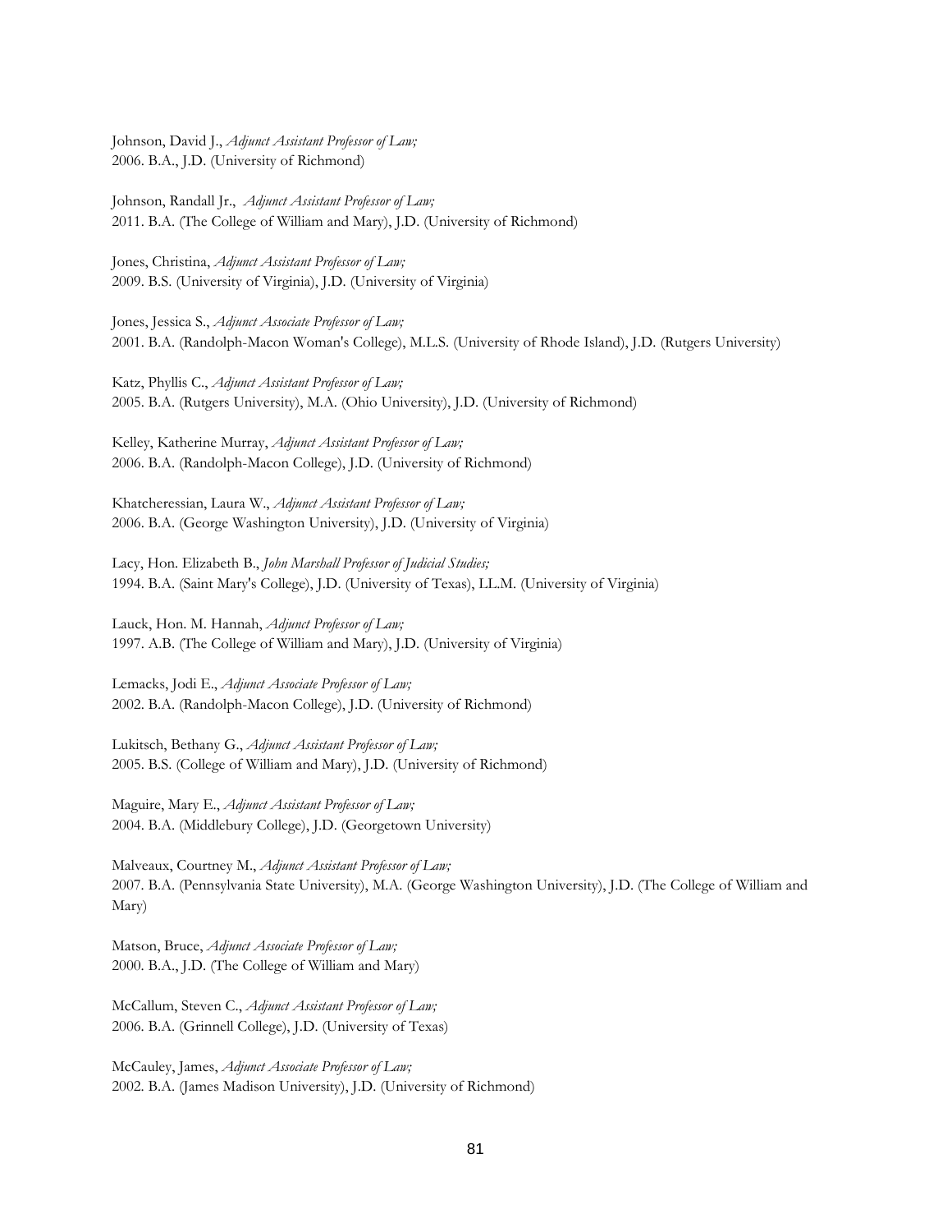Johnson, David J., *Adjunct Assistant Professor of Law;*
2006. B.A., J.D. (University of Richmond)

Johnson, Randall Jr., *Adjunct Assistant Professor of Law;*
2011. B.A. (The College of William and Mary), J.D. (University of Richmond)

Jones, Christina, *Adjunct Assistant Professor of Law;*
2009. B.S. (University of Virginia), J.D. (University of Virginia)

Jones, Jessica S., *Adjunct Associate Professor of Law;*
2001. B.A. (Randolph-Macon Woman's College), M.L.S. (University of Rhode Island), J.D. (Rutgers University)

Katz, Phyllis C., *Adjunct Assistant Professor of Law;*
2005. B.A. (Rutgers University), M.A. (Ohio University), J.D. (University of Richmond)

Kelley, Katherine Murray, *Adjunct Assistant Professor of Law;*
2006. B.A. (Randolph-Macon College), J.D. (University of Richmond)

Khatcheressian, Laura W., *Adjunct Assistant Professor of Law;*
2006. B.A. (George Washington University), J.D. (University of Virginia)

Lacy, Hon. Elizabeth B., *John Marshall Professor of Judicial Studies;*
1994. B.A. (Saint Mary's College), J.D. (University of Texas), LL.M. (University of Virginia)

Lauck, Hon. M. Hannah, *Adjunct Professor of Law;*
1997. A.B. (The College of William and Mary), J.D. (University of Virginia)

Lemacks, Jodi E., *Adjunct Associate Professor of Law;*
2002. B.A. (Randolph-Macon College), J.D. (University of Richmond)

Lukitsch, Bethany G., *Adjunct Assistant Professor of Law;*
2005. B.S. (College of William and Mary), J.D. (University of Richmond)

Maguire, Mary E., *Adjunct Assistant Professor of Law;*
2004. B.A. (Middlebury College), J.D. (Georgetown University)

Malveaux, Courtney M., *Adjunct Assistant Professor of Law;*
2007. B.A. (Pennsylvania State University), M.A. (George Washington University), J.D. (The College of William and Mary)

Matson, Bruce, *Adjunct Associate Professor of Law;*
2000. B.A., J.D. (The College of William and Mary)

McCallum, Steven C., *Adjunct Assistant Professor of Law;*
2006. B.A. (Grinnell College), J.D. (University of Texas)

McCauley, James, *Adjunct Associate Professor of Law;*
2002. B.A. (James Madison University), J.D. (University of Richmond)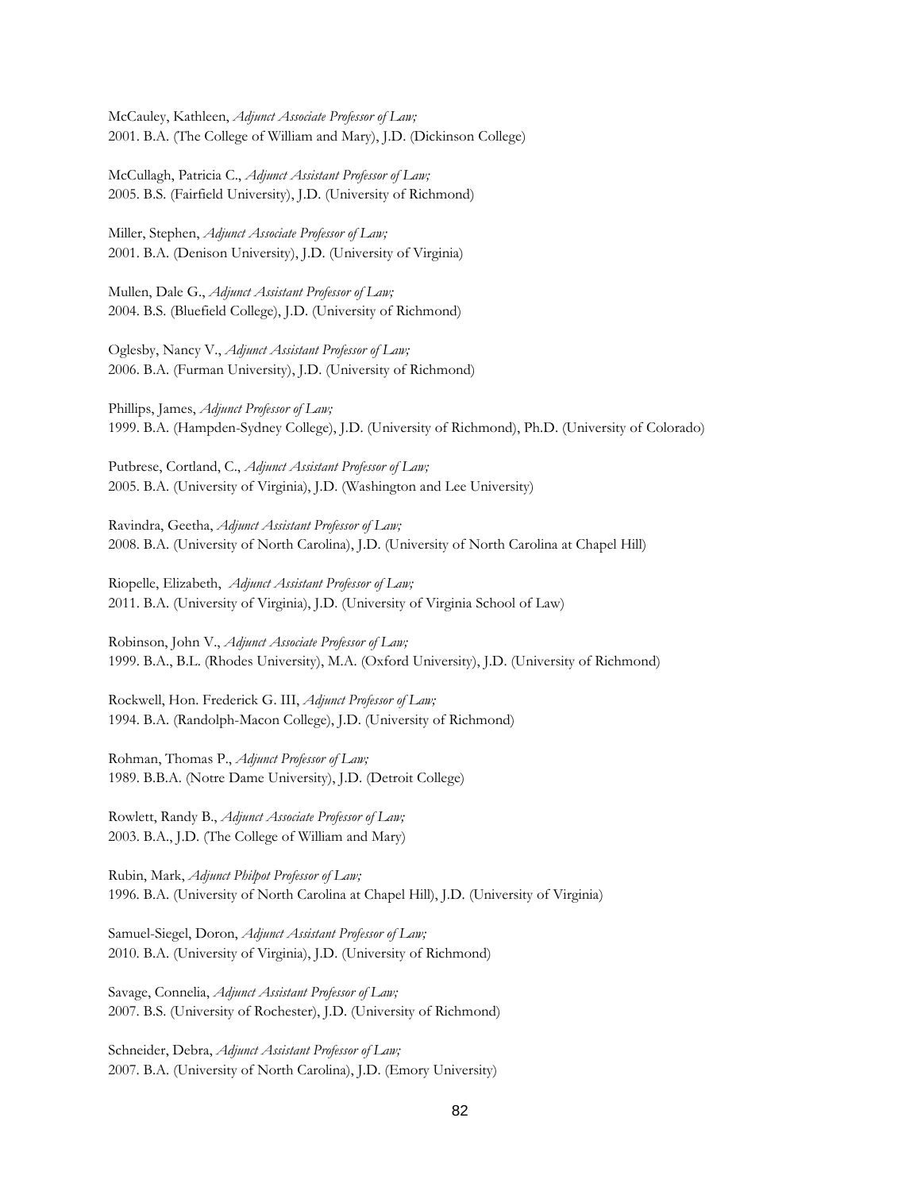McCauley, Kathleen, *Adjunct Associate Professor of Law;*
2001. B.A. (The College of William and Mary), J.D. (Dickinson College)

McCullagh, Patricia C., *Adjunct Assistant Professor of Law;*
2005. B.S. (Fairfield University), J.D. (University of Richmond)

Miller, Stephen, *Adjunct Associate Professor of Law;*
2001. B.A. (Denison University), J.D. (University of Virginia)

Mullen, Dale G., *Adjunct Assistant Professor of Law;*
2004. B.S. (Bluefield College), J.D. (University of Richmond)

Oglesby, Nancy V., *Adjunct Assistant Professor of Law;*
2006. B.A. (Furman University), J.D. (University of Richmond)

Phillips, James, *Adjunct Professor of Law;*
1999. B.A. (Hampden-Sydney College), J.D. (University of Richmond), Ph.D. (University of Colorado)

Putbrese, Cortland, C., *Adjunct Assistant Professor of Law;*
2005. B.A. (University of Virginia), J.D. (Washington and Lee University)

Ravindra, Geetha, *Adjunct Assistant Professor of Law;*
2008. B.A. (University of North Carolina), J.D. (University of North Carolina at Chapel Hill)

Riopelle, Elizabeth, *Adjunct Assistant Professor of Law;*
2011. B.A. (University of Virginia), J.D. (University of Virginia School of Law)

Robinson, John V., *Adjunct Associate Professor of Law;*
1999. B.A., B.L. (Rhodes University), M.A. (Oxford University), J.D. (University of Richmond)

Rockwell, Hon. Frederick G. III, *Adjunct Professor of Law;*
1994. B.A. (Randolph-Macon College), J.D. (University of Richmond)

Rohman, Thomas P., *Adjunct Professor of Law;*
1989. B.B.A. (Notre Dame University), J.D. (Detroit College)

Rowlett, Randy B., *Adjunct Associate Professor of Law;*
2003. B.A., J.D. (The College of William and Mary)

Rubin, Mark, *Adjunct Philpot Professor of Law;*
1996. B.A. (University of North Carolina at Chapel Hill), J.D. (University of Virginia)

Samuel-Siegel, Doron, *Adjunct Assistant Professor of Law;*
2010. B.A. (University of Virginia), J.D. (University of Richmond)

Savage, Connelia, *Adjunct Assistant Professor of Law;*
2007. B.S. (University of Rochester), J.D. (University of Richmond)

Schneider, Debra, *Adjunct Assistant Professor of Law;*
2007. B.A. (University of North Carolina), J.D. (Emory University)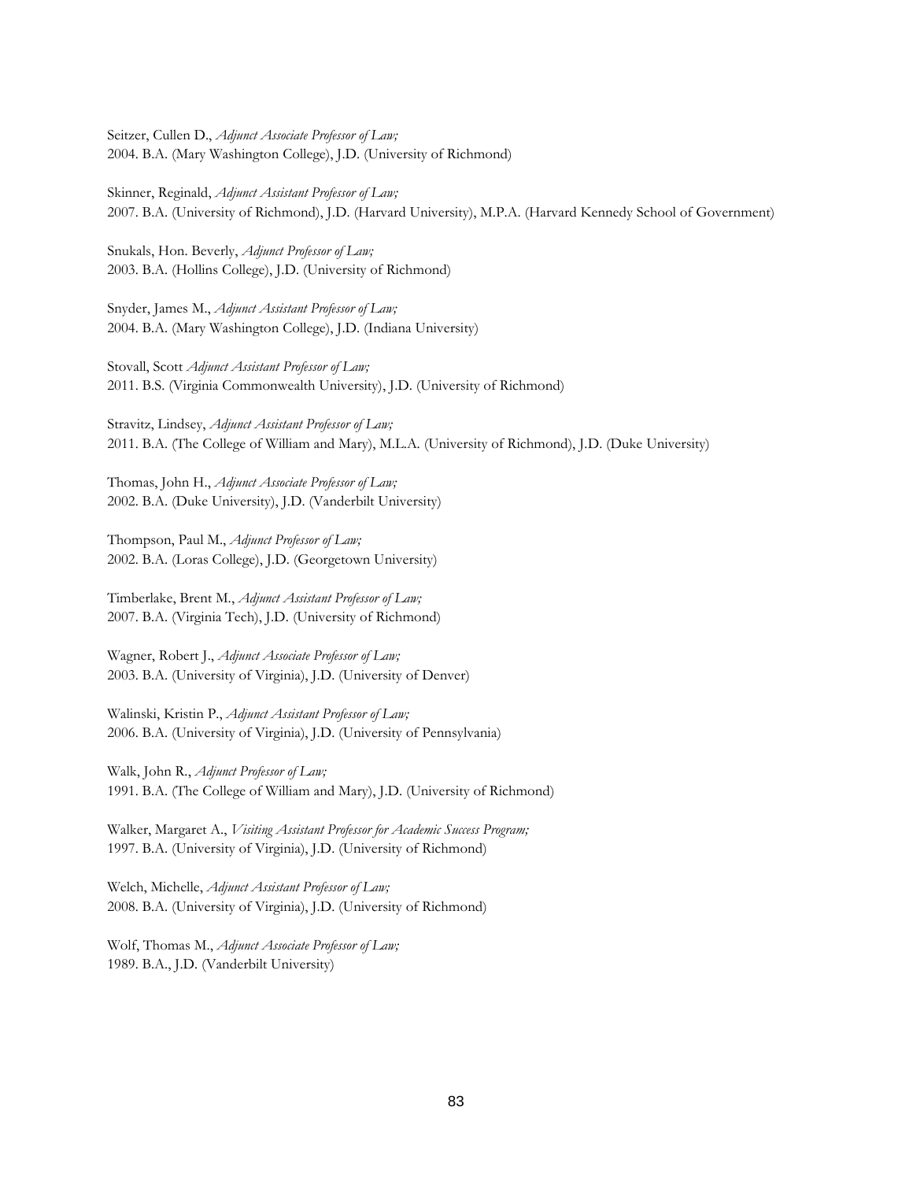Seitzer, Cullen D., *Adjunct Associate Professor of Law;*
2004. B.A. (Mary Washington College), J.D. (University of Richmond)

Skinner, Reginald, *Adjunct Assistant Professor of Law;*
2007. B.A. (University of Richmond), J.D. (Harvard University), M.P.A. (Harvard Kennedy School of Government)

Snukals, Hon. Beverly, *Adjunct Professor of Law;*
2003. B.A. (Hollins College), J.D. (University of Richmond)

Snyder, James M., *Adjunct Assistant Professor of Law;*
2004. B.A. (Mary Washington College), J.D. (Indiana University)

Stovall, Scott *Adjunct Assistant Professor of Law;*
2011. B.S. (Virginia Commonwealth University), J.D. (University of Richmond)

Stravitz, Lindsey, *Adjunct Assistant Professor of Law;*
2011. B.A. (The College of William and Mary), M.L.A. (University of Richmond), J.D. (Duke University)

Thomas, John H., *Adjunct Associate Professor of Law;*
2002. B.A. (Duke University), J.D. (Vanderbilt University)

Thompson, Paul M., *Adjunct Professor of Law;*
2002. B.A. (Loras College), J.D. (Georgetown University)

Timberlake, Brent M., *Adjunct Assistant Professor of Law;*
2007. B.A. (Virginia Tech), J.D. (University of Richmond)

Wagner, Robert J., *Adjunct Associate Professor of Law;*
2003. B.A. (University of Virginia), J.D. (University of Denver)

Walinski, Kristin P., *Adjunct Assistant Professor of Law;*
2006. B.A. (University of Virginia), J.D. (University of Pennsylvania)

Walk, John R., *Adjunct Professor of Law;*
1991. B.A. (The College of William and Mary), J.D. (University of Richmond)

Walker, Margaret A., *Visiting Assistant Professor for Academic Success Program;*
1997. B.A. (University of Virginia), J.D. (University of Richmond)

Welch, Michelle, *Adjunct Assistant Professor of Law;*
2008. B.A. (University of Virginia), J.D. (University of Richmond)

Wolf, Thomas M., *Adjunct Associate Professor of Law;*
1989. B.A., J.D. (Vanderbilt University)